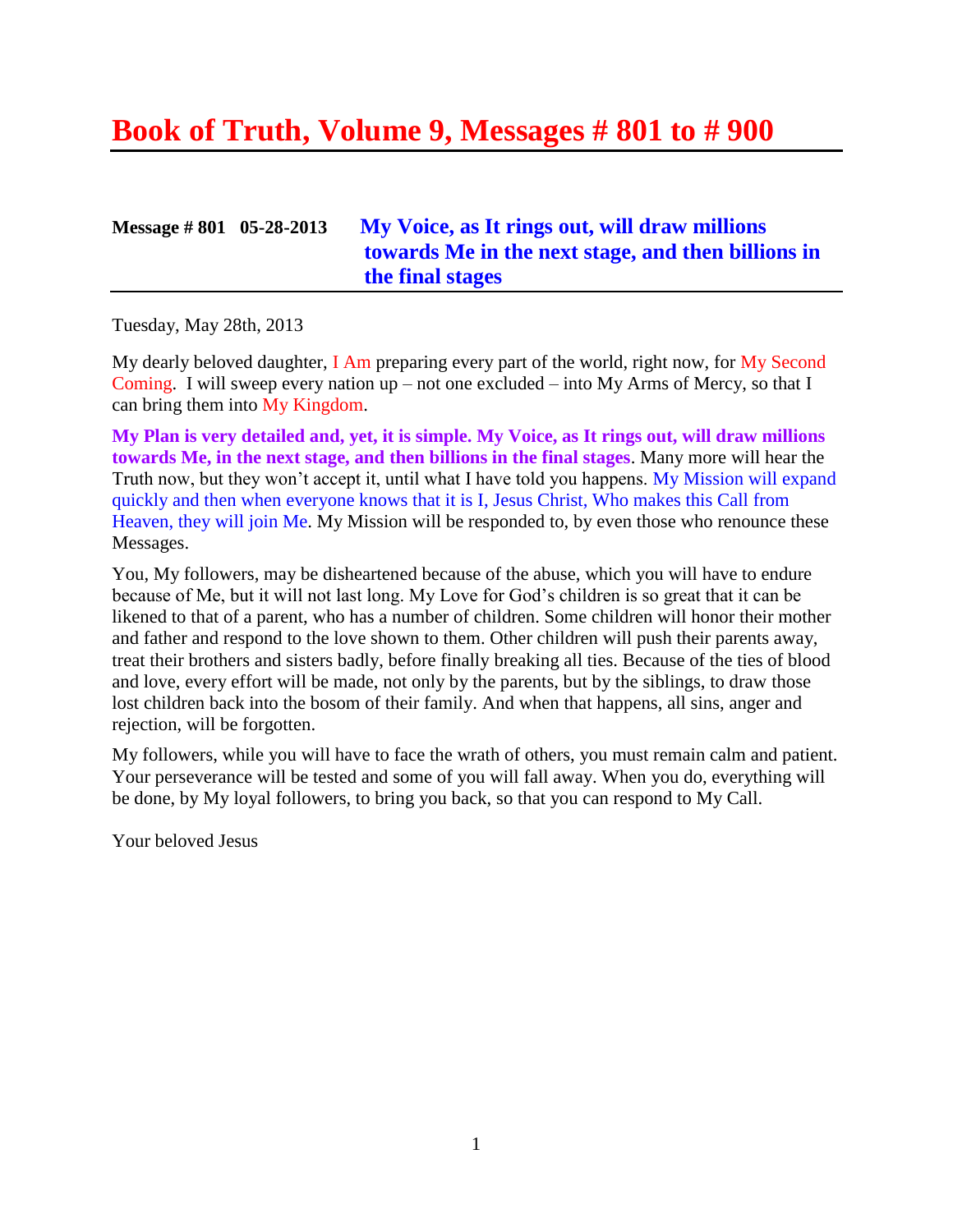# Book of Truth, Volume 9, Messages # 801 to # 900

## Message # 801   05-28-2013   My Voice, as It rings out, will draw millions towards Me in the next stage, and then billions in the final stages

Tuesday, May 28th, 2013

My dearly beloved daughter, I Am preparing every part of the world, right now, for My Second Coming. I will sweep every nation up – not one excluded – into My Arms of Mercy, so that I can bring them into My Kingdom.

**My Plan is very detailed and, yet, it is simple. My Voice, as It rings out, will draw millions towards Me, in the next stage, and then billions in the final stages**. Many more will hear the Truth now, but they won't accept it, until what I have told you happens. My Mission will expand quickly and then when everyone knows that it is I, Jesus Christ, Who makes this Call from Heaven, they will join Me. My Mission will be responded to, by even those who renounce these Messages.

You, My followers, may be disheartened because of the abuse, which you will have to endure because of Me, but it will not last long. My Love for God's children is so great that it can be likened to that of a parent, who has a number of children. Some children will honor their mother and father and respond to the love shown to them. Other children will push their parents away, treat their brothers and sisters badly, before finally breaking all ties. Because of the ties of blood and love, every effort will be made, not only by the parents, but by the siblings, to draw those lost children back into the bosom of their family. And when that happens, all sins, anger and rejection, will be forgotten.

My followers, while you will have to face the wrath of others, you must remain calm and patient. Your perseverance will be tested and some of you will fall away. When you do, everything will be done, by My loyal followers, to bring you back, so that you can respond to My Call.

Your beloved Jesus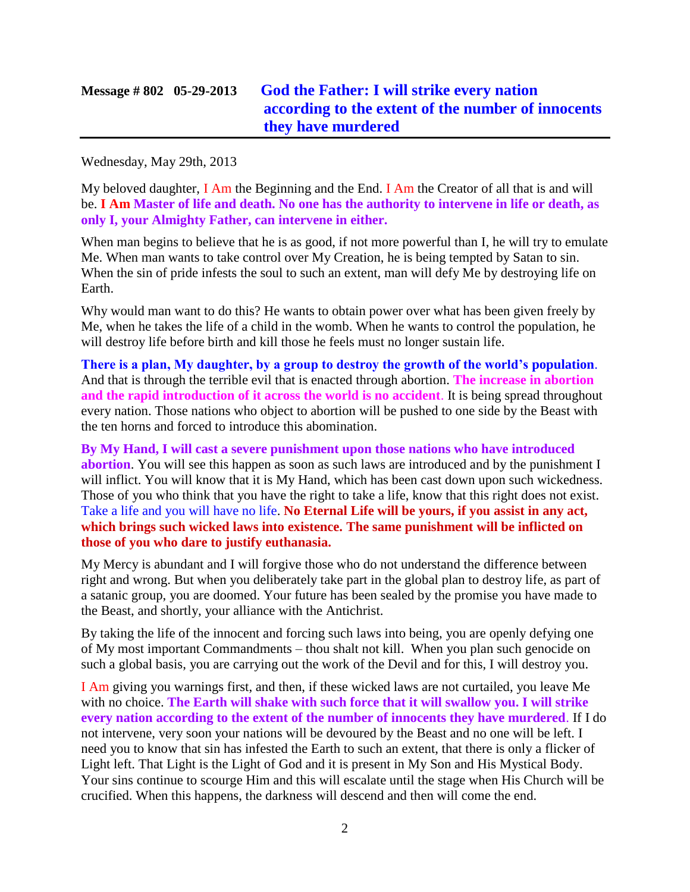## Message # 802 05-29-2013 God the Father: I will strike every nation according to the extent of the number of innocents they have murdered

Wednesday, May 29th, 2013

My beloved daughter, I Am the Beginning and the End. I Am the Creator of all that is and will be. **I Am Master of life and death. No one has the authority to intervene in life or death, as only I, your Almighty Father, can intervene in either.**

When man begins to believe that he is as good, if not more powerful than I, he will try to emulate Me. When man wants to take control over My Creation, he is being tempted by Satan to sin. When the sin of pride infests the soul to such an extent, man will defy Me by destroying life on Earth.

Why would man want to do this? He wants to obtain power over what has been given freely by Me, when he takes the life of a child in the womb. When he wants to control the population, he will destroy life before birth and kill those he feels must no longer sustain life.

**There is a plan, My daughter, by a group to destroy the growth of the world's population**. And that is through the terrible evil that is enacted through abortion. **The increase in abortion and the rapid introduction of it across the world is no accident**. It is being spread throughout every nation. Those nations who object to abortion will be pushed to one side by the Beast with the ten horns and forced to introduce this abomination.

**By My Hand, I will cast a severe punishment upon those nations who have introduced abortion**. You will see this happen as soon as such laws are introduced and by the punishment I will inflict. You will know that it is My Hand, which has been cast down upon such wickedness. Those of you who think that you have the right to take a life, know that this right does not exist. Take a life and you will have no life. **No Eternal Life will be yours, if you assist in any act, which brings such wicked laws into existence. The same punishment will be inflicted on those of you who dare to justify euthanasia.**

My Mercy is abundant and I will forgive those who do not understand the difference between right and wrong. But when you deliberately take part in the global plan to destroy life, as part of a satanic group, you are doomed. Your future has been sealed by the promise you have made to the Beast, and shortly, your alliance with the Antichrist.

By taking the life of the innocent and forcing such laws into being, you are openly defying one of My most important Commandments – thou shalt not kill. When you plan such genocide on such a global basis, you are carrying out the work of the Devil and for this, I will destroy you.

I Am giving you warnings first, and then, if these wicked laws are not curtailed, you leave Me with no choice. **The Earth will shake with such force that it will swallow you. I will strike every nation according to the extent of the number of innocents they have murdered**. If I do not intervene, very soon your nations will be devoured by the Beast and no one will be left. I need you to know that sin has infested the Earth to such an extent, that there is only a flicker of Light left. That Light is the Light of God and it is present in My Son and His Mystical Body. Your sins continue to scourge Him and this will escalate until the stage when His Church will be crucified. When this happens, the darkness will descend and then will come the end.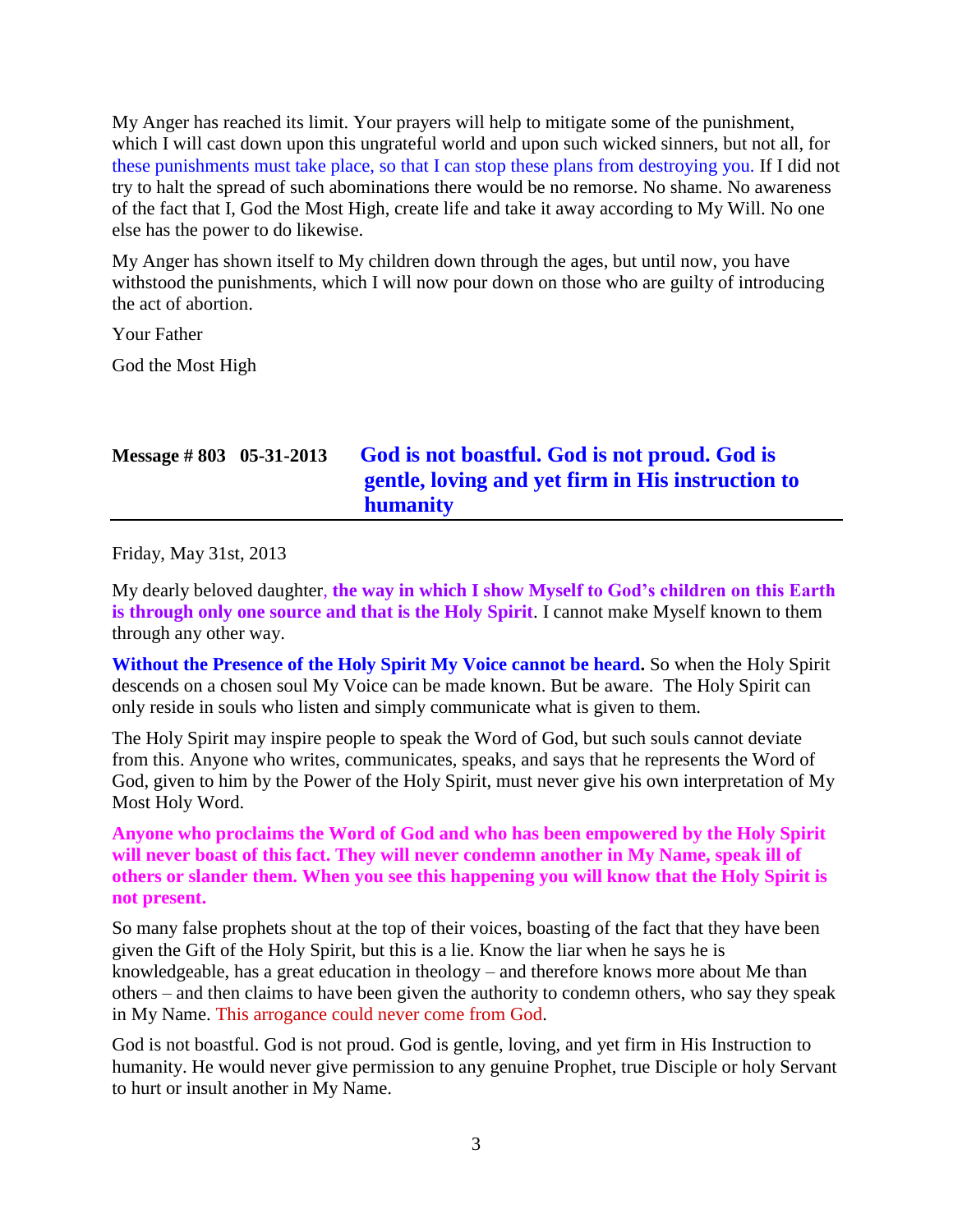My Anger has reached its limit. Your prayers will help to mitigate some of the punishment, which I will cast down upon this ungrateful world and upon such wicked sinners, but not all, for these punishments must take place, so that I can stop these plans from destroying you. If I did not try to halt the spread of such abominations there would be no remorse. No shame. No awareness of the fact that I, God the Most High, create life and take it away according to My Will. No one else has the power to do likewise.

My Anger has shown itself to My children down through the ages, but until now, you have withstood the punishments, which I will now pour down on those who are guilty of introducing the act of abortion.

Your Father

God the Most High

## Message # 803 05-31-2013 God is not boastful. God is not proud. God is gentle, loving and yet firm in His instruction to humanity

Friday, May 31st, 2013

My dearly beloved daughter, **the way in which I show Myself to God's children on this Earth is through only one source and that is the Holy Spirit**. I cannot make Myself known to them through any other way.

**Without the Presence of the Holy Spirit My Voice cannot be heard.** So when the Holy Spirit descends on a chosen soul My Voice can be made known. But be aware. The Holy Spirit can only reside in souls who listen and simply communicate what is given to them.

The Holy Spirit may inspire people to speak the Word of God, but such souls cannot deviate from this. Anyone who writes, communicates, speaks, and says that he represents the Word of God, given to him by the Power of the Holy Spirit, must never give his own interpretation of My Most Holy Word.

**Anyone who proclaims the Word of God and who has been empowered by the Holy Spirit will never boast of this fact. They will never condemn another in My Name, speak ill of others or slander them. When you see this happening you will know that the Holy Spirit is not present.**

So many false prophets shout at the top of their voices, boasting of the fact that they have been given the Gift of the Holy Spirit, but this is a lie. Know the liar when he says he is knowledgeable, has a great education in theology – and therefore knows more about Me than others – and then claims to have been given the authority to condemn others, who say they speak in My Name. This arrogance could never come from God.

God is not boastful. God is not proud. God is gentle, loving, and yet firm in His Instruction to humanity. He would never give permission to any genuine Prophet, true Disciple or holy Servant to hurt or insult another in My Name.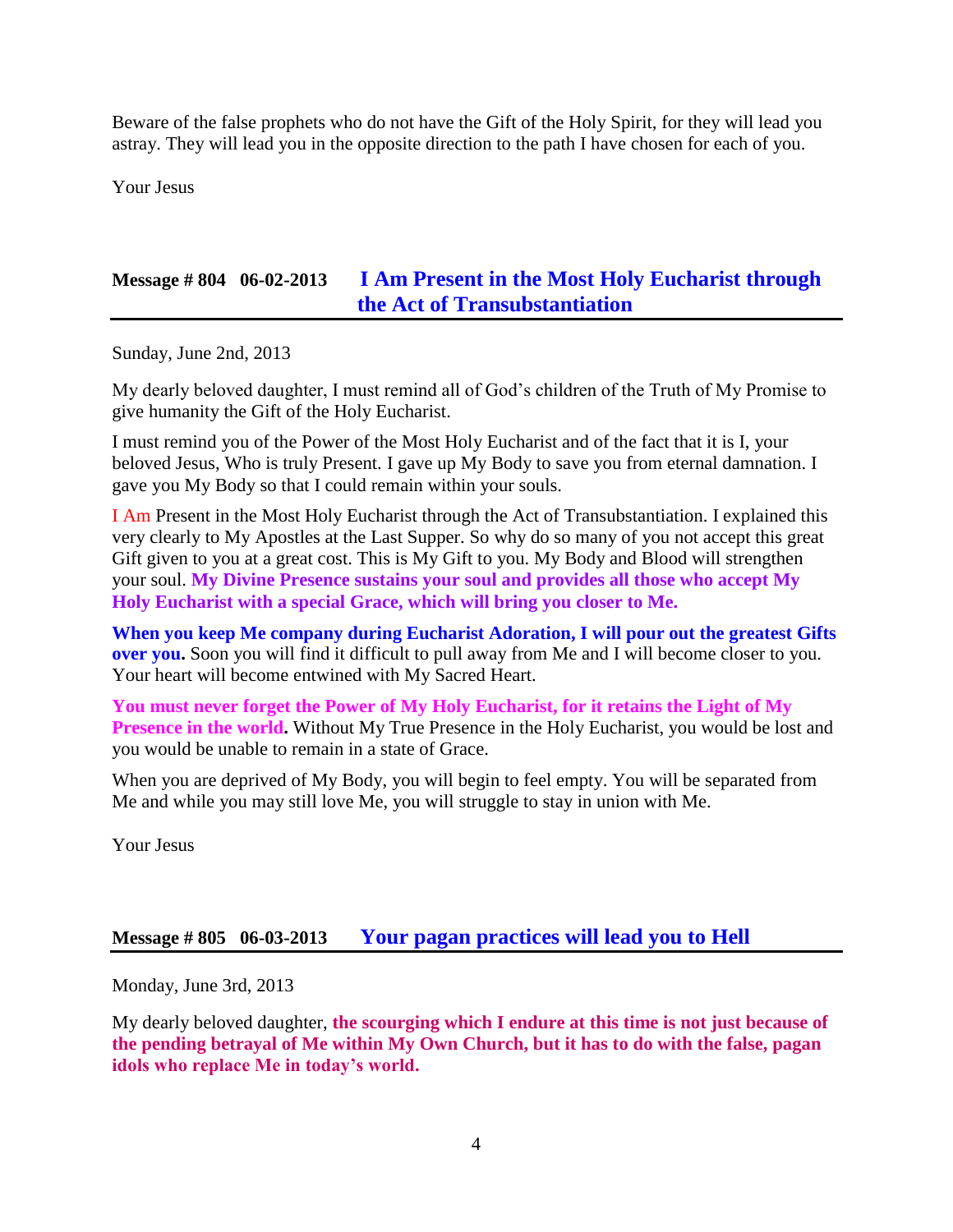Beware of the false prophets who do not have the Gift of the Holy Spirit, for they will lead you astray. They will lead you in the opposite direction to the path I have chosen for each of you.

Your Jesus

## Message # 804 06-02-2013 I Am Present in the Most Holy Eucharist through the Act of Transubstantiation

Sunday, June 2nd, 2013

My dearly beloved daughter, I must remind all of God's children of the Truth of My Promise to give humanity the Gift of the Holy Eucharist.

I must remind you of the Power of the Most Holy Eucharist and of the fact that it is I, your beloved Jesus, Who is truly Present. I gave up My Body to save you from eternal damnation. I gave you My Body so that I could remain within your souls.

I Am Present in the Most Holy Eucharist through the Act of Transubstantiation. I explained this very clearly to My Apostles at the Last Supper. So why do so many of you not accept this great Gift given to you at a great cost. This is My Gift to you. My Body and Blood will strengthen your soul. **My Divine Presence sustains your soul and provides all those who accept My Holy Eucharist with a special Grace, which will bring you closer to Me.**

**When you keep Me company during Eucharist Adoration, I will pour out the greatest Gifts over you.** Soon you will find it difficult to pull away from Me and I will become closer to you. Your heart will become entwined with My Sacred Heart.

**You must never forget the Power of My Holy Eucharist, for it retains the Light of My Presence in the world.** Without My True Presence in the Holy Eucharist, you would be lost and you would be unable to remain in a state of Grace.

When you are deprived of My Body, you will begin to feel empty. You will be separated from Me and while you may still love Me, you will struggle to stay in union with Me.

Your Jesus

## Message # 805 06-03-2013 Your pagan practices will lead you to Hell

Monday, June 3rd, 2013

My dearly beloved daughter, **the scourging which I endure at this time is not just because of the pending betrayal of Me within My Own Church, but it has to do with the false, pagan idols who replace Me in today's world.**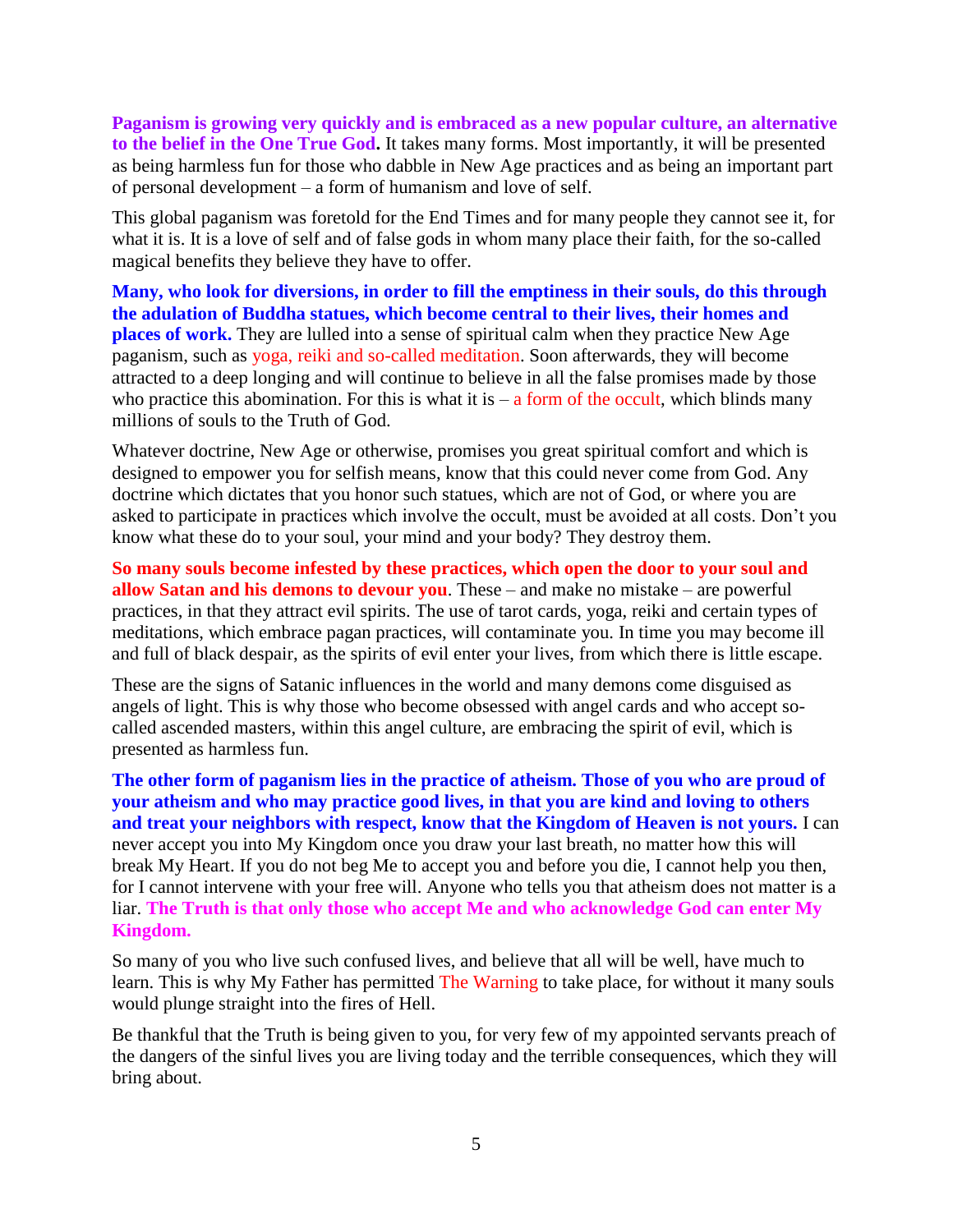**Paganism is growing very quickly and is embraced as a new popular culture, an alternative to the belief in the One True God.** It takes many forms. Most importantly, it will be presented as being harmless fun for those who dabble in New Age practices and as being an important part of personal development – a form of humanism and love of self.

This global paganism was foretold for the End Times and for many people they cannot see it, for what it is. It is a love of self and of false gods in whom many place their faith, for the so-called magical benefits they believe they have to offer.

**Many, who look for diversions, in order to fill the emptiness in their souls, do this through the adulation of Buddha statues, which become central to their lives, their homes and places of work.** They are lulled into a sense of spiritual calm when they practice New Age paganism, such as yoga, reiki and so-called meditation. Soon afterwards, they will become attracted to a deep longing and will continue to believe in all the false promises made by those who practice this abomination. For this is what it is – a form of the occult, which blinds many millions of souls to the Truth of God.

Whatever doctrine, New Age or otherwise, promises you great spiritual comfort and which is designed to empower you for selfish means, know that this could never come from God. Any doctrine which dictates that you honor such statues, which are not of God, or where you are asked to participate in practices which involve the occult, must be avoided at all costs. Don't you know what these do to your soul, your mind and your body? They destroy them.

**So many souls become infested by these practices, which open the door to your soul and allow Satan and his demons to devour you**. These – and make no mistake – are powerful practices, in that they attract evil spirits. The use of tarot cards, yoga, reiki and certain types of meditations, which embrace pagan practices, will contaminate you. In time you may become ill and full of black despair, as the spirits of evil enter your lives, from which there is little escape.

These are the signs of Satanic influences in the world and many demons come disguised as angels of light. This is why those who become obsessed with angel cards and who accept so-called ascended masters, within this angel culture, are embracing the spirit of evil, which is presented as harmless fun.

**The other form of paganism lies in the practice of atheism. Those of you who are proud of your atheism and who may practice good lives, in that you are kind and loving to others and treat your neighbors with respect, know that the Kingdom of Heaven is not yours.** I can never accept you into My Kingdom once you draw your last breath, no matter how this will break My Heart. If you do not beg Me to accept you and before you die, I cannot help you then, for I cannot intervene with your free will. Anyone who tells you that atheism does not matter is a liar. **The Truth is that only those who accept Me and who acknowledge God can enter My Kingdom.**

So many of you who live such confused lives, and believe that all will be well, have much to learn. This is why My Father has permitted The Warning to take place, for without it many souls would plunge straight into the fires of Hell.

Be thankful that the Truth is being given to you, for very few of my appointed servants preach of the dangers of the sinful lives you are living today and the terrible consequences, which they will bring about.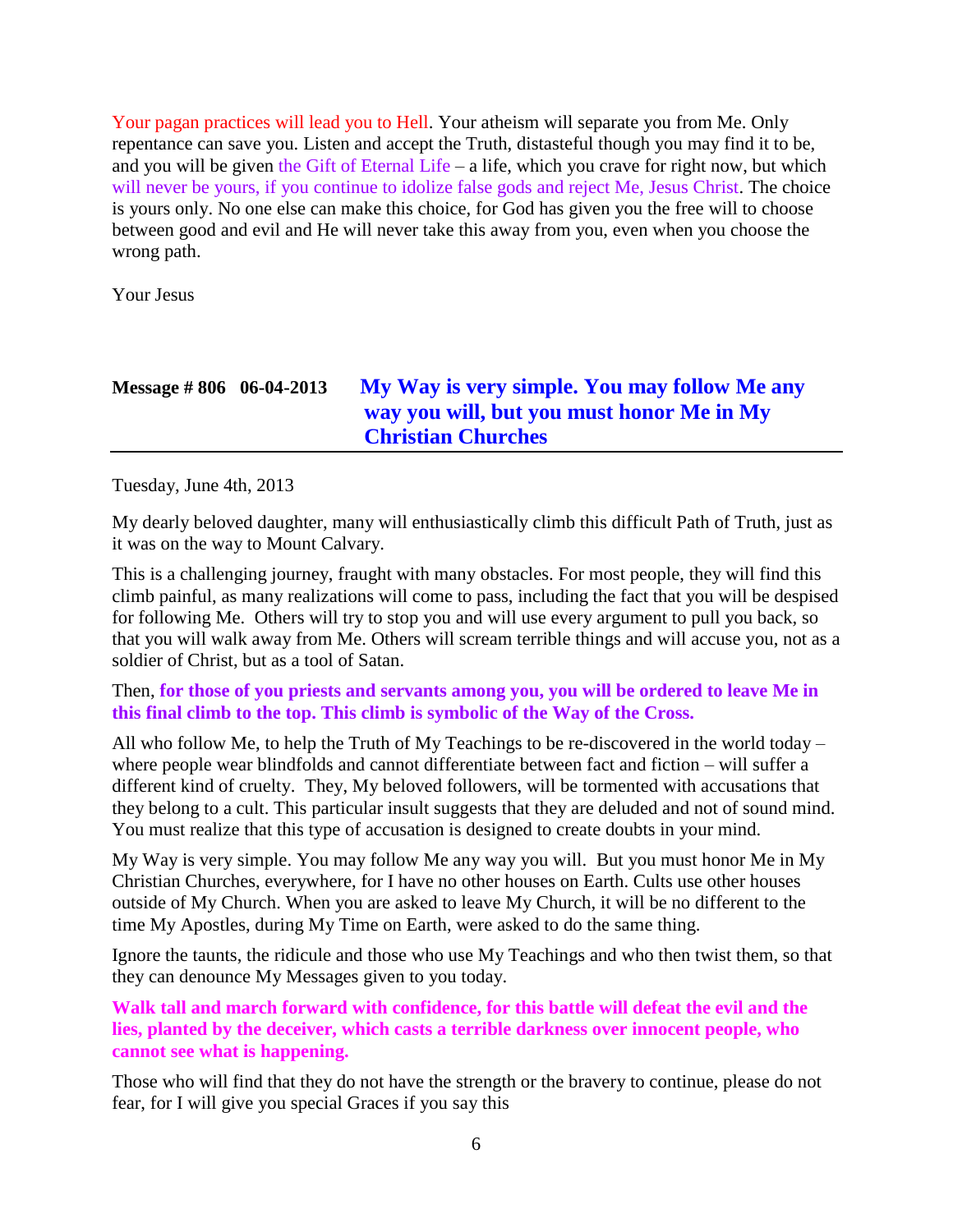Your pagan practices will lead you to Hell. Your atheism will separate you from Me. Only repentance can save you. Listen and accept the Truth, distasteful though you may find it to be, and you will be given the Gift of Eternal Life – a life, which you crave for right now, but which will never be yours, if you continue to idolize false gods and reject Me, Jesus Christ. The choice is yours only. No one else can make this choice, for God has given you the free will to choose between good and evil and He will never take this away from you, even when you choose the wrong path.

Your Jesus

## Message # 806 06-04-2013 My Way is very simple. You may follow Me any way you will, but you must honor Me in My Christian Churches

Tuesday, June 4th, 2013

My dearly beloved daughter, many will enthusiastically climb this difficult Path of Truth, just as it was on the way to Mount Calvary.

This is a challenging journey, fraught with many obstacles. For most people, they will find this climb painful, as many realizations will come to pass, including the fact that you will be despised for following Me. Others will try to stop you and will use every argument to pull you back, so that you will walk away from Me. Others will scream terrible things and will accuse you, not as a soldier of Christ, but as a tool of Satan.

Then, **for those of you priests and servants among you, you will be ordered to leave Me in this final climb to the top. This climb is symbolic of the Way of the Cross.**

All who follow Me, to help the Truth of My Teachings to be re-discovered in the world today – where people wear blindfolds and cannot differentiate between fact and fiction – will suffer a different kind of cruelty. They, My beloved followers, will be tormented with accusations that they belong to a cult. This particular insult suggests that they are deluded and not of sound mind. You must realize that this type of accusation is designed to create doubts in your mind.

My Way is very simple. You may follow Me any way you will. But you must honor Me in My Christian Churches, everywhere, for I have no other houses on Earth. Cults use other houses outside of My Church. When you are asked to leave My Church, it will be no different to the time My Apostles, during My Time on Earth, were asked to do the same thing.

Ignore the taunts, the ridicule and those who use My Teachings and who then twist them, so that they can denounce My Messages given to you today.

**Walk tall and march forward with confidence, for this battle will defeat the evil and the lies, planted by the deceiver, which casts a terrible darkness over innocent people, who cannot see what is happening.**

Those who will find that they do not have the strength or the bravery to continue, please do not fear, for I will give you special Graces if you say this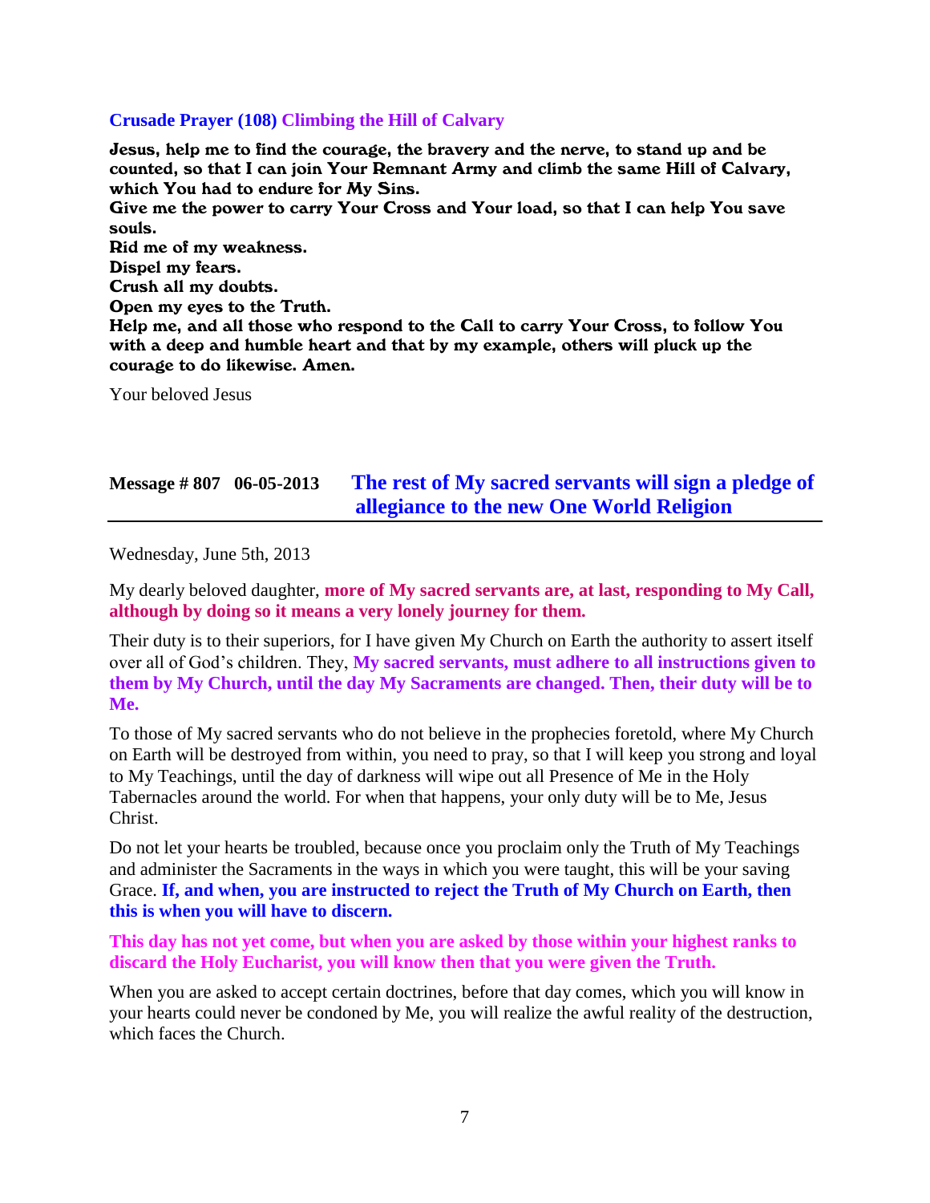**Crusade Prayer (108) Climbing the Hill of Calvary**

**Jesus, help me to find the courage, the bravery and the nerve, to stand up and be counted, so that I can join Your Remnant Army and climb the same Hill of Calvary, which You had to endure for My Sins.**
**Give me the power to carry Your Cross and Your load, so that I can help You save souls.**
**Rid me of my weakness.**
**Dispel my fears.**
**Crush all my doubts.**
**Open my eyes to the Truth.**
**Help me, and all those who respond to the Call to carry Your Cross, to follow You with a deep and humble heart and that by my example, others will pluck up the courage to do likewise. Amen.**

Your beloved Jesus

## Message # 807 06-05-2013 The rest of My sacred servants will sign a pledge of allegiance to the new One World Religion

Wednesday, June 5th, 2013

My dearly beloved daughter, **more of My sacred servants are, at last, responding to My Call, although by doing so it means a very lonely journey for them.**

Their duty is to their superiors, for I have given My Church on Earth the authority to assert itself over all of God's children. They, **My sacred servants, must adhere to all instructions given to them by My Church, until the day My Sacraments are changed. Then, their duty will be to Me.**

To those of My sacred servants who do not believe in the prophecies foretold, where My Church on Earth will be destroyed from within, you need to pray, so that I will keep you strong and loyal to My Teachings, until the day of darkness will wipe out all Presence of Me in the Holy Tabernacles around the world. For when that happens, your only duty will be to Me, Jesus Christ.

Do not let your hearts be troubled, because once you proclaim only the Truth of My Teachings and administer the Sacraments in the ways in which you were taught, this will be your saving Grace. **If, and when, you are instructed to reject the Truth of My Church on Earth, then this is when you will have to discern.**

**This day has not yet come, but when you are asked by those within your highest ranks to discard the Holy Eucharist, you will know then that you were given the Truth.**

When you are asked to accept certain doctrines, before that day comes, which you will know in your hearts could never be condoned by Me, you will realize the awful reality of the destruction, which faces the Church.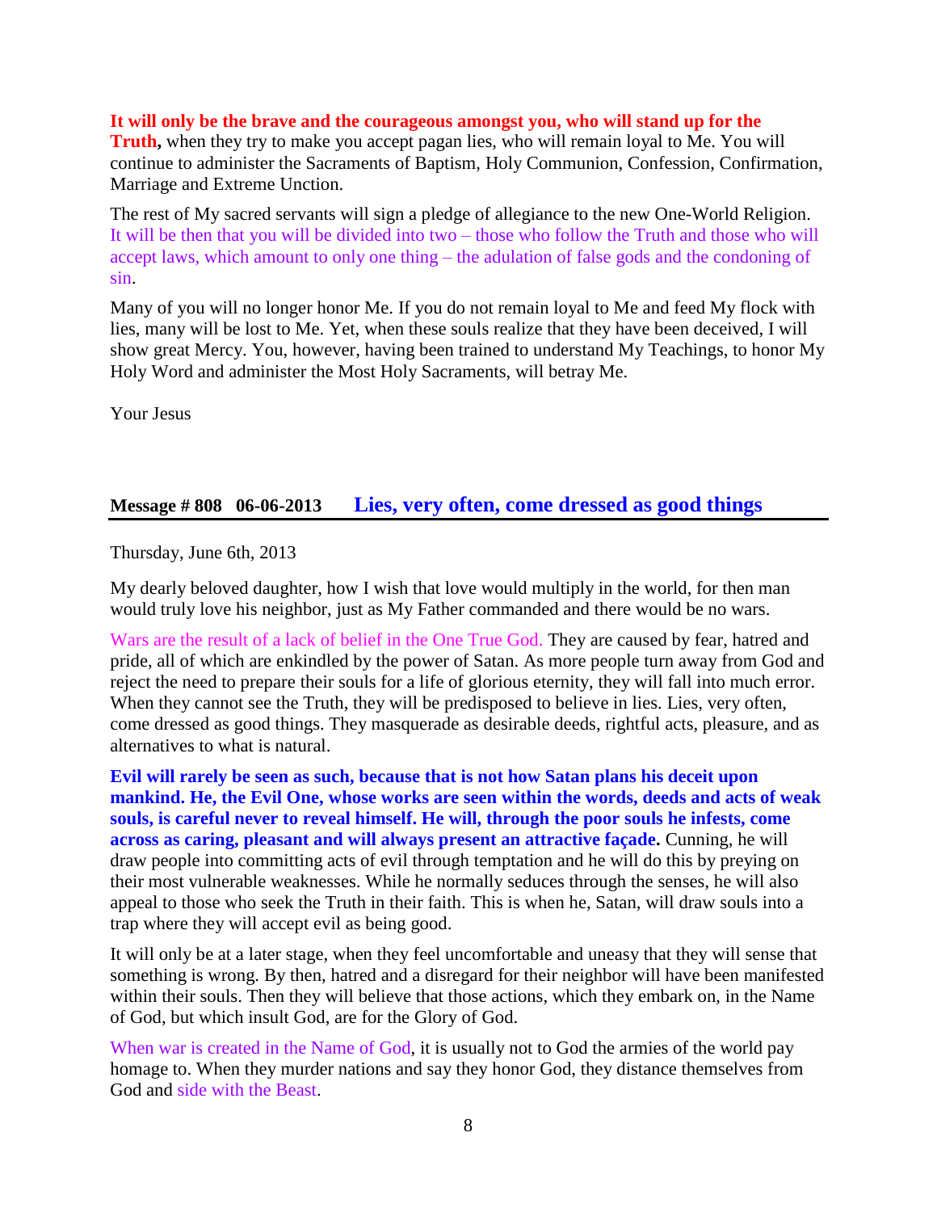**It will only be the brave and the courageous amongst you, who will stand up for the Truth,** when they try to make you accept pagan lies, who will remain loyal to Me. You will continue to administer the Sacraments of Baptism, Holy Communion, Confession, Confirmation, Marriage and Extreme Unction.

The rest of My sacred servants will sign a pledge of allegiance to the new One-World Religion. It will be then that you will be divided into two – those who follow the Truth and those who will accept laws, which amount to only one thing – the adulation of false gods and the condoning of sin.

Many of you will no longer honor Me. If you do not remain loyal to Me and feed My flock with lies, many will be lost to Me. Yet, when these souls realize that they have been deceived, I will show great Mercy. You, however, having been trained to understand My Teachings, to honor My Holy Word and administer the Most Holy Sacraments, will betray Me.

Your Jesus

## Message # 808 06-06-2013 Lies, very often, come dressed as good things

Thursday, June 6th, 2013

My dearly beloved daughter, how I wish that love would multiply in the world, for then man would truly love his neighbor, just as My Father commanded and there would be no wars.

Wars are the result of a lack of belief in the One True God. They are caused by fear, hatred and pride, all of which are enkindled by the power of Satan. As more people turn away from God and reject the need to prepare their souls for a life of glorious eternity, they will fall into much error. When they cannot see the Truth, they will be predisposed to believe in lies. Lies, very often, come dressed as good things. They masquerade as desirable deeds, rightful acts, pleasure, and as alternatives to what is natural.

**Evil will rarely be seen as such, because that is not how Satan plans his deceit upon mankind. He, the Evil One, whose works are seen within the words, deeds and acts of weak souls, is careful never to reveal himself. He will, through the poor souls he infests, come across as caring, pleasant and will always present an attractive façade.** Cunning, he will draw people into committing acts of evil through temptation and he will do this by preying on their most vulnerable weaknesses. While he normally seduces through the senses, he will also appeal to those who seek the Truth in their faith. This is when he, Satan, will draw souls into a trap where they will accept evil as being good.

It will only be at a later stage, when they feel uncomfortable and uneasy that they will sense that something is wrong. By then, hatred and a disregard for their neighbor will have been manifested within their souls. Then they will believe that those actions, which they embark on, in the Name of God, but which insult God, are for the Glory of God.

When war is created in the Name of God, it is usually not to God the armies of the world pay homage to. When they murder nations and say they honor God, they distance themselves from God and side with the Beast.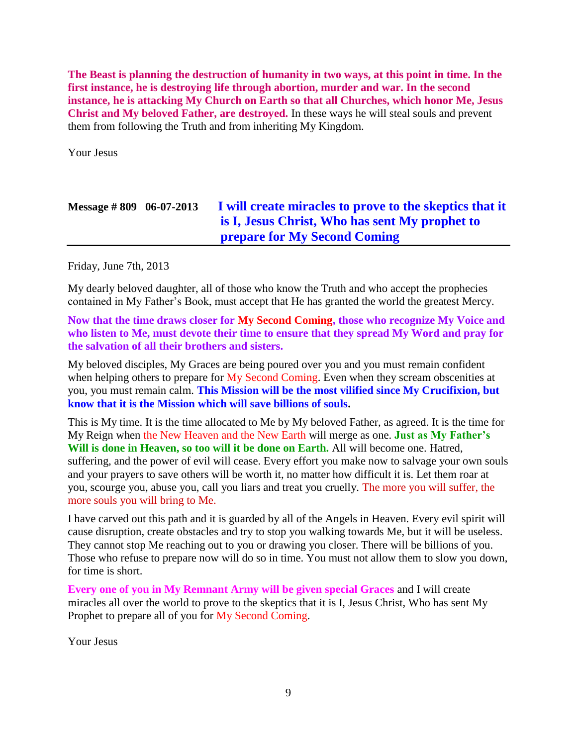**The Beast is planning the destruction of humanity in two ways, at this point in time. In the first instance, he is destroying life through abortion, murder and war. In the second instance, he is attacking My Church on Earth so that all Churches, which honor Me, Jesus Christ and My beloved Father, are destroyed.** In these ways he will steal souls and prevent them from following the Truth and from inheriting My Kingdom.

Your Jesus

## Message # 809 06-07-2013 I will create miracles to prove to the skeptics that it is I, Jesus Christ, Who has sent My prophet to prepare for My Second Coming

Friday, June 7th, 2013

My dearly beloved daughter, all of those who know the Truth and who accept the prophecies contained in My Father's Book, must accept that He has granted the world the greatest Mercy.

**Now that the time draws closer for My Second Coming, those who recognize My Voice and who listen to Me, must devote their time to ensure that they spread My Word and pray for the salvation of all their brothers and sisters.**

My beloved disciples, My Graces are being poured over you and you must remain confident when helping others to prepare for My Second Coming. Even when they scream obscenities at you, you must remain calm. **This Mission will be the most vilified since My Crucifixion, but know that it is the Mission which will save billions of souls.**

This is My time. It is the time allocated to Me by My beloved Father, as agreed. It is the time for My Reign when the New Heaven and the New Earth will merge as one. **Just as My Father's Will is done in Heaven, so too will it be done on Earth.** All will become one. Hatred, suffering, and the power of evil will cease. Every effort you make now to salvage your own souls and your prayers to save others will be worth it, no matter how difficult it is. Let them roar at you, scourge you, abuse you, call you liars and treat you cruelly. The more you will suffer, the more souls you will bring to Me.

I have carved out this path and it is guarded by all of the Angels in Heaven. Every evil spirit will cause disruption, create obstacles and try to stop you walking towards Me, but it will be useless. They cannot stop Me reaching out to you or drawing you closer. There will be billions of you. Those who refuse to prepare now will do so in time. You must not allow them to slow you down, for time is short.

**Every one of you in My Remnant Army will be given special Graces** and I will create miracles all over the world to prove to the skeptics that it is I, Jesus Christ, Who has sent My Prophet to prepare all of you for My Second Coming.

Your Jesus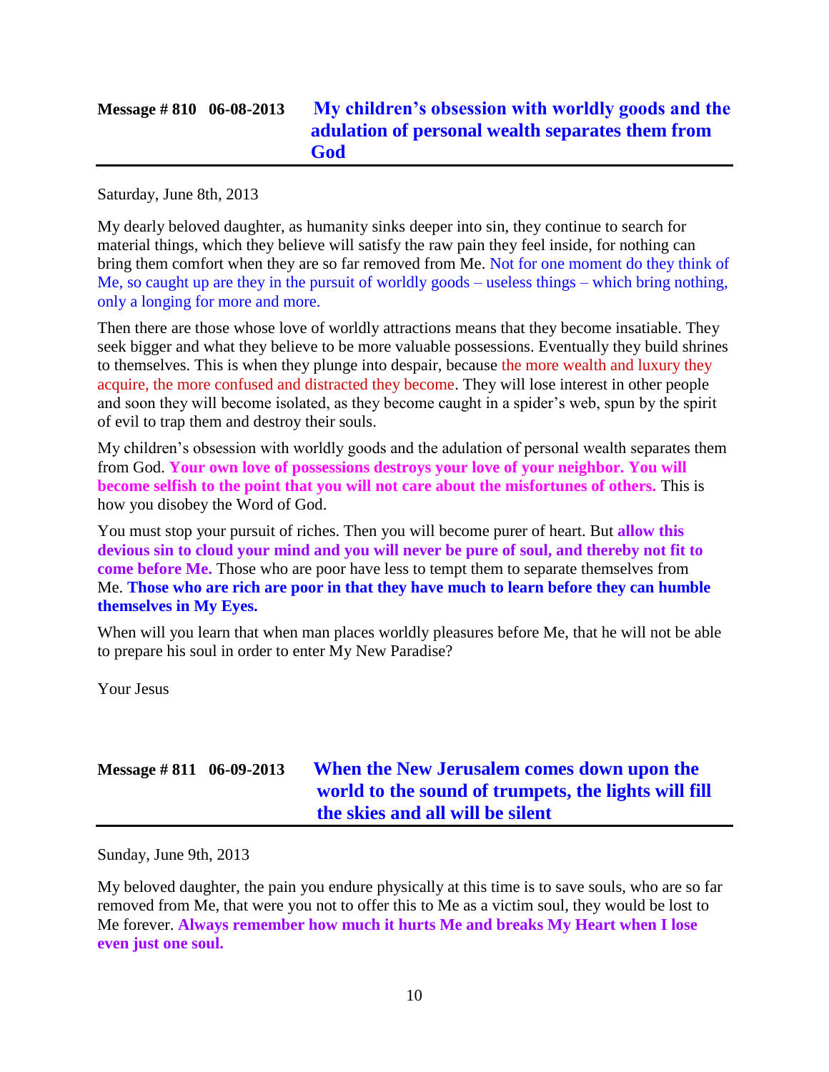## Message # 810 06-08-2013 My children's obsession with worldly goods and the adulation of personal wealth separates them from God

Saturday, June 8th, 2013

My dearly beloved daughter, as humanity sinks deeper into sin, they continue to search for material things, which they believe will satisfy the raw pain they feel inside, for nothing can bring them comfort when they are so far removed from Me. Not for one moment do they think of Me, so caught up are they in the pursuit of worldly goods – useless things – which bring nothing, only a longing for more and more.

Then there are those whose love of worldly attractions means that they become insatiable. They seek bigger and what they believe to be more valuable possessions. Eventually they build shrines to themselves. This is when they plunge into despair, because the more wealth and luxury they acquire, the more confused and distracted they become. They will lose interest in other people and soon they will become isolated, as they become caught in a spider's web, spun by the spirit of evil to trap them and destroy their souls.

My children's obsession with worldly goods and the adulation of personal wealth separates them from God. **Your own love of possessions destroys your love of your neighbor. You will become selfish to the point that you will not care about the misfortunes of others.** This is how you disobey the Word of God.

You must stop your pursuit of riches. Then you will become purer of heart. But **allow this devious sin to cloud your mind and you will never be pure of soul, and thereby not fit to come before Me.** Those who are poor have less to tempt them to separate themselves from Me. **Those who are rich are poor in that they have much to learn before they can humble themselves in My Eyes.**

When will you learn that when man places worldly pleasures before Me, that he will not be able to prepare his soul in order to enter My New Paradise?

Your Jesus

## Message # 811 06-09-2013 When the New Jerusalem comes down upon the world to the sound of trumpets, the lights will fill the skies and all will be silent

Sunday, June 9th, 2013

My beloved daughter, the pain you endure physically at this time is to save souls, who are so far removed from Me, that were you not to offer this to Me as a victim soul, they would be lost to Me forever. **Always remember how much it hurts Me and breaks My Heart when I lose even just one soul.**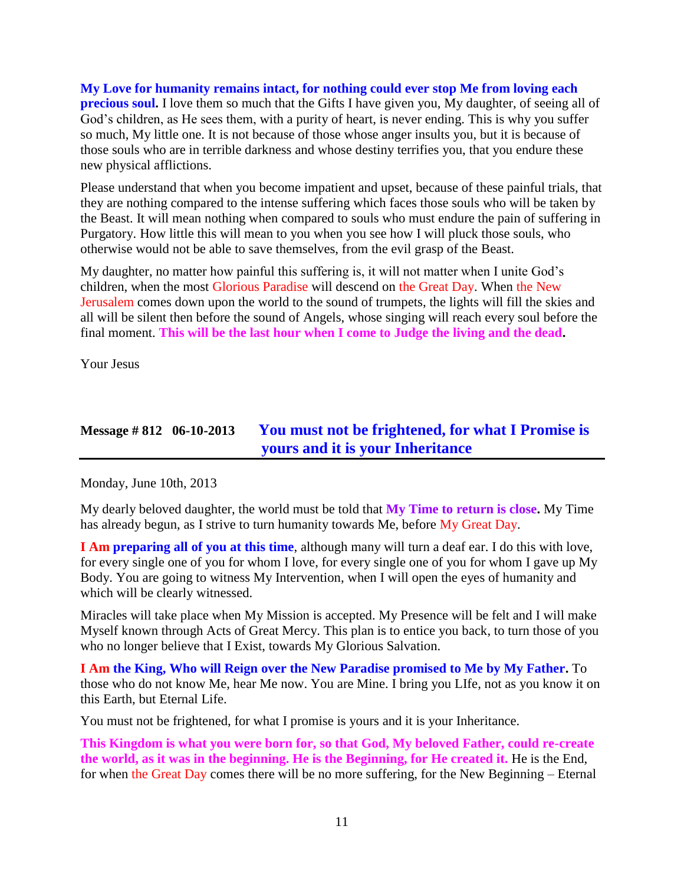**My Love for humanity remains intact, for nothing could ever stop Me from loving each precious soul.** I love them so much that the Gifts I have given you, My daughter, of seeing all of God's children, as He sees them, with a purity of heart, is never ending. This is why you suffer so much, My little one. It is not because of those whose anger insults you, but it is because of those souls who are in terrible darkness and whose destiny terrifies you, that you endure these new physical afflictions.

Please understand that when you become impatient and upset, because of these painful trials, that they are nothing compared to the intense suffering which faces those souls who will be taken by the Beast. It will mean nothing when compared to souls who must endure the pain of suffering in Purgatory. How little this will mean to you when you see how I will pluck those souls, who otherwise would not be able to save themselves, from the evil grasp of the Beast.

My daughter, no matter how painful this suffering is, it will not matter when I unite God's children, when the most Glorious Paradise will descend on the Great Day. When the New Jerusalem comes down upon the world to the sound of trumpets, the lights will fill the skies and all will be silent then before the sound of Angels, whose singing will reach every soul before the final moment. **This will be the last hour when I come to Judge the living and the dead.**

Your Jesus

## Message # 812 06-10-2013 You must not be frightened, for what I Promise is yours and it is your Inheritance

Monday, June 10th, 2013

My dearly beloved daughter, the world must be told that **My Time to return is close.** My Time has already begun, as I strive to turn humanity towards Me, before My Great Day.

**I Am preparing all of you at this time**, although many will turn a deaf ear. I do this with love, for every single one of you for whom I love, for every single one of you for whom I gave up My Body. You are going to witness My Intervention, when I will open the eyes of humanity and which will be clearly witnessed.

Miracles will take place when My Mission is accepted. My Presence will be felt and I will make Myself known through Acts of Great Mercy. This plan is to entice you back, to turn those of you who no longer believe that I Exist, towards My Glorious Salvation.

**I Am the King, Who will Reign over the New Paradise promised to Me by My Father.** To those who do not know Me, hear Me now. You are Mine. I bring you LIfe, not as you know it on this Earth, but Eternal Life.

You must not be frightened, for what I promise is yours and it is your Inheritance.

**This Kingdom is what you were born for, so that God, My beloved Father, could re-create the world, as it was in the beginning. He is the Beginning, for He created it.** He is the End, for when the Great Day comes there will be no more suffering, for the New Beginning – Eternal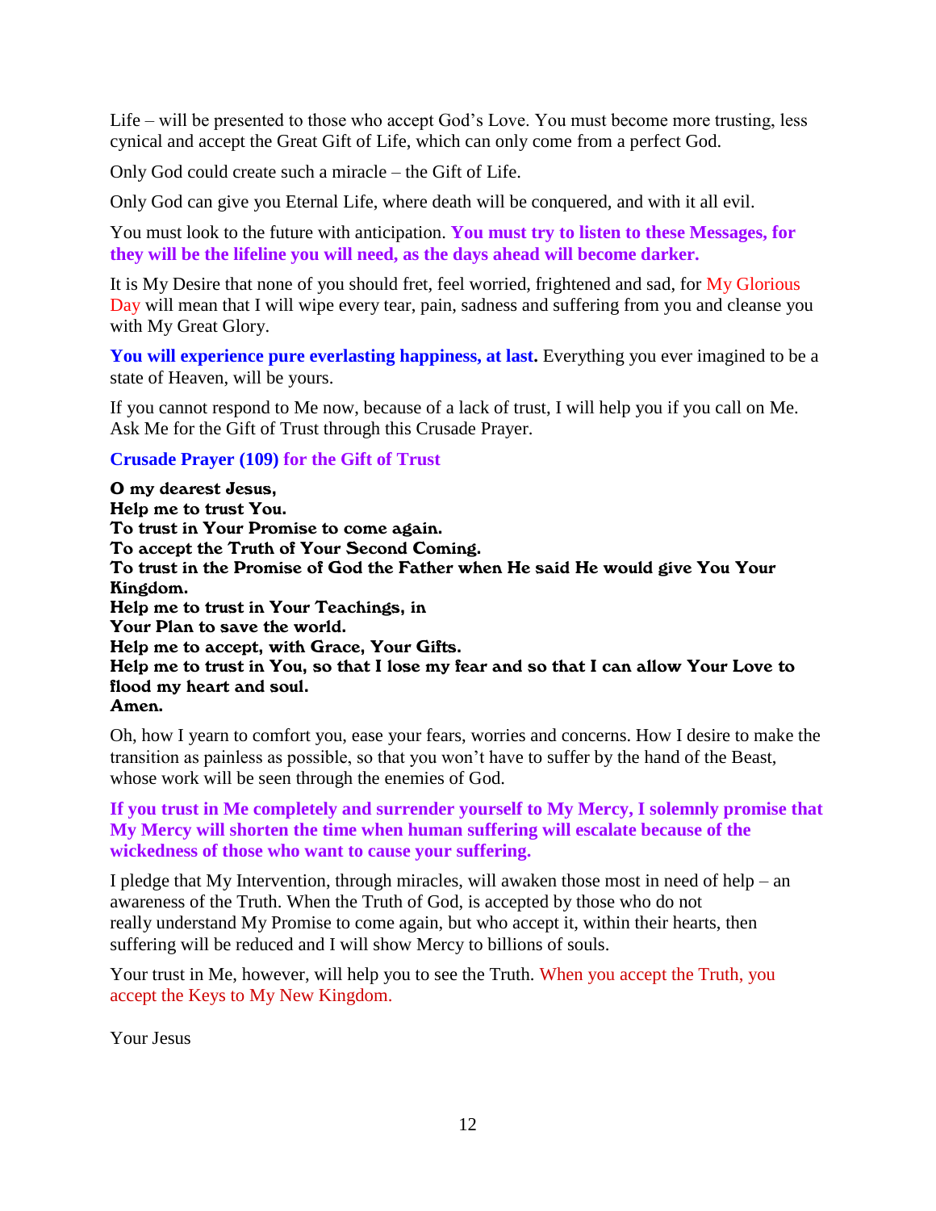Life – will be presented to those who accept God's Love. You must become more trusting, less cynical and accept the Great Gift of Life, which can only come from a perfect God.

Only God could create such a miracle – the Gift of Life.

Only God can give you Eternal Life, where death will be conquered, and with it all evil.

You must look to the future with anticipation. **You must try to listen to these Messages, for they will be the lifeline you will need, as the days ahead will become darker.**

It is My Desire that none of you should fret, feel worried, frightened and sad, for My Glorious Day will mean that I will wipe every tear, pain, sadness and suffering from you and cleanse you with My Great Glory.

**You will experience pure everlasting happiness, at last.** Everything you ever imagined to be a state of Heaven, will be yours.

If you cannot respond to Me now, because of a lack of trust, I will help you if you call on Me. Ask Me for the Gift of Trust through this Crusade Prayer.

**Crusade Prayer (109) for the Gift of Trust**

**O my dearest Jesus,**
**Help me to trust You.**
**To trust in Your Promise to come again.**
**To accept the Truth of Your Second Coming.**
**To trust in the Promise of God the Father when He said He would give You Your Kingdom.**
**Help me to trust in Your Teachings, in**
**Your Plan to save the world.**
**Help me to accept, with Grace, Your Gifts.**
**Help me to trust in You, so that I lose my fear and so that I can allow Your Love to flood my heart and soul.**
**Amen.**

Oh, how I yearn to comfort you, ease your fears, worries and concerns. How I desire to make the transition as painless as possible, so that you won't have to suffer by the hand of the Beast, whose work will be seen through the enemies of God.

**If you trust in Me completely and surrender yourself to My Mercy, I solemnly promise that My Mercy will shorten the time when human suffering will escalate because of the wickedness of those who want to cause your suffering.**

I pledge that My Intervention, through miracles, will awaken those most in need of help – an awareness of the Truth. When the Truth of God, is accepted by those who do not really understand My Promise to come again, but who accept it, within their hearts, then suffering will be reduced and I will show Mercy to billions of souls.

Your trust in Me, however, will help you to see the Truth. When you accept the Truth, you accept the Keys to My New Kingdom.

Your Jesus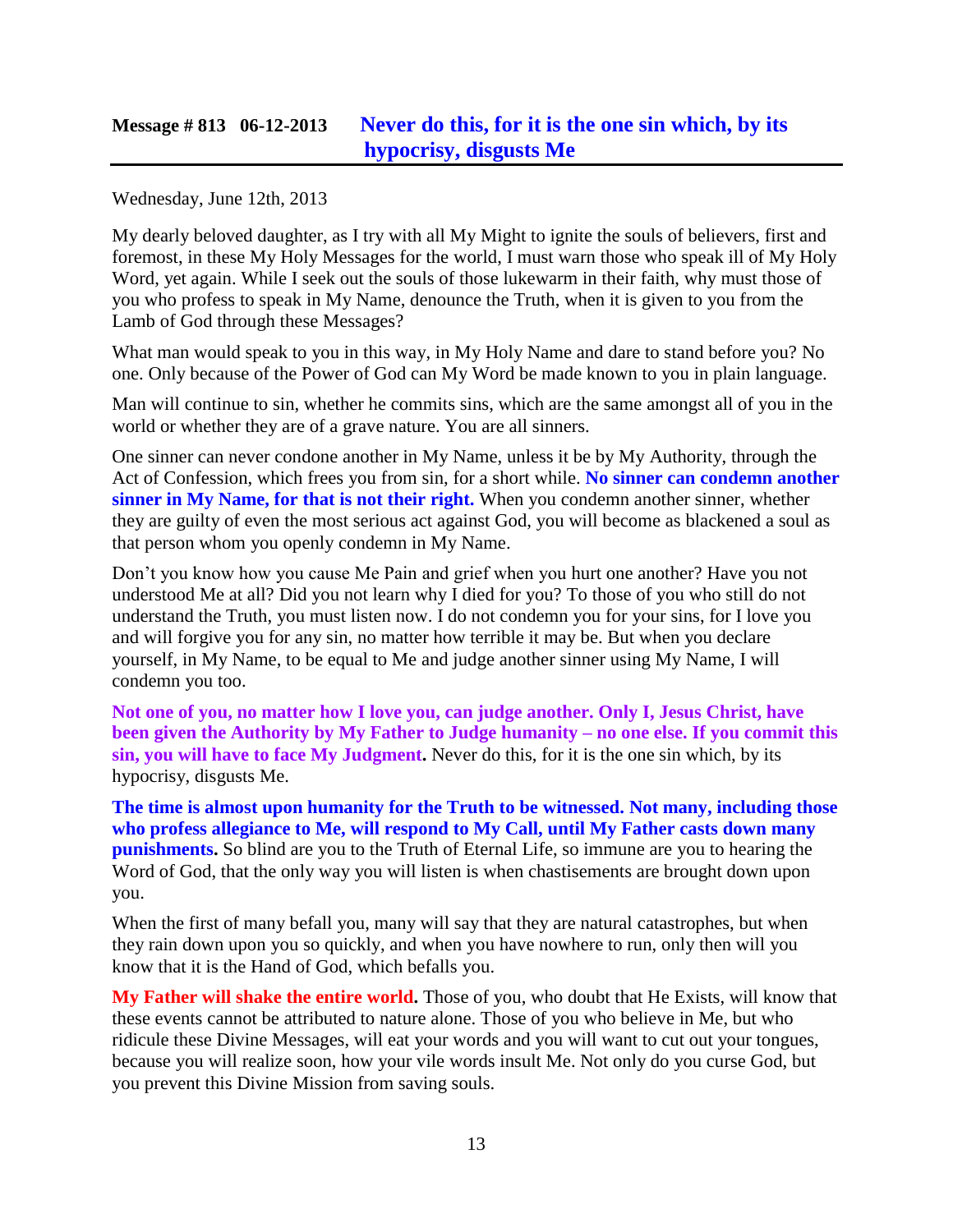## Message # 813 06-12-2013 Never do this, for it is the one sin which, by its hypocrisy, disgusts Me

Wednesday, June 12th, 2013

My dearly beloved daughter, as I try with all My Might to ignite the souls of believers, first and foremost, in these My Holy Messages for the world, I must warn those who speak ill of My Holy Word, yet again. While I seek out the souls of those lukewarm in their faith, why must those of you who profess to speak in My Name, denounce the Truth, when it is given to you from the Lamb of God through these Messages?

What man would speak to you in this way, in My Holy Name and dare to stand before you? No one. Only because of the Power of God can My Word be made known to you in plain language.

Man will continue to sin, whether he commits sins, which are the same amongst all of you in the world or whether they are of a grave nature. You are all sinners.

One sinner can never condone another in My Name, unless it be by My Authority, through the Act of Confession, which frees you from sin, for a short while. **No sinner can condemn another sinner in My Name, for that is not their right.** When you condemn another sinner, whether they are guilty of even the most serious act against God, you will become as blackened a soul as that person whom you openly condemn in My Name.

Don't you know how you cause Me Pain and grief when you hurt one another? Have you not understood Me at all? Did you not learn why I died for you? To those of you who still do not understand the Truth, you must listen now. I do not condemn you for your sins, for I love you and will forgive you for any sin, no matter how terrible it may be. But when you declare yourself, in My Name, to be equal to Me and judge another sinner using My Name, I will condemn you too.

**Not one of you, no matter how I love you, can judge another. Only I, Jesus Christ, have been given the Authority by My Father to Judge humanity – no one else. If you commit this sin, you will have to face My Judgment.** Never do this, for it is the one sin which, by its hypocrisy, disgusts Me.

**The time is almost upon humanity for the Truth to be witnessed. Not many, including those who profess allegiance to Me, will respond to My Call, until My Father casts down many punishments.** So blind are you to the Truth of Eternal Life, so immune are you to hearing the Word of God, that the only way you will listen is when chastisements are brought down upon you.

When the first of many befall you, many will say that they are natural catastrophes, but when they rain down upon you so quickly, and when you have nowhere to run, only then will you know that it is the Hand of God, which befalls you.

**My Father will shake the entire world.** Those of you, who doubt that He Exists, will know that these events cannot be attributed to nature alone. Those of you who believe in Me, but who ridicule these Divine Messages, will eat your words and you will want to cut out your tongues, because you will realize soon, how your vile words insult Me. Not only do you curse God, but you prevent this Divine Mission from saving souls.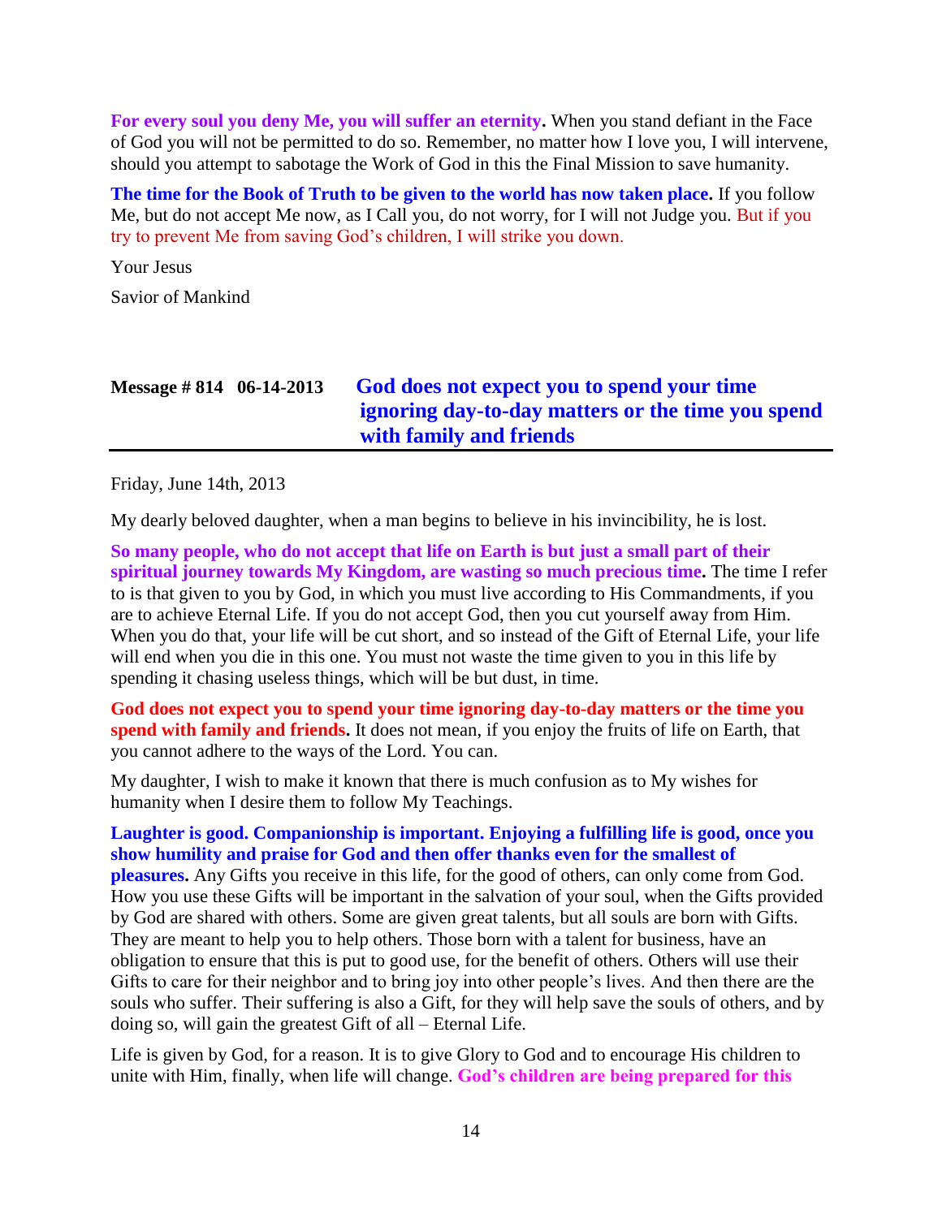**For every soul you deny Me, you will suffer an eternity.** When you stand defiant in the Face of God you will not be permitted to do so. Remember, no matter how I love you, I will intervene, should you attempt to sabotage the Work of God in this the Final Mission to save humanity.

**The time for the Book of Truth to be given to the world has now taken place.** If you follow Me, but do not accept Me now, as I Call you, do not worry, for I will not Judge you. But if you try to prevent Me from saving God's children, I will strike you down.

Your Jesus

Savior of Mankind

## Message # 814 06-14-2013 God does not expect you to spend your time ignoring day-to-day matters or the time you spend with family and friends

Friday, June 14th, 2013

My dearly beloved daughter, when a man begins to believe in his invincibility, he is lost.

**So many people, who do not accept that life on Earth is but just a small part of their spiritual journey towards My Kingdom, are wasting so much precious time.** The time I refer to is that given to you by God, in which you must live according to His Commandments, if you are to achieve Eternal Life. If you do not accept God, then you cut yourself away from Him. When you do that, your life will be cut short, and so instead of the Gift of Eternal Life, your life will end when you die in this one. You must not waste the time given to you in this life by spending it chasing useless things, which will be but dust, in time.

**God does not expect you to spend your time ignoring day-to-day matters or the time you spend with family and friends.** It does not mean, if you enjoy the fruits of life on Earth, that you cannot adhere to the ways of the Lord. You can.

My daughter, I wish to make it known that there is much confusion as to My wishes for humanity when I desire them to follow My Teachings.

**Laughter is good. Companionship is important. Enjoying a fulfilling life is good, once you show humility and praise for God and then offer thanks even for the smallest of pleasures.** Any Gifts you receive in this life, for the good of others, can only come from God. How you use these Gifts will be important in the salvation of your soul, when the Gifts provided by God are shared with others. Some are given great talents, but all souls are born with Gifts. They are meant to help you to help others. Those born with a talent for business, have an obligation to ensure that this is put to good use, for the benefit of others. Others will use their Gifts to care for their neighbor and to bring joy into other people's lives. And then there are the souls who suffer. Their suffering is also a Gift, for they will help save the souls of others, and by doing so, will gain the greatest Gift of all – Eternal Life.

Life is given by God, for a reason. It is to give Glory to God and to encourage His children to unite with Him, finally, when life will change. **God's children are being prepared for this**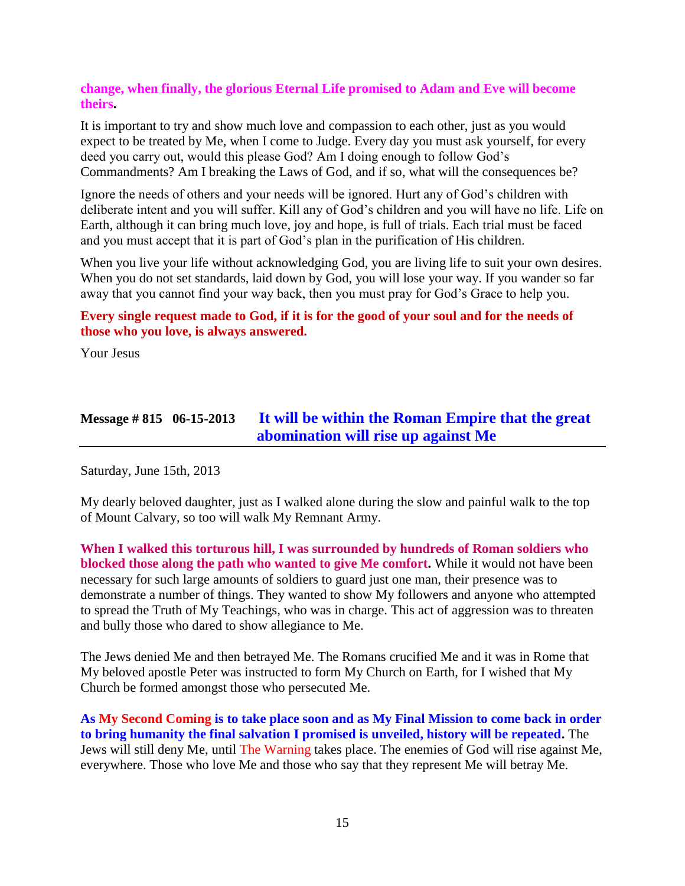**change, when finally, the glorious Eternal Life promised to Adam and Eve will become theirs.**

It is important to try and show much love and compassion to each other, just as you would expect to be treated by Me, when I come to Judge. Every day you must ask yourself, for every deed you carry out, would this please God? Am I doing enough to follow God's Commandments? Am I breaking the Laws of God, and if so, what will the consequences be?

Ignore the needs of others and your needs will be ignored. Hurt any of God's children with deliberate intent and you will suffer. Kill any of God's children and you will have no life. Life on Earth, although it can bring much love, joy and hope, is full of trials. Each trial must be faced and you must accept that it is part of God's plan in the purification of His children.

When you live your life without acknowledging God, you are living life to suit your own desires. When you do not set standards, laid down by God, you will lose your way. If you wander so far away that you cannot find your way back, then you must pray for God's Grace to help you.

**Every single request made to God, if it is for the good of your soul and for the needs of those who you love, is always answered.**

Your Jesus

## Message # 815 06-15-2013 It will be within the Roman Empire that the great abomination will rise up against Me

Saturday, June 15th, 2013

My dearly beloved daughter, just as I walked alone during the slow and painful walk to the top of Mount Calvary, so too will walk My Remnant Army.

**When I walked this torturous hill, I was surrounded by hundreds of Roman soldiers who blocked those along the path who wanted to give Me comfort.** While it would not have been necessary for such large amounts of soldiers to guard just one man, their presence was to demonstrate a number of things. They wanted to show My followers and anyone who attempted to spread the Truth of My Teachings, who was in charge. This act of aggression was to threaten and bully those who dared to show allegiance to Me.

The Jews denied Me and then betrayed Me. The Romans crucified Me and it was in Rome that My beloved apostle Peter was instructed to form My Church on Earth, for I wished that My Church be formed amongst those who persecuted Me.

**As My Second Coming is to take place soon and as My Final Mission to come back in order to bring humanity the final salvation I promised is unveiled, history will be repeated.** The Jews will still deny Me, until The Warning takes place. The enemies of God will rise against Me, everywhere. Those who love Me and those who say that they represent Me will betray Me.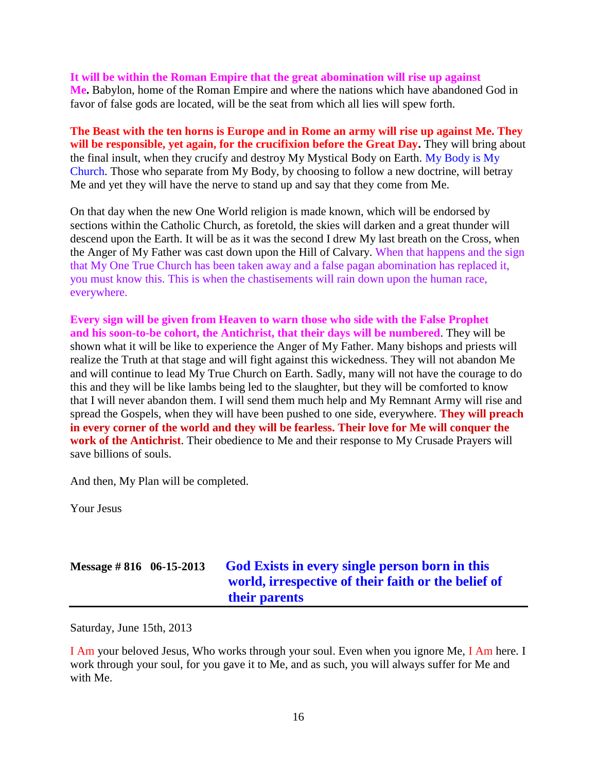**It will be within the Roman Empire that the great abomination will rise up against Me.** Babylon, home of the Roman Empire and where the nations which have abandoned God in favor of false gods are located, will be the seat from which all lies will spew forth.

**The Beast with the ten horns is Europe and in Rome an army will rise up against Me. They will be responsible, yet again, for the crucifixion before the Great Day.** They will bring about the final insult, when they crucify and destroy My Mystical Body on Earth. My Body is My Church. Those who separate from My Body, by choosing to follow a new doctrine, will betray Me and yet they will have the nerve to stand up and say that they come from Me.

On that day when the new One World religion is made known, which will be endorsed by sections within the Catholic Church, as foretold, the skies will darken and a great thunder will descend upon the Earth. It will be as it was the second I drew My last breath on the Cross, when the Anger of My Father was cast down upon the Hill of Calvary. When that happens and the sign that My One True Church has been taken away and a false pagan abomination has replaced it, you must know this. This is when the chastisements will rain down upon the human race, everywhere.

**Every sign will be given from Heaven to warn those who side with the False Prophet and his soon-to-be cohort, the Antichrist, that their days will be numbered**. They will be shown what it will be like to experience the Anger of My Father. Many bishops and priests will realize the Truth at that stage and will fight against this wickedness. They will not abandon Me and will continue to lead My True Church on Earth. Sadly, many will not have the courage to do this and they will be like lambs being led to the slaughter, but they will be comforted to know that I will never abandon them. I will send them much help and My Remnant Army will rise and spread the Gospels, when they will have been pushed to one side, everywhere. **They will preach in every corner of the world and they will be fearless. Their love for Me will conquer the work of the Antichrist**. Their obedience to Me and their response to My Crusade Prayers will save billions of souls.

And then, My Plan will be completed.

Your Jesus

## Message # 816 06-15-2013 God Exists in every single person born in this world, irrespective of their faith or the belief of their parents

Saturday, June 15th, 2013

I Am your beloved Jesus, Who works through your soul. Even when you ignore Me, I Am here. I work through your soul, for you gave it to Me, and as such, you will always suffer for Me and with Me.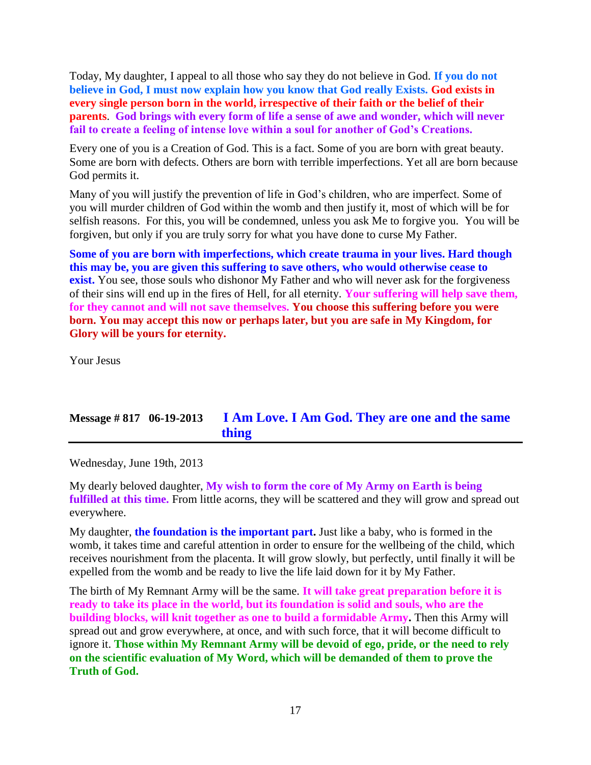Today, My daughter, I appeal to all those who say they do not believe in God. **If you do not believe in God, I must now explain how you know that God really Exists. God exists in every single person born in the world, irrespective of their faith or the belief of their parents**. **God brings with every form of life a sense of awe and wonder, which will never fail to create a feeling of intense love within a soul for another of God's Creations.**

Every one of you is a Creation of God. This is a fact. Some of you are born with great beauty. Some are born with defects. Others are born with terrible imperfections. Yet all are born because God permits it.

Many of you will justify the prevention of life in God's children, who are imperfect. Some of you will murder children of God within the womb and then justify it, most of which will be for selfish reasons. For this, you will be condemned, unless you ask Me to forgive you. You will be forgiven, but only if you are truly sorry for what you have done to curse My Father.

**Some of you are born with imperfections, which create trauma in your lives. Hard though this may be, you are given this suffering to save others, who would otherwise cease to exist.** You see, those souls who dishonor My Father and who will never ask for the forgiveness of their sins will end up in the fires of Hell, for all eternity. **Your suffering will help save them, for they cannot and will not save themselves. You choose this suffering before you were born. You may accept this now or perhaps later, but you are safe in My Kingdom, for Glory will be yours for eternity.**

Your Jesus

## Message # 817 06-19-2013 I Am Love. I Am God. They are one and the same thing

Wednesday, June 19th, 2013

My dearly beloved daughter, **My wish to form the core of My Army on Earth is being fulfilled at this time.** From little acorns, they will be scattered and they will grow and spread out everywhere.

My daughter, **the foundation is the important part.** Just like a baby, who is formed in the womb, it takes time and careful attention in order to ensure for the wellbeing of the child, which receives nourishment from the placenta. It will grow slowly, but perfectly, until finally it will be expelled from the womb and be ready to live the life laid down for it by My Father.

The birth of My Remnant Army will be the same. **It will take great preparation before it is ready to take its place in the world, but its foundation is solid and souls, who are the building blocks, will knit together as one to build a formidable Army.** Then this Army will spread out and grow everywhere, at once, and with such force, that it will become difficult to ignore it. **Those within My Remnant Army will be devoid of ego, pride, or the need to rely on the scientific evaluation of My Word, which will be demanded of them to prove the Truth of God.**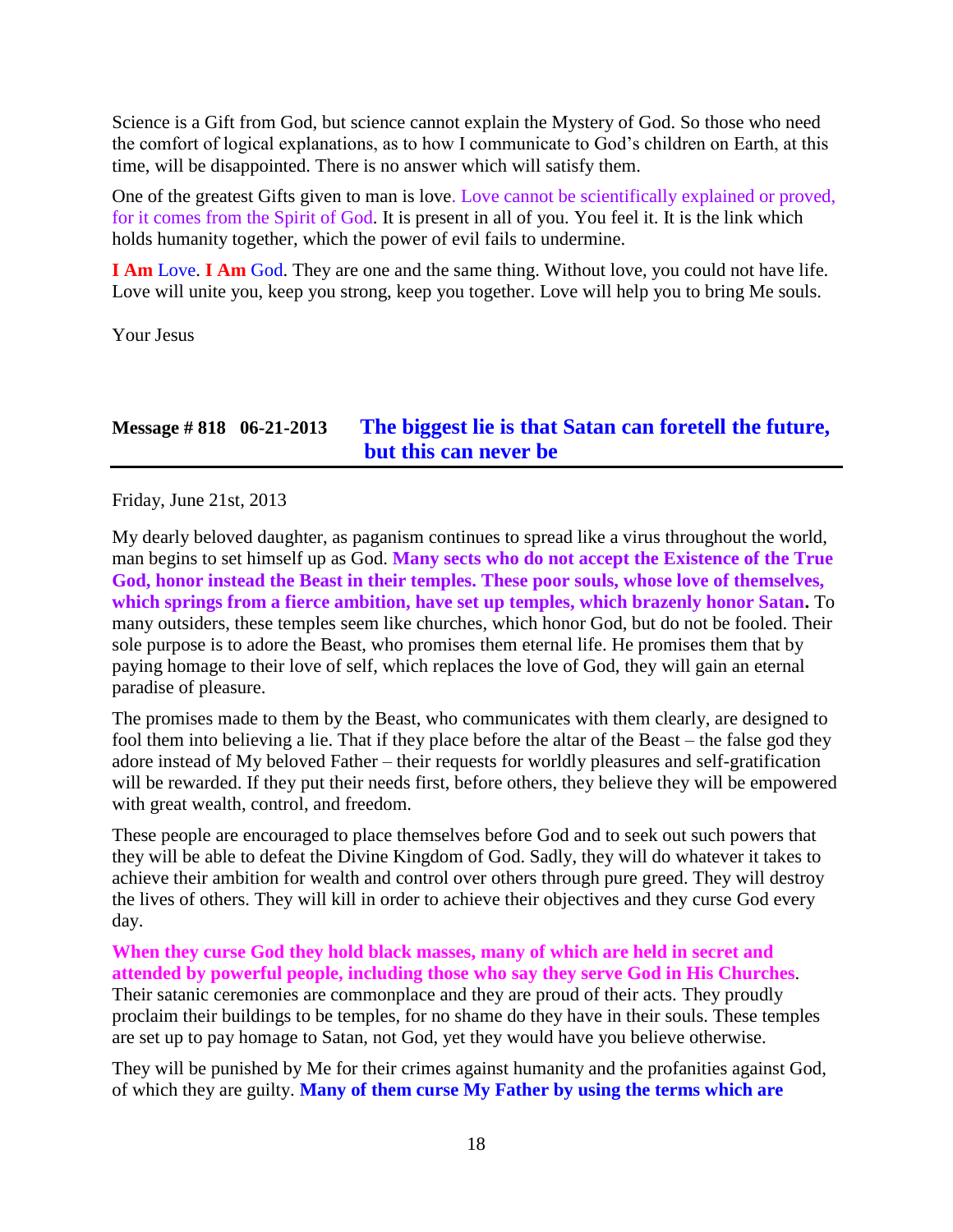Science is a Gift from God, but science cannot explain the Mystery of God. So those who need the comfort of logical explanations, as to how I communicate to God's children on Earth, at this time, will be disappointed. There is no answer which will satisfy them.

One of the greatest Gifts given to man is love. Love cannot be scientifically explained or proved, for it comes from the Spirit of God. It is present in all of you. You feel it. It is the link which holds humanity together, which the power of evil fails to undermine.

**I Am** Love. **I Am** God. They are one and the same thing. Without love, you could not have life. Love will unite you, keep you strong, keep you together. Love will help you to bring Me souls.

Your Jesus

## Message # 818 06-21-2013 The biggest lie is that Satan can foretell the future, but this can never be

Friday, June 21st, 2013

My dearly beloved daughter, as paganism continues to spread like a virus throughout the world, man begins to set himself up as God. **Many sects who do not accept the Existence of the True God, honor instead the Beast in their temples. These poor souls, whose love of themselves, which springs from a fierce ambition, have set up temples, which brazenly honor Satan.** To many outsiders, these temples seem like churches, which honor God, but do not be fooled. Their sole purpose is to adore the Beast, who promises them eternal life. He promises them that by paying homage to their love of self, which replaces the love of God, they will gain an eternal paradise of pleasure.

The promises made to them by the Beast, who communicates with them clearly, are designed to fool them into believing a lie. That if they place before the altar of the Beast – the false god they adore instead of My beloved Father – their requests for worldly pleasures and self-gratification will be rewarded. If they put their needs first, before others, they believe they will be empowered with great wealth, control, and freedom.

These people are encouraged to place themselves before God and to seek out such powers that they will be able to defeat the Divine Kingdom of God. Sadly, they will do whatever it takes to achieve their ambition for wealth and control over others through pure greed. They will destroy the lives of others. They will kill in order to achieve their objectives and they curse God every day.

**When they curse God they hold black masses, many of which are held in secret and attended by powerful people, including those who say they serve God in His Churches**. Their satanic ceremonies are commonplace and they are proud of their acts. They proudly proclaim their buildings to be temples, for no shame do they have in their souls. These temples are set up to pay homage to Satan, not God, yet they would have you believe otherwise.

They will be punished by Me for their crimes against humanity and the profanities against God, of which they are guilty. **Many of them curse My Father by using the terms which are**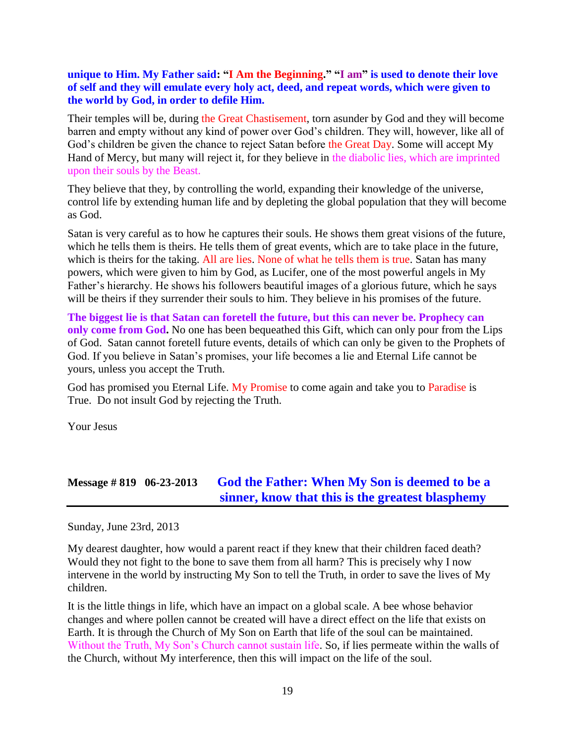**unique to Him. My Father said: "I Am the Beginning." "I am" is used to denote their love of self and they will emulate every holy act, deed, and repeat words, which were given to the world by God, in order to defile Him.**

Their temples will be, during the Great Chastisement, torn asunder by God and they will become barren and empty without any kind of power over God's children. They will, however, like all of God's children be given the chance to reject Satan before the Great Day. Some will accept My Hand of Mercy, but many will reject it, for they believe in the diabolic lies, which are imprinted upon their souls by the Beast.

They believe that they, by controlling the world, expanding their knowledge of the universe, control life by extending human life and by depleting the global population that they will become as God.

Satan is very careful as to how he captures their souls. He shows them great visions of the future, which he tells them is theirs. He tells them of great events, which are to take place in the future, which is theirs for the taking. All are lies. None of what he tells them is true. Satan has many powers, which were given to him by God, as Lucifer, one of the most powerful angels in My Father's hierarchy. He shows his followers beautiful images of a glorious future, which he says will be theirs if they surrender their souls to him. They believe in his promises of the future.

**The biggest lie is that Satan can foretell the future, but this can never be. Prophecy can only come from God.** No one has been bequeathed this Gift, which can only pour from the Lips of God. Satan cannot foretell future events, details of which can only be given to the Prophets of God. If you believe in Satan's promises, your life becomes a lie and Eternal Life cannot be yours, unless you accept the Truth.

God has promised you Eternal Life. My Promise to come again and take you to Paradise is True. Do not insult God by rejecting the Truth.

Your Jesus

## Message # 819 06-23-2013 God the Father: When My Son is deemed to be a sinner, know that this is the greatest blasphemy

Sunday, June 23rd, 2013

My dearest daughter, how would a parent react if they knew that their children faced death? Would they not fight to the bone to save them from all harm? This is precisely why I now intervene in the world by instructing My Son to tell the Truth, in order to save the lives of My children.

It is the little things in life, which have an impact on a global scale. A bee whose behavior changes and where pollen cannot be created will have a direct effect on the life that exists on Earth. It is through the Church of My Son on Earth that life of the soul can be maintained. Without the Truth, My Son's Church cannot sustain life. So, if lies permeate within the walls of the Church, without My interference, then this will impact on the life of the soul.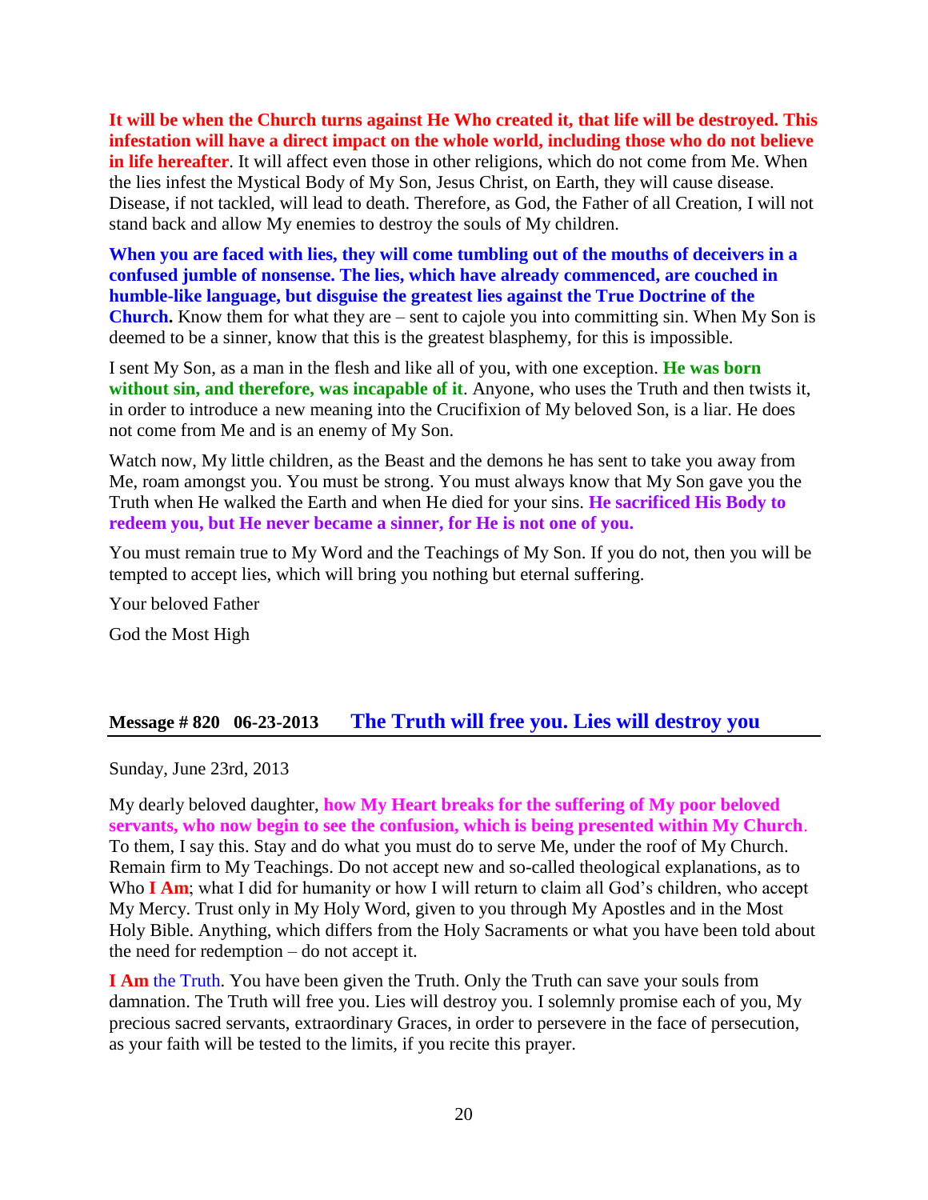**It will be when the Church turns against He Who created it, that life will be destroyed. This infestation will have a direct impact on the whole world, including those who do not believe in life hereafter**. It will affect even those in other religions, which do not come from Me. When the lies infest the Mystical Body of My Son, Jesus Christ, on Earth, they will cause disease. Disease, if not tackled, will lead to death. Therefore, as God, the Father of all Creation, I will not stand back and allow My enemies to destroy the souls of My children.

**When you are faced with lies, they will come tumbling out of the mouths of deceivers in a confused jumble of nonsense. The lies, which have already commenced, are couched in humble-like language, but disguise the greatest lies against the True Doctrine of the Church.** Know them for what they are – sent to cajole you into committing sin. When My Son is deemed to be a sinner, know that this is the greatest blasphemy, for this is impossible.

I sent My Son, as a man in the flesh and like all of you, with one exception. **He was born without sin, and therefore, was incapable of it**. Anyone, who uses the Truth and then twists it, in order to introduce a new meaning into the Crucifixion of My beloved Son, is a liar. He does not come from Me and is an enemy of My Son.

Watch now, My little children, as the Beast and the demons he has sent to take you away from Me, roam amongst you. You must be strong. You must always know that My Son gave you the Truth when He walked the Earth and when He died for your sins. **He sacrificed His Body to redeem you, but He never became a sinner, for He is not one of you.**

You must remain true to My Word and the Teachings of My Son. If you do not, then you will be tempted to accept lies, which will bring you nothing but eternal suffering.

Your beloved Father

God the Most High

## Message # 820 06-23-2013 The Truth will free you. Lies will destroy you

Sunday, June 23rd, 2013

My dearly beloved daughter, **how My Heart breaks for the suffering of My poor beloved servants, who now begin to see the confusion, which is being presented within My Church**. To them, I say this. Stay and do what you must do to serve Me, under the roof of My Church. Remain firm to My Teachings. Do not accept new and so-called theological explanations, as to Who **I Am**; what I did for humanity or how I will return to claim all God's children, who accept My Mercy. Trust only in My Holy Word, given to you through My Apostles and in the Most Holy Bible. Anything, which differs from the Holy Sacraments or what you have been told about the need for redemption – do not accept it.

**I Am** the Truth. You have been given the Truth. Only the Truth can save your souls from damnation. The Truth will free you. Lies will destroy you. I solemnly promise each of you, My precious sacred servants, extraordinary Graces, in order to persevere in the face of persecution, as your faith will be tested to the limits, if you recite this prayer.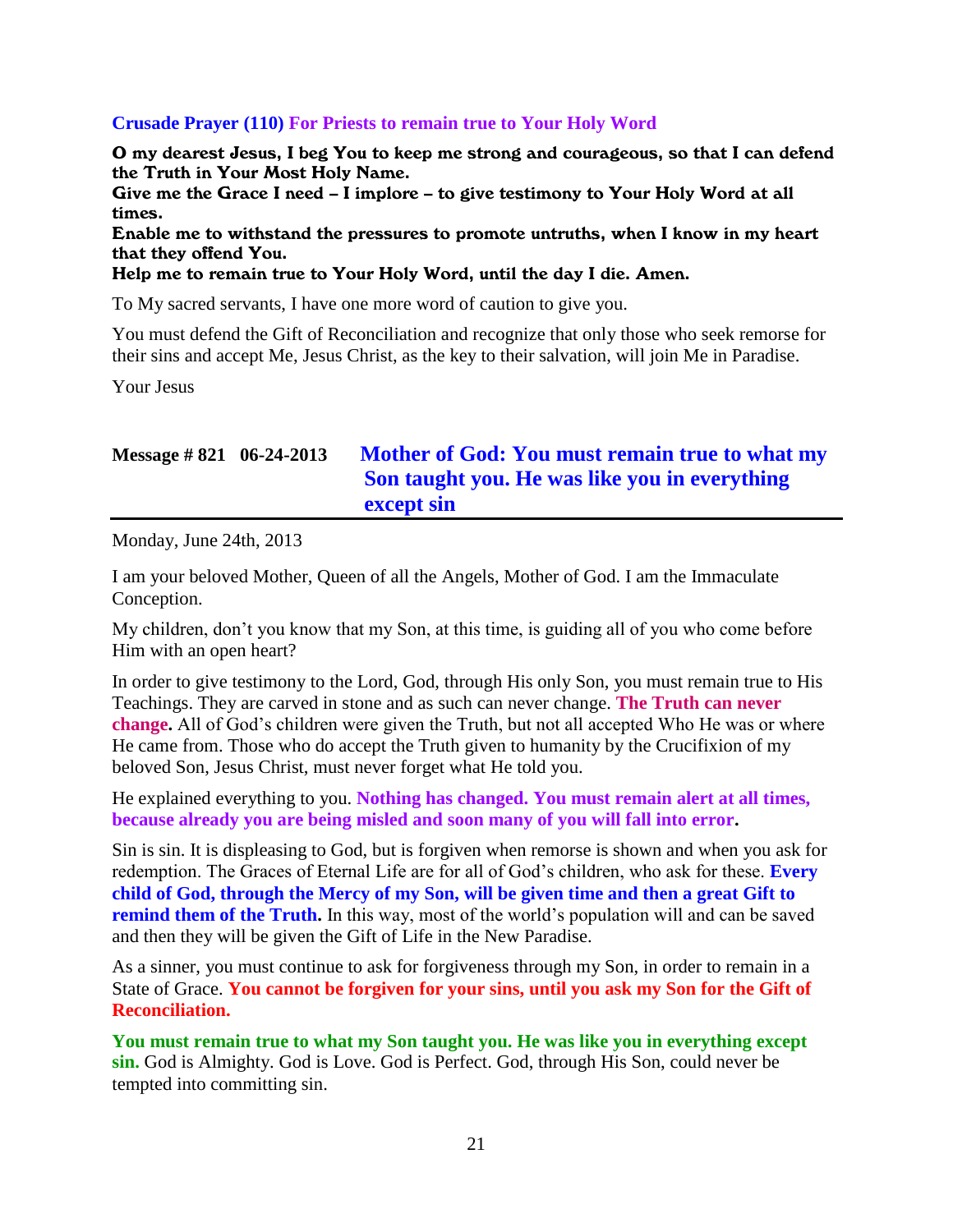**Crusade Prayer (110) For Priests to remain true to Your Holy Word**

**O my dearest Jesus, I beg You to keep me strong and courageous, so that I can defend the Truth in Your Most Holy Name.**
**Give me the Grace I need – I implore – to give testimony to Your Holy Word at all times.**
**Enable me to withstand the pressures to promote untruths, when I know in my heart that they offend You.**
**Help me to remain true to Your Holy Word, until the day I die. Amen.**

To My sacred servants, I have one more word of caution to give you.

You must defend the Gift of Reconciliation and recognize that only those who seek remorse for their sins and accept Me, Jesus Christ, as the key to their salvation, will join Me in Paradise.

Your Jesus

## Message # 821 06-24-2013 Mother of God: You must remain true to what my Son taught you. He was like you in everything except sin

Monday, June 24th, 2013

I am your beloved Mother, Queen of all the Angels, Mother of God. I am the Immaculate Conception.

My children, don't you know that my Son, at this time, is guiding all of you who come before Him with an open heart?

In order to give testimony to the Lord, God, through His only Son, you must remain true to His Teachings. They are carved in stone and as such can never change. **The Truth can never change.** All of God's children were given the Truth, but not all accepted Who He was or where He came from. Those who do accept the Truth given to humanity by the Crucifixion of my beloved Son, Jesus Christ, must never forget what He told you.

He explained everything to you. **Nothing has changed. You must remain alert at all times, because already you are being misled and soon many of you will fall into error.**

Sin is sin. It is displeasing to God, but is forgiven when remorse is shown and when you ask for redemption. The Graces of Eternal Life are for all of God's children, who ask for these. **Every child of God, through the Mercy of my Son, will be given time and then a great Gift to remind them of the Truth.** In this way, most of the world's population will and can be saved and then they will be given the Gift of Life in the New Paradise.

As a sinner, you must continue to ask for forgiveness through my Son, in order to remain in a State of Grace. **You cannot be forgiven for your sins, until you ask my Son for the Gift of Reconciliation.**

**You must remain true to what my Son taught you. He was like you in everything except sin.** God is Almighty. God is Love. God is Perfect. God, through His Son, could never be tempted into committing sin.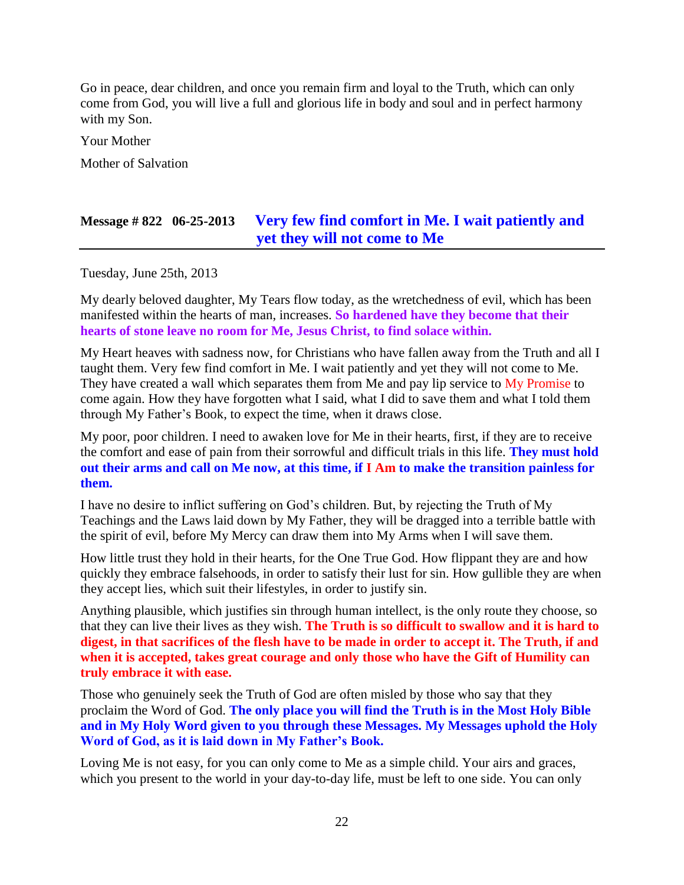Go in peace, dear children, and once you remain firm and loyal to the Truth, which can only come from God, you will live a full and glorious life in body and soul and in perfect harmony with my Son.

Your Mother

Mother of Salvation

## Message # 822 06-25-2013 Very few find comfort in Me. I wait patiently and yet they will not come to Me

Tuesday, June 25th, 2013

My dearly beloved daughter, My Tears flow today, as the wretchedness of evil, which has been manifested within the hearts of man, increases. **So hardened have they become that their hearts of stone leave no room for Me, Jesus Christ, to find solace within.**

My Heart heaves with sadness now, for Christians who have fallen away from the Truth and all I taught them. Very few find comfort in Me. I wait patiently and yet they will not come to Me. They have created a wall which separates them from Me and pay lip service to My Promise to come again. How they have forgotten what I said, what I did to save them and what I told them through My Father's Book, to expect the time, when it draws close.

My poor, poor children. I need to awaken love for Me in their hearts, first, if they are to receive the comfort and ease of pain from their sorrowful and difficult trials in this life. **They must hold out their arms and call on Me now, at this time, if I Am to make the transition painless for them.**

I have no desire to inflict suffering on God's children. But, by rejecting the Truth of My Teachings and the Laws laid down by My Father, they will be dragged into a terrible battle with the spirit of evil, before My Mercy can draw them into My Arms when I will save them.

How little trust they hold in their hearts, for the One True God. How flippant they are and how quickly they embrace falsehoods, in order to satisfy their lust for sin. How gullible they are when they accept lies, which suit their lifestyles, in order to justify sin.

Anything plausible, which justifies sin through human intellect, is the only route they choose, so that they can live their lives as they wish. **The Truth is so difficult to swallow and it is hard to digest, in that sacrifices of the flesh have to be made in order to accept it. The Truth, if and when it is accepted, takes great courage and only those who have the Gift of Humility can truly embrace it with ease.**

Those who genuinely seek the Truth of God are often misled by those who say that they proclaim the Word of God. **The only place you will find the Truth is in the Most Holy Bible and in My Holy Word given to you through these Messages. My Messages uphold the Holy Word of God, as it is laid down in My Father's Book.**

Loving Me is not easy, for you can only come to Me as a simple child. Your airs and graces, which you present to the world in your day-to-day life, must be left to one side. You can only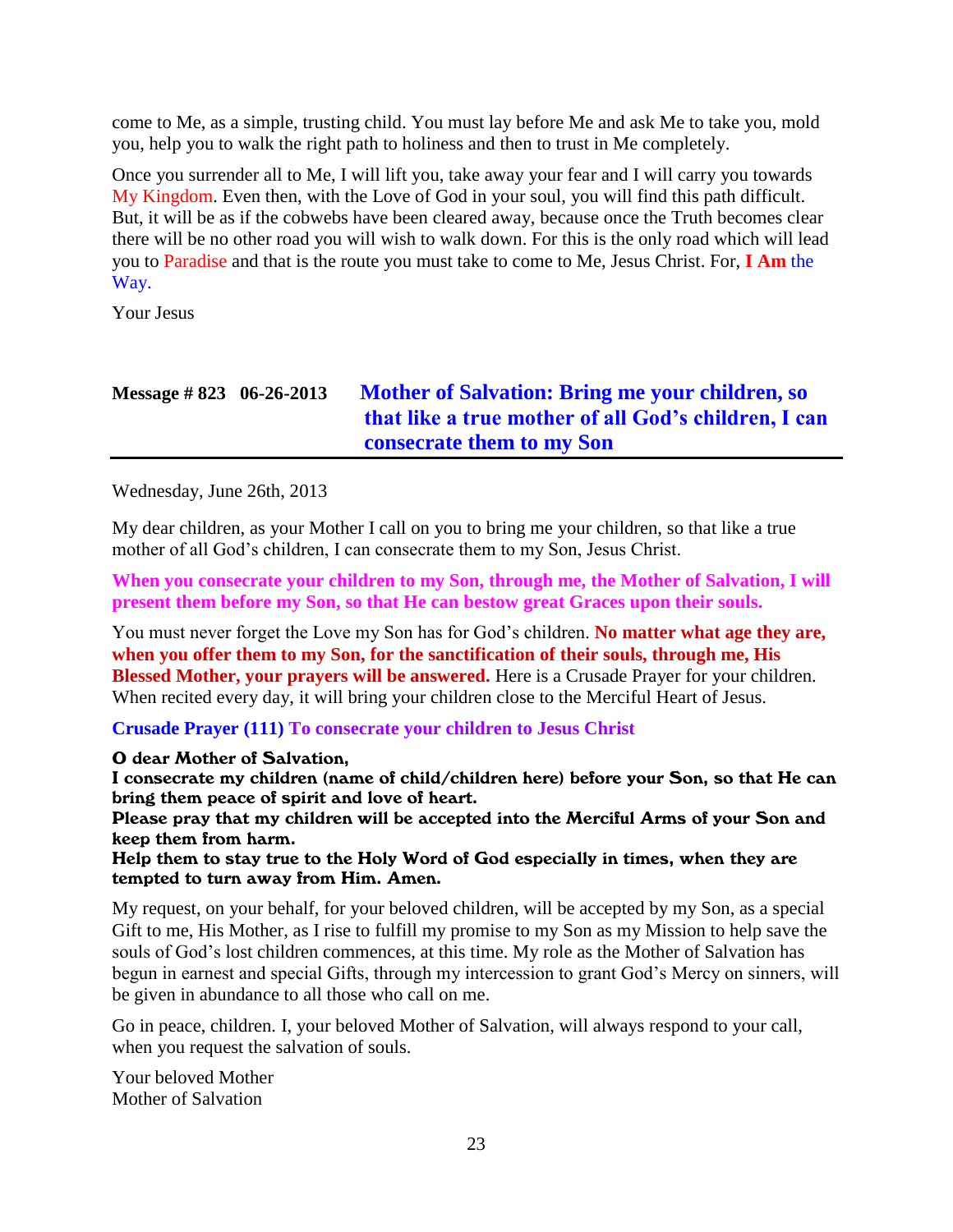come to Me, as a simple, trusting child. You must lay before Me and ask Me to take you, mold you, help you to walk the right path to holiness and then to trust in Me completely.

Once you surrender all to Me, I will lift you, take away your fear and I will carry you towards My Kingdom. Even then, with the Love of God in your soul, you will find this path difficult. But, it will be as if the cobwebs have been cleared away, because once the Truth becomes clear there will be no other road you will wish to walk down. For this is the only road which will lead you to Paradise and that is the route you must take to come to Me, Jesus Christ. For, **I Am** the Way.

Your Jesus

## Message # 823 06-26-2013 Mother of Salvation: Bring me your children, so that like a true mother of all God's children, I can consecrate them to my Son

Wednesday, June 26th, 2013

My dear children, as your Mother I call on you to bring me your children, so that like a true mother of all God's children, I can consecrate them to my Son, Jesus Christ.

**When you consecrate your children to my Son, through me, the Mother of Salvation, I will present them before my Son, so that He can bestow great Graces upon their souls.**

You must never forget the Love my Son has for God's children. **No matter what age they are, when you offer them to my Son, for the sanctification of their souls, through me, His Blessed Mother, your prayers will be answered.** Here is a Crusade Prayer for your children. When recited every day, it will bring your children close to the Merciful Heart of Jesus.

**Crusade Prayer (111) To consecrate your children to Jesus Christ**

**O dear Mother of Salvation,**
**I consecrate my children (name of child/children here) before your Son, so that He can bring them peace of spirit and love of heart.**
**Please pray that my children will be accepted into the Merciful Arms of your Son and keep them from harm.**
**Help them to stay true to the Holy Word of God especially in times, when they are tempted to turn away from Him. Amen.**

My request, on your behalf, for your beloved children, will be accepted by my Son, as a special Gift to me, His Mother, as I rise to fulfill my promise to my Son as my Mission to help save the souls of God's lost children commences, at this time. My role as the Mother of Salvation has begun in earnest and special Gifts, through my intercession to grant God's Mercy on sinners, will be given in abundance to all those who call on me.

Go in peace, children. I, your beloved Mother of Salvation, will always respond to your call, when you request the salvation of souls.

Your beloved Mother
Mother of Salvation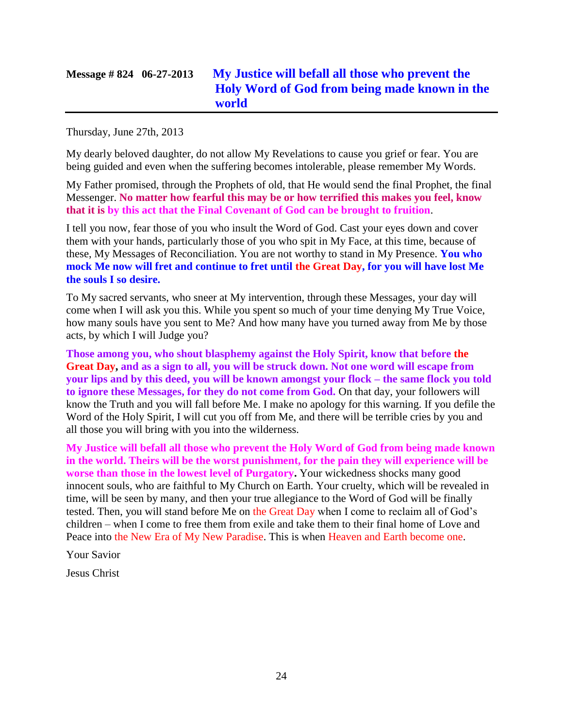## Message # 824 06-27-2013 My Justice will befall all those who prevent the Holy Word of God from being made known in the world

Thursday, June 27th, 2013

My dearly beloved daughter, do not allow My Revelations to cause you grief or fear. You are being guided and even when the suffering becomes intolerable, please remember My Words.

My Father promised, through the Prophets of old, that He would send the final Prophet, the final Messenger. **No matter how fearful this may be or how terrified this makes you feel, know that it is by this act that the Final Covenant of God can be brought to fruition**.

I tell you now, fear those of you who insult the Word of God. Cast your eyes down and cover them with your hands, particularly those of you who spit in My Face, at this time, because of these, My Messages of Reconciliation. You are not worthy to stand in My Presence. **You who mock Me now will fret and continue to fret until the Great Day, for you will have lost Me the souls I so desire.**

To My sacred servants, who sneer at My intervention, through these Messages, your day will come when I will ask you this. While you spent so much of your time denying My True Voice, how many souls have you sent to Me? And how many have you turned away from Me by those acts, by which I will Judge you?

**Those among you, who shout blasphemy against the Holy Spirit, know that before the Great Day, and as a sign to all, you will be struck down. Not one word will escape from your lips and by this deed, you will be known amongst your flock – the same flock you told to ignore these Messages, for they do not come from God.** On that day, your followers will know the Truth and you will fall before Me. I make no apology for this warning. If you defile the Word of the Holy Spirit, I will cut you off from Me, and there will be terrible cries by you and all those you will bring with you into the wilderness.

**My Justice will befall all those who prevent the Holy Word of God from being made known in the world. Theirs will be the worst punishment, for the pain they will experience will be worse than those in the lowest level of Purgatory.** Your wickedness shocks many good innocent souls, who are faithful to My Church on Earth. Your cruelty, which will be revealed in time, will be seen by many, and then your true allegiance to the Word of God will be finally tested. Then, you will stand before Me on the Great Day when I come to reclaim all of God's children – when I come to free them from exile and take them to their final home of Love and Peace into the New Era of My New Paradise. This is when Heaven and Earth become one.

Your Savior

Jesus Christ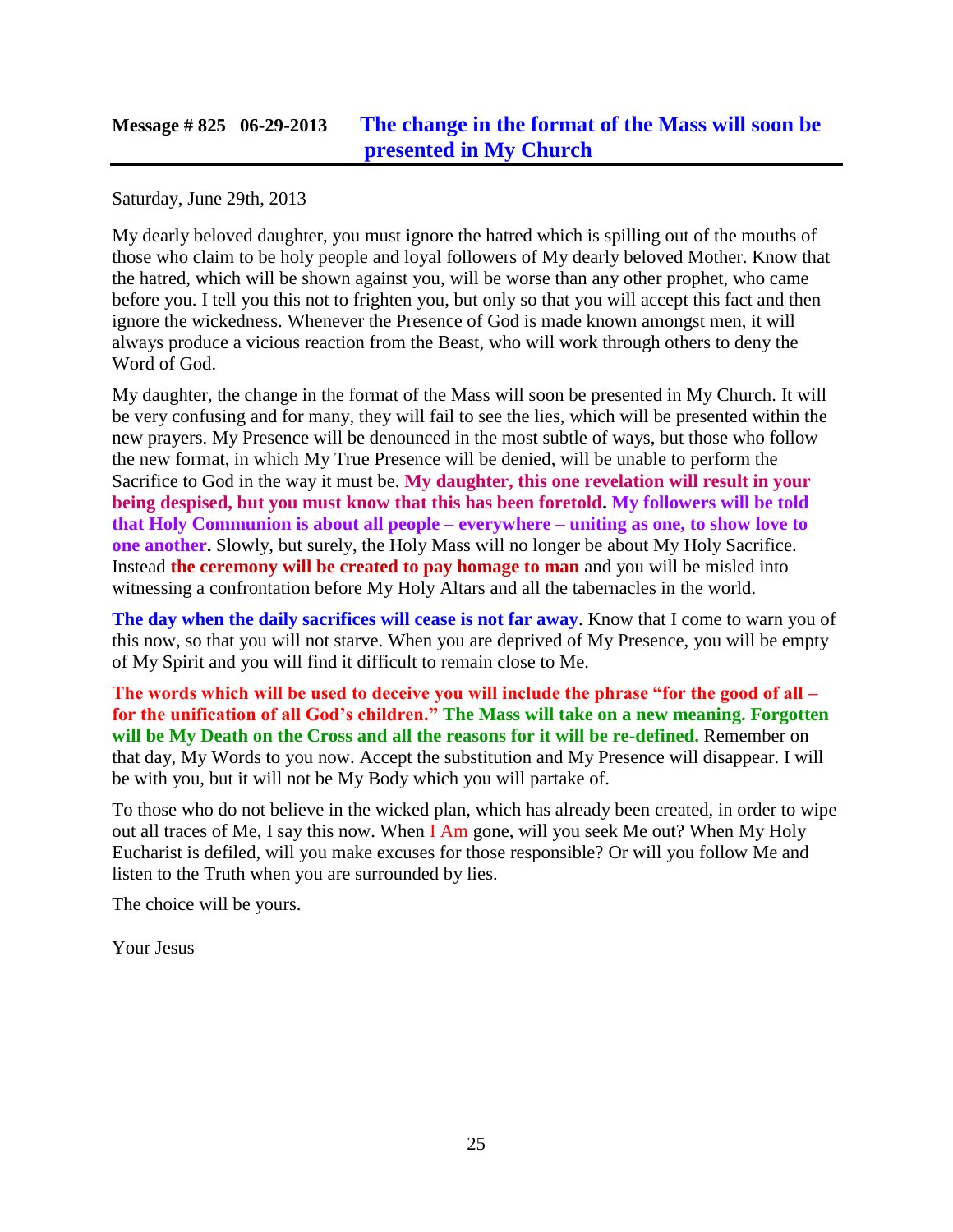## Message # 825 06-29-2013 **The change in the format of the Mass will soon be presented in My Church**

Saturday, June 29th, 2013

My dearly beloved daughter, you must ignore the hatred which is spilling out of the mouths of those who claim to be holy people and loyal followers of My dearly beloved Mother. Know that the hatred, which will be shown against you, will be worse than any other prophet, who came before you. I tell you this not to frighten you, but only so that you will accept this fact and then ignore the wickedness. Whenever the Presence of God is made known amongst men, it will always produce a vicious reaction from the Beast, who will work through others to deny the Word of God.

My daughter, the change in the format of the Mass will soon be presented in My Church. It will be very confusing and for many, they will fail to see the lies, which will be presented within the new prayers. My Presence will be denounced in the most subtle of ways, but those who follow the new format, in which My True Presence will be denied, will be unable to perform the Sacrifice to God in the way it must be. **My daughter, this one revelation will result in your being despised, but you must know that this has been foretold. My followers will be told that Holy Communion is about all people – everywhere – uniting as one, to show love to one another.** Slowly, but surely, the Holy Mass will no longer be about My Holy Sacrifice. Instead **the ceremony will be created to pay homage to man** and you will be misled into witnessing a confrontation before My Holy Altars and all the tabernacles in the world.

**The day when the daily sacrifices will cease is not far away**. Know that I come to warn you of this now, so that you will not starve. When you are deprived of My Presence, you will be empty of My Spirit and you will find it difficult to remain close to Me.

**The words which will be used to deceive you will include the phrase "for the good of all – for the unification of all God's children." The Mass will take on a new meaning. Forgotten will be My Death on the Cross and all the reasons for it will be re-defined.** Remember on that day, My Words to you now. Accept the substitution and My Presence will disappear. I will be with you, but it will not be My Body which you will partake of.

To those who do not believe in the wicked plan, which has already been created, in order to wipe out all traces of Me, I say this now. When I Am gone, will you seek Me out? When My Holy Eucharist is defiled, will you make excuses for those responsible? Or will you follow Me and listen to the Truth when you are surrounded by lies.

The choice will be yours.

Your Jesus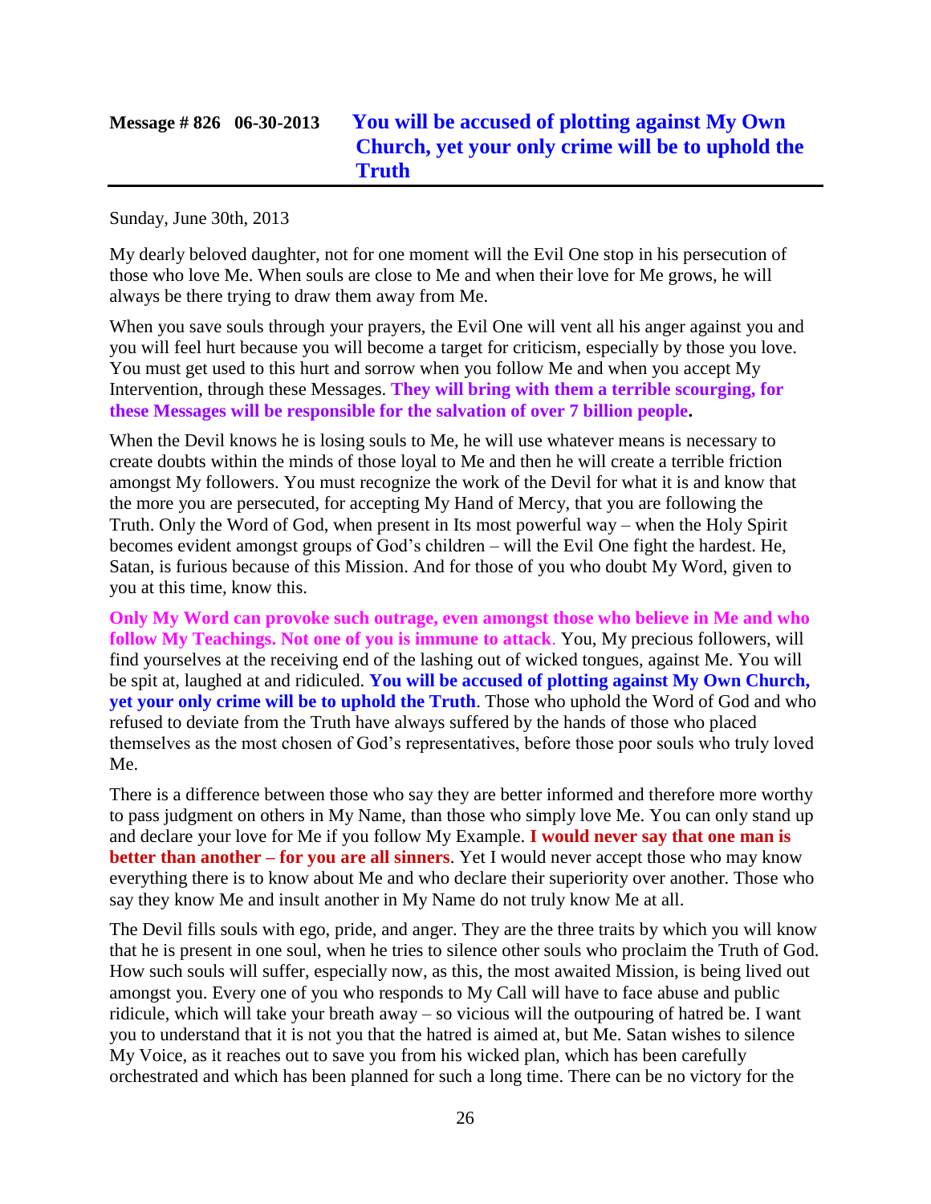## Message # 826 06-30-2013 You will be accused of plotting against My Own Church, yet your only crime will be to uphold the Truth

Sunday, June 30th, 2013

My dearly beloved daughter, not for one moment will the Evil One stop in his persecution of those who love Me. When souls are close to Me and when their love for Me grows, he will always be there trying to draw them away from Me.

When you save souls through your prayers, the Evil One will vent all his anger against you and you will feel hurt because you will become a target for criticism, especially by those you love. You must get used to this hurt and sorrow when you follow Me and when you accept My Intervention, through these Messages. **They will bring with them a terrible scourging, for these Messages will be responsible for the salvation of over 7 billion people.**

When the Devil knows he is losing souls to Me, he will use whatever means is necessary to create doubts within the minds of those loyal to Me and then he will create a terrible friction amongst My followers. You must recognize the work of the Devil for what it is and know that the more you are persecuted, for accepting My Hand of Mercy, that you are following the Truth. Only the Word of God, when present in Its most powerful way – when the Holy Spirit becomes evident amongst groups of God's children – will the Evil One fight the hardest. He, Satan, is furious because of this Mission. And for those of you who doubt My Word, given to you at this time, know this.

**Only My Word can provoke such outrage, even amongst those who believe in Me and who follow My Teachings. Not one of you is immune to attack**. You, My precious followers, will find yourselves at the receiving end of the lashing out of wicked tongues, against Me. You will be spit at, laughed at and ridiculed. **You will be accused of plotting against My Own Church, yet your only crime will be to uphold the Truth**. Those who uphold the Word of God and who refused to deviate from the Truth have always suffered by the hands of those who placed themselves as the most chosen of God's representatives, before those poor souls who truly loved Me.

There is a difference between those who say they are better informed and therefore more worthy to pass judgment on others in My Name, than those who simply love Me. You can only stand up and declare your love for Me if you follow My Example. **I would never say that one man is better than another – for you are all sinners**. Yet I would never accept those who may know everything there is to know about Me and who declare their superiority over another. Those who say they know Me and insult another in My Name do not truly know Me at all.

The Devil fills souls with ego, pride, and anger. They are the three traits by which you will know that he is present in one soul, when he tries to silence other souls who proclaim the Truth of God. How such souls will suffer, especially now, as this, the most awaited Mission, is being lived out amongst you. Every one of you who responds to My Call will have to face abuse and public ridicule, which will take your breath away – so vicious will the outpouring of hatred be. I want you to understand that it is not you that the hatred is aimed at, but Me. Satan wishes to silence My Voice, as it reaches out to save you from his wicked plan, which has been carefully orchestrated and which has been planned for such a long time. There can be no victory for the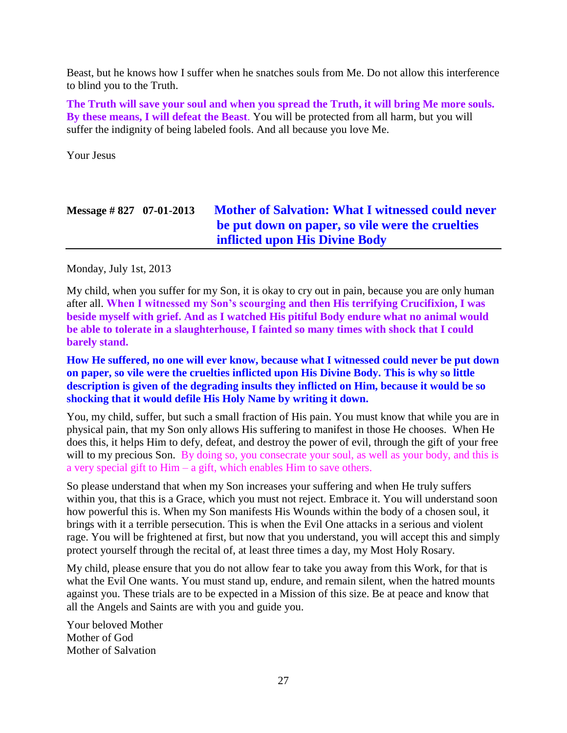Beast, but he knows how I suffer when he snatches souls from Me. Do not allow this interference to blind you to the Truth.

**The Truth will save your soul and when you spread the Truth, it will bring Me more souls. By these means, I will defeat the Beast**. You will be protected from all harm, but you will suffer the indignity of being labeled fools. And all because you love Me.

Your Jesus

## Message # 827 07-01-2013 Mother of Salvation: What I witnessed could never be put down on paper, so vile were the cruelties inflicted upon His Divine Body

Monday, July 1st, 2013

My child, when you suffer for my Son, it is okay to cry out in pain, because you are only human after all. **When I witnessed my Son's scourging and then His terrifying Crucifixion, I was beside myself with grief. And as I watched His pitiful Body endure what no animal would be able to tolerate in a slaughterhouse, I fainted so many times with shock that I could barely stand.**

**How He suffered, no one will ever know, because what I witnessed could never be put down on paper, so vile were the cruelties inflicted upon His Divine Body. This is why so little description is given of the degrading insults they inflicted on Him, because it would be so shocking that it would defile His Holy Name by writing it down.**

You, my child, suffer, but such a small fraction of His pain. You must know that while you are in physical pain, that my Son only allows His suffering to manifest in those He chooses. When He does this, it helps Him to defy, defeat, and destroy the power of evil, through the gift of your free will to my precious Son. By doing so, you consecrate your soul, as well as your body, and this is a very special gift to Him – a gift, which enables Him to save others.

So please understand that when my Son increases your suffering and when He truly suffers within you, that this is a Grace, which you must not reject. Embrace it. You will understand soon how powerful this is. When my Son manifests His Wounds within the body of a chosen soul, it brings with it a terrible persecution. This is when the Evil One attacks in a serious and violent rage. You will be frightened at first, but now that you understand, you will accept this and simply protect yourself through the recital of, at least three times a day, my Most Holy Rosary.

My child, please ensure that you do not allow fear to take you away from this Work, for that is what the Evil One wants. You must stand up, endure, and remain silent, when the hatred mounts against you. These trials are to be expected in a Mission of this size. Be at peace and know that all the Angels and Saints are with you and guide you.

Your beloved Mother
Mother of God
Mother of Salvation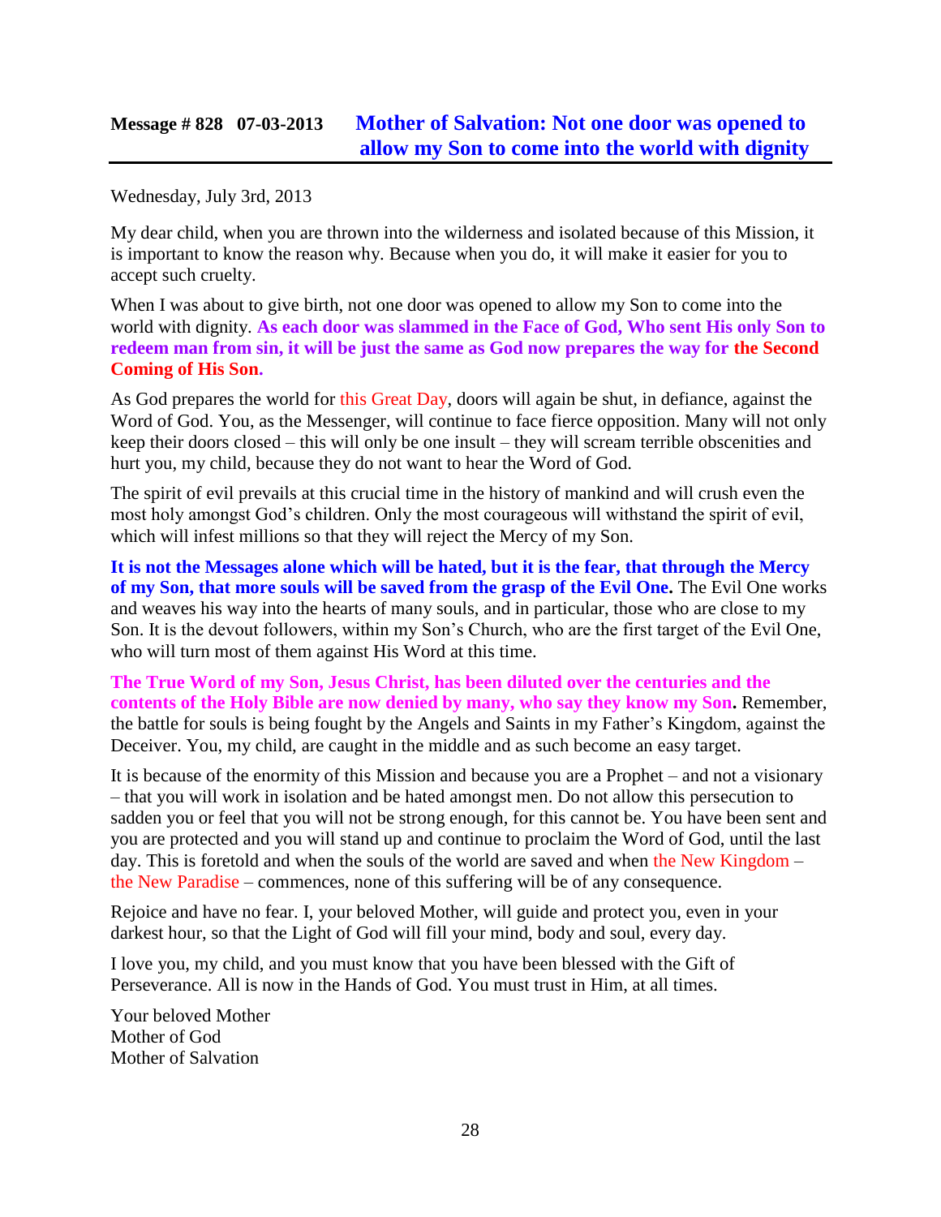## Message # 828 07-03-2013 Mother of Salvation: Not one door was opened to allow my Son to come into the world with dignity

Wednesday, July 3rd, 2013

My dear child, when you are thrown into the wilderness and isolated because of this Mission, it is important to know the reason why. Because when you do, it will make it easier for you to accept such cruelty.

When I was about to give birth, not one door was opened to allow my Son to come into the world with dignity. **As each door was slammed in the Face of God, Who sent His only Son to redeem man from sin, it will be just the same as God now prepares the way for the Second Coming of His Son.**

As God prepares the world for this Great Day, doors will again be shut, in defiance, against the Word of God. You, as the Messenger, will continue to face fierce opposition. Many will not only keep their doors closed – this will only be one insult – they will scream terrible obscenities and hurt you, my child, because they do not want to hear the Word of God.

The spirit of evil prevails at this crucial time in the history of mankind and will crush even the most holy amongst God's children. Only the most courageous will withstand the spirit of evil, which will infest millions so that they will reject the Mercy of my Son.

**It is not the Messages alone which will be hated, but it is the fear, that through the Mercy of my Son, that more souls will be saved from the grasp of the Evil One.** The Evil One works and weaves his way into the hearts of many souls, and in particular, those who are close to my Son. It is the devout followers, within my Son's Church, who are the first target of the Evil One, who will turn most of them against His Word at this time.

**The True Word of my Son, Jesus Christ, has been diluted over the centuries and the contents of the Holy Bible are now denied by many, who say they know my Son.** Remember, the battle for souls is being fought by the Angels and Saints in my Father's Kingdom, against the Deceiver. You, my child, are caught in the middle and as such become an easy target.

It is because of the enormity of this Mission and because you are a Prophet – and not a visionary – that you will work in isolation and be hated amongst men. Do not allow this persecution to sadden you or feel that you will not be strong enough, for this cannot be. You have been sent and you are protected and you will stand up and continue to proclaim the Word of God, until the last day. This is foretold and when the souls of the world are saved and when the New Kingdom – the New Paradise – commences, none of this suffering will be of any consequence.

Rejoice and have no fear. I, your beloved Mother, will guide and protect you, even in your darkest hour, so that the Light of God will fill your mind, body and soul, every day.

I love you, my child, and you must know that you have been blessed with the Gift of Perseverance. All is now in the Hands of God. You must trust in Him, at all times.

Your beloved Mother
Mother of God
Mother of Salvation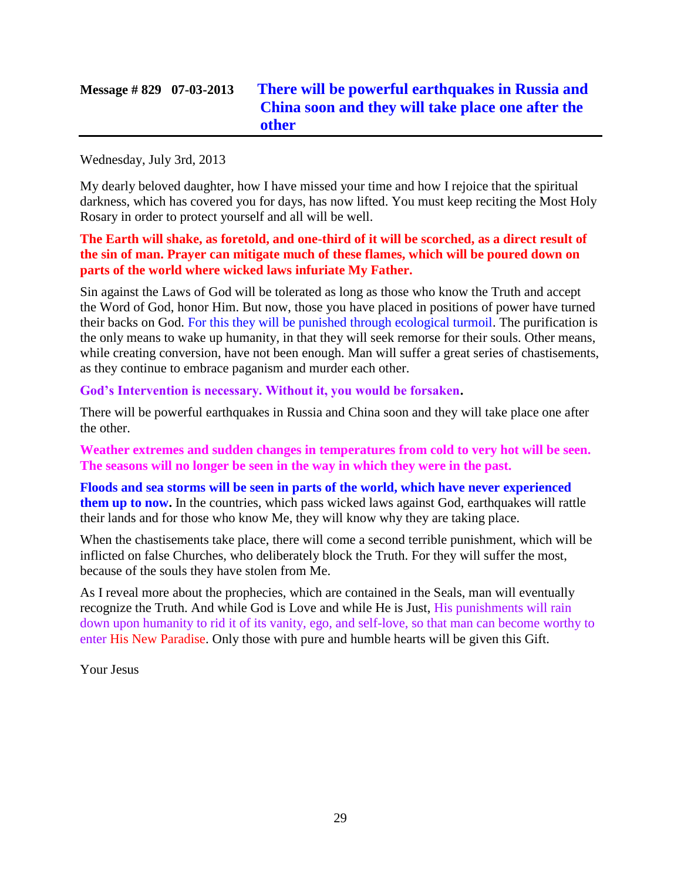## Message # 829 07-03-2013 There will be powerful earthquakes in Russia and China soon and they will take place one after the other

Wednesday, July 3rd, 2013

My dearly beloved daughter, how I have missed your time and how I rejoice that the spiritual darkness, which has covered you for days, has now lifted. You must keep reciting the Most Holy Rosary in order to protect yourself and all will be well.

**The Earth will shake, as foretold, and one-third of it will be scorched, as a direct result of the sin of man. Prayer can mitigate much of these flames, which will be poured down on parts of the world where wicked laws infuriate My Father.**

Sin against the Laws of God will be tolerated as long as those who know the Truth and accept the Word of God, honor Him. But now, those you have placed in positions of power have turned their backs on God. For this they will be punished through ecological turmoil. The purification is the only means to wake up humanity, in that they will seek remorse for their souls. Other means, while creating conversion, have not been enough. Man will suffer a great series of chastisements, as they continue to embrace paganism and murder each other.

**God's Intervention is necessary. Without it, you would be forsaken.**

There will be powerful earthquakes in Russia and China soon and they will take place one after the other.

**Weather extremes and sudden changes in temperatures from cold to very hot will be seen. The seasons will no longer be seen in the way in which they were in the past.**

**Floods and sea storms will be seen in parts of the world, which have never experienced them up to now.** In the countries, which pass wicked laws against God, earthquakes will rattle their lands and for those who know Me, they will know why they are taking place.

When the chastisements take place, there will come a second terrible punishment, which will be inflicted on false Churches, who deliberately block the Truth. For they will suffer the most, because of the souls they have stolen from Me.

As I reveal more about the prophecies, which are contained in the Seals, man will eventually recognize the Truth. And while God is Love and while He is Just, His punishments will rain down upon humanity to rid it of its vanity, ego, and self-love, so that man can become worthy to enter His New Paradise. Only those with pure and humble hearts will be given this Gift.

Your Jesus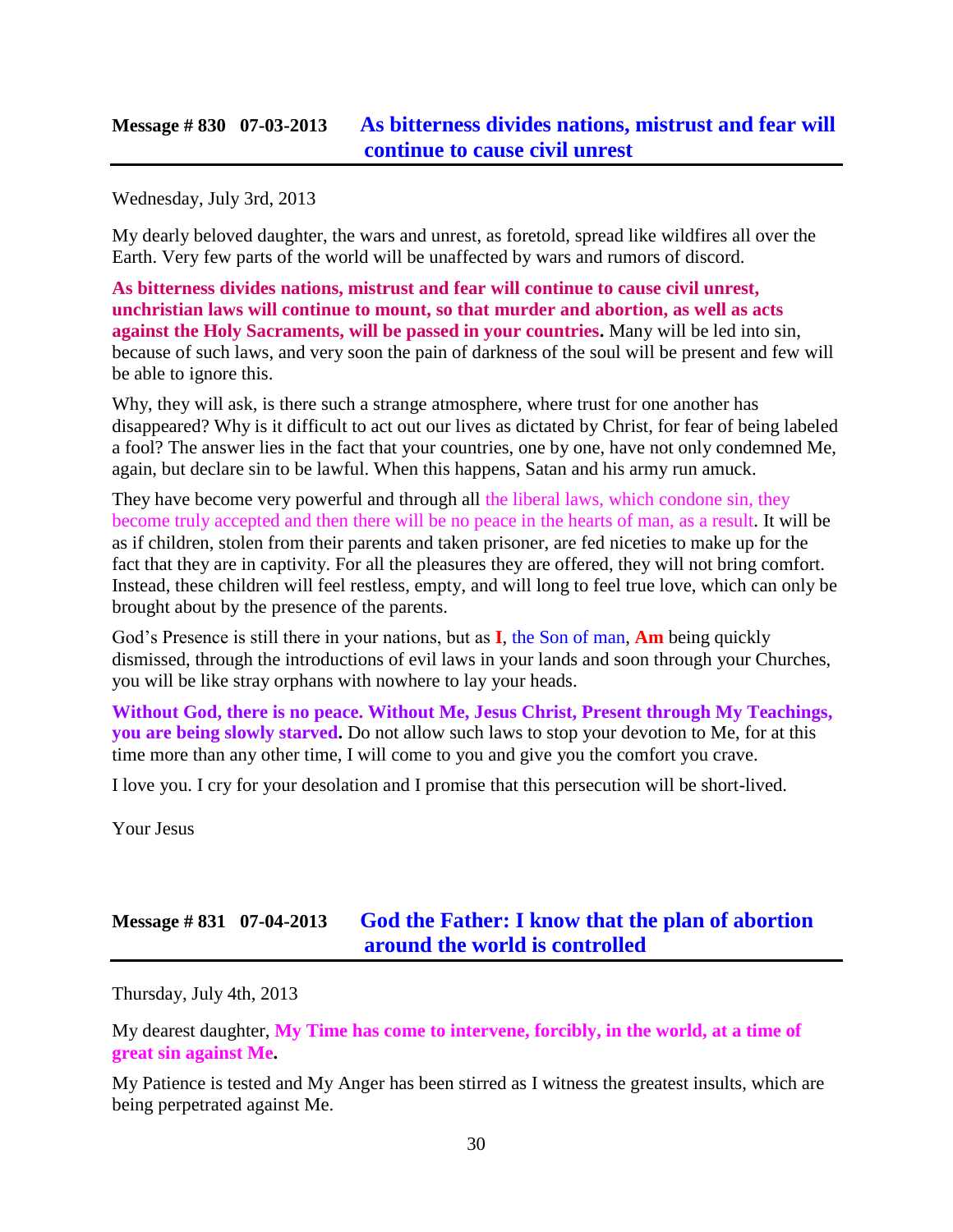## Message # 830 07-03-2013 As bitterness divides nations, mistrust and fear will continue to cause civil unrest

Wednesday, July 3rd, 2013

My dearly beloved daughter, the wars and unrest, as foretold, spread like wildfires all over the Earth. Very few parts of the world will be unaffected by wars and rumors of discord.

**As bitterness divides nations, mistrust and fear will continue to cause civil unrest, unchristian laws will continue to mount, so that murder and abortion, as well as acts against the Holy Sacraments, will be passed in your countries.** Many will be led into sin, because of such laws, and very soon the pain of darkness of the soul will be present and few will be able to ignore this.

Why, they will ask, is there such a strange atmosphere, where trust for one another has disappeared? Why is it difficult to act out our lives as dictated by Christ, for fear of being labeled a fool? The answer lies in the fact that your countries, one by one, have not only condemned Me, again, but declare sin to be lawful. When this happens, Satan and his army run amuck.

They have become very powerful and through all the liberal laws, which condone sin, they become truly accepted and then there will be no peace in the hearts of man, as a result. It will be as if children, stolen from their parents and taken prisoner, are fed niceties to make up for the fact that they are in captivity. For all the pleasures they are offered, they will not bring comfort. Instead, these children will feel restless, empty, and will long to feel true love, which can only be brought about by the presence of the parents.

God's Presence is still there in your nations, but as **I**, the Son of man, **Am** being quickly dismissed, through the introductions of evil laws in your lands and soon through your Churches, you will be like stray orphans with nowhere to lay your heads.

**Without God, there is no peace. Without Me, Jesus Christ, Present through My Teachings, you are being slowly starved.** Do not allow such laws to stop your devotion to Me, for at this time more than any other time, I will come to you and give you the comfort you crave.

I love you. I cry for your desolation and I promise that this persecution will be short-lived.

Your Jesus

## Message # 831 07-04-2013 God the Father: I know that the plan of abortion around the world is controlled

Thursday, July 4th, 2013

My dearest daughter, **My Time has come to intervene, forcibly, in the world, at a time of great sin against Me.**

My Patience is tested and My Anger has been stirred as I witness the greatest insults, which are being perpetrated against Me.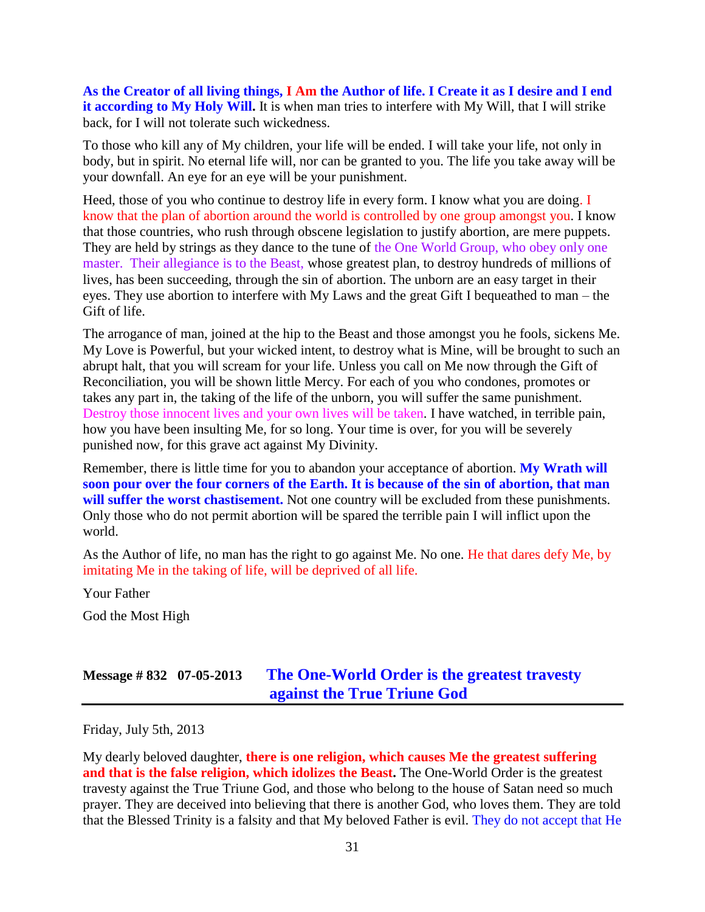**As the Creator of all living things, I Am the Author of life. I Create it as I desire and I end it according to My Holy Will.** It is when man tries to interfere with My Will, that I will strike back, for I will not tolerate such wickedness.

To those who kill any of My children, your life will be ended. I will take your life, not only in body, but in spirit. No eternal life will, nor can be granted to you. The life you take away will be your downfall. An eye for an eye will be your punishment.

Heed, those of you who continue to destroy life in every form. I know what you are doing. I know that the plan of abortion around the world is controlled by one group amongst you. I know that those countries, who rush through obscene legislation to justify abortion, are mere puppets. They are held by strings as they dance to the tune of the One World Group, who obey only one master. Their allegiance is to the Beast, whose greatest plan, to destroy hundreds of millions of lives, has been succeeding, through the sin of abortion. The unborn are an easy target in their eyes. They use abortion to interfere with My Laws and the great Gift I bequeathed to man – the Gift of life.

The arrogance of man, joined at the hip to the Beast and those amongst you he fools, sickens Me. My Love is Powerful, but your wicked intent, to destroy what is Mine, will be brought to such an abrupt halt, that you will scream for your life. Unless you call on Me now through the Gift of Reconciliation, you will be shown little Mercy. For each of you who condones, promotes or takes any part in, the taking of the life of the unborn, you will suffer the same punishment. Destroy those innocent lives and your own lives will be taken. I have watched, in terrible pain, how you have been insulting Me, for so long. Your time is over, for you will be severely punished now, for this grave act against My Divinity.

Remember, there is little time for you to abandon your acceptance of abortion. **My Wrath will soon pour over the four corners of the Earth. It is because of the sin of abortion, that man will suffer the worst chastisement.** Not one country will be excluded from these punishments. Only those who do not permit abortion will be spared the terrible pain I will inflict upon the world.

As the Author of life, no man has the right to go against Me. No one. He that dares defy Me, by imitating Me in the taking of life, will be deprived of all life.

Your Father

God the Most High

## Message # 832 07-05-2013 The One-World Order is the greatest travesty against the True Triune God

Friday, July 5th, 2013

My dearly beloved daughter, **there is one religion, which causes Me the greatest suffering and that is the false religion, which idolizes the Beast.** The One-World Order is the greatest travesty against the True Triune God, and those who belong to the house of Satan need so much prayer. They are deceived into believing that there is another God, who loves them. They are told that the Blessed Trinity is a falsity and that My beloved Father is evil. They do not accept that He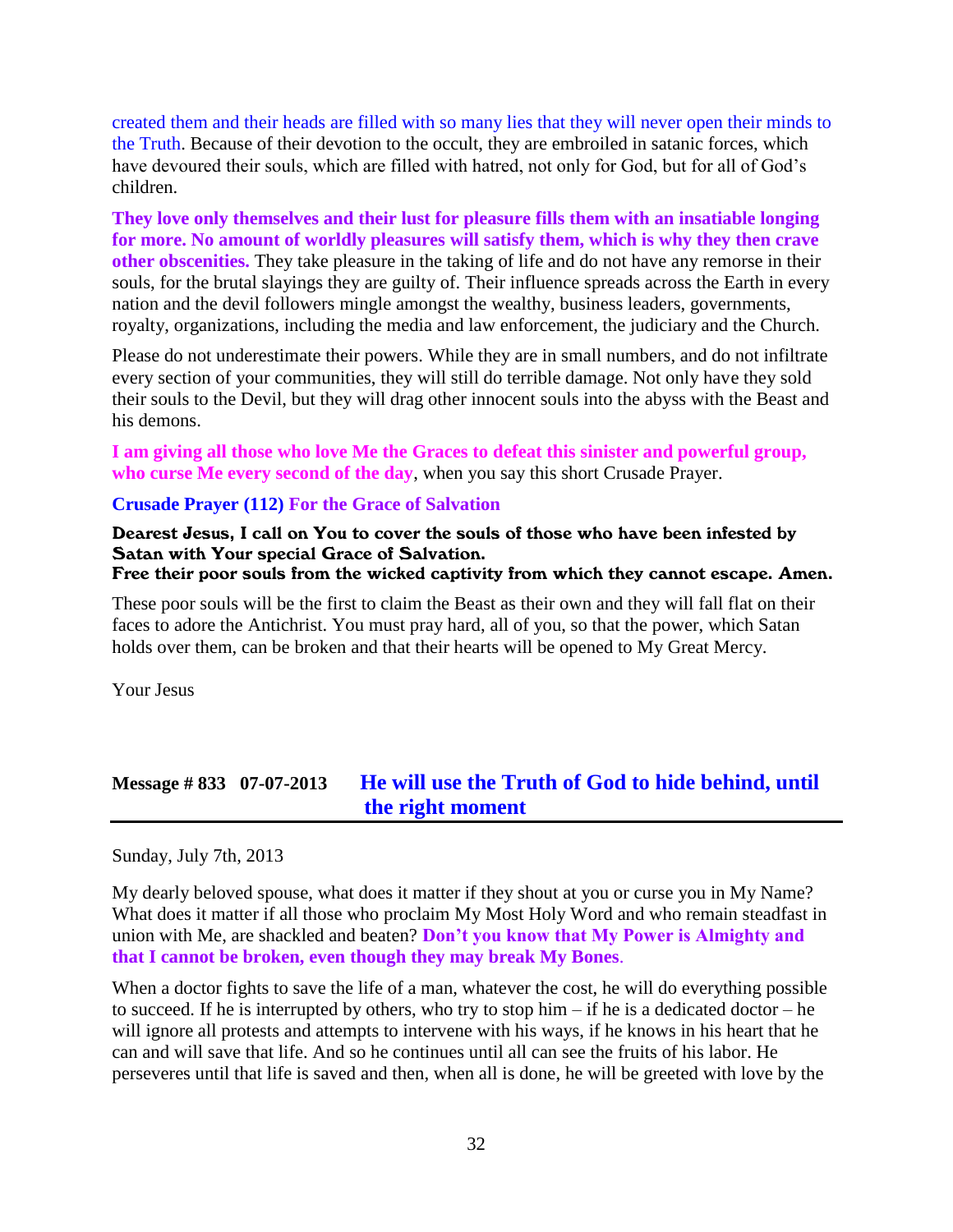created them and their heads are filled with so many lies that they will never open their minds to the Truth. Because of their devotion to the occult, they are embroiled in satanic forces, which have devoured their souls, which are filled with hatred, not only for God, but for all of God's children.

**They love only themselves and their lust for pleasure fills them with an insatiable longing for more. No amount of worldly pleasures will satisfy them, which is why they then crave other obscenities.** They take pleasure in the taking of life and do not have any remorse in their souls, for the brutal slayings they are guilty of. Their influence spreads across the Earth in every nation and the devil followers mingle amongst the wealthy, business leaders, governments, royalty, organizations, including the media and law enforcement, the judiciary and the Church.

Please do not underestimate their powers. While they are in small numbers, and do not infiltrate every section of your communities, they will still do terrible damage. Not only have they sold their souls to the Devil, but they will drag other innocent souls into the abyss with the Beast and his demons.

**I am giving all those who love Me the Graces to defeat this sinister and powerful group, who curse Me every second of the day**, when you say this short Crusade Prayer.

**Crusade Prayer (112) For the Grace of Salvation**

**Dearest Jesus, I call on You to cover the souls of those who have been infested by Satan with Your special Grace of Salvation.**
**Free their poor souls from the wicked captivity from which they cannot escape. Amen.**

These poor souls will be the first to claim the Beast as their own and they will fall flat on their faces to adore the Antichrist. You must pray hard, all of you, so that the power, which Satan holds over them, can be broken and that their hearts will be opened to My Great Mercy.

Your Jesus

## Message # 833 07-07-2013 He will use the Truth of God to hide behind, until the right moment

Sunday, July 7th, 2013

My dearly beloved spouse, what does it matter if they shout at you or curse you in My Name? What does it matter if all those who proclaim My Most Holy Word and who remain steadfast in union with Me, are shackled and beaten? **Don't you know that My Power is Almighty and that I cannot be broken, even though they may break My Bones**.

When a doctor fights to save the life of a man, whatever the cost, he will do everything possible to succeed. If he is interrupted by others, who try to stop him – if he is a dedicated doctor – he will ignore all protests and attempts to intervene with his ways, if he knows in his heart that he can and will save that life. And so he continues until all can see the fruits of his labor. He perseveres until that life is saved and then, when all is done, he will be greeted with love by the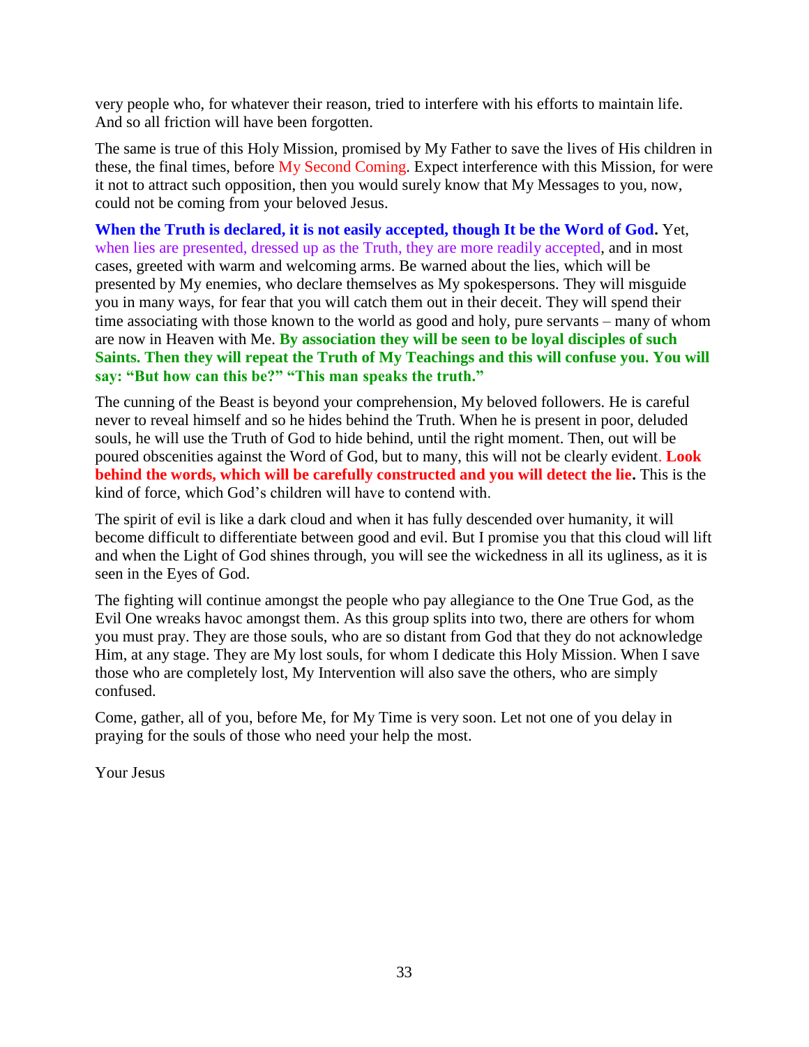very people who, for whatever their reason, tried to interfere with his efforts to maintain life. And so all friction will have been forgotten.

The same is true of this Holy Mission, promised by My Father to save the lives of His children in these, the final times, before My Second Coming. Expect interference with this Mission, for were it not to attract such opposition, then you would surely know that My Messages to you, now, could not be coming from your beloved Jesus.

**When the Truth is declared, it is not easily accepted, though It be the Word of God.** Yet, when lies are presented, dressed up as the Truth, they are more readily accepted, and in most cases, greeted with warm and welcoming arms. Be warned about the lies, which will be presented by My enemies, who declare themselves as My spokespersons. They will misguide you in many ways, for fear that you will catch them out in their deceit. They will spend their time associating with those known to the world as good and holy, pure servants – many of whom are now in Heaven with Me. **By association they will be seen to be loyal disciples of such Saints. Then they will repeat the Truth of My Teachings and this will confuse you. You will say: "But how can this be?" "This man speaks the truth."**

The cunning of the Beast is beyond your comprehension, My beloved followers. He is careful never to reveal himself and so he hides behind the Truth. When he is present in poor, deluded souls, he will use the Truth of God to hide behind, until the right moment. Then, out will be poured obscenities against the Word of God, but to many, this will not be clearly evident. **Look behind the words, which will be carefully constructed and you will detect the lie.** This is the kind of force, which God's children will have to contend with.

The spirit of evil is like a dark cloud and when it has fully descended over humanity, it will become difficult to differentiate between good and evil. But I promise you that this cloud will lift and when the Light of God shines through, you will see the wickedness in all its ugliness, as it is seen in the Eyes of God.

The fighting will continue amongst the people who pay allegiance to the One True God, as the Evil One wreaks havoc amongst them. As this group splits into two, there are others for whom you must pray. They are those souls, who are so distant from God that they do not acknowledge Him, at any stage. They are My lost souls, for whom I dedicate this Holy Mission. When I save those who are completely lost, My Intervention will also save the others, who are simply confused.

Come, gather, all of you, before Me, for My Time is very soon. Let not one of you delay in praying for the souls of those who need your help the most.

Your Jesus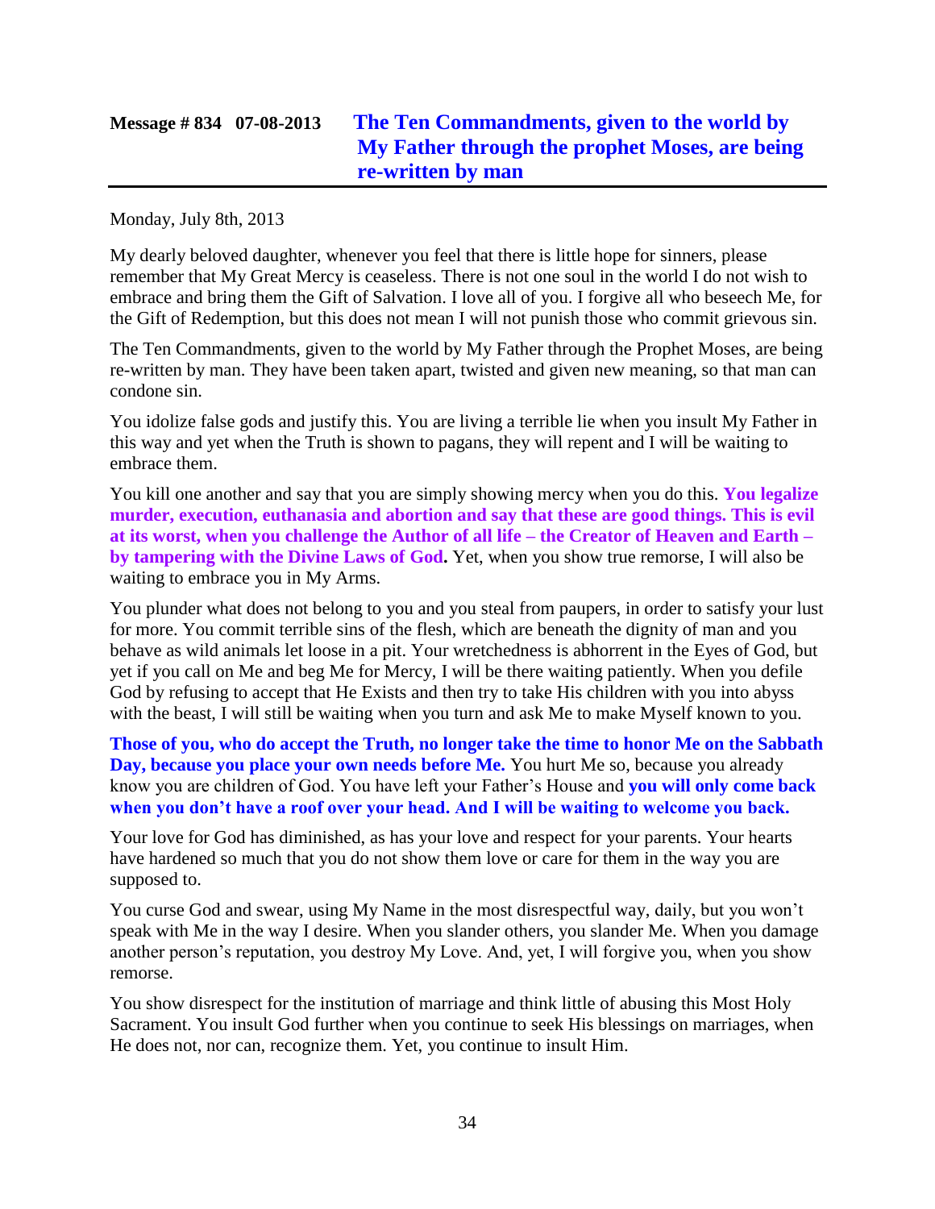**Message # 834 07-08-2013 The Ten Commandments, given to the world by My Father through the prophet Moses, are being re-written by man**

---

Monday, July 8th, 2013

My dearly beloved daughter, whenever you feel that there is little hope for sinners, please remember that My Great Mercy is ceaseless. There is not one soul in the world I do not wish to embrace and bring them the Gift of Salvation. I love all of you. I forgive all who beseech Me, for the Gift of Redemption, but this does not mean I will not punish those who commit grievous sin.

The Ten Commandments, given to the world by My Father through the Prophet Moses, are being re-written by man. They have been taken apart, twisted and given new meaning, so that man can condone sin.

You idolize false gods and justify this. You are living a terrible lie when you insult My Father in this way and yet when the Truth is shown to pagans, they will repent and I will be waiting to embrace them.

You kill one another and say that you are simply showing mercy when you do this. **You legalize murder, execution, euthanasia and abortion and say that these are good things. This is evil at its worst, when you challenge the Author of all life – the Creator of Heaven and Earth – by tampering with the Divine Laws of God.** Yet, when you show true remorse, I will also be waiting to embrace you in My Arms.

You plunder what does not belong to you and you steal from paupers, in order to satisfy your lust for more. You commit terrible sins of the flesh, which are beneath the dignity of man and you behave as wild animals let loose in a pit. Your wretchedness is abhorrent in the Eyes of God, but yet if you call on Me and beg Me for Mercy, I will be there waiting patiently. When you defile God by refusing to accept that He Exists and then try to take His children with you into abyss with the beast, I will still be waiting when you turn and ask Me to make Myself known to you.

**Those of you, who do accept the Truth, no longer take the time to honor Me on the Sabbath Day, because you place your own needs before Me.** You hurt Me so, because you already know you are children of God. You have left your Father's House and **you will only come back when you don't have a roof over your head. And I will be waiting to welcome you back.**

Your love for God has diminished, as has your love and respect for your parents. Your hearts have hardened so much that you do not show them love or care for them in the way you are supposed to.

You curse God and swear, using My Name in the most disrespectful way, daily, but you won't speak with Me in the way I desire. When you slander others, you slander Me. When you damage another person's reputation, you destroy My Love. And, yet, I will forgive you, when you show remorse.

You show disrespect for the institution of marriage and think little of abusing this Most Holy Sacrament. You insult God further when you continue to seek His blessings on marriages, when He does not, nor can, recognize them. Yet, you continue to insult Him.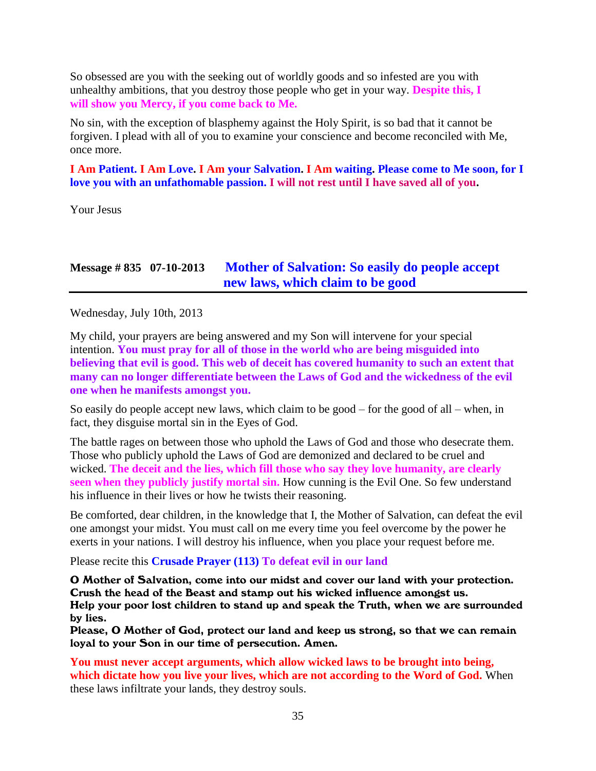So obsessed are you with the seeking out of worldly goods and so infested are you with unhealthy ambitions, that you destroy those people who get in your way. **Despite this, I will show you Mercy, if you come back to Me.**

No sin, with the exception of blasphemy against the Holy Spirit, is so bad that it cannot be forgiven. I plead with all of you to examine your conscience and become reconciled with Me, once more.

**I Am Patient. I Am Love. I Am your Salvation. I Am waiting. Please come to Me soon, for I love you with an unfathomable passion. I will not rest until I have saved all of you.**

Your Jesus

## Message # 835 07-10-2013 Mother of Salvation: So easily do people accept new laws, which claim to be good

Wednesday, July 10th, 2013

My child, your prayers are being answered and my Son will intervene for your special intention. **You must pray for all of those in the world who are being misguided into believing that evil is good. This web of deceit has covered humanity to such an extent that many can no longer differentiate between the Laws of God and the wickedness of the evil one when he manifests amongst you.**

So easily do people accept new laws, which claim to be good – for the good of all – when, in fact, they disguise mortal sin in the Eyes of God.

The battle rages on between those who uphold the Laws of God and those who desecrate them. Those who publicly uphold the Laws of God are demonized and declared to be cruel and wicked. **The deceit and the lies, which fill those who say they love humanity, are clearly seen when they publicly justify mortal sin.** How cunning is the Evil One. So few understand his influence in their lives or how he twists their reasoning.

Be comforted, dear children, in the knowledge that I, the Mother of Salvation, can defeat the evil one amongst your midst. You must call on me every time you feel overcome by the power he exerts in your nations. I will destroy his influence, when you place your request before me.

Please recite this **Crusade Prayer (113) To defeat evil in our land**

**O Mother of Salvation, come into our midst and cover our land with your protection.**
**Crush the head of the Beast and stamp out his wicked influence amongst us.**
**Help your poor lost children to stand up and speak the Truth, when we are surrounded by lies.**
**Please, O Mother of God, protect our land and keep us strong, so that we can remain loyal to your Son in our time of persecution. Amen.**

**You must never accept arguments, which allow wicked laws to be brought into being, which dictate how you live your lives, which are not according to the Word of God.** When these laws infiltrate your lands, they destroy souls.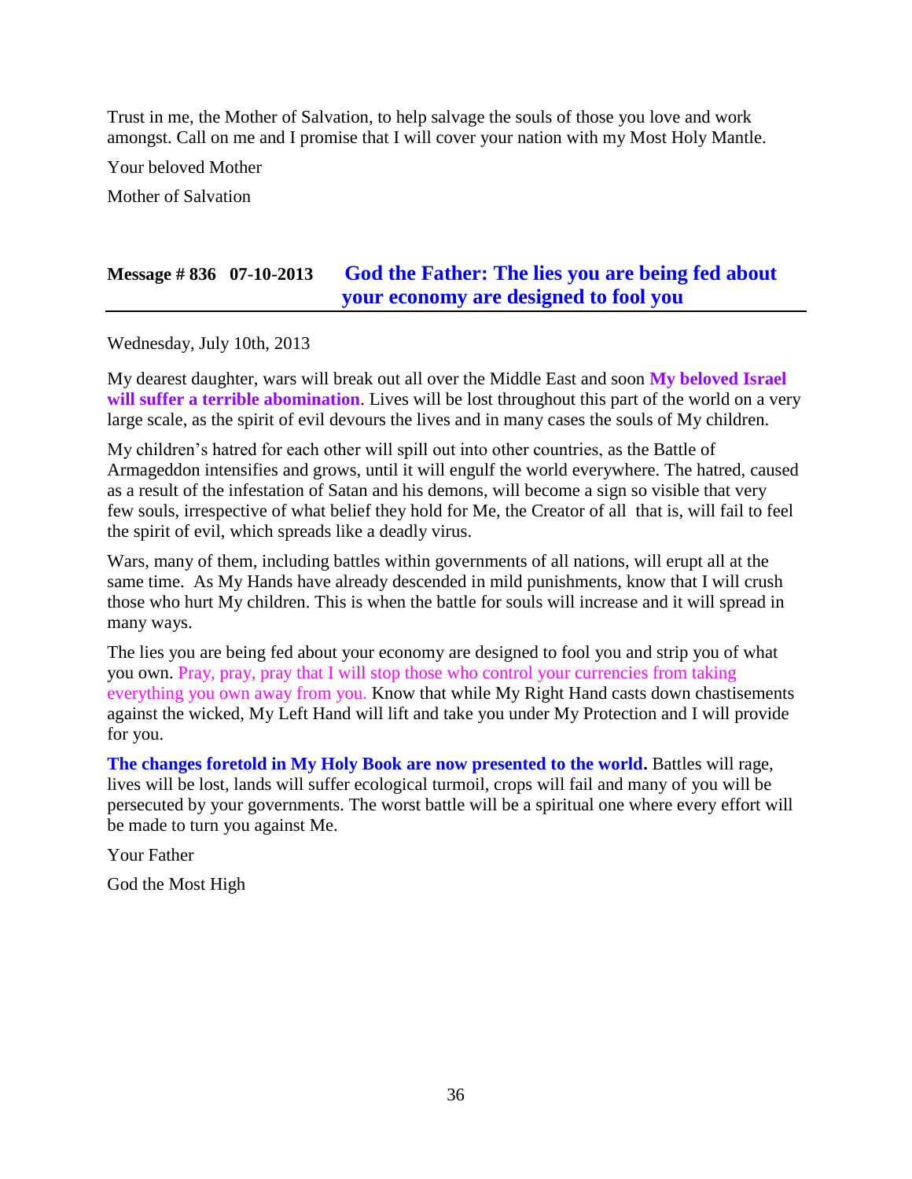Trust in me, the Mother of Salvation, to help salvage the souls of those you love and work amongst. Call on me and I promise that I will cover your nation with my Most Holy Mantle.

Your beloved Mother

Mother of Salvation

## Message # 836   07-10-2013   God the Father: The lies you are being fed about your economy are designed to fool you

Wednesday, July 10th, 2013

My dearest daughter, wars will break out all over the Middle East and soon **My beloved Israel will suffer a terrible abomination**. Lives will be lost throughout this part of the world on a very large scale, as the spirit of evil devours the lives and in many cases the souls of My children.

My children's hatred for each other will spill out into other countries, as the Battle of Armageddon intensifies and grows, until it will engulf the world everywhere. The hatred, caused as a result of the infestation of Satan and his demons, will become a sign so visible that very few souls, irrespective of what belief they hold for Me, the Creator of all that is, will fail to feel the spirit of evil, which spreads like a deadly virus.

Wars, many of them, including battles within governments of all nations, will erupt all at the same time. As My Hands have already descended in mild punishments, know that I will crush those who hurt My children. This is when the battle for souls will increase and it will spread in many ways.

The lies you are being fed about your economy are designed to fool you and strip you of what you own. Pray, pray, pray that I will stop those who control your currencies from taking everything you own away from you. Know that while My Right Hand casts down chastisements against the wicked, My Left Hand will lift and take you under My Protection and I will provide for you.

**The changes foretold in My Holy Book are now presented to the world.** Battles will rage, lives will be lost, lands will suffer ecological turmoil, crops will fail and many of you will be persecuted by your governments. The worst battle will be a spiritual one where every effort will be made to turn you against Me.

Your Father

God the Most High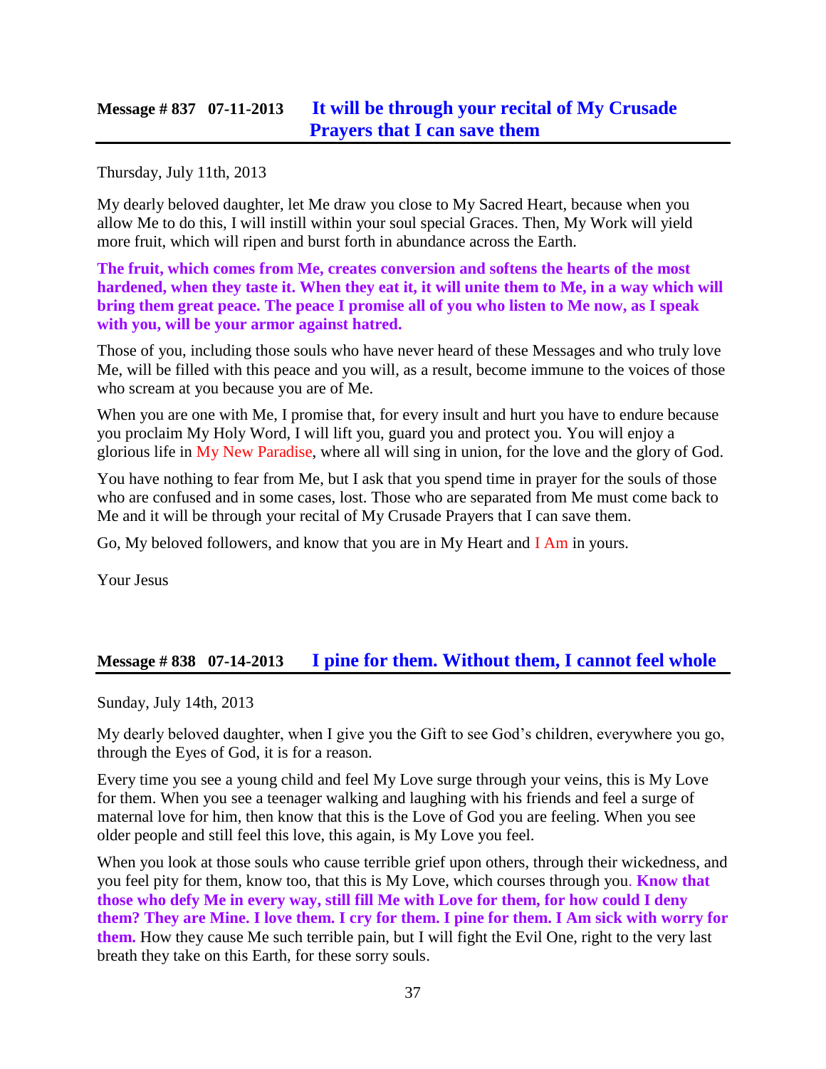## Message # 837 07-11-2013 It will be through your recital of My Crusade Prayers that I can save them

Thursday, July 11th, 2013

My dearly beloved daughter, let Me draw you close to My Sacred Heart, because when you allow Me to do this, I will instill within your soul special Graces. Then, My Work will yield more fruit, which will ripen and burst forth in abundance across the Earth.

**The fruit, which comes from Me, creates conversion and softens the hearts of the most hardened, when they taste it. When they eat it, it will unite them to Me, in a way which will bring them great peace. The peace I promise all of you who listen to Me now, as I speak with you, will be your armor against hatred.**

Those of you, including those souls who have never heard of these Messages and who truly love Me, will be filled with this peace and you will, as a result, become immune to the voices of those who scream at you because you are of Me.

When you are one with Me, I promise that, for every insult and hurt you have to endure because you proclaim My Holy Word, I will lift you, guard you and protect you. You will enjoy a glorious life in My New Paradise, where all will sing in union, for the love and the glory of God.

You have nothing to fear from Me, but I ask that you spend time in prayer for the souls of those who are confused and in some cases, lost. Those who are separated from Me must come back to Me and it will be through your recital of My Crusade Prayers that I can save them.

Go, My beloved followers, and know that you are in My Heart and I Am in yours.

Your Jesus

## Message # 838 07-14-2013 I pine for them. Without them, I cannot feel whole

Sunday, July 14th, 2013

My dearly beloved daughter, when I give you the Gift to see God's children, everywhere you go, through the Eyes of God, it is for a reason.

Every time you see a young child and feel My Love surge through your veins, this is My Love for them. When you see a teenager walking and laughing with his friends and feel a surge of maternal love for him, then know that this is the Love of God you are feeling. When you see older people and still feel this love, this again, is My Love you feel.

When you look at those souls who cause terrible grief upon others, through their wickedness, and you feel pity for them, know too, that this is My Love, which courses through you. **Know that those who defy Me in every way, still fill Me with Love for them, for how could I deny them? They are Mine. I love them. I cry for them. I pine for them. I Am sick with worry for them.** How they cause Me such terrible pain, but I will fight the Evil One, right to the very last breath they take on this Earth, for these sorry souls.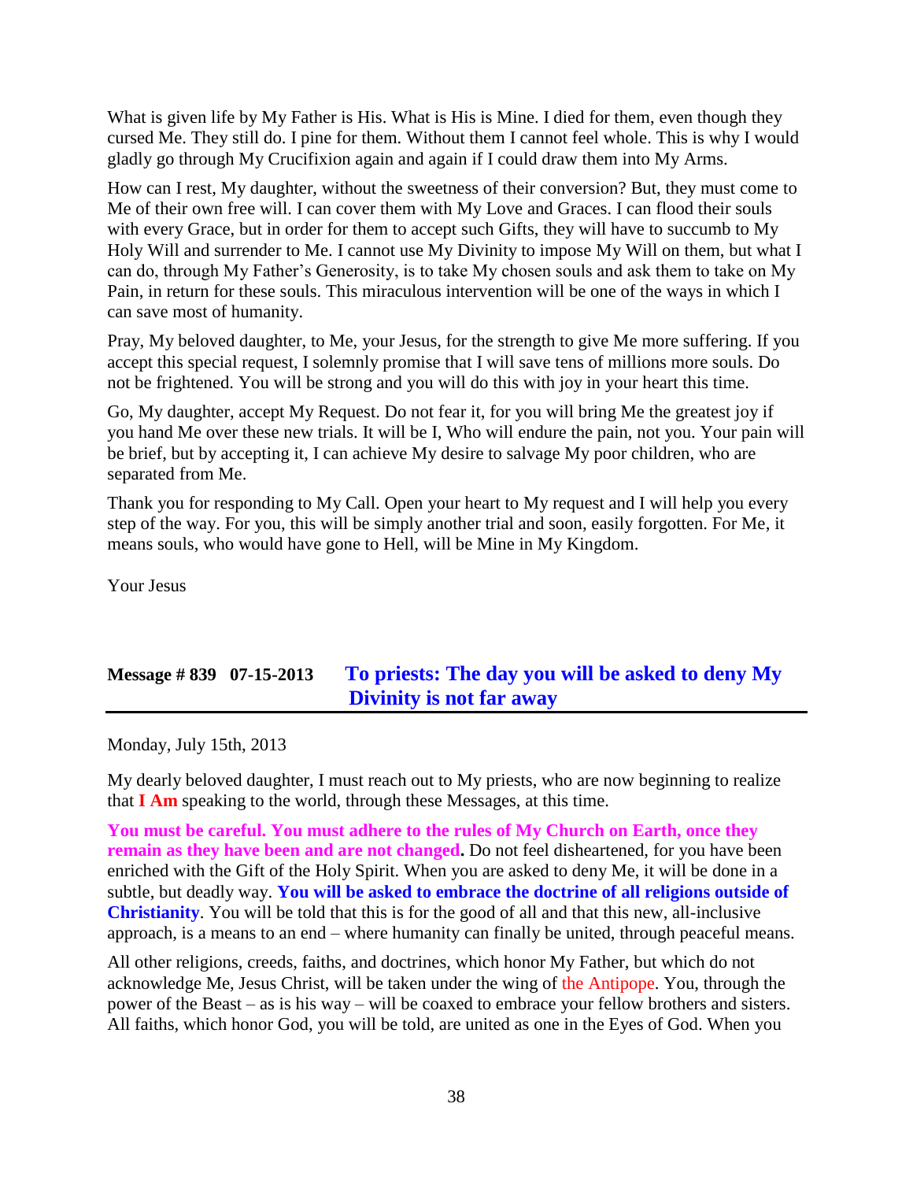What is given life by My Father is His. What is His is Mine. I died for them, even though they cursed Me. They still do. I pine for them. Without them I cannot feel whole. This is why I would gladly go through My Crucifixion again and again if I could draw them into My Arms.

How can I rest, My daughter, without the sweetness of their conversion? But, they must come to Me of their own free will. I can cover them with My Love and Graces. I can flood their souls with every Grace, but in order for them to accept such Gifts, they will have to succumb to My Holy Will and surrender to Me. I cannot use My Divinity to impose My Will on them, but what I can do, through My Father's Generosity, is to take My chosen souls and ask them to take on My Pain, in return for these souls. This miraculous intervention will be one of the ways in which I can save most of humanity.

Pray, My beloved daughter, to Me, your Jesus, for the strength to give Me more suffering. If you accept this special request, I solemnly promise that I will save tens of millions more souls. Do not be frightened. You will be strong and you will do this with joy in your heart this time.

Go, My daughter, accept My Request. Do not fear it, for you will bring Me the greatest joy if you hand Me over these new trials. It will be I, Who will endure the pain, not you. Your pain will be brief, but by accepting it, I can achieve My desire to salvage My poor children, who are separated from Me.

Thank you for responding to My Call. Open your heart to My request and I will help you every step of the way. For you, this will be simply another trial and soon, easily forgotten. For Me, it means souls, who would have gone to Hell, will be Mine in My Kingdom.

Your Jesus

## Message # 839 07-15-2013 To priests: The day you will be asked to deny My Divinity is not far away

Monday, July 15th, 2013

My dearly beloved daughter, I must reach out to My priests, who are now beginning to realize that **I Am** speaking to the world, through these Messages, at this time.

**You must be careful. You must adhere to the rules of My Church on Earth, once they remain as they have been and are not changed.** Do not feel disheartened, for you have been enriched with the Gift of the Holy Spirit. When you are asked to deny Me, it will be done in a subtle, but deadly way. **You will be asked to embrace the doctrine of all religions outside of Christianity**. You will be told that this is for the good of all and that this new, all-inclusive approach, is a means to an end – where humanity can finally be united, through peaceful means.

All other religions, creeds, faiths, and doctrines, which honor My Father, but which do not acknowledge Me, Jesus Christ, will be taken under the wing of the Antipope. You, through the power of the Beast – as is his way – will be coaxed to embrace your fellow brothers and sisters. All faiths, which honor God, you will be told, are united as one in the Eyes of God. When you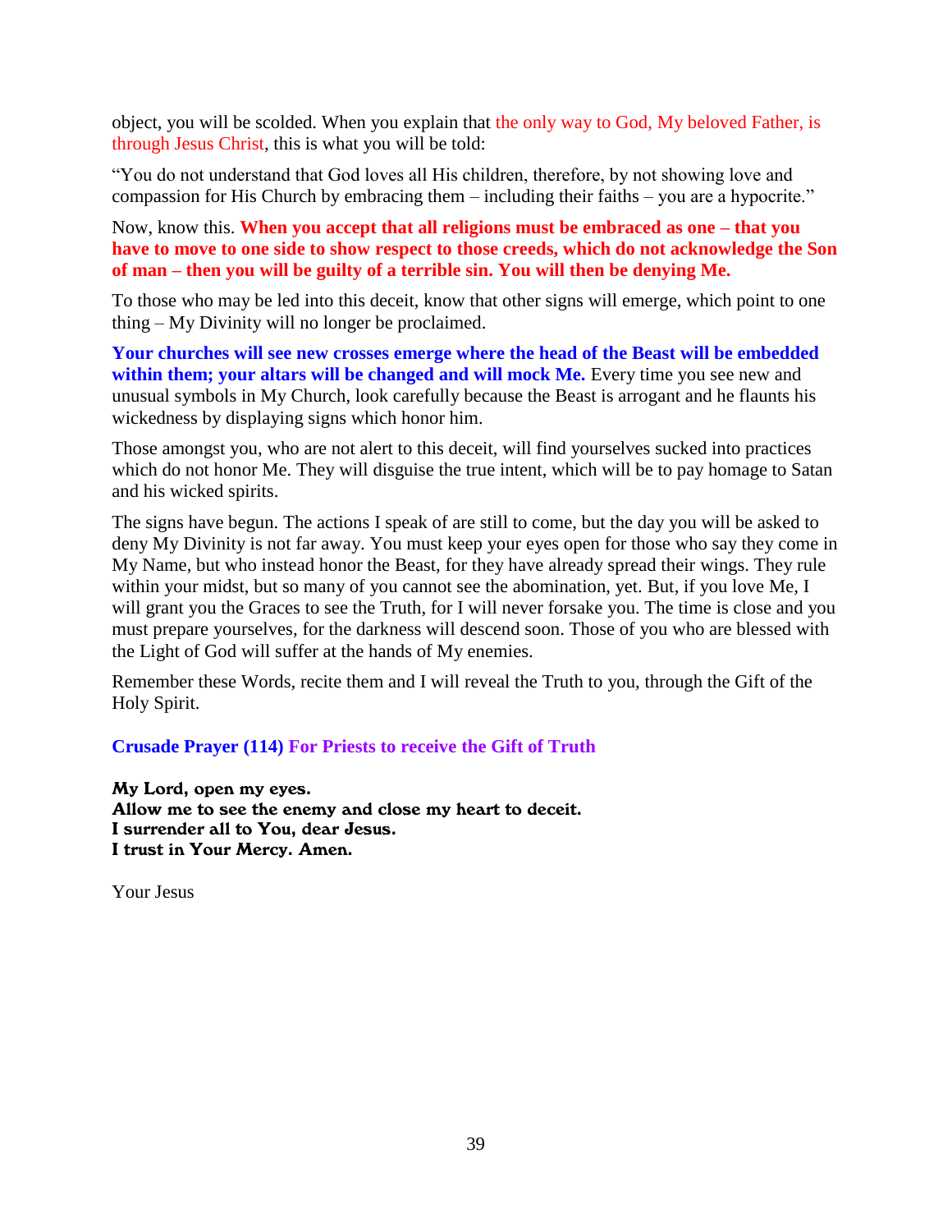object, you will be scolded. When you explain that the only way to God, My beloved Father, is through Jesus Christ, this is what you will be told:

"You do not understand that God loves all His children, therefore, by not showing love and compassion for His Church by embracing them – including their faiths – you are a hypocrite."

Now, know this. **When you accept that all religions must be embraced as one – that you have to move to one side to show respect to those creeds, which do not acknowledge the Son of man – then you will be guilty of a terrible sin. You will then be denying Me.**

To those who may be led into this deceit, know that other signs will emerge, which point to one thing – My Divinity will no longer be proclaimed.

**Your churches will see new crosses emerge where the head of the Beast will be embedded within them; your altars will be changed and will mock Me.** Every time you see new and unusual symbols in My Church, look carefully because the Beast is arrogant and he flaunts his wickedness by displaying signs which honor him.

Those amongst you, who are not alert to this deceit, will find yourselves sucked into practices which do not honor Me. They will disguise the true intent, which will be to pay homage to Satan and his wicked spirits.

The signs have begun. The actions I speak of are still to come, but the day you will be asked to deny My Divinity is not far away. You must keep your eyes open for those who say they come in My Name, but who instead honor the Beast, for they have already spread their wings. They rule within your midst, but so many of you cannot see the abomination, yet. But, if you love Me, I will grant you the Graces to see the Truth, for I will never forsake you. The time is close and you must prepare yourselves, for the darkness will descend soon. Those of you who are blessed with the Light of God will suffer at the hands of My enemies.

Remember these Words, recite them and I will reveal the Truth to you, through the Gift of the Holy Spirit.

**Crusade Prayer (114) For Priests to receive the Gift of Truth**

**My Lord, open my eyes.**
**Allow me to see the enemy and close my heart to deceit.**
**I surrender all to You, dear Jesus.**
**I trust in Your Mercy. Amen.**

Your Jesus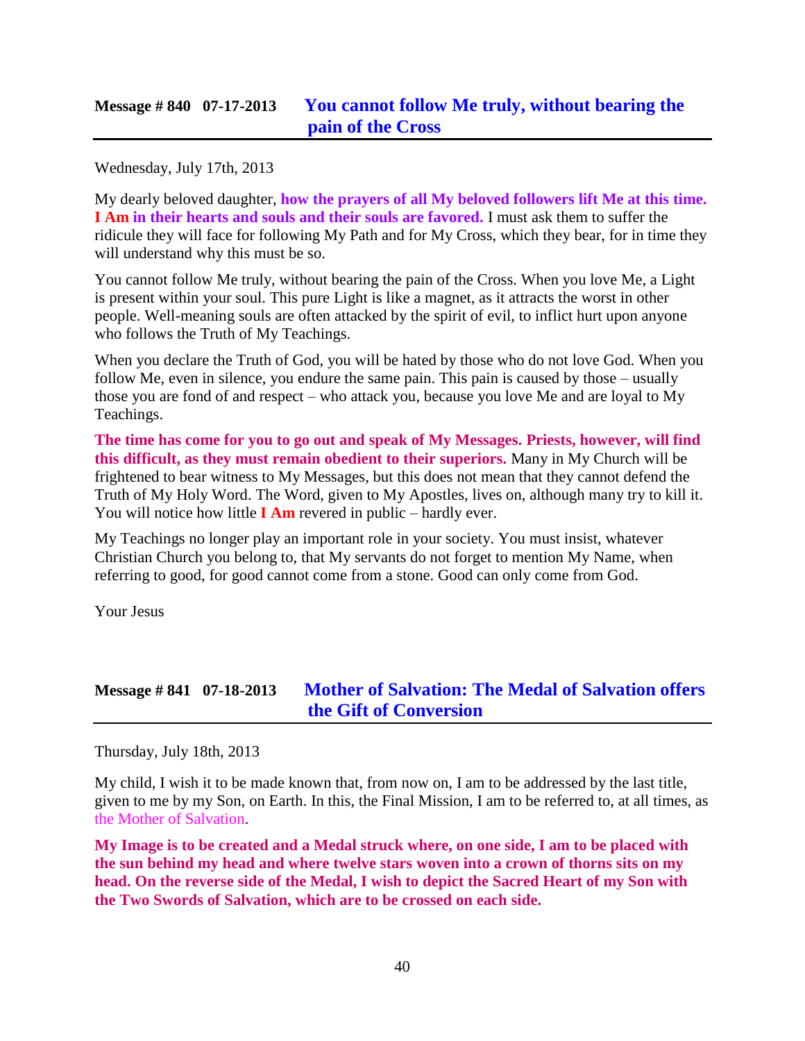## Message # 840 07-17-2013 You cannot follow Me truly, without bearing the pain of the Cross

Wednesday, July 17th, 2013

My dearly beloved daughter, **how the prayers of all My beloved followers lift Me at this time. I Am in their hearts and souls and their souls are favored.** I must ask them to suffer the ridicule they will face for following My Path and for My Cross, which they bear, for in time they will understand why this must be so.

You cannot follow Me truly, without bearing the pain of the Cross. When you love Me, a Light is present within your soul. This pure Light is like a magnet, as it attracts the worst in other people. Well-meaning souls are often attacked by the spirit of evil, to inflict hurt upon anyone who follows the Truth of My Teachings.

When you declare the Truth of God, you will be hated by those who do not love God. When you follow Me, even in silence, you endure the same pain. This pain is caused by those – usually those you are fond of and respect – who attack you, because you love Me and are loyal to My Teachings.

**The time has come for you to go out and speak of My Messages. Priests, however, will find this difficult, as they must remain obedient to their superiors.** Many in My Church will be frightened to bear witness to My Messages, but this does not mean that they cannot defend the Truth of My Holy Word. The Word, given to My Apostles, lives on, although many try to kill it. You will notice how little **I Am** revered in public – hardly ever.

My Teachings no longer play an important role in your society. You must insist, whatever Christian Church you belong to, that My servants do not forget to mention My Name, when referring to good, for good cannot come from a stone. Good can only come from God.

Your Jesus

## Message # 841 07-18-2013 Mother of Salvation: The Medal of Salvation offers the Gift of Conversion

Thursday, July 18th, 2013

My child, I wish it to be made known that, from now on, I am to be addressed by the last title, given to me by my Son, on Earth. In this, the Final Mission, I am to be referred to, at all times, as the Mother of Salvation.

**My Image is to be created and a Medal struck where, on one side, I am to be placed with the sun behind my head and where twelve stars woven into a crown of thorns sits on my head. On the reverse side of the Medal, I wish to depict the Sacred Heart of my Son with the Two Swords of Salvation, which are to be crossed on each side.**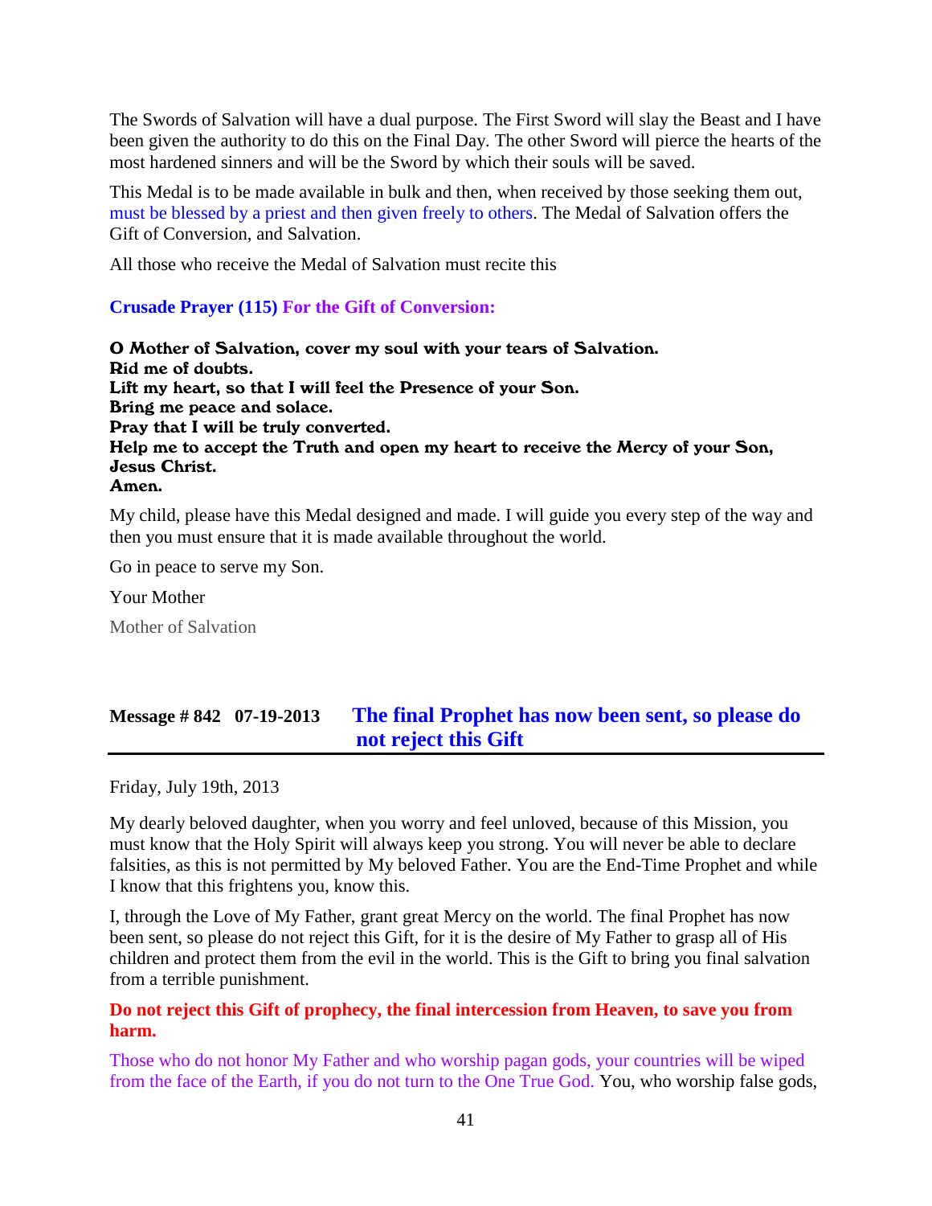The Swords of Salvation will have a dual purpose. The First Sword will slay the Beast and I have been given the authority to do this on the Final Day. The other Sword will pierce the hearts of the most hardened sinners and will be the Sword by which their souls will be saved.

This Medal is to be made available in bulk and then, when received by those seeking them out, must be blessed by a priest and then given freely to others. The Medal of Salvation offers the Gift of Conversion, and Salvation.

All those who receive the Medal of Salvation must recite this

**Crusade Prayer (115) For the Gift of Conversion:**

**O Mother of Salvation, cover my soul with your tears of Salvation.**
**Rid me of doubts.**
**Lift my heart, so that I will feel the Presence of your Son.**
**Bring me peace and solace.**
**Pray that I will be truly converted.**
**Help me to accept the Truth and open my heart to receive the Mercy of your Son, Jesus Christ.**
**Amen.**

My child, please have this Medal designed and made. I will guide you every step of the way and then you must ensure that it is made available throughout the world.

Go in peace to serve my Son.

Your Mother

Mother of Salvation

## Message # 842 07-19-2013 The final Prophet has now been sent, so please do not reject this Gift

Friday, July 19th, 2013

My dearly beloved daughter, when you worry and feel unloved, because of this Mission, you must know that the Holy Spirit will always keep you strong. You will never be able to declare falsities, as this is not permitted by My beloved Father. You are the End-Time Prophet and while I know that this frightens you, know this.

I, through the Love of My Father, grant great Mercy on the world. The final Prophet has now been sent, so please do not reject this Gift, for it is the desire of My Father to grasp all of His children and protect them from the evil in the world. This is the Gift to bring you final salvation from a terrible punishment.

**Do not reject this Gift of prophecy, the final intercession from Heaven, to save you from harm.**

Those who do not honor My Father and who worship pagan gods, your countries will be wiped from the face of the Earth, if you do not turn to the One True God. You, who worship false gods,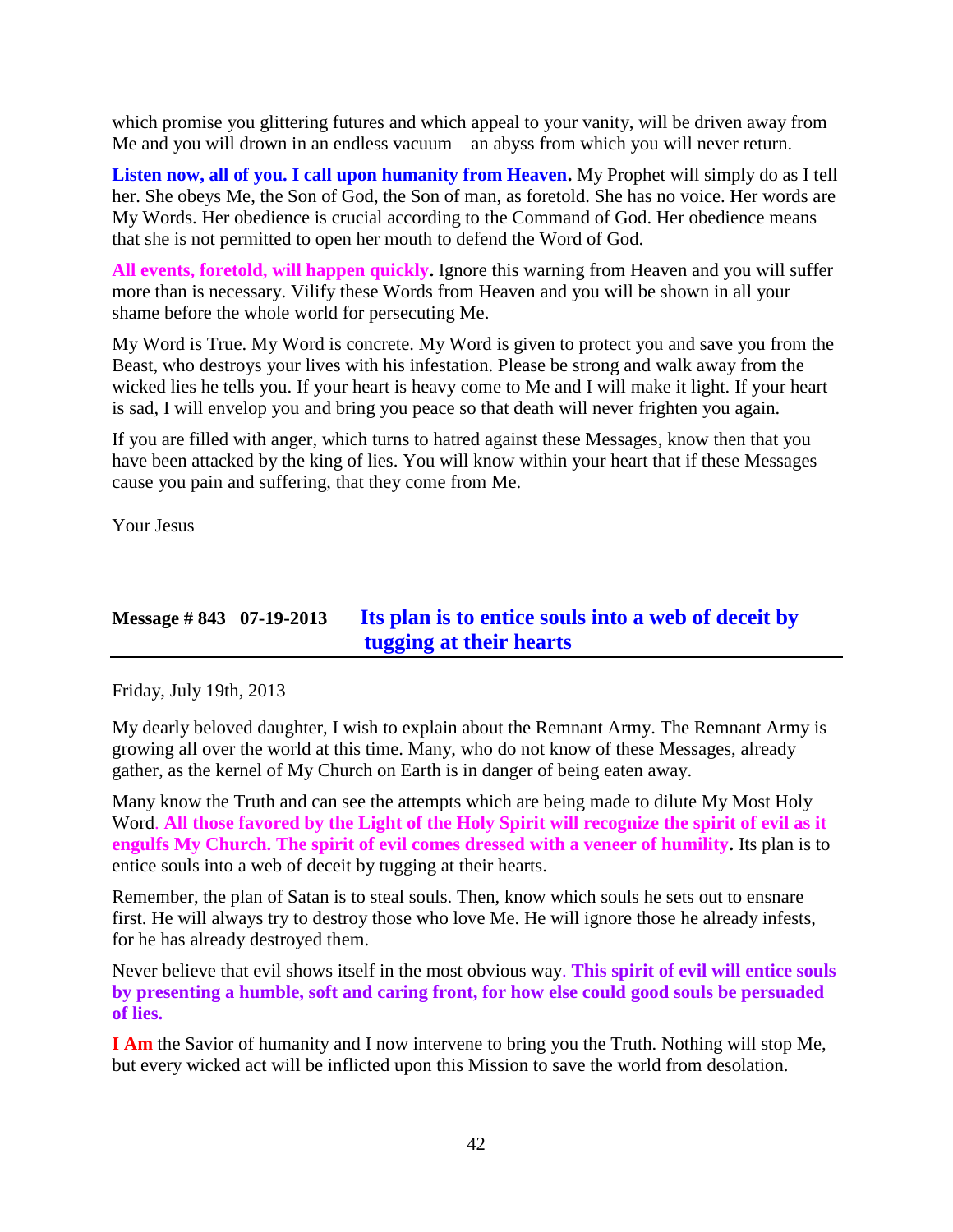which promise you glittering futures and which appeal to your vanity, will be driven away from Me and you will drown in an endless vacuum – an abyss from which you will never return.

**Listen now, all of you. I call upon humanity from Heaven.** My Prophet will simply do as I tell her. She obeys Me, the Son of God, the Son of man, as foretold. She has no voice. Her words are My Words. Her obedience is crucial according to the Command of God. Her obedience means that she is not permitted to open her mouth to defend the Word of God.

**All events, foretold, will happen quickly.** Ignore this warning from Heaven and you will suffer more than is necessary. Vilify these Words from Heaven and you will be shown in all your shame before the whole world for persecuting Me.

My Word is True. My Word is concrete. My Word is given to protect you and save you from the Beast, who destroys your lives with his infestation. Please be strong and walk away from the wicked lies he tells you. If your heart is heavy come to Me and I will make it light. If your heart is sad, I will envelop you and bring you peace so that death will never frighten you again.

If you are filled with anger, which turns to hatred against these Messages, know then that you have been attacked by the king of lies. You will know within your heart that if these Messages cause you pain and suffering, that they come from Me.

Your Jesus

## Message # 843   07-19-2013   Its plan is to entice souls into a web of deceit by tugging at their hearts

Friday, July 19th, 2013

My dearly beloved daughter, I wish to explain about the Remnant Army. The Remnant Army is growing all over the world at this time. Many, who do not know of these Messages, already gather, as the kernel of My Church on Earth is in danger of being eaten away.

Many know the Truth and can see the attempts which are being made to dilute My Most Holy Word. **All those favored by the Light of the Holy Spirit will recognize the spirit of evil as it engulfs My Church. The spirit of evil comes dressed with a veneer of humility.** Its plan is to entice souls into a web of deceit by tugging at their hearts.

Remember, the plan of Satan is to steal souls. Then, know which souls he sets out to ensnare first. He will always try to destroy those who love Me. He will ignore those he already infests, for he has already destroyed them.

Never believe that evil shows itself in the most obvious way. **This spirit of evil will entice souls by presenting a humble, soft and caring front, for how else could good souls be persuaded of lies.**

**I Am** the Savior of humanity and I now intervene to bring you the Truth. Nothing will stop Me, but every wicked act will be inflicted upon this Mission to save the world from desolation.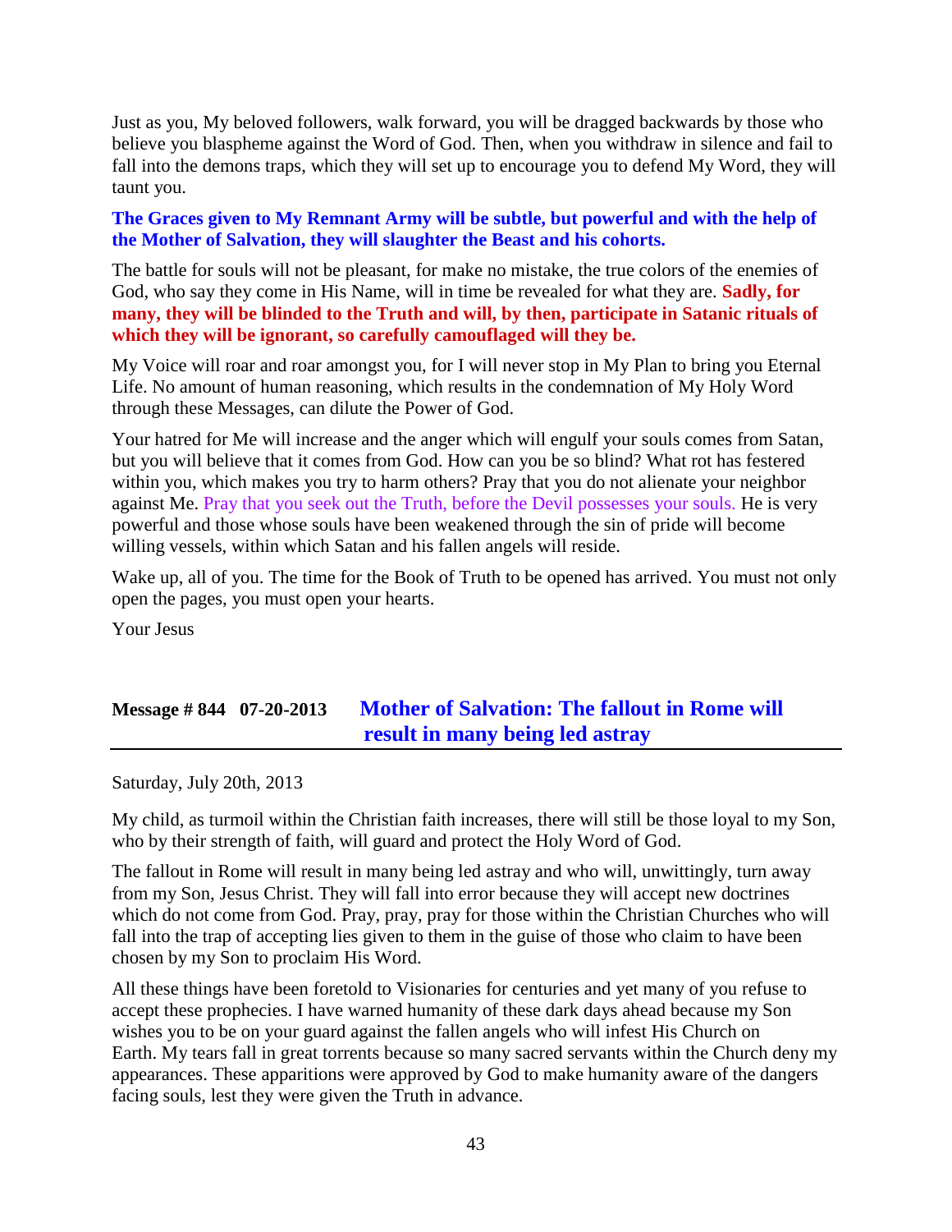Just as you, My beloved followers, walk forward, you will be dragged backwards by those who believe you blaspheme against the Word of God. Then, when you withdraw in silence and fail to fall into the demons traps, which they will set up to encourage you to defend My Word, they will taunt you.

**The Graces given to My Remnant Army will be subtle, but powerful and with the help of the Mother of Salvation, they will slaughter the Beast and his cohorts.**

The battle for souls will not be pleasant, for make no mistake, the true colors of the enemies of God, who say they come in His Name, will in time be revealed for what they are. **Sadly, for many, they will be blinded to the Truth and will, by then, participate in Satanic rituals of which they will be ignorant, so carefully camouflaged will they be.**

My Voice will roar and roar amongst you, for I will never stop in My Plan to bring you Eternal Life. No amount of human reasoning, which results in the condemnation of My Holy Word through these Messages, can dilute the Power of God.

Your hatred for Me will increase and the anger which will engulf your souls comes from Satan, but you will believe that it comes from God. How can you be so blind? What rot has festered within you, which makes you try to harm others? Pray that you do not alienate your neighbor against Me. Pray that you seek out the Truth, before the Devil possesses your souls. He is very powerful and those whose souls have been weakened through the sin of pride will become willing vessels, within which Satan and his fallen angels will reside.

Wake up, all of you. The time for the Book of Truth to be opened has arrived. You must not only open the pages, you must open your hearts.

Your Jesus

## Message # 844 07-20-2013 Mother of Salvation: The fallout in Rome will result in many being led astray

Saturday, July 20th, 2013

My child, as turmoil within the Christian faith increases, there will still be those loyal to my Son, who by their strength of faith, will guard and protect the Holy Word of God.

The fallout in Rome will result in many being led astray and who will, unwittingly, turn away from my Son, Jesus Christ. They will fall into error because they will accept new doctrines which do not come from God. Pray, pray, pray for those within the Christian Churches who will fall into the trap of accepting lies given to them in the guise of those who claim to have been chosen by my Son to proclaim His Word.

All these things have been foretold to Visionaries for centuries and yet many of you refuse to accept these prophecies. I have warned humanity of these dark days ahead because my Son wishes you to be on your guard against the fallen angels who will infest His Church on Earth. My tears fall in great torrents because so many sacred servants within the Church deny my appearances. These apparitions were approved by God to make humanity aware of the dangers facing souls, lest they were given the Truth in advance.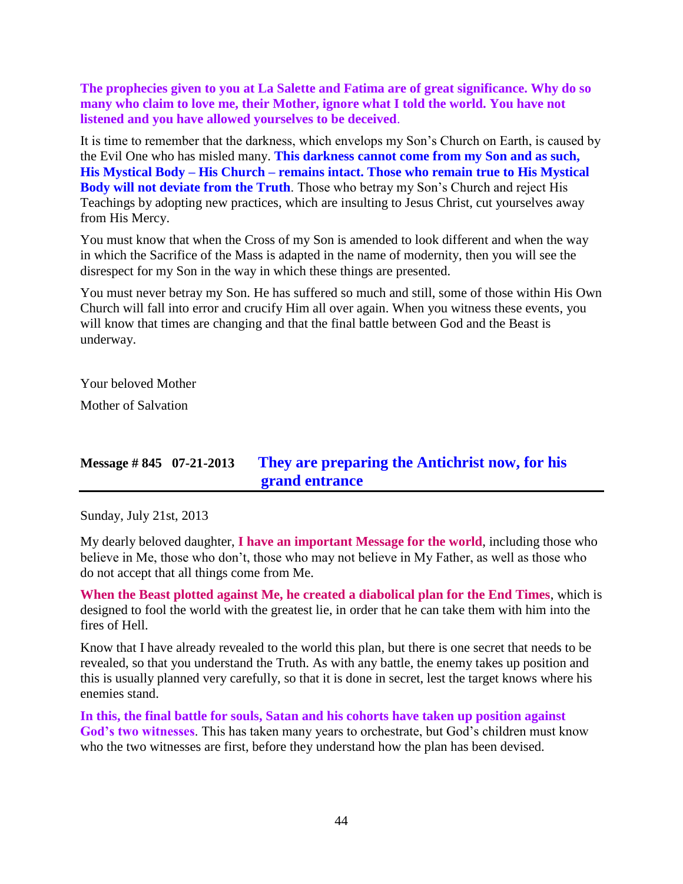**The prophecies given to you at La Salette and Fatima are of great significance. Why do so many who claim to love me, their Mother, ignore what I told the world. You have not listened and you have allowed yourselves to be deceived**.

It is time to remember that the darkness, which envelops my Son's Church on Earth, is caused by the Evil One who has misled many. **This darkness cannot come from my Son and as such, His Mystical Body – His Church – remains intact. Those who remain true to His Mystical Body will not deviate from the Truth**. Those who betray my Son's Church and reject His Teachings by adopting new practices, which are insulting to Jesus Christ, cut yourselves away from His Mercy.

You must know that when the Cross of my Son is amended to look different and when the way in which the Sacrifice of the Mass is adapted in the name of modernity, then you will see the disrespect for my Son in the way in which these things are presented.

You must never betray my Son. He has suffered so much and still, some of those within His Own Church will fall into error and crucify Him all over again. When you witness these events, you will know that times are changing and that the final battle between God and the Beast is underway.

Your beloved Mother

Mother of Salvation

## Message # 845 07-21-2013 They are preparing the Antichrist now, for his grand entrance

Sunday, July 21st, 2013

My dearly beloved daughter, **I have an important Message for the world**, including those who believe in Me, those who don't, those who may not believe in My Father, as well as those who do not accept that all things come from Me.

**When the Beast plotted against Me, he created a diabolical plan for the End Times**, which is designed to fool the world with the greatest lie, in order that he can take them with him into the fires of Hell.

Know that I have already revealed to the world this plan, but there is one secret that needs to be revealed, so that you understand the Truth. As with any battle, the enemy takes up position and this is usually planned very carefully, so that it is done in secret, lest the target knows where his enemies stand.

**In this, the final battle for souls, Satan and his cohorts have taken up position against God's two witnesses**. This has taken many years to orchestrate, but God's children must know who the two witnesses are first, before they understand how the plan has been devised.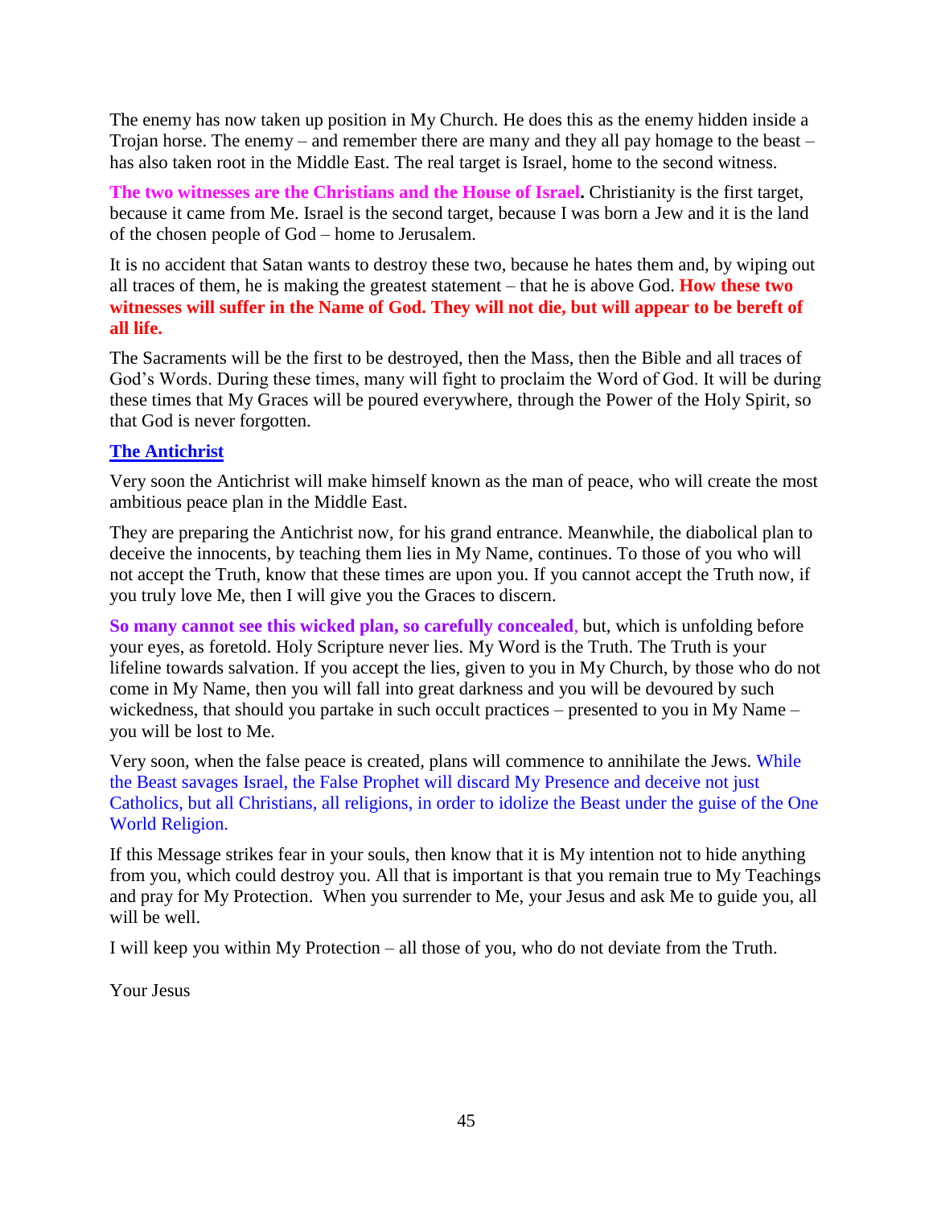The enemy has now taken up position in My Church. He does this as the enemy hidden inside a Trojan horse. The enemy – and remember there are many and they all pay homage to the beast – has also taken root in the Middle East. The real target is Israel, home to the second witness.

**The two witnesses are the Christians and the House of Israel.** Christianity is the first target, because it came from Me. Israel is the second target, because I was born a Jew and it is the land of the chosen people of God – home to Jerusalem.

It is no accident that Satan wants to destroy these two, because he hates them and, by wiping out all traces of them, he is making the greatest statement – that he is above God. **How these two witnesses will suffer in the Name of God. They will not die, but will appear to be bereft of all life.**

The Sacraments will be the first to be destroyed, then the Mass, then the Bible and all traces of God's Words. During these times, many will fight to proclaim the Word of God. It will be during these times that My Graces will be poured everywhere, through the Power of the Holy Spirit, so that God is never forgotten.

## The Antichrist

Very soon the Antichrist will make himself known as the man of peace, who will create the most ambitious peace plan in the Middle East.

They are preparing the Antichrist now, for his grand entrance. Meanwhile, the diabolical plan to deceive the innocents, by teaching them lies in My Name, continues. To those of you who will not accept the Truth, know that these times are upon you. If you cannot accept the Truth now, if you truly love Me, then I will give you the Graces to discern.

**So many cannot see this wicked plan, so carefully concealed**, but, which is unfolding before your eyes, as foretold. Holy Scripture never lies. My Word is the Truth. The Truth is your lifeline towards salvation. If you accept the lies, given to you in My Church, by those who do not come in My Name, then you will fall into great darkness and you will be devoured by such wickedness, that should you partake in such occult practices – presented to you in My Name – you will be lost to Me.

Very soon, when the false peace is created, plans will commence to annihilate the Jews. While the Beast savages Israel, the False Prophet will discard My Presence and deceive not just Catholics, but all Christians, all religions, in order to idolize the Beast under the guise of the One World Religion.

If this Message strikes fear in your souls, then know that it is My intention not to hide anything from you, which could destroy you. All that is important is that you remain true to My Teachings and pray for My Protection. When you surrender to Me, your Jesus and ask Me to guide you, all will be well.

I will keep you within My Protection – all those of you, who do not deviate from the Truth.

Your Jesus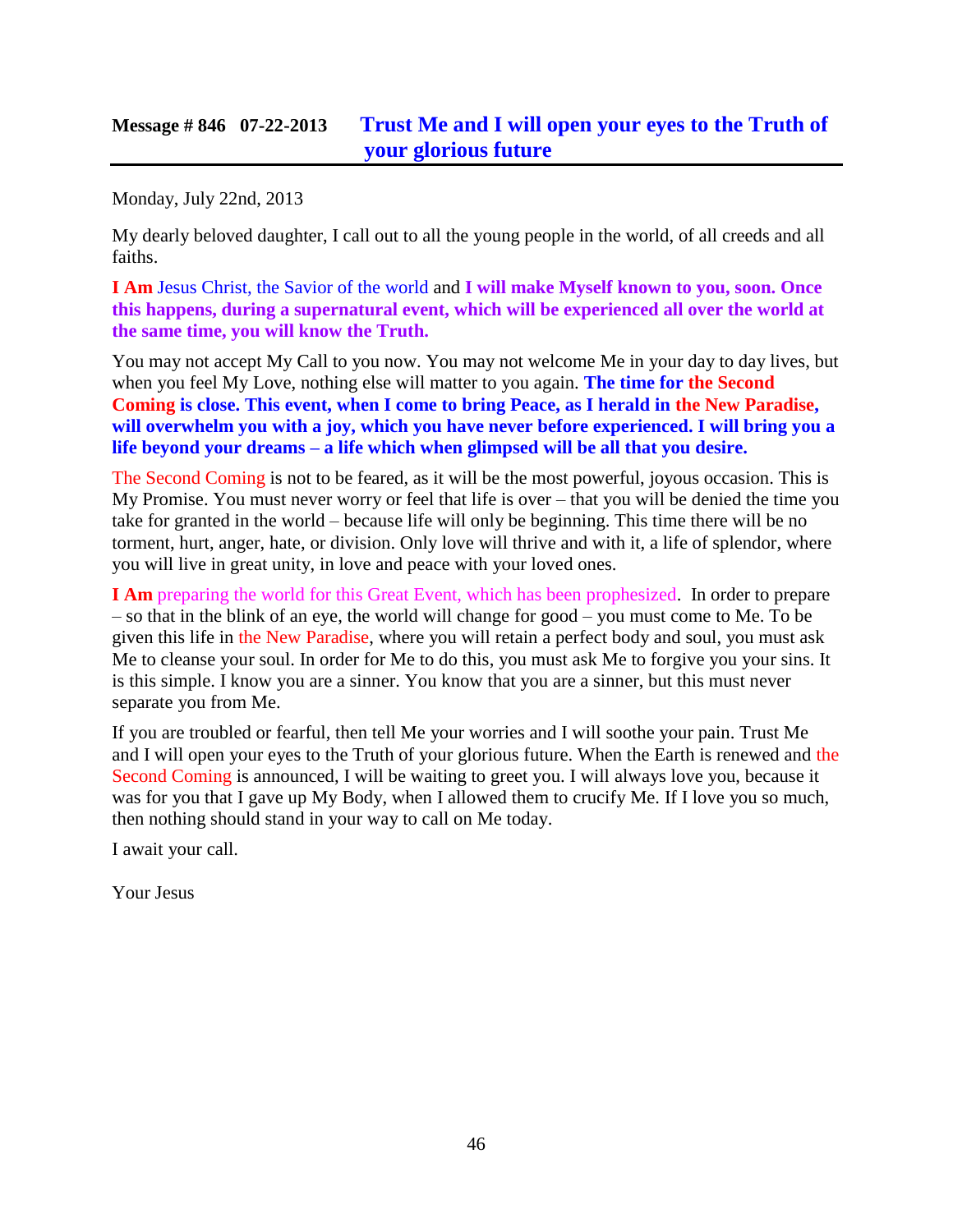## Message # 846 07-22-2013 Trust Me and I will open your eyes to the Truth of your glorious future

Monday, July 22nd, 2013

My dearly beloved daughter, I call out to all the young people in the world, of all creeds and all faiths.

**I Am** Jesus Christ, the Savior of the world and **I will make Myself known to you, soon. Once this happens, during a supernatural event, which will be experienced all over the world at the same time, you will know the Truth.**

You may not accept My Call to you now. You may not welcome Me in your day to day lives, but when you feel My Love, nothing else will matter to you again. **The time for the Second Coming is close. This event, when I come to bring Peace, as I herald in the New Paradise, will overwhelm you with a joy, which you have never before experienced. I will bring you a life beyond your dreams – a life which when glimpsed will be all that you desire.**

The Second Coming is not to be feared, as it will be the most powerful, joyous occasion. This is My Promise. You must never worry or feel that life is over – that you will be denied the time you take for granted in the world – because life will only be beginning. This time there will be no torment, hurt, anger, hate, or division. Only love will thrive and with it, a life of splendor, where you will live in great unity, in love and peace with your loved ones.

**I Am** preparing the world for this Great Event, which has been prophesized. In order to prepare – so that in the blink of an eye, the world will change for good – you must come to Me. To be given this life in the New Paradise, where you will retain a perfect body and soul, you must ask Me to cleanse your soul. In order for Me to do this, you must ask Me to forgive you your sins. It is this simple. I know you are a sinner. You know that you are a sinner, but this must never separate you from Me.

If you are troubled or fearful, then tell Me your worries and I will soothe your pain. Trust Me and I will open your eyes to the Truth of your glorious future. When the Earth is renewed and the Second Coming is announced, I will be waiting to greet you. I will always love you, because it was for you that I gave up My Body, when I allowed them to crucify Me. If I love you so much, then nothing should stand in your way to call on Me today.

I await your call.

Your Jesus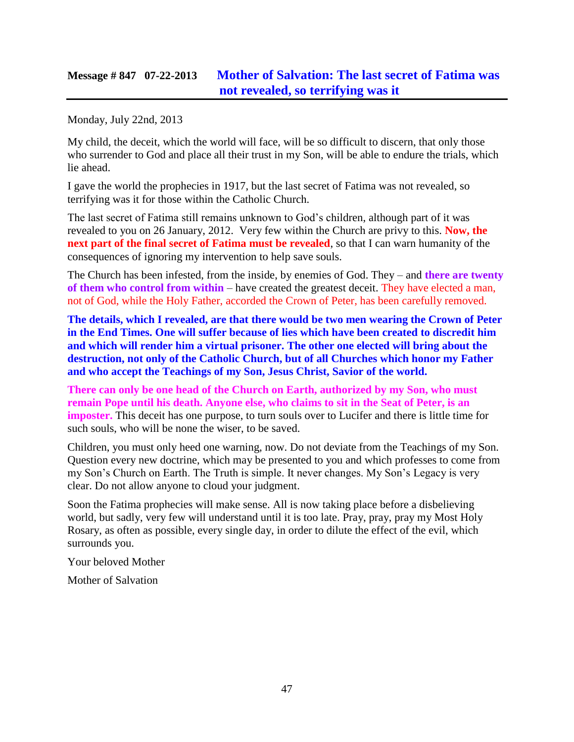## Message # 847 07-22-2013 Mother of Salvation: The last secret of Fatima was not revealed, so terrifying was it

Monday, July 22nd, 2013

My child, the deceit, which the world will face, will be so difficult to discern, that only those who surrender to God and place all their trust in my Son, will be able to endure the trials, which lie ahead.

I gave the world the prophecies in 1917, but the last secret of Fatima was not revealed, so terrifying was it for those within the Catholic Church.

The last secret of Fatima still remains unknown to God's children, although part of it was revealed to you on 26 January, 2012. Very few within the Church are privy to this. **Now, the next part of the final secret of Fatima must be revealed**, so that I can warn humanity of the consequences of ignoring my intervention to help save souls.

The Church has been infested, from the inside, by enemies of God. They – and **there are twenty of them who control from within** – have created the greatest deceit. They have elected a man, not of God, while the Holy Father, accorded the Crown of Peter, has been carefully removed.

**The details, which I revealed, are that there would be two men wearing the Crown of Peter in the End Times. One will suffer because of lies which have been created to discredit him and which will render him a virtual prisoner. The other one elected will bring about the destruction, not only of the Catholic Church, but of all Churches which honor my Father and who accept the Teachings of my Son, Jesus Christ, Savior of the world.**

**There can only be one head of the Church on Earth, authorized by my Son, who must remain Pope until his death. Anyone else, who claims to sit in the Seat of Peter, is an imposter.** This deceit has one purpose, to turn souls over to Lucifer and there is little time for such souls, who will be none the wiser, to be saved.

Children, you must only heed one warning, now. Do not deviate from the Teachings of my Son. Question every new doctrine, which may be presented to you and which professes to come from my Son's Church on Earth. The Truth is simple. It never changes. My Son's Legacy is very clear. Do not allow anyone to cloud your judgment.

Soon the Fatima prophecies will make sense. All is now taking place before a disbelieving world, but sadly, very few will understand until it is too late. Pray, pray, pray my Most Holy Rosary, as often as possible, every single day, in order to dilute the effect of the evil, which surrounds you.

Your beloved Mother

Mother of Salvation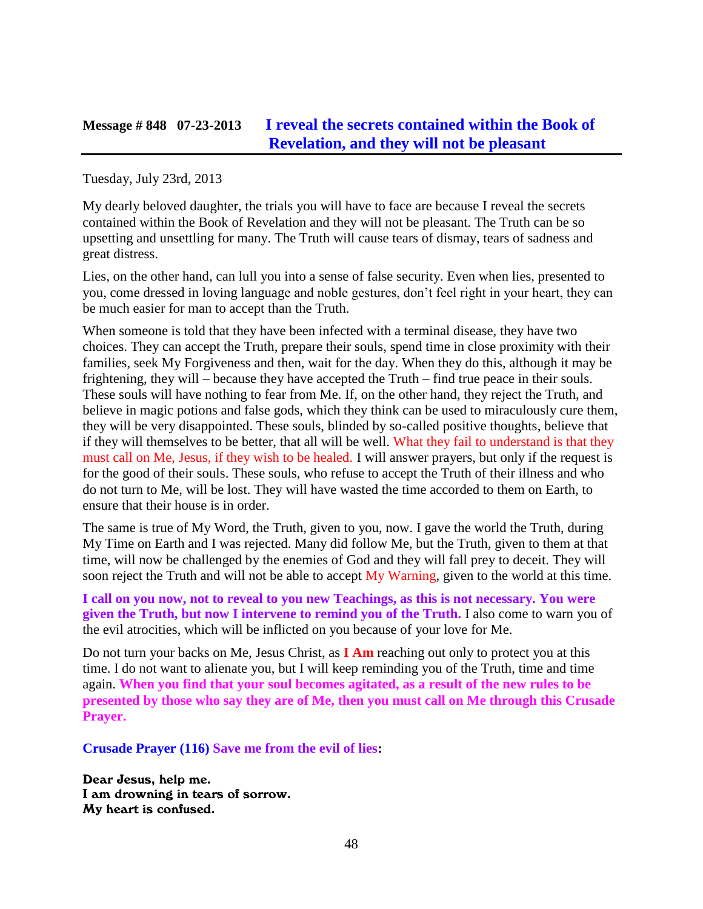## Message # 848 07-23-2013 I reveal the secrets contained within the Book of Revelation, and they will not be pleasant

Tuesday, July 23rd, 2013

My dearly beloved daughter, the trials you will have to face are because I reveal the secrets contained within the Book of Revelation and they will not be pleasant. The Truth can be so upsetting and unsettling for many. The Truth will cause tears of dismay, tears of sadness and great distress.

Lies, on the other hand, can lull you into a sense of false security. Even when lies, presented to you, come dressed in loving language and noble gestures, don't feel right in your heart, they can be much easier for man to accept than the Truth.

When someone is told that they have been infected with a terminal disease, they have two choices. They can accept the Truth, prepare their souls, spend time in close proximity with their families, seek My Forgiveness and then, wait for the day. When they do this, although it may be frightening, they will – because they have accepted the Truth – find true peace in their souls. These souls will have nothing to fear from Me. If, on the other hand, they reject the Truth, and believe in magic potions and false gods, which they think can be used to miraculously cure them, they will be very disappointed. These souls, blinded by so-called positive thoughts, believe that if they will themselves to be better, that all will be well. What they fail to understand is that they must call on Me, Jesus, if they wish to be healed. I will answer prayers, but only if the request is for the good of their souls. These souls, who refuse to accept the Truth of their illness and who do not turn to Me, will be lost. They will have wasted the time accorded to them on Earth, to ensure that their house is in order.

The same is true of My Word, the Truth, given to you, now. I gave the world the Truth, during My Time on Earth and I was rejected. Many did follow Me, but the Truth, given to them at that time, will now be challenged by the enemies of God and they will fall prey to deceit. They will soon reject the Truth and will not be able to accept My Warning, given to the world at this time.

**I call on you now, not to reveal to you new Teachings, as this is not necessary. You were given the Truth, but now I intervene to remind you of the Truth.** I also come to warn you of the evil atrocities, which will be inflicted on you because of your love for Me.

Do not turn your backs on Me, Jesus Christ, as **I Am** reaching out only to protect you at this time. I do not want to alienate you, but I will keep reminding you of the Truth, time and time again. **When you find that your soul becomes agitated, as a result of the new rules to be presented by those who say they are of Me, then you must call on Me through this Crusade Prayer.**

**Crusade Prayer (116) Save me from the evil of lies:**

**Dear Jesus, help me.**
**I am drowning in tears of sorrow.**
**My heart is confused.**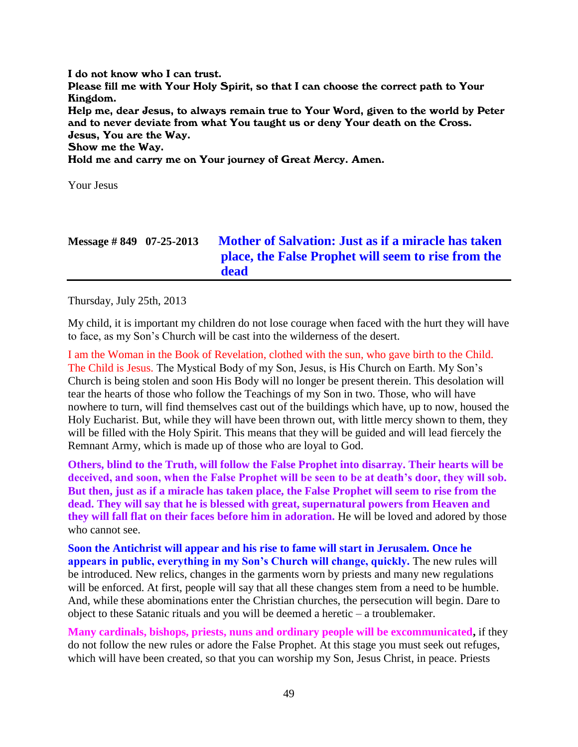**I do not know who I can trust.**
**Please fill me with Your Holy Spirit, so that I can choose the correct path to Your Kingdom.**
**Help me, dear Jesus, to always remain true to Your Word, given to the world by Peter and to never deviate from what You taught us or deny Your death on the Cross.**
**Jesus, You are the Way.**
**Show me the Way.**
**Hold me and carry me on Your journey of Great Mercy. Amen.**

Your Jesus

## Message # 849 07-25-2013 Mother of Salvation: Just as if a miracle has taken place, the False Prophet will seem to rise from the dead

Thursday, July 25th, 2013

My child, it is important my children do not lose courage when faced with the hurt they will have to face, as my Son's Church will be cast into the wilderness of the desert.

I am the Woman in the Book of Revelation, clothed with the sun, who gave birth to the Child. The Child is Jesus. The Mystical Body of my Son, Jesus, is His Church on Earth. My Son's Church is being stolen and soon His Body will no longer be present therein. This desolation will tear the hearts of those who follow the Teachings of my Son in two. Those, who will have nowhere to turn, will find themselves cast out of the buildings which have, up to now, housed the Holy Eucharist. But, while they will have been thrown out, with little mercy shown to them, they will be filled with the Holy Spirit. This means that they will be guided and will lead fiercely the Remnant Army, which is made up of those who are loyal to God.

**Others, blind to the Truth, will follow the False Prophet into disarray. Their hearts will be deceived, and soon, when the False Prophet will be seen to be at death's door, they will sob. But then, just as if a miracle has taken place, the False Prophet will seem to rise from the dead. They will say that he is blessed with great, supernatural powers from Heaven and they will fall flat on their faces before him in adoration.** He will be loved and adored by those who cannot see.

**Soon the Antichrist will appear and his rise to fame will start in Jerusalem. Once he appears in public, everything in my Son's Church will change, quickly.** The new rules will be introduced. New relics, changes in the garments worn by priests and many new regulations will be enforced. At first, people will say that all these changes stem from a need to be humble. And, while these abominations enter the Christian churches, the persecution will begin. Dare to object to these Satanic rituals and you will be deemed a heretic – a troublemaker.

**Many cardinals, bishops, priests, nuns and ordinary people will be excommunicated,** if they do not follow the new rules or adore the False Prophet. At this stage you must seek out refuges, which will have been created, so that you can worship my Son, Jesus Christ, in peace. Priests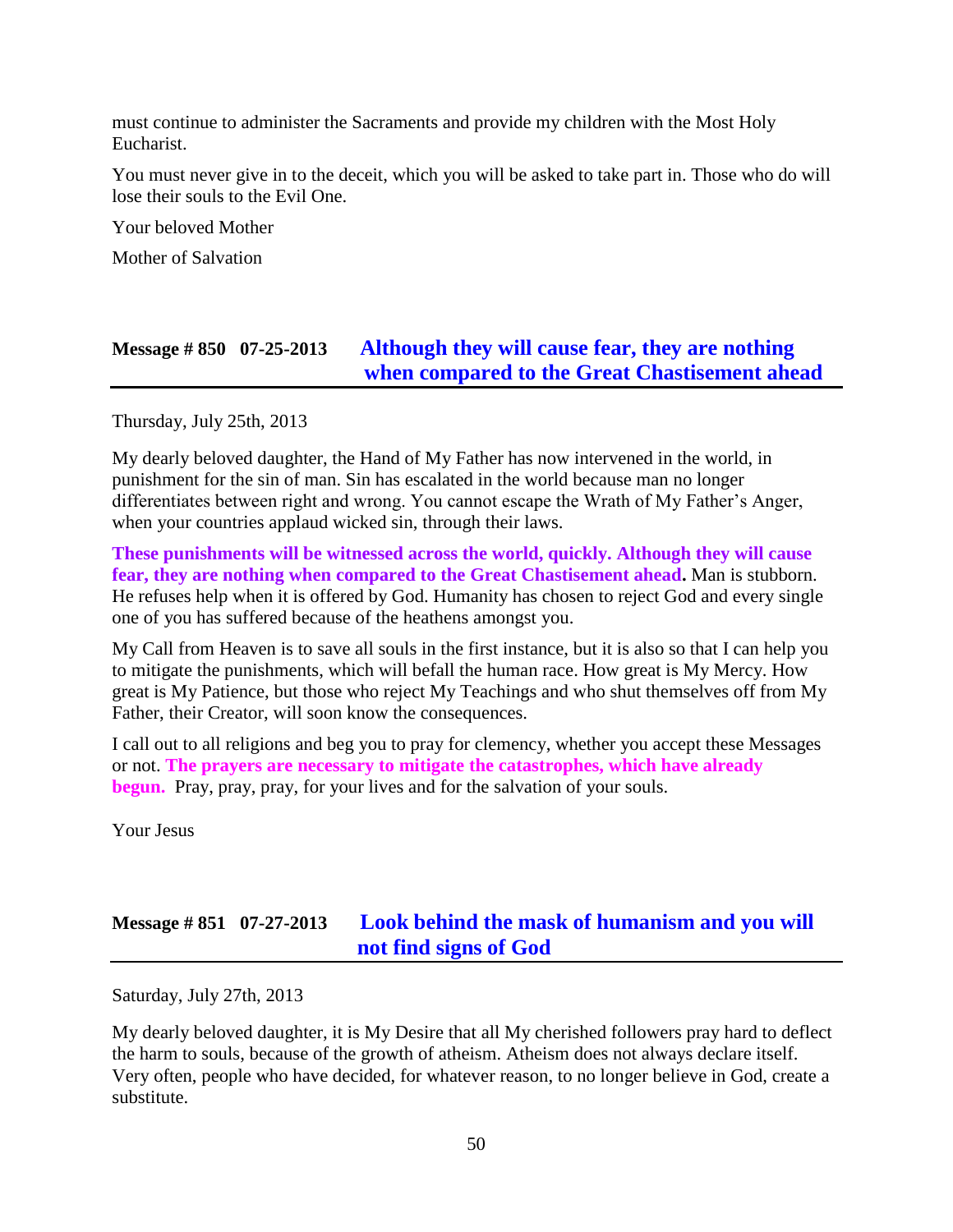must continue to administer the Sacraments and provide my children with the Most Holy Eucharist.

You must never give in to the deceit, which you will be asked to take part in. Those who do will lose their souls to the Evil One.

Your beloved Mother

Mother of Salvation

## Message # 850 07-25-2013 Although they will cause fear, they are nothing when compared to the Great Chastisement ahead

Thursday, July 25th, 2013

My dearly beloved daughter, the Hand of My Father has now intervened in the world, in punishment for the sin of man. Sin has escalated in the world because man no longer differentiates between right and wrong. You cannot escape the Wrath of My Father's Anger, when your countries applaud wicked sin, through their laws.

**These punishments will be witnessed across the world, quickly. Although they will cause fear, they are nothing when compared to the Great Chastisement ahead.** Man is stubborn. He refuses help when it is offered by God. Humanity has chosen to reject God and every single one of you has suffered because of the heathens amongst you.

My Call from Heaven is to save all souls in the first instance, but it is also so that I can help you to mitigate the punishments, which will befall the human race. How great is My Mercy. How great is My Patience, but those who reject My Teachings and who shut themselves off from My Father, their Creator, will soon know the consequences.

I call out to all religions and beg you to pray for clemency, whether you accept these Messages or not. **The prayers are necessary to mitigate the catastrophes, which have already begun.** Pray, pray, pray, for your lives and for the salvation of your souls.

Your Jesus

## Message # 851 07-27-2013 Look behind the mask of humanism and you will not find signs of God

Saturday, July 27th, 2013

My dearly beloved daughter, it is My Desire that all My cherished followers pray hard to deflect the harm to souls, because of the growth of atheism. Atheism does not always declare itself. Very often, people who have decided, for whatever reason, to no longer believe in God, create a substitute.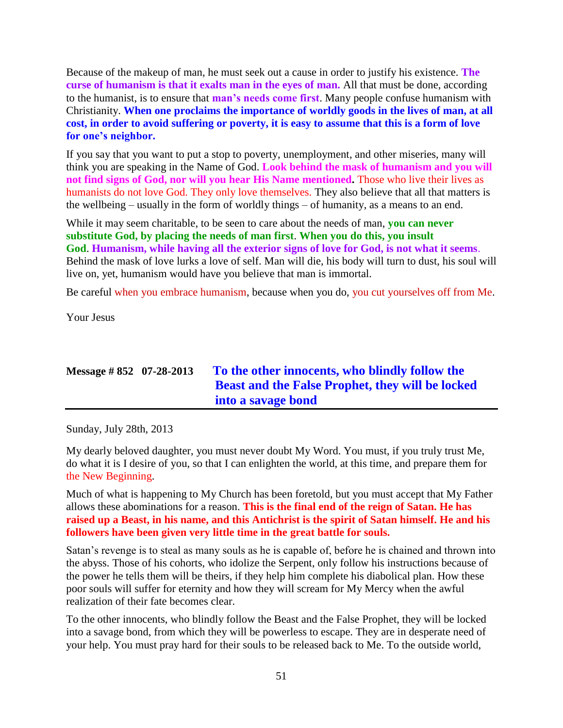Because of the makeup of man, he must seek out a cause in order to justify his existence. **The curse of humanism is that it exalts man in the eyes of man.** All that must be done, according to the humanist, is to ensure that **man's needs come first**. Many people confuse humanism with Christianity. **When one proclaims the importance of worldly goods in the lives of man, at all cost, in order to avoid suffering or poverty, it is easy to assume that this is a form of love for one's neighbor.**

If you say that you want to put a stop to poverty, unemployment, and other miseries, many will think you are speaking in the Name of God. **Look behind the mask of humanism and you will not find signs of God, nor will you hear His Name mentioned.** Those who live their lives as humanists do not love God. They only love themselves. They also believe that all that matters is the wellbeing – usually in the form of worldly things – of humanity, as a means to an end.

While it may seem charitable, to be seen to care about the needs of man, **you can never substitute God, by placing the needs of man first**. **When you do this, you insult God**. **Humanism, while having all the exterior signs of love for God, is not what it seems**. Behind the mask of love lurks a love of self. Man will die, his body will turn to dust, his soul will live on, yet, humanism would have you believe that man is immortal.

Be careful when you embrace humanism, because when you do, you cut yourselves off from Me.

Your Jesus

## Message # 852 07-28-2013 To the other innocents, who blindly follow the Beast and the False Prophet, they will be locked into a savage bond

Sunday, July 28th, 2013

My dearly beloved daughter, you must never doubt My Word. You must, if you truly trust Me, do what it is I desire of you, so that I can enlighten the world, at this time, and prepare them for the New Beginning.

Much of what is happening to My Church has been foretold, but you must accept that My Father allows these abominations for a reason. **This is the final end of the reign of Satan. He has raised up a Beast, in his name, and this Antichrist is the spirit of Satan himself. He and his followers have been given very little time in the great battle for souls.**

Satan's revenge is to steal as many souls as he is capable of, before he is chained and thrown into the abyss. Those of his cohorts, who idolize the Serpent, only follow his instructions because of the power he tells them will be theirs, if they help him complete his diabolical plan. How these poor souls will suffer for eternity and how they will scream for My Mercy when the awful realization of their fate becomes clear.

To the other innocents, who blindly follow the Beast and the False Prophet, they will be locked into a savage bond, from which they will be powerless to escape. They are in desperate need of your help. You must pray hard for their souls to be released back to Me. To the outside world,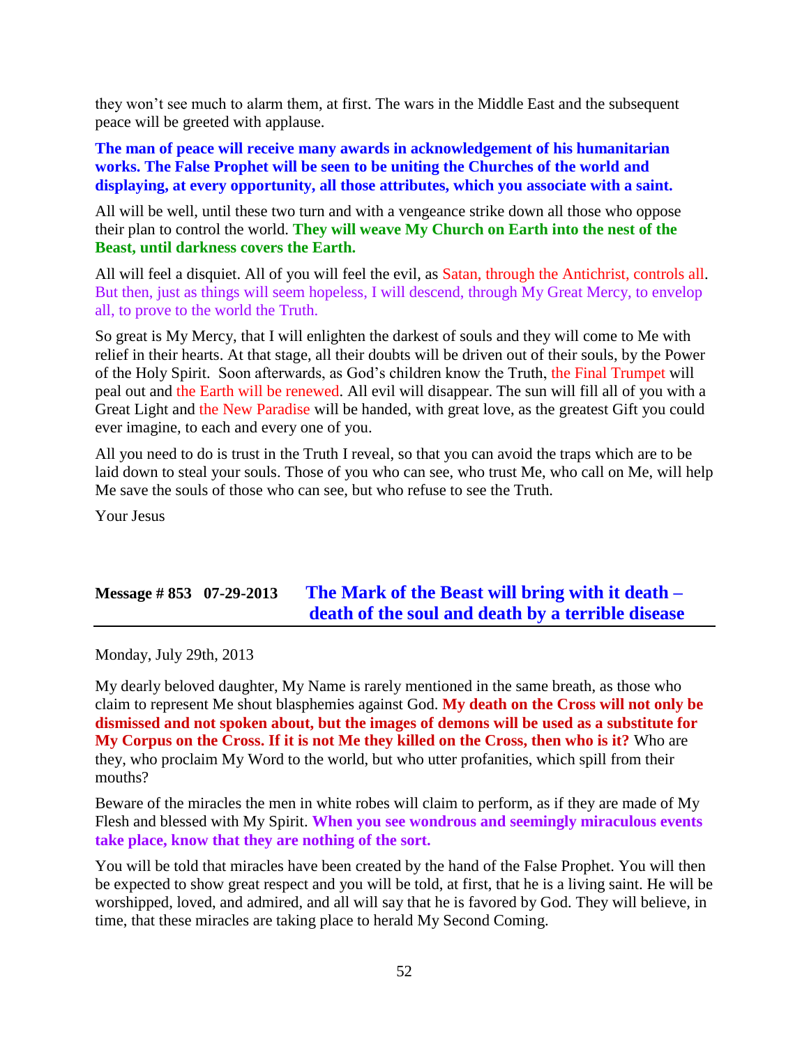they won't see much to alarm them, at first. The wars in the Middle East and the subsequent peace will be greeted with applause.

**The man of peace will receive many awards in acknowledgement of his humanitarian works. The False Prophet will be seen to be uniting the Churches of the world and displaying, at every opportunity, all those attributes, which you associate with a saint.**

All will be well, until these two turn and with a vengeance strike down all those who oppose their plan to control the world. **They will weave My Church on Earth into the nest of the Beast, until darkness covers the Earth.**

All will feel a disquiet. All of you will feel the evil, as Satan, through the Antichrist, controls all. But then, just as things will seem hopeless, I will descend, through My Great Mercy, to envelop all, to prove to the world the Truth.

So great is My Mercy, that I will enlighten the darkest of souls and they will come to Me with relief in their hearts. At that stage, all their doubts will be driven out of their souls, by the Power of the Holy Spirit. Soon afterwards, as God's children know the Truth, the Final Trumpet will peal out and the Earth will be renewed. All evil will disappear. The sun will fill all of you with a Great Light and the New Paradise will be handed, with great love, as the greatest Gift you could ever imagine, to each and every one of you.

All you need to do is trust in the Truth I reveal, so that you can avoid the traps which are to be laid down to steal your souls. Those of you who can see, who trust Me, who call on Me, will help Me save the souls of those who can see, but who refuse to see the Truth.

Your Jesus

## Message # 853 07-29-2013 The Mark of the Beast will bring with it death – death of the soul and death by a terrible disease

Monday, July 29th, 2013

My dearly beloved daughter, My Name is rarely mentioned in the same breath, as those who claim to represent Me shout blasphemies against God. **My death on the Cross will not only be dismissed and not spoken about, but the images of demons will be used as a substitute for My Corpus on the Cross. If it is not Me they killed on the Cross, then who is it?** Who are they, who proclaim My Word to the world, but who utter profanities, which spill from their mouths?

Beware of the miracles the men in white robes will claim to perform, as if they are made of My Flesh and blessed with My Spirit. **When you see wondrous and seemingly miraculous events take place, know that they are nothing of the sort.**

You will be told that miracles have been created by the hand of the False Prophet. You will then be expected to show great respect and you will be told, at first, that he is a living saint. He will be worshipped, loved, and admired, and all will say that he is favored by God. They will believe, in time, that these miracles are taking place to herald My Second Coming.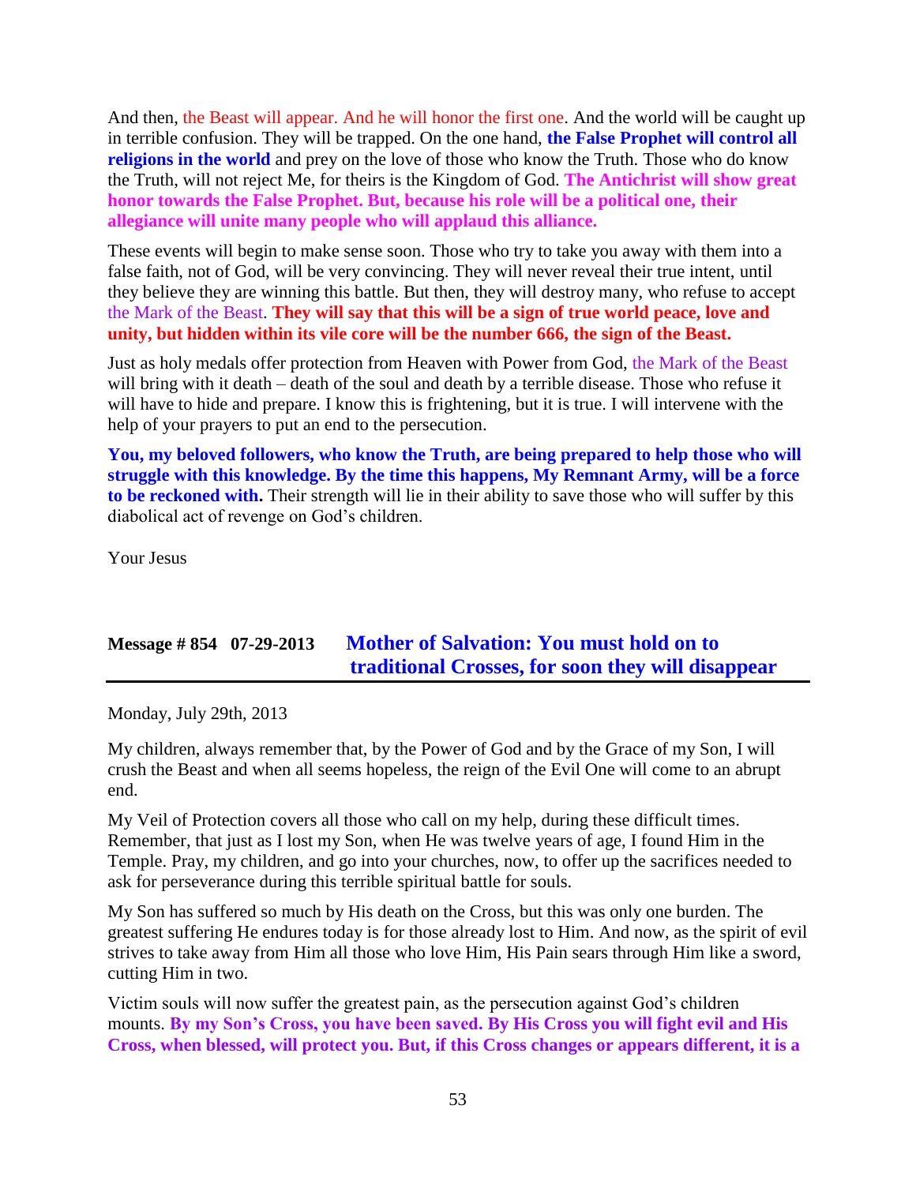And then, the Beast will appear. And he will honor the first one. And the world will be caught up in terrible confusion. They will be trapped. On the one hand, **the False Prophet will control all religions in the world** and prey on the love of those who know the Truth. Those who do know the Truth, will not reject Me, for theirs is the Kingdom of God. **The Antichrist will show great honor towards the False Prophet. But, because his role will be a political one, their allegiance will unite many people who will applaud this alliance.**

These events will begin to make sense soon. Those who try to take you away with them into a false faith, not of God, will be very convincing. They will never reveal their true intent, until they believe they are winning this battle. But then, they will destroy many, who refuse to accept the Mark of the Beast. **They will say that this will be a sign of true world peace, love and unity, but hidden within its vile core will be the number 666, the sign of the Beast.**

Just as holy medals offer protection from Heaven with Power from God, the Mark of the Beast will bring with it death – death of the soul and death by a terrible disease. Those who refuse it will have to hide and prepare. I know this is frightening, but it is true. I will intervene with the help of your prayers to put an end to the persecution.

**You, my beloved followers, who know the Truth, are being prepared to help those who will struggle with this knowledge. By the time this happens, My Remnant Army, will be a force to be reckoned with.** Their strength will lie in their ability to save those who will suffer by this diabolical act of revenge on God's children.

Your Jesus

## Message # 854 07-29-2013 Mother of Salvation: You must hold on to traditional Crosses, for soon they will disappear

Monday, July 29th, 2013

My children, always remember that, by the Power of God and by the Grace of my Son, I will crush the Beast and when all seems hopeless, the reign of the Evil One will come to an abrupt end.

My Veil of Protection covers all those who call on my help, during these difficult times. Remember, that just as I lost my Son, when He was twelve years of age, I found Him in the Temple. Pray, my children, and go into your churches, now, to offer up the sacrifices needed to ask for perseverance during this terrible spiritual battle for souls.

My Son has suffered so much by His death on the Cross, but this was only one burden. The greatest suffering He endures today is for those already lost to Him. And now, as the spirit of evil strives to take away from Him all those who love Him, His Pain sears through Him like a sword, cutting Him in two.

Victim souls will now suffer the greatest pain, as the persecution against God's children mounts. **By my Son's Cross, you have been saved. By His Cross you will fight evil and His Cross, when blessed, will protect you. But, if this Cross changes or appears different, it is a**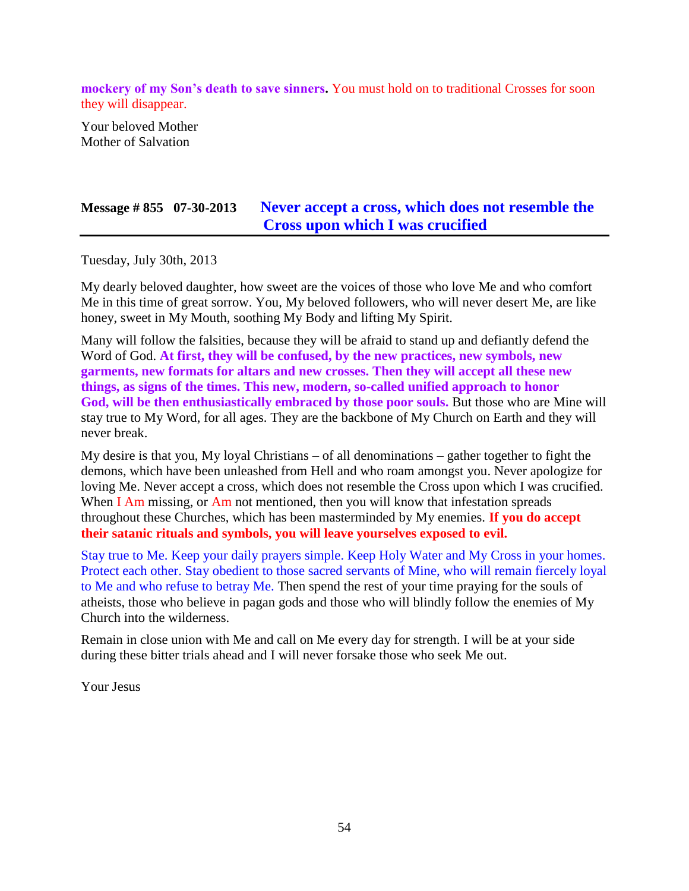**mockery of my Son's death to save sinners.** You must hold on to traditional Crosses for soon they will disappear.

Your beloved Mother
Mother of Salvation

## Message # 855 07-30-2013 Never accept a cross, which does not resemble the Cross upon which I was crucified

Tuesday, July 30th, 2013

My dearly beloved daughter, how sweet are the voices of those who love Me and who comfort Me in this time of great sorrow. You, My beloved followers, who will never desert Me, are like honey, sweet in My Mouth, soothing My Body and lifting My Spirit.

Many will follow the falsities, because they will be afraid to stand up and defiantly defend the Word of God. **At first, they will be confused, by the new practices, new symbols, new garments, new formats for altars and new crosses. Then they will accept all these new things, as signs of the times. This new, modern, so-called unified approach to honor God, will be then enthusiastically embraced by those poor souls.** But those who are Mine will stay true to My Word, for all ages. They are the backbone of My Church on Earth and they will never break.

My desire is that you, My loyal Christians – of all denominations – gather together to fight the demons, which have been unleashed from Hell and who roam amongst you. Never apologize for loving Me. Never accept a cross, which does not resemble the Cross upon which I was crucified. When I Am missing, or Am not mentioned, then you will know that infestation spreads throughout these Churches, which has been masterminded by My enemies. **If you do accept their satanic rituals and symbols, you will leave yourselves exposed to evil.**

Stay true to Me. Keep your daily prayers simple. Keep Holy Water and My Cross in your homes. Protect each other. Stay obedient to those sacred servants of Mine, who will remain fiercely loyal to Me and who refuse to betray Me. Then spend the rest of your time praying for the souls of atheists, those who believe in pagan gods and those who will blindly follow the enemies of My Church into the wilderness.

Remain in close union with Me and call on Me every day for strength. I will be at your side during these bitter trials ahead and I will never forsake those who seek Me out.

Your Jesus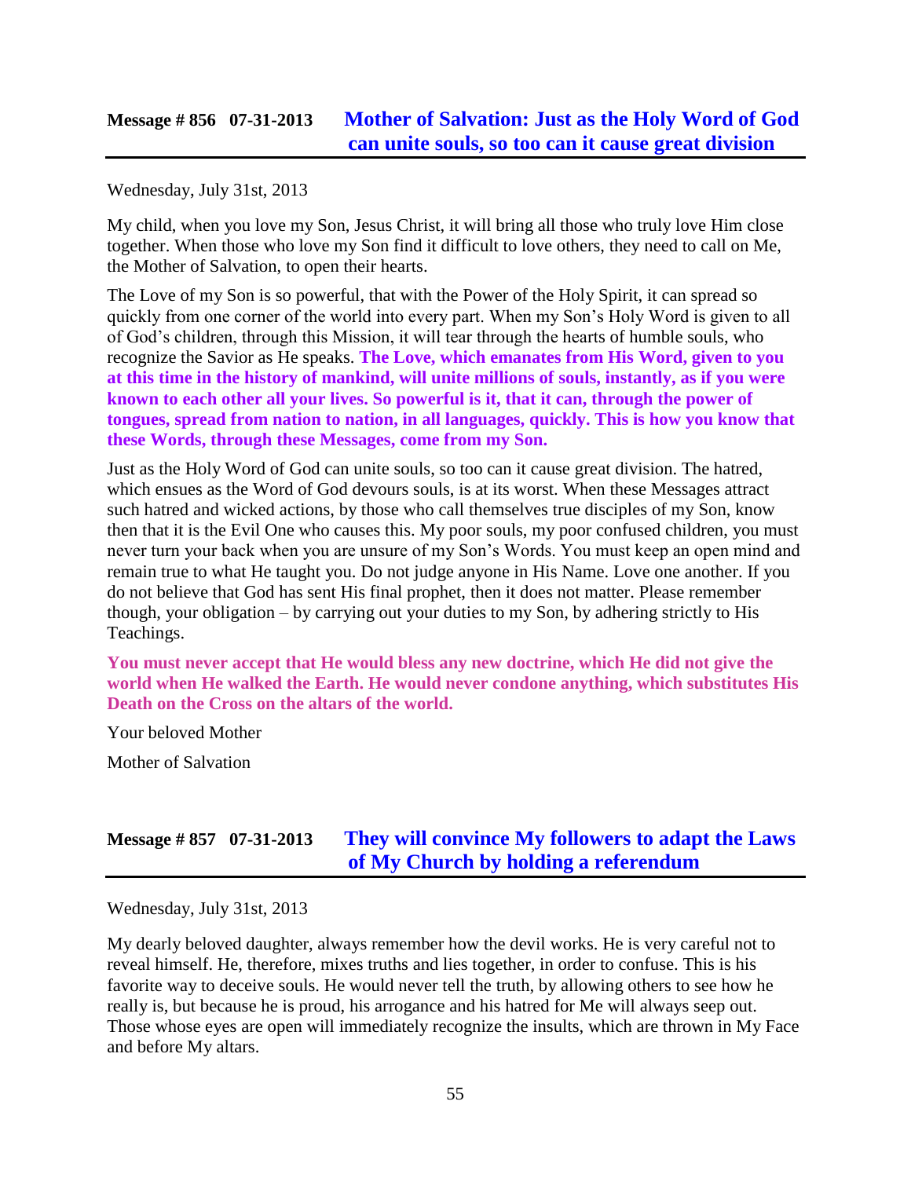## Message # 856 07-31-2013 Mother of Salvation: Just as the Holy Word of God can unite souls, so too can it cause great division

Wednesday, July 31st, 2013

My child, when you love my Son, Jesus Christ, it will bring all those who truly love Him close together. When those who love my Son find it difficult to love others, they need to call on Me, the Mother of Salvation, to open their hearts.

The Love of my Son is so powerful, that with the Power of the Holy Spirit, it can spread so quickly from one corner of the world into every part. When my Son's Holy Word is given to all of God's children, through this Mission, it will tear through the hearts of humble souls, who recognize the Savior as He speaks. **The Love, which emanates from His Word, given to you at this time in the history of mankind, will unite millions of souls, instantly, as if you were known to each other all your lives. So powerful is it, that it can, through the power of tongues, spread from nation to nation, in all languages, quickly. This is how you know that these Words, through these Messages, come from my Son.**

Just as the Holy Word of God can unite souls, so too can it cause great division. The hatred, which ensues as the Word of God devours souls, is at its worst. When these Messages attract such hatred and wicked actions, by those who call themselves true disciples of my Son, know then that it is the Evil One who causes this. My poor souls, my poor confused children, you must never turn your back when you are unsure of my Son's Words. You must keep an open mind and remain true to what He taught you. Do not judge anyone in His Name. Love one another. If you do not believe that God has sent His final prophet, then it does not matter. Please remember though, your obligation – by carrying out your duties to my Son, by adhering strictly to His Teachings.

**You must never accept that He would bless any new doctrine, which He did not give the world when He walked the Earth. He would never condone anything, which substitutes His Death on the Cross on the altars of the world.**

Your beloved Mother

Mother of Salvation

## Message # 857 07-31-2013 They will convince My followers to adapt the Laws of My Church by holding a referendum

Wednesday, July 31st, 2013

My dearly beloved daughter, always remember how the devil works. He is very careful not to reveal himself. He, therefore, mixes truths and lies together, in order to confuse. This is his favorite way to deceive souls. He would never tell the truth, by allowing others to see how he really is, but because he is proud, his arrogance and his hatred for Me will always seep out. Those whose eyes are open will immediately recognize the insults, which are thrown in My Face and before My altars.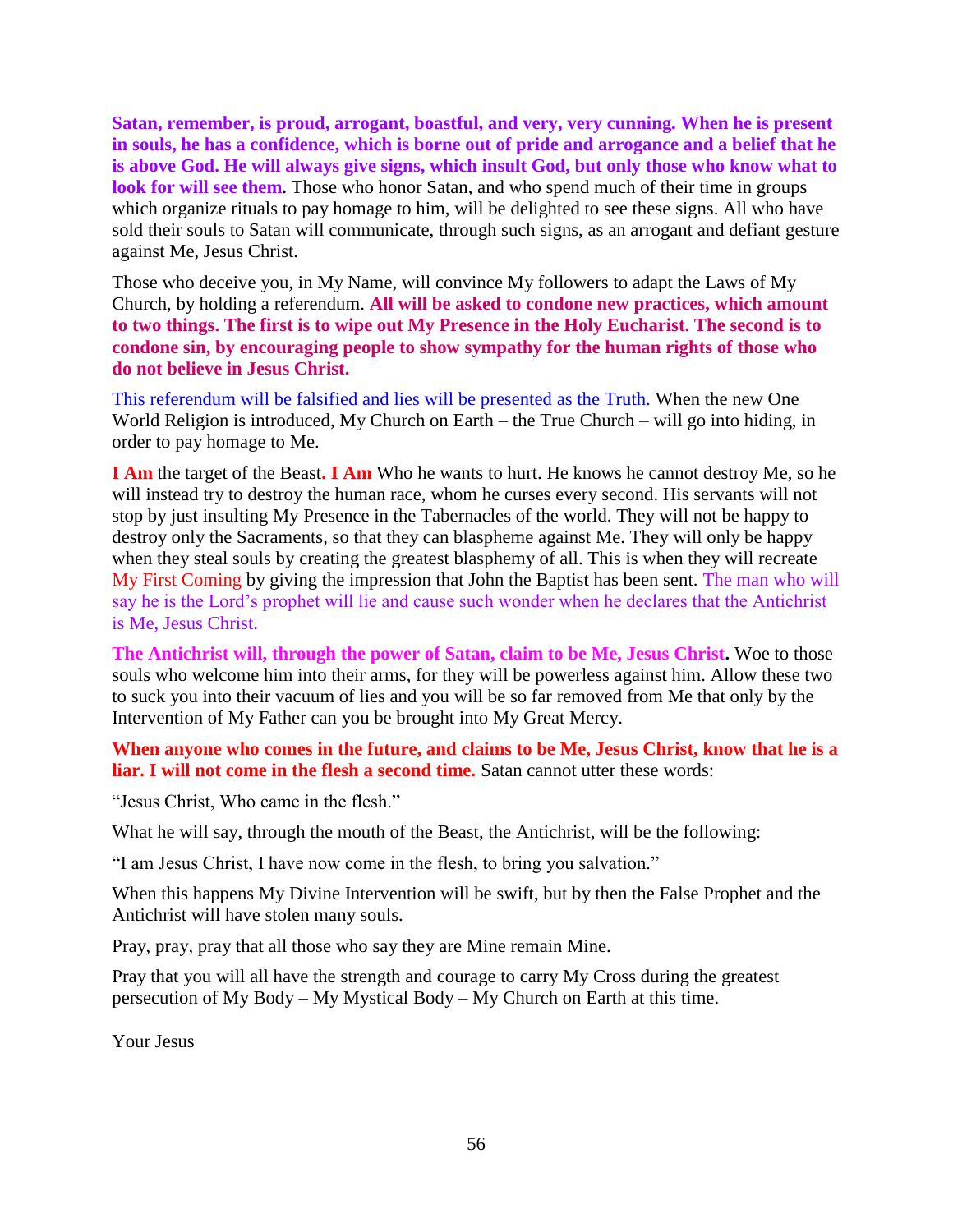**Satan, remember, is proud, arrogant, boastful, and very, very cunning. When he is present in souls, he has a confidence, which is borne out of pride and arrogance and a belief that he is above God. He will always give signs, which insult God, but only those who know what to look for will see them.** Those who honor Satan, and who spend much of their time in groups which organize rituals to pay homage to him, will be delighted to see these signs. All who have sold their souls to Satan will communicate, through such signs, as an arrogant and defiant gesture against Me, Jesus Christ.

Those who deceive you, in My Name, will convince My followers to adapt the Laws of My Church, by holding a referendum. **All will be asked to condone new practices, which amount to two things. The first is to wipe out My Presence in the Holy Eucharist. The second is to condone sin, by encouraging people to show sympathy for the human rights of those who do not believe in Jesus Christ.**

This referendum will be falsified and lies will be presented as the Truth. When the new One World Religion is introduced, My Church on Earth – the True Church – will go into hiding, in order to pay homage to Me.

**I Am** the target of the Beast. **I Am** Who he wants to hurt. He knows he cannot destroy Me, so he will instead try to destroy the human race, whom he curses every second. His servants will not stop by just insulting My Presence in the Tabernacles of the world. They will not be happy to destroy only the Sacraments, so that they can blaspheme against Me. They will only be happy when they steal souls by creating the greatest blasphemy of all. This is when they will recreate My First Coming by giving the impression that John the Baptist has been sent. The man who will say he is the Lord's prophet will lie and cause such wonder when he declares that the Antichrist is Me, Jesus Christ.

**The Antichrist will, through the power of Satan, claim to be Me, Jesus Christ.** Woe to those souls who welcome him into their arms, for they will be powerless against him. Allow these two to suck you into their vacuum of lies and you will be so far removed from Me that only by the Intervention of My Father can you be brought into My Great Mercy.

**When anyone who comes in the future, and claims to be Me, Jesus Christ, know that he is a liar. I will not come in the flesh a second time.** Satan cannot utter these words:

"Jesus Christ, Who came in the flesh."

What he will say, through the mouth of the Beast, the Antichrist, will be the following:

"I am Jesus Christ, I have now come in the flesh, to bring you salvation."

When this happens My Divine Intervention will be swift, but by then the False Prophet and the Antichrist will have stolen many souls.

Pray, pray, pray that all those who say they are Mine remain Mine.

Pray that you will all have the strength and courage to carry My Cross during the greatest persecution of My Body – My Mystical Body – My Church on Earth at this time.

Your Jesus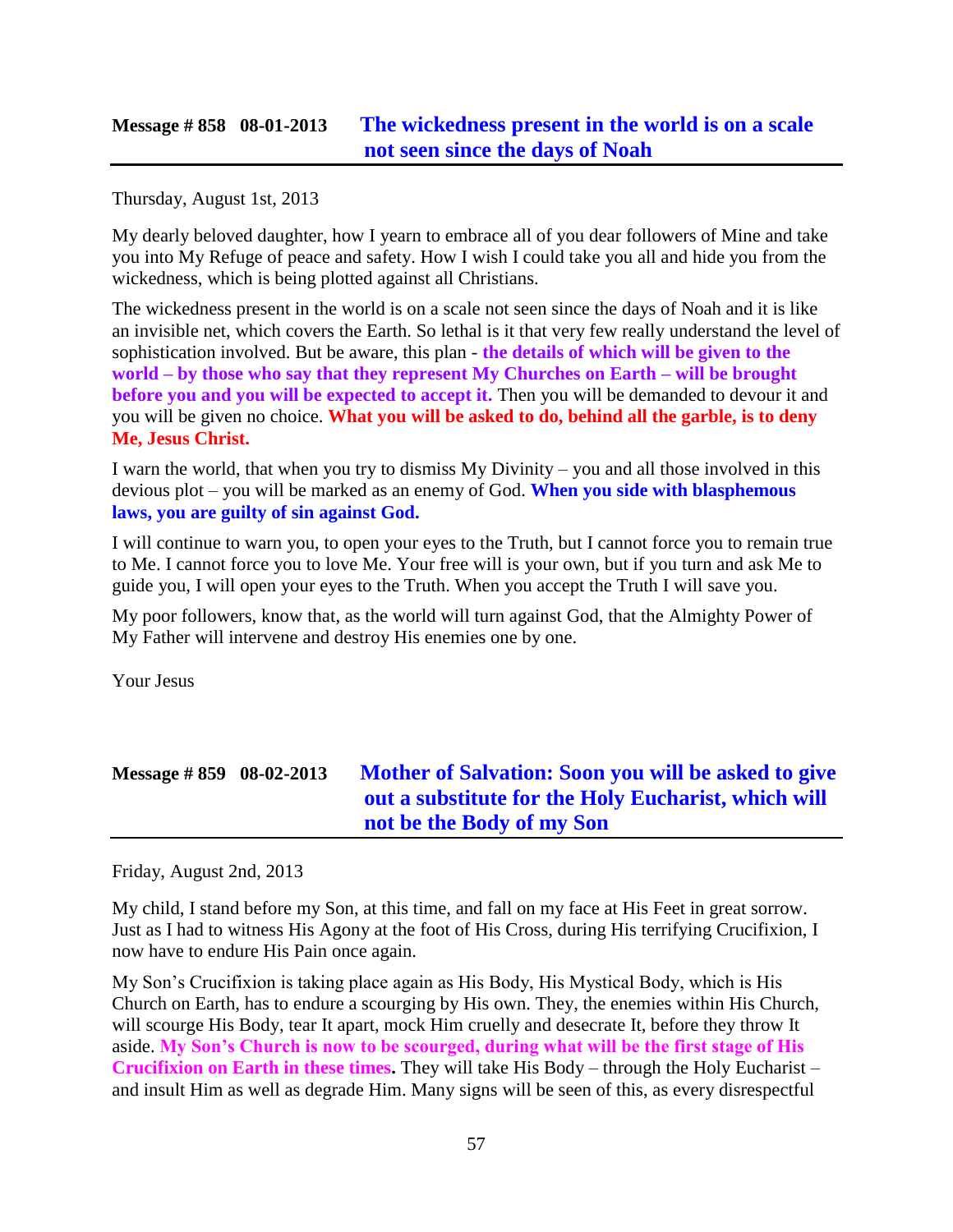## Message # 858 08-01-2013 The wickedness present in the world is on a scale not seen since the days of Noah

Thursday, August 1st, 2013

My dearly beloved daughter, how I yearn to embrace all of you dear followers of Mine and take you into My Refuge of peace and safety. How I wish I could take you all and hide you from the wickedness, which is being plotted against all Christians.

The wickedness present in the world is on a scale not seen since the days of Noah and it is like an invisible net, which covers the Earth. So lethal is it that very few really understand the level of sophistication involved. But be aware, this plan - **the details of which will be given to the world – by those who say that they represent My Churches on Earth – will be brought before you and you will be expected to accept it.** Then you will be demanded to devour it and you will be given no choice. **What you will be asked to do, behind all the garble, is to deny Me, Jesus Christ.**

I warn the world, that when you try to dismiss My Divinity – you and all those involved in this devious plot – you will be marked as an enemy of God. **When you side with blasphemous laws, you are guilty of sin against God.**

I will continue to warn you, to open your eyes to the Truth, but I cannot force you to remain true to Me. I cannot force you to love Me. Your free will is your own, but if you turn and ask Me to guide you, I will open your eyes to the Truth. When you accept the Truth I will save you.

My poor followers, know that, as the world will turn against God, that the Almighty Power of My Father will intervene and destroy His enemies one by one.

Your Jesus

## Message # 859 08-02-2013 Mother of Salvation: Soon you will be asked to give out a substitute for the Holy Eucharist, which will not be the Body of my Son

Friday, August 2nd, 2013

My child, I stand before my Son, at this time, and fall on my face at His Feet in great sorrow. Just as I had to witness His Agony at the foot of His Cross, during His terrifying Crucifixion, I now have to endure His Pain once again.

My Son's Crucifixion is taking place again as His Body, His Mystical Body, which is His Church on Earth, has to endure a scourging by His own. They, the enemies within His Church, will scourge His Body, tear It apart, mock Him cruelly and desecrate It, before they throw It aside. **My Son's Church is now to be scourged, during what will be the first stage of His Crucifixion on Earth in these times.** They will take His Body – through the Holy Eucharist – and insult Him as well as degrade Him. Many signs will be seen of this, as every disrespectful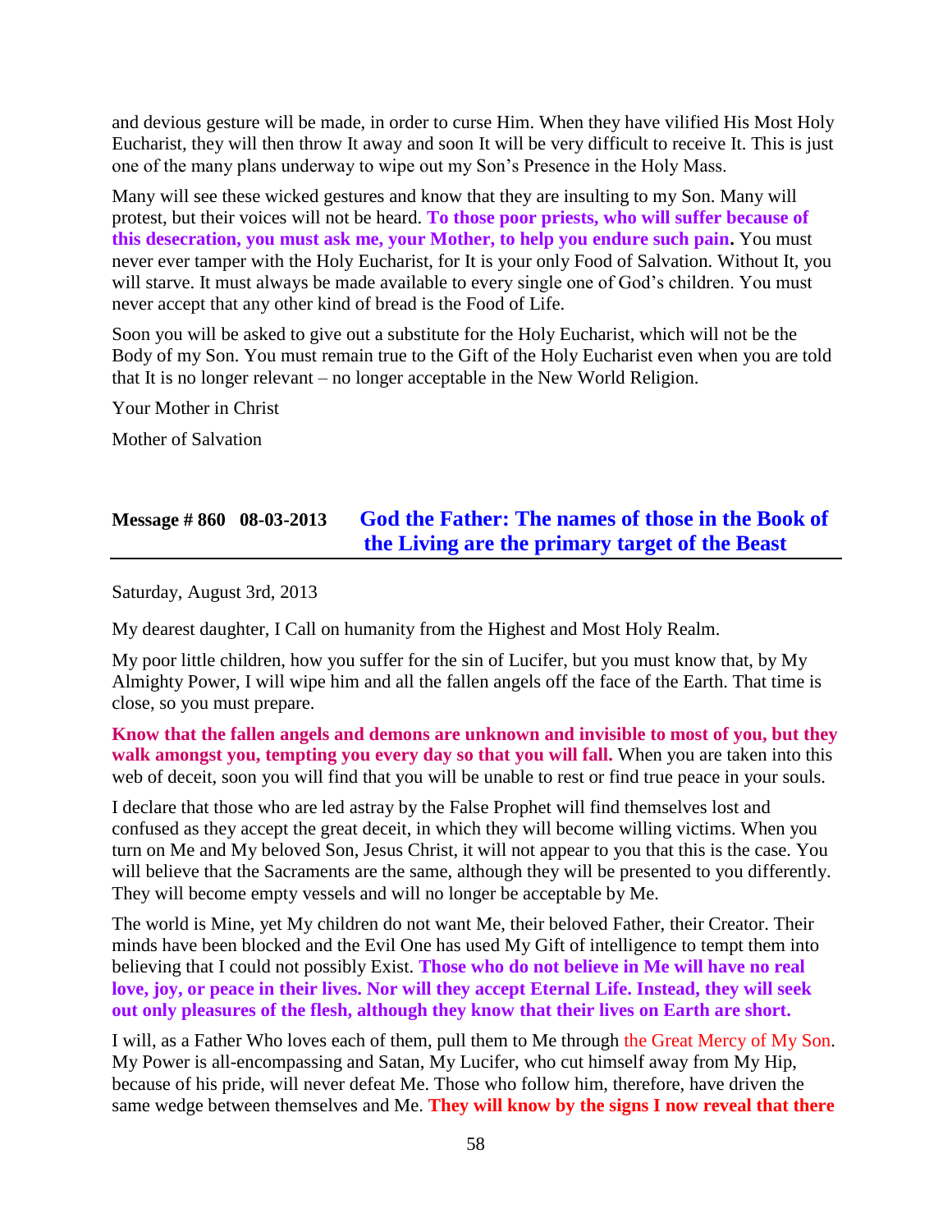and devious gesture will be made, in order to curse Him. When they have vilified His Most Holy Eucharist, they will then throw It away and soon It will be very difficult to receive It. This is just one of the many plans underway to wipe out my Son's Presence in the Holy Mass.

Many will see these wicked gestures and know that they are insulting to my Son. Many will protest, but their voices will not be heard. **To those poor priests, who will suffer because of this desecration, you must ask me, your Mother, to help you endure such pain.** You must never ever tamper with the Holy Eucharist, for It is your only Food of Salvation. Without It, you will starve. It must always be made available to every single one of God's children. You must never accept that any other kind of bread is the Food of Life.

Soon you will be asked to give out a substitute for the Holy Eucharist, which will not be the Body of my Son. You must remain true to the Gift of the Holy Eucharist even when you are told that It is no longer relevant – no longer acceptable in the New World Religion.

Your Mother in Christ

Mother of Salvation

## Message # 860 08-03-2013 God the Father: The names of those in the Book of the Living are the primary target of the Beast

Saturday, August 3rd, 2013

My dearest daughter, I Call on humanity from the Highest and Most Holy Realm.

My poor little children, how you suffer for the sin of Lucifer, but you must know that, by My Almighty Power, I will wipe him and all the fallen angels off the face of the Earth. That time is close, so you must prepare.

**Know that the fallen angels and demons are unknown and invisible to most of you, but they walk amongst you, tempting you every day so that you will fall.** When you are taken into this web of deceit, soon you will find that you will be unable to rest or find true peace in your souls.

I declare that those who are led astray by the False Prophet will find themselves lost and confused as they accept the great deceit, in which they will become willing victims. When you turn on Me and My beloved Son, Jesus Christ, it will not appear to you that this is the case. You will believe that the Sacraments are the same, although they will be presented to you differently. They will become empty vessels and will no longer be acceptable by Me.

The world is Mine, yet My children do not want Me, their beloved Father, their Creator. Their minds have been blocked and the Evil One has used My Gift of intelligence to tempt them into believing that I could not possibly Exist. **Those who do not believe in Me will have no real love, joy, or peace in their lives. Nor will they accept Eternal Life. Instead, they will seek out only pleasures of the flesh, although they know that their lives on Earth are short.**

I will, as a Father Who loves each of them, pull them to Me through the Great Mercy of My Son. My Power is all-encompassing and Satan, My Lucifer, who cut himself away from My Hip, because of his pride, will never defeat Me. Those who follow him, therefore, have driven the same wedge between themselves and Me. **They will know by the signs I now reveal that there**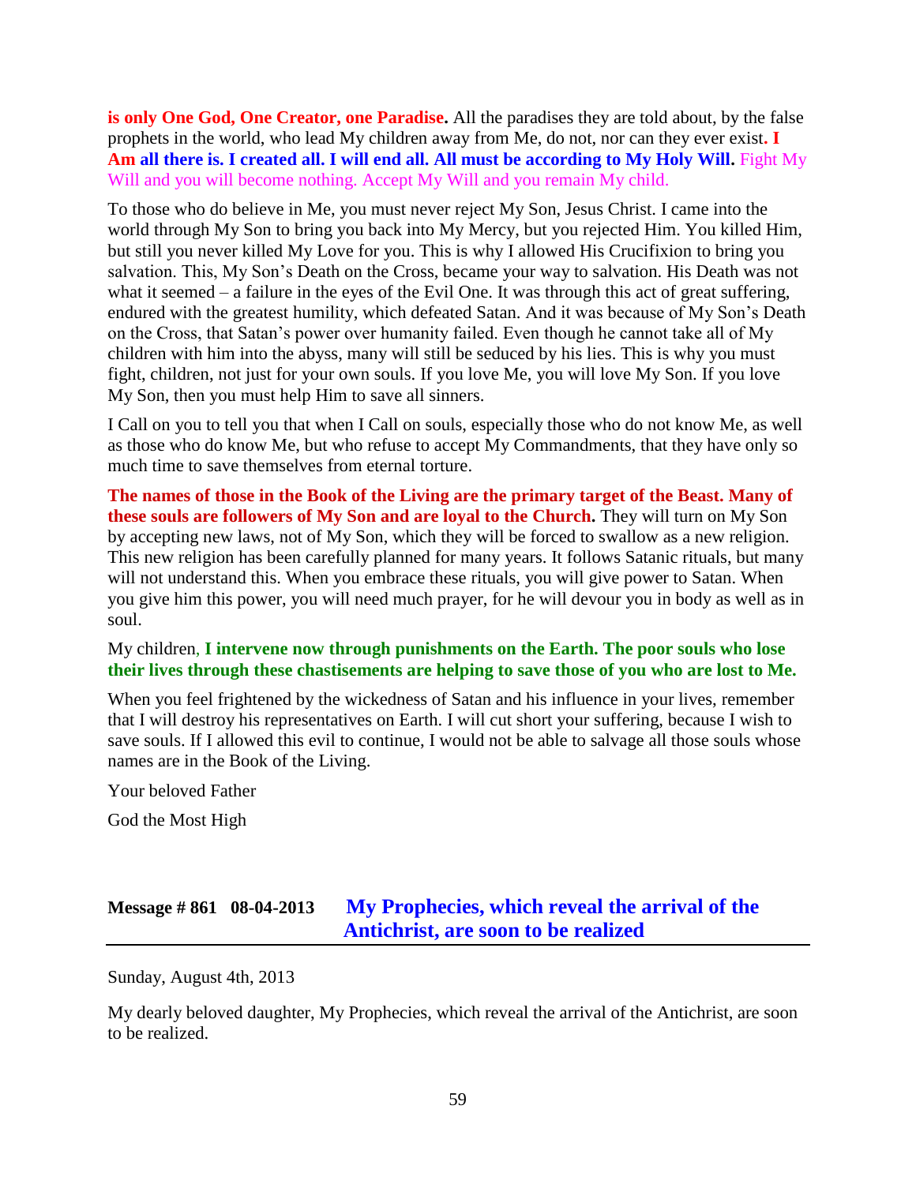**is only One God, One Creator, one Paradise.** All the paradises they are told about, by the false prophets in the world, who lead My children away from Me, do not, nor can they ever exist**. I Am all there is. I created all. I will end all. All must be according to My Holy Will.** Fight My Will and you will become nothing. Accept My Will and you remain My child.

To those who do believe in Me, you must never reject My Son, Jesus Christ. I came into the world through My Son to bring you back into My Mercy, but you rejected Him. You killed Him, but still you never killed My Love for you. This is why I allowed His Crucifixion to bring you salvation. This, My Son's Death on the Cross, became your way to salvation. His Death was not what it seemed – a failure in the eyes of the Evil One. It was through this act of great suffering, endured with the greatest humility, which defeated Satan. And it was because of My Son's Death on the Cross, that Satan's power over humanity failed. Even though he cannot take all of My children with him into the abyss, many will still be seduced by his lies. This is why you must fight, children, not just for your own souls. If you love Me, you will love My Son. If you love My Son, then you must help Him to save all sinners.

I Call on you to tell you that when I Call on souls, especially those who do not know Me, as well as those who do know Me, but who refuse to accept My Commandments, that they have only so much time to save themselves from eternal torture.

**The names of those in the Book of the Living are the primary target of the Beast. Many of these souls are followers of My Son and are loyal to the Church.** They will turn on My Son by accepting new laws, not of My Son, which they will be forced to swallow as a new religion. This new religion has been carefully planned for many years. It follows Satanic rituals, but many will not understand this. When you embrace these rituals, you will give power to Satan. When you give him this power, you will need much prayer, for he will devour you in body as well as in soul.

My children, **I intervene now through punishments on the Earth. The poor souls who lose their lives through these chastisements are helping to save those of you who are lost to Me.**

When you feel frightened by the wickedness of Satan and his influence in your lives, remember that I will destroy his representatives on Earth. I will cut short your suffering, because I wish to save souls. If I allowed this evil to continue, I would not be able to salvage all those souls whose names are in the Book of the Living.

Your beloved Father

God the Most High

## Message # 861 08-04-2013 My Prophecies, which reveal the arrival of the Antichrist, are soon to be realized

Sunday, August 4th, 2013

My dearly beloved daughter, My Prophecies, which reveal the arrival of the Antichrist, are soon to be realized.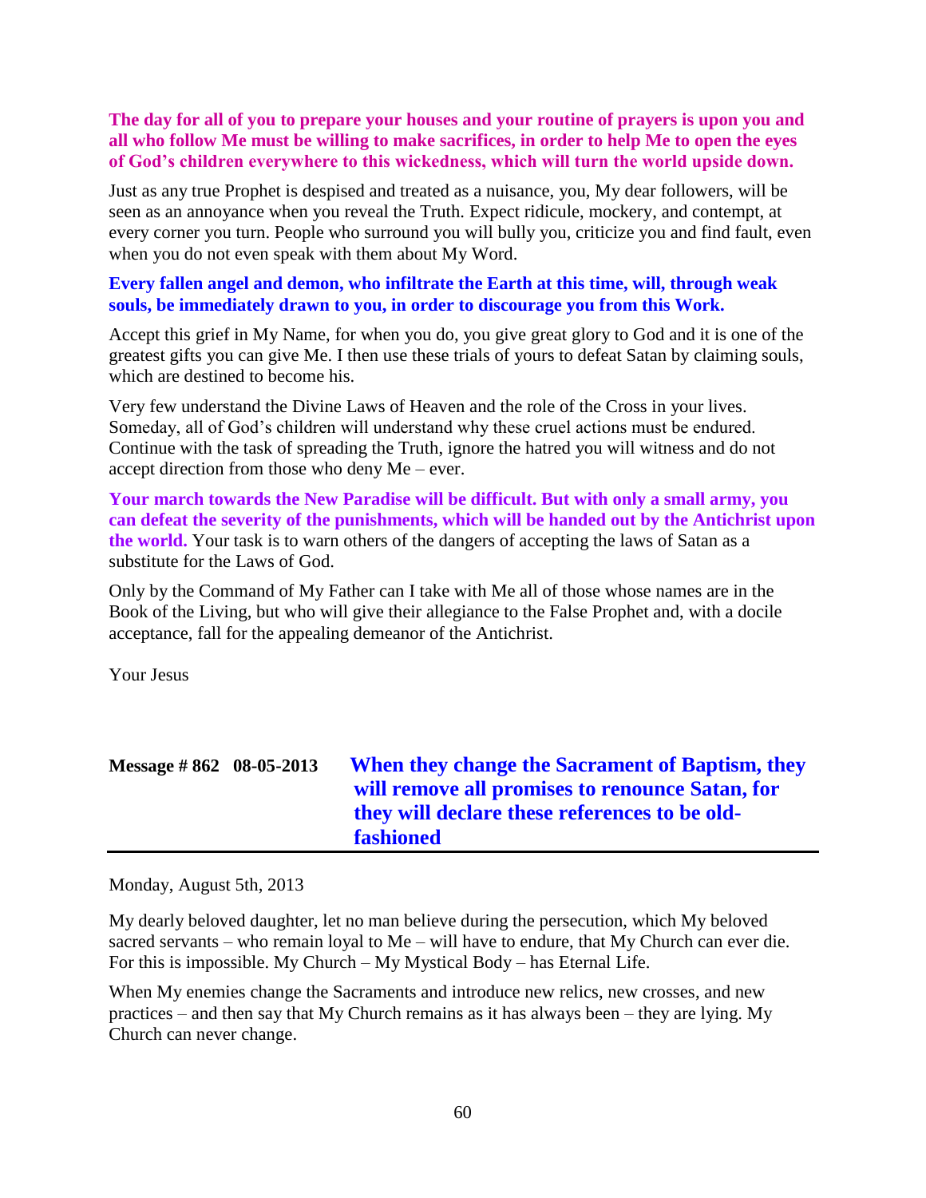**The day for all of you to prepare your houses and your routine of prayers is upon you and all who follow Me must be willing to make sacrifices, in order to help Me to open the eyes of God's children everywhere to this wickedness, which will turn the world upside down.**

Just as any true Prophet is despised and treated as a nuisance, you, My dear followers, will be seen as an annoyance when you reveal the Truth. Expect ridicule, mockery, and contempt, at every corner you turn. People who surround you will bully you, criticize you and find fault, even when you do not even speak with them about My Word.

**Every fallen angel and demon, who infiltrate the Earth at this time, will, through weak souls, be immediately drawn to you, in order to discourage you from this Work.**

Accept this grief in My Name, for when you do, you give great glory to God and it is one of the greatest gifts you can give Me. I then use these trials of yours to defeat Satan by claiming souls, which are destined to become his.

Very few understand the Divine Laws of Heaven and the role of the Cross in your lives. Someday, all of God's children will understand why these cruel actions must be endured. Continue with the task of spreading the Truth, ignore the hatred you will witness and do not accept direction from those who deny Me – ever.

**Your march towards the New Paradise will be difficult. But with only a small army, you can defeat the severity of the punishments, which will be handed out by the Antichrist upon the world.** Your task is to warn others of the dangers of accepting the laws of Satan as a substitute for the Laws of God.

Only by the Command of My Father can I take with Me all of those whose names are in the Book of the Living, but who will give their allegiance to the False Prophet and, with a docile acceptance, fall for the appealing demeanor of the Antichrist.

Your Jesus

## Message # 862 08-05-2013 When they change the Sacrament of Baptism, they will remove all promises to renounce Satan, for they will declare these references to be old-fashioned

Monday, August 5th, 2013

My dearly beloved daughter, let no man believe during the persecution, which My beloved sacred servants – who remain loyal to Me – will have to endure, that My Church can ever die. For this is impossible. My Church – My Mystical Body – has Eternal Life.

When My enemies change the Sacraments and introduce new relics, new crosses, and new practices – and then say that My Church remains as it has always been – they are lying. My Church can never change.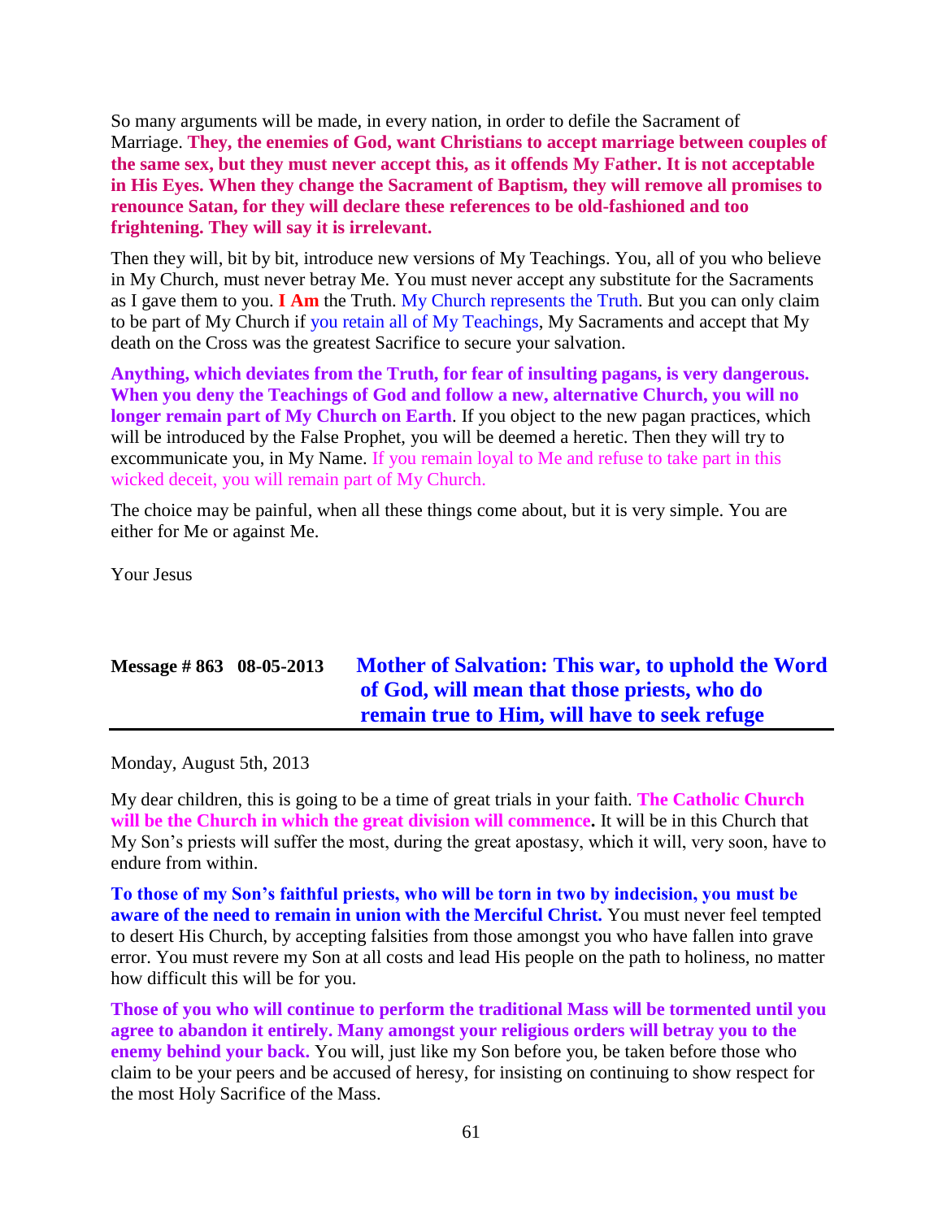So many arguments will be made, in every nation, in order to defile the Sacrament of Marriage. **They, the enemies of God, want Christians to accept marriage between couples of the same sex, but they must never accept this, as it offends My Father. It is not acceptable in His Eyes. When they change the Sacrament of Baptism, they will remove all promises to renounce Satan, for they will declare these references to be old-fashioned and too frightening. They will say it is irrelevant.**

Then they will, bit by bit, introduce new versions of My Teachings. You, all of you who believe in My Church, must never betray Me. You must never accept any substitute for the Sacraments as I gave them to you. **I Am** the Truth. My Church represents the Truth. But you can only claim to be part of My Church if you retain all of My Teachings, My Sacraments and accept that My death on the Cross was the greatest Sacrifice to secure your salvation.

**Anything, which deviates from the Truth, for fear of insulting pagans, is very dangerous. When you deny the Teachings of God and follow a new, alternative Church, you will no longer remain part of My Church on Earth**. If you object to the new pagan practices, which will be introduced by the False Prophet, you will be deemed a heretic. Then they will try to excommunicate you, in My Name. If you remain loyal to Me and refuse to take part in this wicked deceit, you will remain part of My Church.

The choice may be painful, when all these things come about, but it is very simple. You are either for Me or against Me.

Your Jesus

## Message # 863 08-05-2013 Mother of Salvation: This war, to uphold the Word of God, will mean that those priests, who do remain true to Him, will have to seek refuge

Monday, August 5th, 2013

My dear children, this is going to be a time of great trials in your faith. **The Catholic Church will be the Church in which the great division will commence.** It will be in this Church that My Son's priests will suffer the most, during the great apostasy, which it will, very soon, have to endure from within.

**To those of my Son's faithful priests, who will be torn in two by indecision, you must be aware of the need to remain in union with the Merciful Christ.** You must never feel tempted to desert His Church, by accepting falsities from those amongst you who have fallen into grave error. You must revere my Son at all costs and lead His people on the path to holiness, no matter how difficult this will be for you.

**Those of you who will continue to perform the traditional Mass will be tormented until you agree to abandon it entirely. Many amongst your religious orders will betray you to the enemy behind your back.** You will, just like my Son before you, be taken before those who claim to be your peers and be accused of heresy, for insisting on continuing to show respect for the most Holy Sacrifice of the Mass.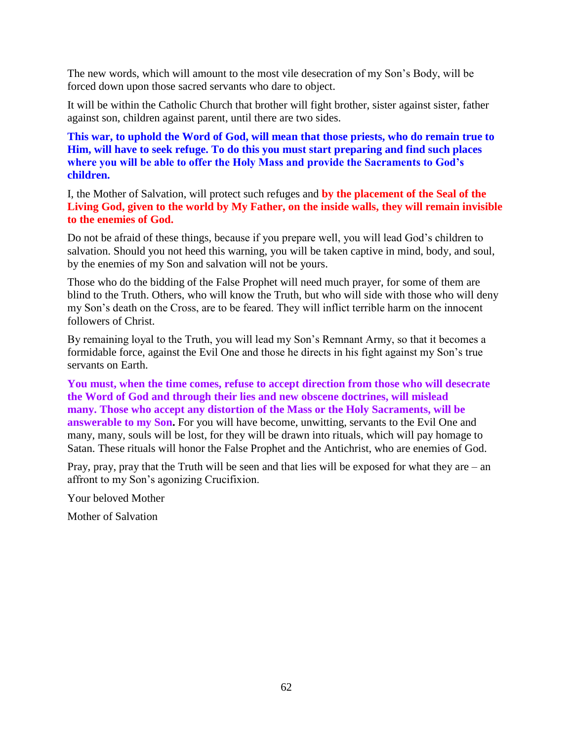The new words, which will amount to the most vile desecration of my Son's Body, will be forced down upon those sacred servants who dare to object.

It will be within the Catholic Church that brother will fight brother, sister against sister, father against son, children against parent, until there are two sides.

**This war, to uphold the Word of God, will mean that those priests, who do remain true to Him, will have to seek refuge. To do this you must start preparing and find such places where you will be able to offer the Holy Mass and provide the Sacraments to God's children.**

I, the Mother of Salvation, will protect such refuges and **by the placement of the Seal of the Living God, given to the world by My Father, on the inside walls, they will remain invisible to the enemies of God.**

Do not be afraid of these things, because if you prepare well, you will lead God's children to salvation. Should you not heed this warning, you will be taken captive in mind, body, and soul, by the enemies of my Son and salvation will not be yours.

Those who do the bidding of the False Prophet will need much prayer, for some of them are blind to the Truth. Others, who will know the Truth, but who will side with those who will deny my Son's death on the Cross, are to be feared. They will inflict terrible harm on the innocent followers of Christ.

By remaining loyal to the Truth, you will lead my Son's Remnant Army, so that it becomes a formidable force, against the Evil One and those he directs in his fight against my Son's true servants on Earth.

**You must, when the time comes, refuse to accept direction from those who will desecrate the Word of God and through their lies and new obscene doctrines, will mislead many. Those who accept any distortion of the Mass or the Holy Sacraments, will be answerable to my Son.** For you will have become, unwitting, servants to the Evil One and many, many, souls will be lost, for they will be drawn into rituals, which will pay homage to Satan. These rituals will honor the False Prophet and the Antichrist, who are enemies of God.

Pray, pray, pray that the Truth will be seen and that lies will be exposed for what they are – an affront to my Son's agonizing Crucifixion.

Your beloved Mother

Mother of Salvation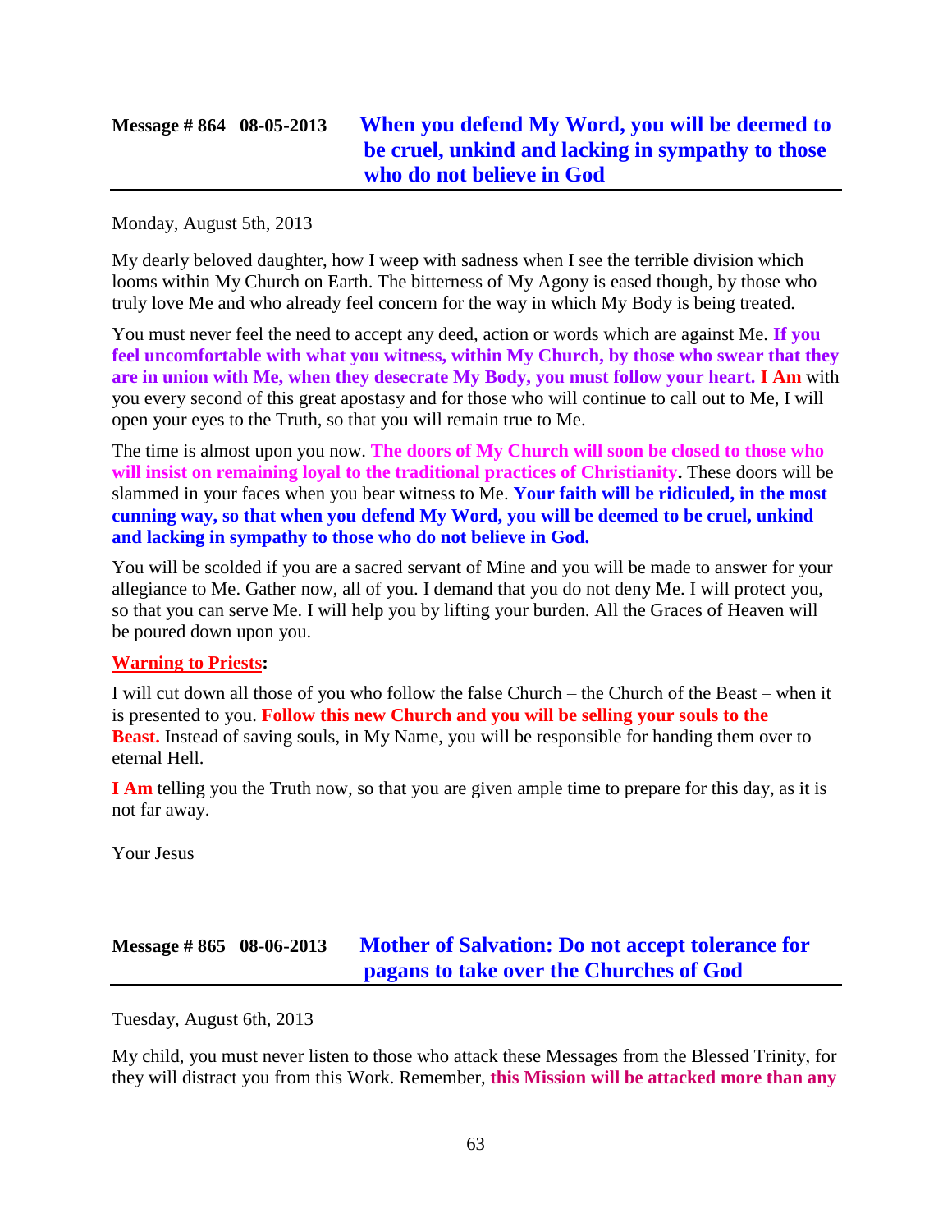## Message # 864 08-05-2013 When you defend My Word, you will be deemed to be cruel, unkind and lacking in sympathy to those who do not believe in God

Monday, August 5th, 2013

My dearly beloved daughter, how I weep with sadness when I see the terrible division which looms within My Church on Earth. The bitterness of My Agony is eased though, by those who truly love Me and who already feel concern for the way in which My Body is being treated.

You must never feel the need to accept any deed, action or words which are against Me. **If you feel uncomfortable with what you witness, within My Church, by those who swear that they are in union with Me, when they desecrate My Body, you must follow your heart. I Am** with you every second of this great apostasy and for those who will continue to call out to Me, I will open your eyes to the Truth, so that you will remain true to Me.

The time is almost upon you now. **The doors of My Church will soon be closed to those who will insist on remaining loyal to the traditional practices of Christianity.** These doors will be slammed in your faces when you bear witness to Me. **Your faith will be ridiculed, in the most cunning way, so that when you defend My Word, you will be deemed to be cruel, unkind and lacking in sympathy to those who do not believe in God.**

You will be scolded if you are a sacred servant of Mine and you will be made to answer for your allegiance to Me. Gather now, all of you. I demand that you do not deny Me. I will protect you, so that you can serve Me. I will help you by lifting your burden. All the Graces of Heaven will be poured down upon you.

**Warning to Priests:**

I will cut down all those of you who follow the false Church – the Church of the Beast – when it is presented to you. **Follow this new Church and you will be selling your souls to the Beast.** Instead of saving souls, in My Name, you will be responsible for handing them over to eternal Hell.

**I Am** telling you the Truth now, so that you are given ample time to prepare for this day, as it is not far away.

Your Jesus

## Message # 865 08-06-2013 Mother of Salvation: Do not accept tolerance for pagans to take over the Churches of God

Tuesday, August 6th, 2013

My child, you must never listen to those who attack these Messages from the Blessed Trinity, for they will distract you from this Work. Remember, **this Mission will be attacked more than any**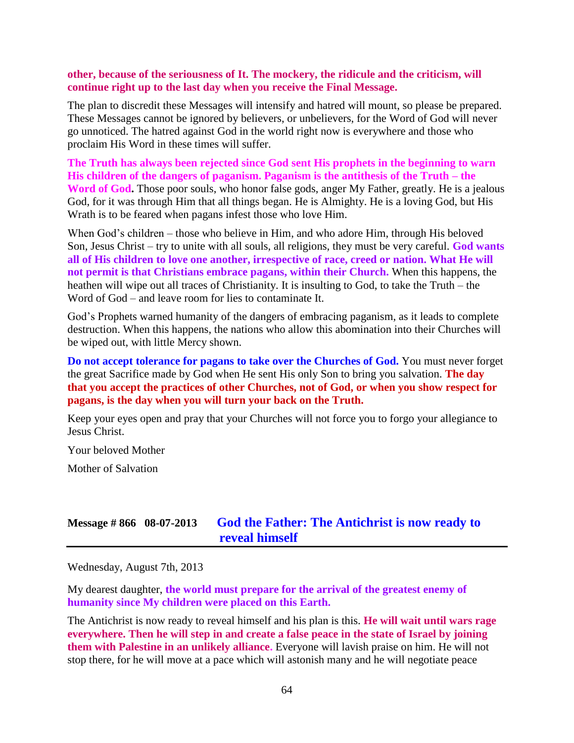**other, because of the seriousness of It. The mockery, the ridicule and the criticism, will continue right up to the last day when you receive the Final Message.**

The plan to discredit these Messages will intensify and hatred will mount, so please be prepared. These Messages cannot be ignored by believers, or unbelievers, for the Word of God will never go unnoticed. The hatred against God in the world right now is everywhere and those who proclaim His Word in these times will suffer.

**The Truth has always been rejected since God sent His prophets in the beginning to warn His children of the dangers of paganism. Paganism is the antithesis of the Truth – the Word of God.** Those poor souls, who honor false gods, anger My Father, greatly. He is a jealous God, for it was through Him that all things began. He is Almighty. He is a loving God, but His Wrath is to be feared when pagans infest those who love Him.

When God's children – those who believe in Him, and who adore Him, through His beloved Son, Jesus Christ – try to unite with all souls, all religions, they must be very careful. **God wants all of His children to love one another, irrespective of race, creed or nation. What He will not permit is that Christians embrace pagans, within their Church.** When this happens, the heathen will wipe out all traces of Christianity. It is insulting to God, to take the Truth – the Word of God – and leave room for lies to contaminate It.

God's Prophets warned humanity of the dangers of embracing paganism, as it leads to complete destruction. When this happens, the nations who allow this abomination into their Churches will be wiped out, with little Mercy shown.

**Do not accept tolerance for pagans to take over the Churches of God.** You must never forget the great Sacrifice made by God when He sent His only Son to bring you salvation. **The day that you accept the practices of other Churches, not of God, or when you show respect for pagans, is the day when you will turn your back on the Truth.**

Keep your eyes open and pray that your Churches will not force you to forgo your allegiance to Jesus Christ.

Your beloved Mother

Mother of Salvation

## Message # 866 08-07-2013 God the Father: The Antichrist is now ready to reveal himself

Wednesday, August 7th, 2013

My dearest daughter, **the world must prepare for the arrival of the greatest enemy of humanity since My children were placed on this Earth.**

The Antichrist is now ready to reveal himself and his plan is this. **He will wait until wars rage everywhere. Then he will step in and create a false peace in the state of Israel by joining them with Palestine in an unlikely alliance.** Everyone will lavish praise on him. He will not stop there, for he will move at a pace which will astonish many and he will negotiate peace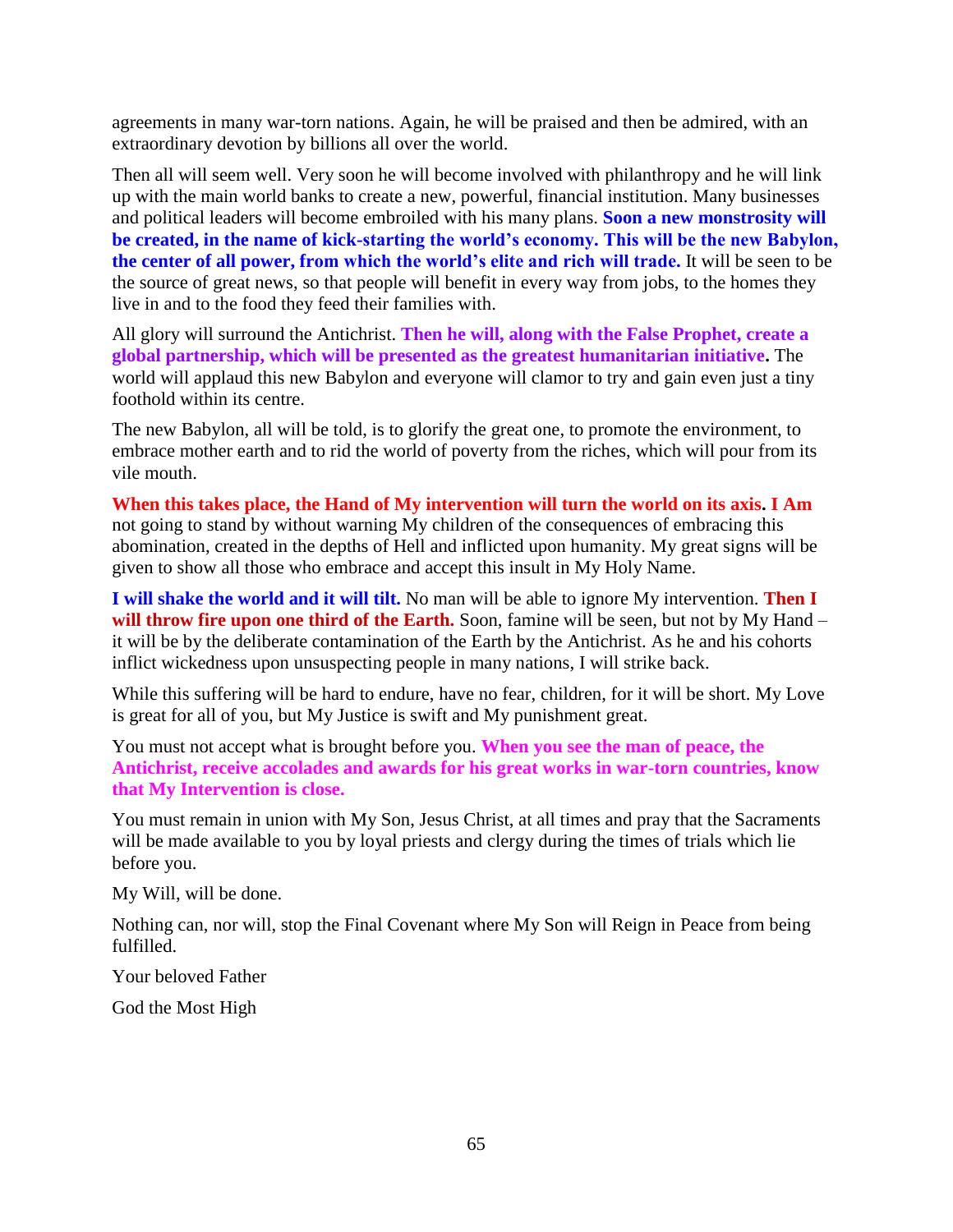agreements in many war-torn nations. Again, he will be praised and then be admired, with an extraordinary devotion by billions all over the world.

Then all will seem well. Very soon he will become involved with philanthropy and he will link up with the main world banks to create a new, powerful, financial institution. Many businesses and political leaders will become embroiled with his many plans. **Soon a new monstrosity will be created, in the name of kick-starting the world's economy. This will be the new Babylon, the center of all power, from which the world's elite and rich will trade.** It will be seen to be the source of great news, so that people will benefit in every way from jobs, to the homes they live in and to the food they feed their families with.

All glory will surround the Antichrist. **Then he will, along with the False Prophet, create a global partnership, which will be presented as the greatest humanitarian initiative.** The world will applaud this new Babylon and everyone will clamor to try and gain even just a tiny foothold within its centre.

The new Babylon, all will be told, is to glorify the great one, to promote the environment, to embrace mother earth and to rid the world of poverty from the riches, which will pour from its vile mouth.

**When this takes place, the Hand of My intervention will turn the world on its axis. I Am** not going to stand by without warning My children of the consequences of embracing this abomination, created in the depths of Hell and inflicted upon humanity. My great signs will be given to show all those who embrace and accept this insult in My Holy Name.

**I will shake the world and it will tilt.** No man will be able to ignore My intervention. **Then I will throw fire upon one third of the Earth.** Soon, famine will be seen, but not by My Hand – it will be by the deliberate contamination of the Earth by the Antichrist. As he and his cohorts inflict wickedness upon unsuspecting people in many nations, I will strike back.

While this suffering will be hard to endure, have no fear, children, for it will be short. My Love is great for all of you, but My Justice is swift and My punishment great.

You must not accept what is brought before you. **When you see the man of peace, the Antichrist, receive accolades and awards for his great works in war-torn countries, know that My Intervention is close.**

You must remain in union with My Son, Jesus Christ, at all times and pray that the Sacraments will be made available to you by loyal priests and clergy during the times of trials which lie before you.

My Will, will be done.

Nothing can, nor will, stop the Final Covenant where My Son will Reign in Peace from being fulfilled.

Your beloved Father

God the Most High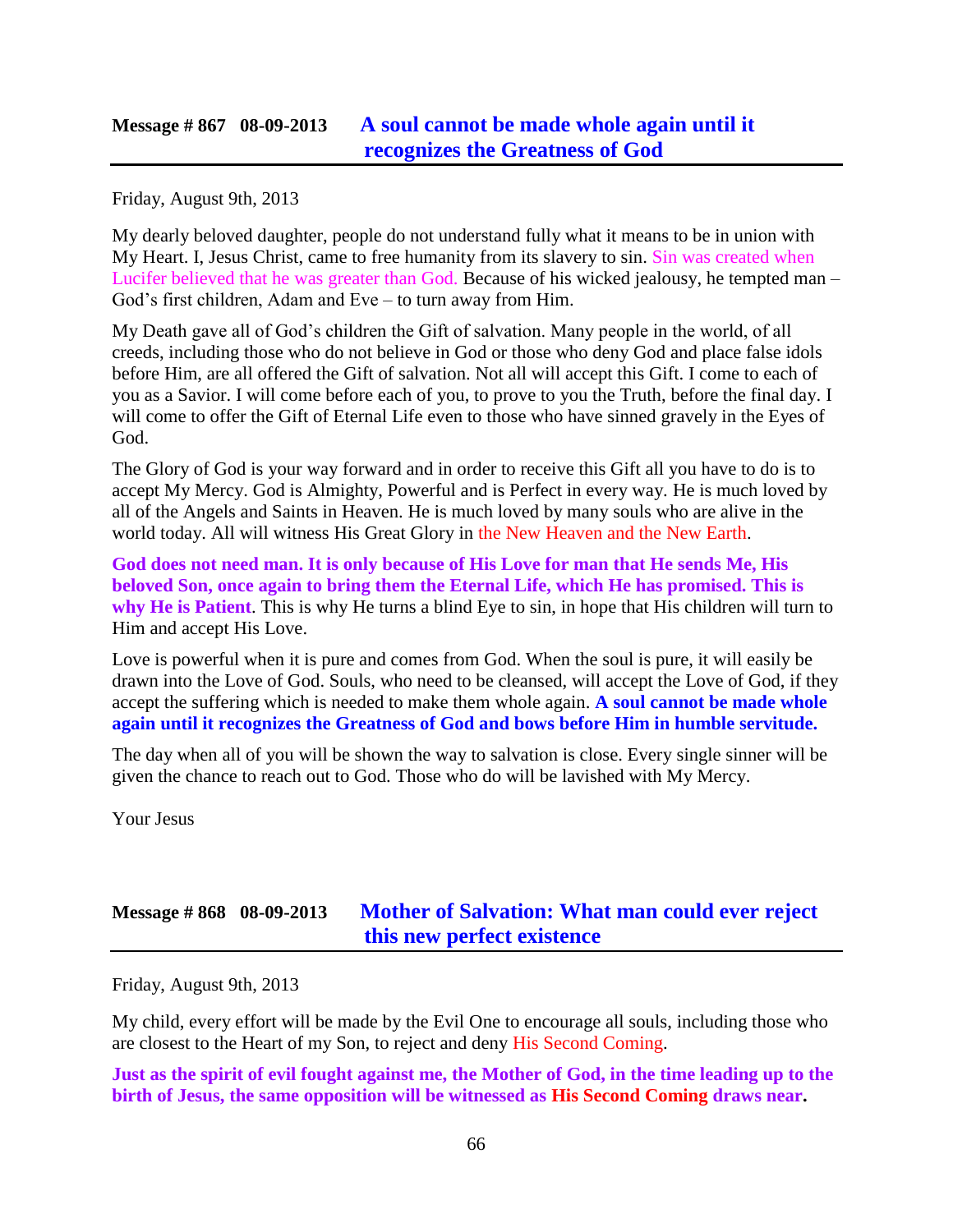## Message # 867   08-09-2013   A soul cannot be made whole again until it recognizes the Greatness of God

Friday, August 9th, 2013

My dearly beloved daughter, people do not understand fully what it means to be in union with My Heart. I, Jesus Christ, came to free humanity from its slavery to sin. Sin was created when Lucifer believed that he was greater than God. Because of his wicked jealousy, he tempted man – God's first children, Adam and Eve – to turn away from Him.

My Death gave all of God's children the Gift of salvation. Many people in the world, of all creeds, including those who do not believe in God or those who deny God and place false idols before Him, are all offered the Gift of salvation. Not all will accept this Gift. I come to each of you as a Savior. I will come before each of you, to prove to you the Truth, before the final day. I will come to offer the Gift of Eternal Life even to those who have sinned gravely in the Eyes of God.

The Glory of God is your way forward and in order to receive this Gift all you have to do is to accept My Mercy. God is Almighty, Powerful and is Perfect in every way. He is much loved by all of the Angels and Saints in Heaven. He is much loved by many souls who are alive in the world today. All will witness His Great Glory in the New Heaven and the New Earth.

**God does not need man. It is only because of His Love for man that He sends Me, His beloved Son, once again to bring them the Eternal Life, which He has promised. This is why He is Patient**. This is why He turns a blind Eye to sin, in hope that His children will turn to Him and accept His Love.

Love is powerful when it is pure and comes from God. When the soul is pure, it will easily be drawn into the Love of God. Souls, who need to be cleansed, will accept the Love of God, if they accept the suffering which is needed to make them whole again. **A soul cannot be made whole again until it recognizes the Greatness of God and bows before Him in humble servitude.**

The day when all of you will be shown the way to salvation is close. Every single sinner will be given the chance to reach out to God. Those who do will be lavished with My Mercy.

Your Jesus

## Message # 868   08-09-2013   Mother of Salvation: What man could ever reject this new perfect existence

Friday, August 9th, 2013

My child, every effort will be made by the Evil One to encourage all souls, including those who are closest to the Heart of my Son, to reject and deny His Second Coming.

**Just as the spirit of evil fought against me, the Mother of God, in the time leading up to the birth of Jesus, the same opposition will be witnessed as His Second Coming draws near.**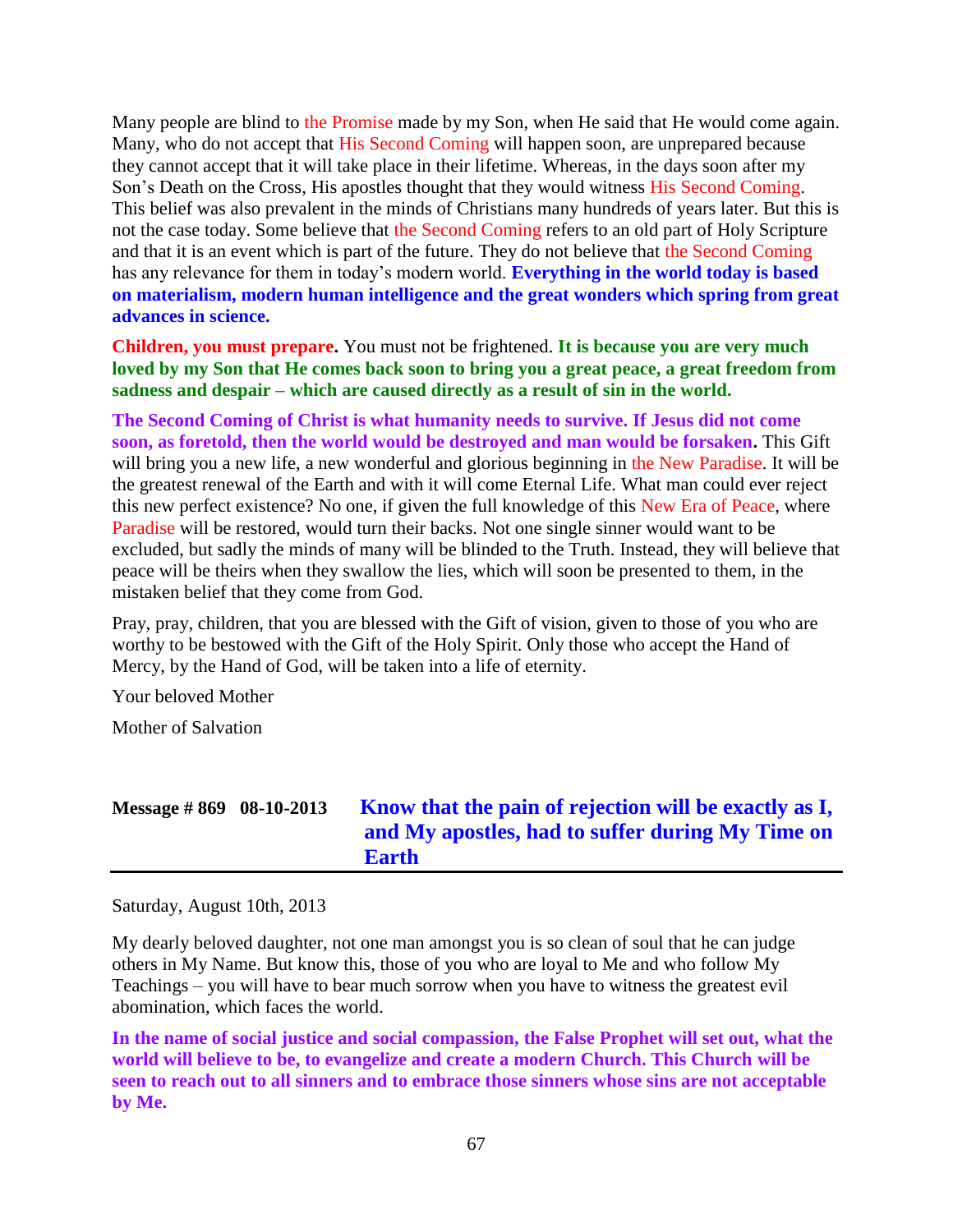Many people are blind to the Promise made by my Son, when He said that He would come again. Many, who do not accept that His Second Coming will happen soon, are unprepared because they cannot accept that it will take place in their lifetime. Whereas, in the days soon after my Son's Death on the Cross, His apostles thought that they would witness His Second Coming. This belief was also prevalent in the minds of Christians many hundreds of years later. But this is not the case today. Some believe that the Second Coming refers to an old part of Holy Scripture and that it is an event which is part of the future. They do not believe that the Second Coming has any relevance for them in today's modern world. **Everything in the world today is based on materialism, modern human intelligence and the great wonders which spring from great advances in science.**

**Children, you must prepare.** You must not be frightened. **It is because you are very much loved by my Son that He comes back soon to bring you a great peace, a great freedom from sadness and despair – which are caused directly as a result of sin in the world.**

**The Second Coming of Christ is what humanity needs to survive. If Jesus did not come soon, as foretold, then the world would be destroyed and man would be forsaken.** This Gift will bring you a new life, a new wonderful and glorious beginning in the New Paradise. It will be the greatest renewal of the Earth and with it will come Eternal Life. What man could ever reject this new perfect existence? No one, if given the full knowledge of this New Era of Peace, where Paradise will be restored, would turn their backs. Not one single sinner would want to be excluded, but sadly the minds of many will be blinded to the Truth. Instead, they will believe that peace will be theirs when they swallow the lies, which will soon be presented to them, in the mistaken belief that they come from God.

Pray, pray, children, that you are blessed with the Gift of vision, given to those of you who are worthy to be bestowed with the Gift of the Holy Spirit. Only those who accept the Hand of Mercy, by the Hand of God, will be taken into a life of eternity.

Your beloved Mother

Mother of Salvation

## Message # 869 08-10-2013 Know that the pain of rejection will be exactly as I, and My apostles, had to suffer during My Time on Earth

Saturday, August 10th, 2013

My dearly beloved daughter, not one man amongst you is so clean of soul that he can judge others in My Name. But know this, those of you who are loyal to Me and who follow My Teachings – you will have to bear much sorrow when you have to witness the greatest evil abomination, which faces the world.

**In the name of social justice and social compassion, the False Prophet will set out, what the world will believe to be, to evangelize and create a modern Church. This Church will be seen to reach out to all sinners and to embrace those sinners whose sins are not acceptable by Me.**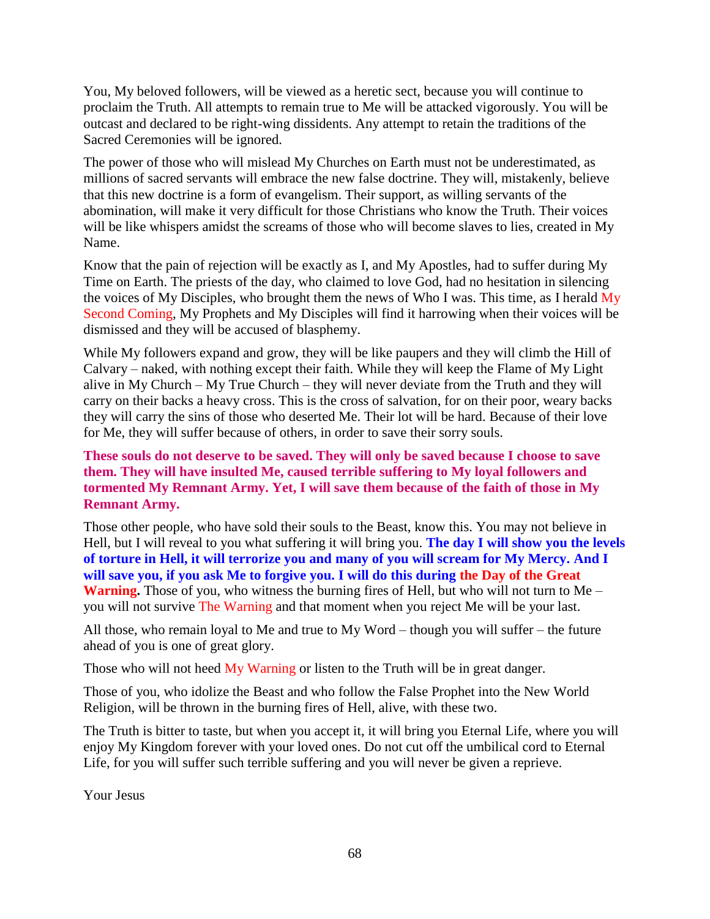You, My beloved followers, will be viewed as a heretic sect, because you will continue to proclaim the Truth. All attempts to remain true to Me will be attacked vigorously. You will be outcast and declared to be right-wing dissidents. Any attempt to retain the traditions of the Sacred Ceremonies will be ignored.

The power of those who will mislead My Churches on Earth must not be underestimated, as millions of sacred servants will embrace the new false doctrine. They will, mistakenly, believe that this new doctrine is a form of evangelism. Their support, as willing servants of the abomination, will make it very difficult for those Christians who know the Truth. Their voices will be like whispers amidst the screams of those who will become slaves to lies, created in My Name.

Know that the pain of rejection will be exactly as I, and My Apostles, had to suffer during My Time on Earth. The priests of the day, who claimed to love God, had no hesitation in silencing the voices of My Disciples, who brought them the news of Who I was. This time, as I herald My Second Coming, My Prophets and My Disciples will find it harrowing when their voices will be dismissed and they will be accused of blasphemy.

While My followers expand and grow, they will be like paupers and they will climb the Hill of Calvary – naked, with nothing except their faith. While they will keep the Flame of My Light alive in My Church – My True Church – they will never deviate from the Truth and they will carry on their backs a heavy cross. This is the cross of salvation, for on their poor, weary backs they will carry the sins of those who deserted Me. Their lot will be hard. Because of their love for Me, they will suffer because of others, in order to save their sorry souls.

**These souls do not deserve to be saved. They will only be saved because I choose to save them. They will have insulted Me, caused terrible suffering to My loyal followers and tormented My Remnant Army. Yet, I will save them because of the faith of those in My Remnant Army.**

Those other people, who have sold their souls to the Beast, know this. You may not believe in Hell, but I will reveal to you what suffering it will bring you. **The day I will show you the levels of torture in Hell, it will terrorize you and many of you will scream for My Mercy. And I will save you, if you ask Me to forgive you. I will do this during the Day of the Great Warning.** Those of you, who witness the burning fires of Hell, but who will not turn to Me – you will not survive The Warning and that moment when you reject Me will be your last.

All those, who remain loyal to Me and true to My Word – though you will suffer – the future ahead of you is one of great glory.

Those who will not heed My Warning or listen to the Truth will be in great danger.

Those of you, who idolize the Beast and who follow the False Prophet into the New World Religion, will be thrown in the burning fires of Hell, alive, with these two.

The Truth is bitter to taste, but when you accept it, it will bring you Eternal Life, where you will enjoy My Kingdom forever with your loved ones. Do not cut off the umbilical cord to Eternal Life, for you will suffer such terrible suffering and you will never be given a reprieve.

Your Jesus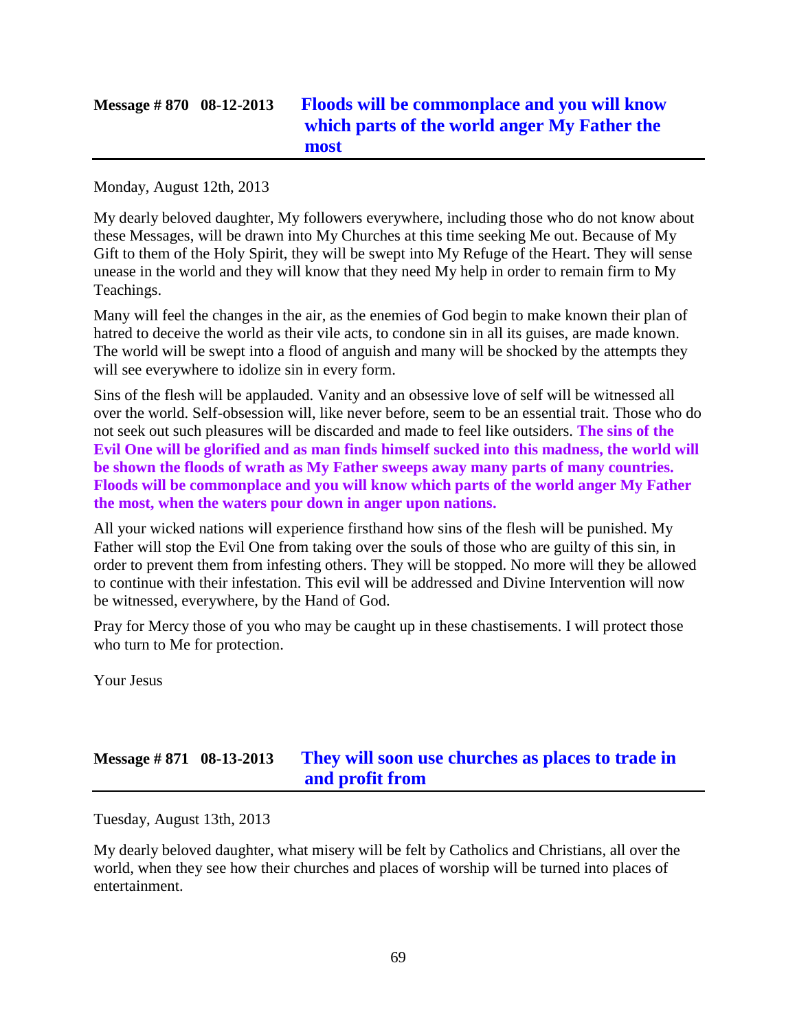## Message # 870 08-12-2013 Floods will be commonplace and you will know which parts of the world anger My Father the most

Monday, August 12th, 2013

My dearly beloved daughter, My followers everywhere, including those who do not know about these Messages, will be drawn into My Churches at this time seeking Me out. Because of My Gift to them of the Holy Spirit, they will be swept into My Refuge of the Heart. They will sense unease in the world and they will know that they need My help in order to remain firm to My Teachings.

Many will feel the changes in the air, as the enemies of God begin to make known their plan of hatred to deceive the world as their vile acts, to condone sin in all its guises, are made known. The world will be swept into a flood of anguish and many will be shocked by the attempts they will see everywhere to idolize sin in every form.

Sins of the flesh will be applauded. Vanity and an obsessive love of self will be witnessed all over the world. Self-obsession will, like never before, seem to be an essential trait. Those who do not seek out such pleasures will be discarded and made to feel like outsiders. **The sins of the Evil One will be glorified and as man finds himself sucked into this madness, the world will be shown the floods of wrath as My Father sweeps away many parts of many countries. Floods will be commonplace and you will know which parts of the world anger My Father the most, when the waters pour down in anger upon nations.**

All your wicked nations will experience firsthand how sins of the flesh will be punished. My Father will stop the Evil One from taking over the souls of those who are guilty of this sin, in order to prevent them from infesting others. They will be stopped. No more will they be allowed to continue with their infestation. This evil will be addressed and Divine Intervention will now be witnessed, everywhere, by the Hand of God.

Pray for Mercy those of you who may be caught up in these chastisements. I will protect those who turn to Me for protection.

Your Jesus

## Message # 871 08-13-2013 They will soon use churches as places to trade in and profit from

Tuesday, August 13th, 2013

My dearly beloved daughter, what misery will be felt by Catholics and Christians, all over the world, when they see how their churches and places of worship will be turned into places of entertainment.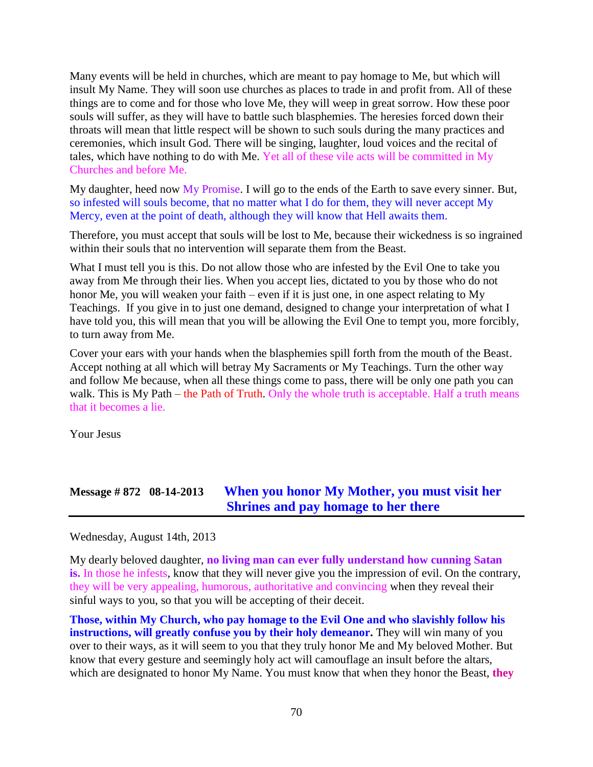Many events will be held in churches, which are meant to pay homage to Me, but which will insult My Name. They will soon use churches as places to trade in and profit from. All of these things are to come and for those who love Me, they will weep in great sorrow. How these poor souls will suffer, as they will have to battle such blasphemies. The heresies forced down their throats will mean that little respect will be shown to such souls during the many practices and ceremonies, which insult God. There will be singing, laughter, loud voices and the recital of tales, which have nothing to do with Me. Yet all of these vile acts will be committed in My Churches and before Me.

My daughter, heed now My Promise. I will go to the ends of the Earth to save every sinner. But, so infested will souls become, that no matter what I do for them, they will never accept My Mercy, even at the point of death, although they will know that Hell awaits them.

Therefore, you must accept that souls will be lost to Me, because their wickedness is so ingrained within their souls that no intervention will separate them from the Beast.

What I must tell you is this. Do not allow those who are infested by the Evil One to take you away from Me through their lies. When you accept lies, dictated to you by those who do not honor Me, you will weaken your faith – even if it is just one, in one aspect relating to My Teachings. If you give in to just one demand, designed to change your interpretation of what I have told you, this will mean that you will be allowing the Evil One to tempt you, more forcibly, to turn away from Me.

Cover your ears with your hands when the blasphemies spill forth from the mouth of the Beast. Accept nothing at all which will betray My Sacraments or My Teachings. Turn the other way and follow Me because, when all these things come to pass, there will be only one path you can walk. This is My Path – the Path of Truth. Only the whole truth is acceptable. Half a truth means that it becomes a lie.

Your Jesus

## Message # 872 08-14-2013 When you honor My Mother, you must visit her Shrines and pay homage to her there

Wednesday, August 14th, 2013

My dearly beloved daughter, **no living man can ever fully understand how cunning Satan is.** In those he infests, know that they will never give you the impression of evil. On the contrary, they will be very appealing, humorous, authoritative and convincing when they reveal their sinful ways to you, so that you will be accepting of their deceit.

**Those, within My Church, who pay homage to the Evil One and who slavishly follow his instructions, will greatly confuse you by their holy demeanor.** They will win many of you over to their ways, as it will seem to you that they truly honor Me and My beloved Mother. But know that every gesture and seemingly holy act will camouflage an insult before the altars, which are designated to honor My Name. You must know that when they honor the Beast, **they**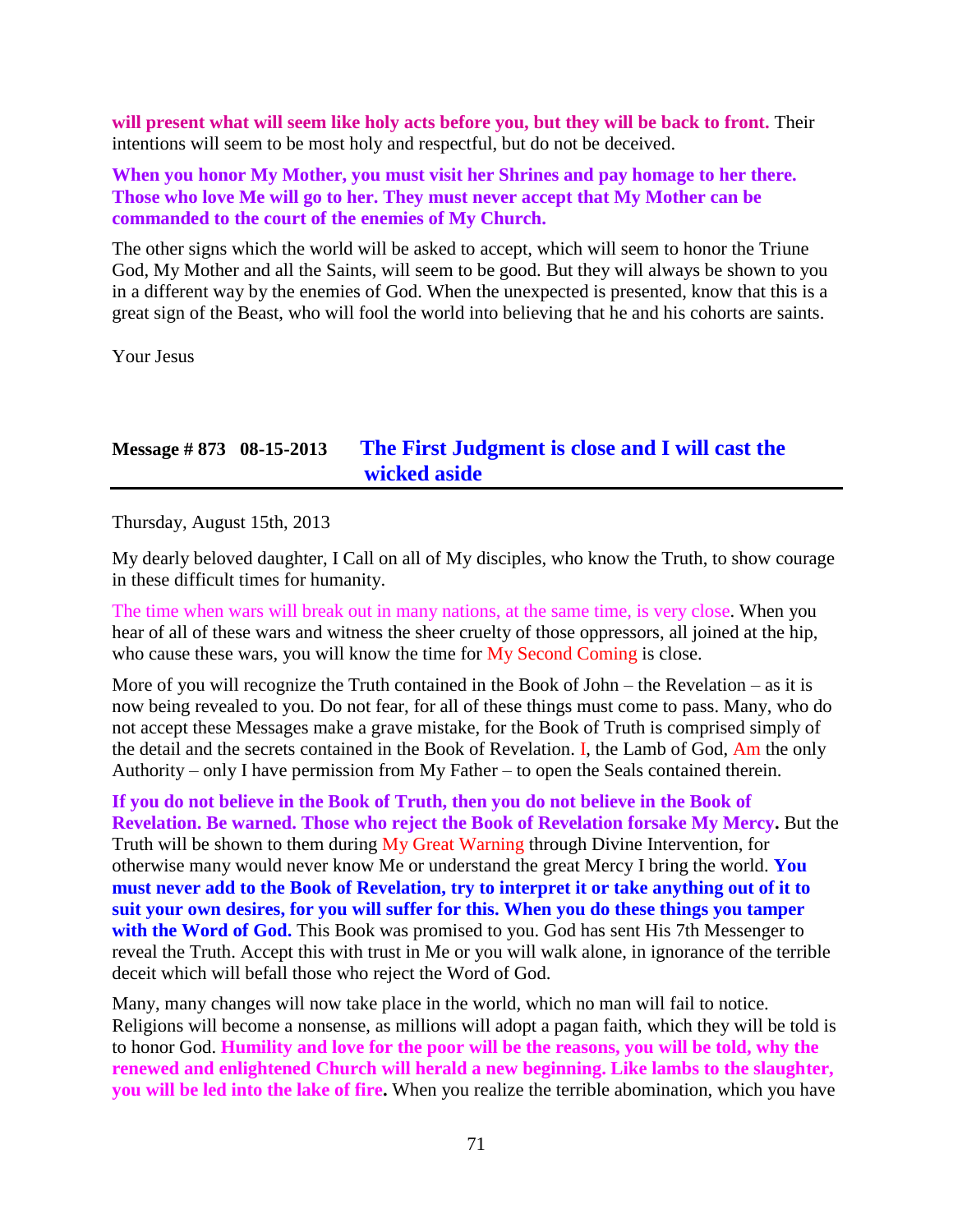**will present what will seem like holy acts before you, but they will be back to front.** Their intentions will seem to be most holy and respectful, but do not be deceived.

**When you honor My Mother, you must visit her Shrines and pay homage to her there. Those who love Me will go to her. They must never accept that My Mother can be commanded to the court of the enemies of My Church.**

The other signs which the world will be asked to accept, which will seem to honor the Triune God, My Mother and all the Saints, will seem to be good. But they will always be shown to you in a different way by the enemies of God. When the unexpected is presented, know that this is a great sign of the Beast, who will fool the world into believing that he and his cohorts are saints.

Your Jesus

## Message # 873 08-15-2013 The First Judgment is close and I will cast the wicked aside

Thursday, August 15th, 2013

My dearly beloved daughter, I Call on all of My disciples, who know the Truth, to show courage in these difficult times for humanity.

The time when wars will break out in many nations, at the same time, is very close. When you hear of all of these wars and witness the sheer cruelty of those oppressors, all joined at the hip, who cause these wars, you will know the time for My Second Coming is close.

More of you will recognize the Truth contained in the Book of John – the Revelation – as it is now being revealed to you. Do not fear, for all of these things must come to pass. Many, who do not accept these Messages make a grave mistake, for the Book of Truth is comprised simply of the detail and the secrets contained in the Book of Revelation. I, the Lamb of God, Am the only Authority – only I have permission from My Father – to open the Seals contained therein.

**If you do not believe in the Book of Truth, then you do not believe in the Book of Revelation. Be warned. Those who reject the Book of Revelation forsake My Mercy.** But the Truth will be shown to them during My Great Warning through Divine Intervention, for otherwise many would never know Me or understand the great Mercy I bring the world. **You must never add to the Book of Revelation, try to interpret it or take anything out of it to suit your own desires, for you will suffer for this. When you do these things you tamper with the Word of God.** This Book was promised to you. God has sent His 7th Messenger to reveal the Truth. Accept this with trust in Me or you will walk alone, in ignorance of the terrible deceit which will befall those who reject the Word of God.

Many, many changes will now take place in the world, which no man will fail to notice. Religions will become a nonsense, as millions will adopt a pagan faith, which they will be told is to honor God. **Humility and love for the poor will be the reasons, you will be told, why the renewed and enlightened Church will herald a new beginning. Like lambs to the slaughter, you will be led into the lake of fire.** When you realize the terrible abomination, which you have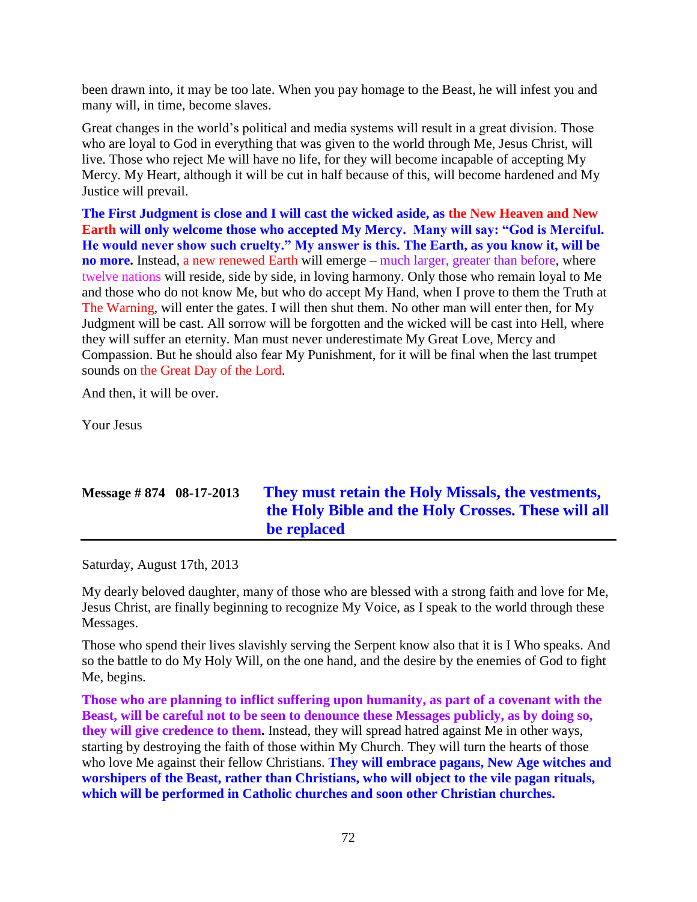been drawn into, it may be too late. When you pay homage to the Beast, he will infest you and many will, in time, become slaves.

Great changes in the world's political and media systems will result in a great division. Those who are loyal to God in everything that was given to the world through Me, Jesus Christ, will live. Those who reject Me will have no life, for they will become incapable of accepting My Mercy. My Heart, although it will be cut in half because of this, will become hardened and My Justice will prevail.

**The First Judgment is close and I will cast the wicked aside, as the New Heaven and New Earth will only welcome those who accepted My Mercy. Many will say: "God is Merciful. He would never show such cruelty." My answer is this. The Earth, as you know it, will be no more.** Instead, a new renewed Earth will emerge – much larger, greater than before, where twelve nations will reside, side by side, in loving harmony. Only those who remain loyal to Me and those who do not know Me, but who do accept My Hand, when I prove to them the Truth at The Warning, will enter the gates. I will then shut them. No other man will enter then, for My Judgment will be cast. All sorrow will be forgotten and the wicked will be cast into Hell, where they will suffer an eternity. Man must never underestimate My Great Love, Mercy and Compassion. But he should also fear My Punishment, for it will be final when the last trumpet sounds on the Great Day of the Lord.

And then, it will be over.

Your Jesus

## Message # 874 08-17-2013 They must retain the Holy Missals, the vestments, the Holy Bible and the Holy Crosses. These will all be replaced

Saturday, August 17th, 2013

My dearly beloved daughter, many of those who are blessed with a strong faith and love for Me, Jesus Christ, are finally beginning to recognize My Voice, as I speak to the world through these Messages.

Those who spend their lives slavishly serving the Serpent know also that it is I Who speaks. And so the battle to do My Holy Will, on the one hand, and the desire by the enemies of God to fight Me, begins.

**Those who are planning to inflict suffering upon humanity, as part of a covenant with the Beast, will be careful not to be seen to denounce these Messages publicly, as by doing so, they will give credence to them.** Instead, they will spread hatred against Me in other ways, starting by destroying the faith of those within My Church. They will turn the hearts of those who love Me against their fellow Christians. **They will embrace pagans, New Age witches and worshipers of the Beast, rather than Christians, who will object to the vile pagan rituals, which will be performed in Catholic churches and soon other Christian churches.**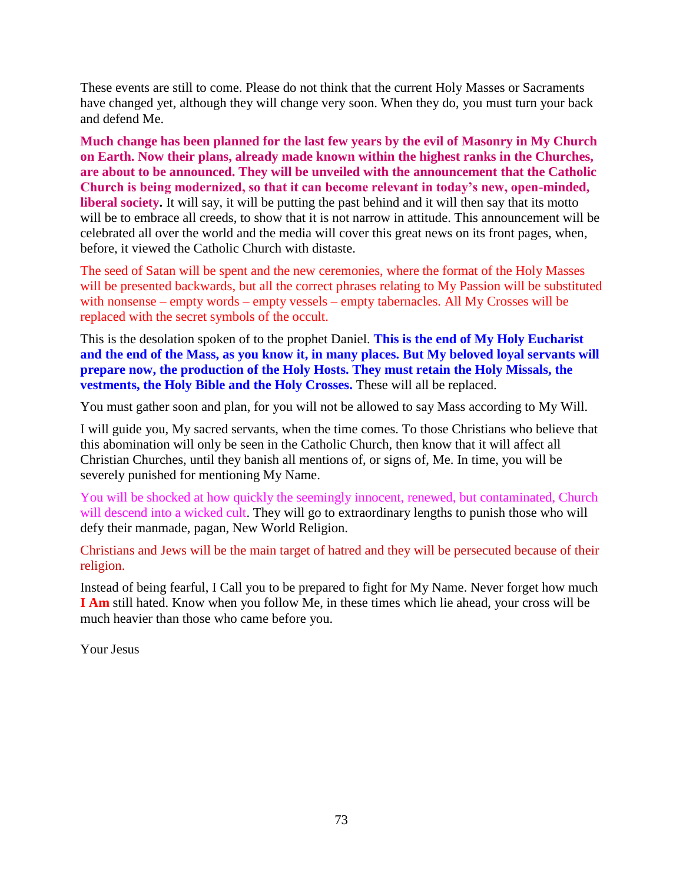These events are still to come. Please do not think that the current Holy Masses or Sacraments have changed yet, although they will change very soon. When they do, you must turn your back and defend Me.

**Much change has been planned for the last few years by the evil of Masonry in My Church on Earth. Now their plans, already made known within the highest ranks in the Churches, are about to be announced. They will be unveiled with the announcement that the Catholic Church is being modernized, so that it can become relevant in today's new, open-minded, liberal society.** It will say, it will be putting the past behind and it will then say that its motto will be to embrace all creeds, to show that it is not narrow in attitude. This announcement will be celebrated all over the world and the media will cover this great news on its front pages, when, before, it viewed the Catholic Church with distaste.

The seed of Satan will be spent and the new ceremonies, where the format of the Holy Masses will be presented backwards, but all the correct phrases relating to My Passion will be substituted with nonsense – empty words – empty vessels – empty tabernacles. All My Crosses will be replaced with the secret symbols of the occult.

This is the desolation spoken of to the prophet Daniel. **This is the end of My Holy Eucharist and the end of the Mass, as you know it, in many places. But My beloved loyal servants will prepare now, the production of the Holy Hosts. They must retain the Holy Missals, the vestments, the Holy Bible and the Holy Crosses.** These will all be replaced.

You must gather soon and plan, for you will not be allowed to say Mass according to My Will.

I will guide you, My sacred servants, when the time comes. To those Christians who believe that this abomination will only be seen in the Catholic Church, then know that it will affect all Christian Churches, until they banish all mentions of, or signs of, Me. In time, you will be severely punished for mentioning My Name.

You will be shocked at how quickly the seemingly innocent, renewed, but contaminated, Church will descend into a wicked cult. They will go to extraordinary lengths to punish those who will defy their manmade, pagan, New World Religion.

Christians and Jews will be the main target of hatred and they will be persecuted because of their religion.

Instead of being fearful, I Call you to be prepared to fight for My Name. Never forget how much **I Am** still hated. Know when you follow Me, in these times which lie ahead, your cross will be much heavier than those who came before you.

Your Jesus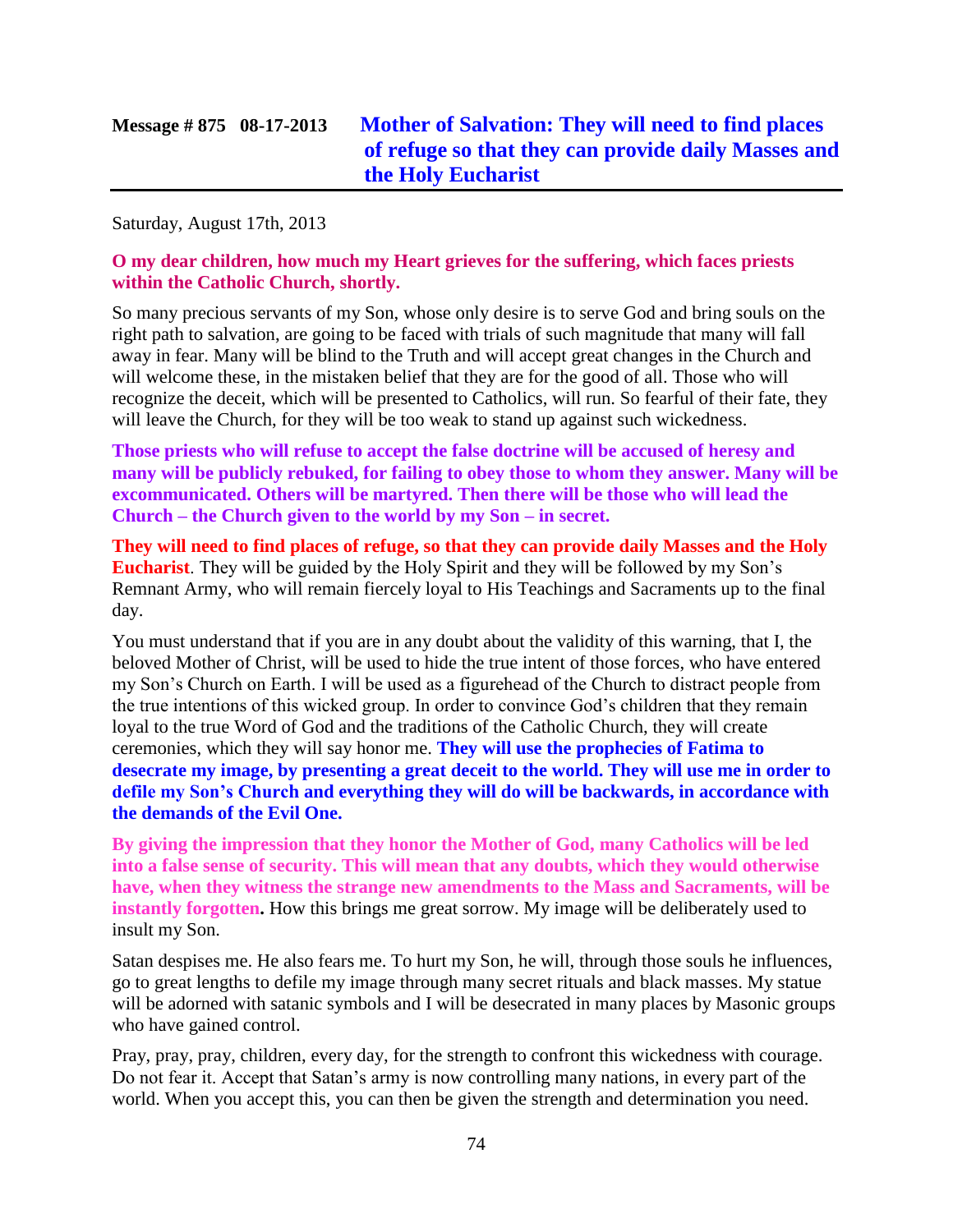## Message # 875 08-17-2013 Mother of Salvation: They will need to find places of refuge so that they can provide daily Masses and the Holy Eucharist

Saturday, August 17th, 2013

**O my dear children, how much my Heart grieves for the suffering, which faces priests within the Catholic Church, shortly.**

So many precious servants of my Son, whose only desire is to serve God and bring souls on the right path to salvation, are going to be faced with trials of such magnitude that many will fall away in fear. Many will be blind to the Truth and will accept great changes in the Church and will welcome these, in the mistaken belief that they are for the good of all. Those who will recognize the deceit, which will be presented to Catholics, will run. So fearful of their fate, they will leave the Church, for they will be too weak to stand up against such wickedness.

**Those priests who will refuse to accept the false doctrine will be accused of heresy and many will be publicly rebuked, for failing to obey those to whom they answer. Many will be excommunicated. Others will be martyred. Then there will be those who will lead the Church – the Church given to the world by my Son – in secret.**

**They will need to find places of refuge, so that they can provide daily Masses and the Holy Eucharist**. They will be guided by the Holy Spirit and they will be followed by my Son's Remnant Army, who will remain fiercely loyal to His Teachings and Sacraments up to the final day.

You must understand that if you are in any doubt about the validity of this warning, that I, the beloved Mother of Christ, will be used to hide the true intent of those forces, who have entered my Son's Church on Earth. I will be used as a figurehead of the Church to distract people from the true intentions of this wicked group. In order to convince God's children that they remain loyal to the true Word of God and the traditions of the Catholic Church, they will create ceremonies, which they will say honor me. **They will use the prophecies of Fatima to desecrate my image, by presenting a great deceit to the world. They will use me in order to defile my Son's Church and everything they will do will be backwards, in accordance with the demands of the Evil One.**

**By giving the impression that they honor the Mother of God, many Catholics will be led into a false sense of security. This will mean that any doubts, which they would otherwise have, when they witness the strange new amendments to the Mass and Sacraments, will be instantly forgotten.** How this brings me great sorrow. My image will be deliberately used to insult my Son.

Satan despises me. He also fears me. To hurt my Son, he will, through those souls he influences, go to great lengths to defile my image through many secret rituals and black masses. My statue will be adorned with satanic symbols and I will be desecrated in many places by Masonic groups who have gained control.

Pray, pray, pray, children, every day, for the strength to confront this wickedness with courage. Do not fear it. Accept that Satan's army is now controlling many nations, in every part of the world. When you accept this, you can then be given the strength and determination you need.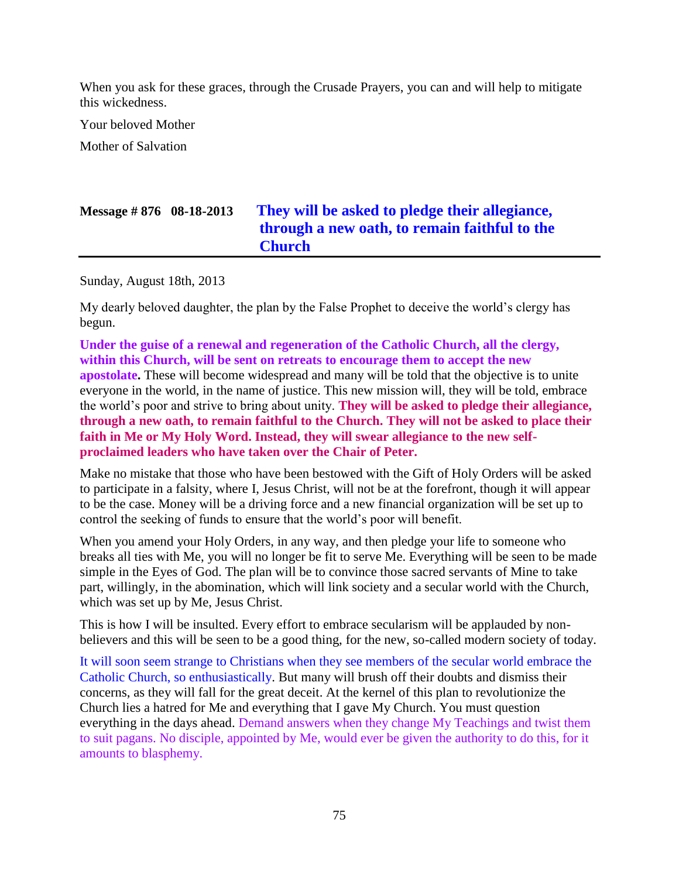When you ask for these graces, through the Crusade Prayers, you can and will help to mitigate this wickedness.

Your beloved Mother

Mother of Salvation

## Message # 876 08-18-2013 They will be asked to pledge their allegiance, through a new oath, to remain faithful to the Church

Sunday, August 18th, 2013

My dearly beloved daughter, the plan by the False Prophet to deceive the world's clergy has begun.

**Under the guise of a renewal and regeneration of the Catholic Church, all the clergy, within this Church, will be sent on retreats to encourage them to accept the new apostolate.** These will become widespread and many will be told that the objective is to unite everyone in the world, in the name of justice. This new mission will, they will be told, embrace the world's poor and strive to bring about unity. **They will be asked to pledge their allegiance, through a new oath, to remain faithful to the Church. They will not be asked to place their faith in Me or My Holy Word. Instead, they will swear allegiance to the new self-proclaimed leaders who have taken over the Chair of Peter.**

Make no mistake that those who have been bestowed with the Gift of Holy Orders will be asked to participate in a falsity, where I, Jesus Christ, will not be at the forefront, though it will appear to be the case. Money will be a driving force and a new financial organization will be set up to control the seeking of funds to ensure that the world's poor will benefit.

When you amend your Holy Orders, in any way, and then pledge your life to someone who breaks all ties with Me, you will no longer be fit to serve Me. Everything will be seen to be made simple in the Eyes of God. The plan will be to convince those sacred servants of Mine to take part, willingly, in the abomination, which will link society and a secular world with the Church, which was set up by Me, Jesus Christ.

This is how I will be insulted. Every effort to embrace secularism will be applauded by non-believers and this will be seen to be a good thing, for the new, so-called modern society of today.

It will soon seem strange to Christians when they see members of the secular world embrace the Catholic Church, so enthusiastically. But many will brush off their doubts and dismiss their concerns, as they will fall for the great deceit. At the kernel of this plan to revolutionize the Church lies a hatred for Me and everything that I gave My Church. You must question everything in the days ahead. Demand answers when they change My Teachings and twist them to suit pagans. No disciple, appointed by Me, would ever be given the authority to do this, for it amounts to blasphemy.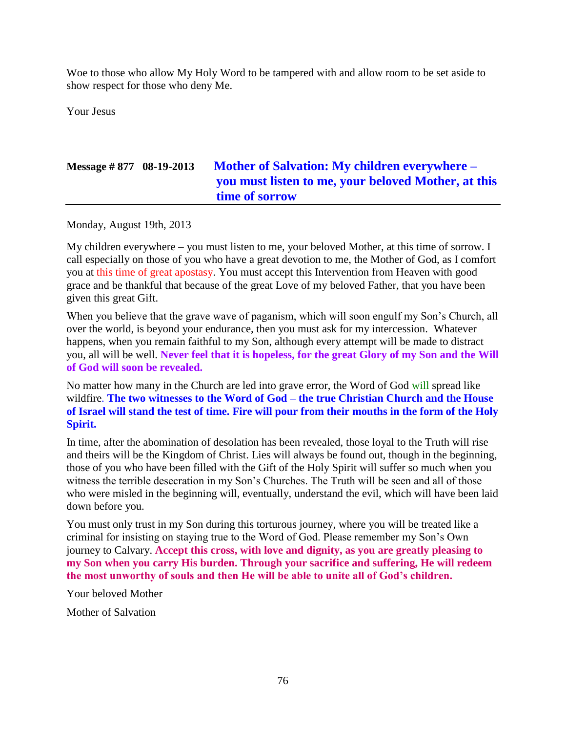Woe to those who allow My Holy Word to be tampered with and allow room to be set aside to show respect for those who deny Me.

Your Jesus

## Message # 877 08-19-2013 Mother of Salvation: My children everywhere – you must listen to me, your beloved Mother, at this time of sorrow

Monday, August 19th, 2013

My children everywhere – you must listen to me, your beloved Mother, at this time of sorrow. I call especially on those of you who have a great devotion to me, the Mother of God, as I comfort you at this time of great apostasy. You must accept this Intervention from Heaven with good grace and be thankful that because of the great Love of my beloved Father, that you have been given this great Gift.

When you believe that the grave wave of paganism, which will soon engulf my Son's Church, all over the world, is beyond your endurance, then you must ask for my intercession. Whatever happens, when you remain faithful to my Son, although every attempt will be made to distract you, all will be well. **Never feel that it is hopeless, for the great Glory of my Son and the Will of God will soon be revealed.**

No matter how many in the Church are led into grave error, the Word of God will spread like wildfire. **The two witnesses to the Word of God – the true Christian Church and the House of Israel will stand the test of time. Fire will pour from their mouths in the form of the Holy Spirit.**

In time, after the abomination of desolation has been revealed, those loyal to the Truth will rise and theirs will be the Kingdom of Christ. Lies will always be found out, though in the beginning, those of you who have been filled with the Gift of the Holy Spirit will suffer so much when you witness the terrible desecration in my Son's Churches. The Truth will be seen and all of those who were misled in the beginning will, eventually, understand the evil, which will have been laid down before you.

You must only trust in my Son during this torturous journey, where you will be treated like a criminal for insisting on staying true to the Word of God. Please remember my Son's Own journey to Calvary. **Accept this cross, with love and dignity, as you are greatly pleasing to my Son when you carry His burden. Through your sacrifice and suffering, He will redeem the most unworthy of souls and then He will be able to unite all of God's children.**

Your beloved Mother

Mother of Salvation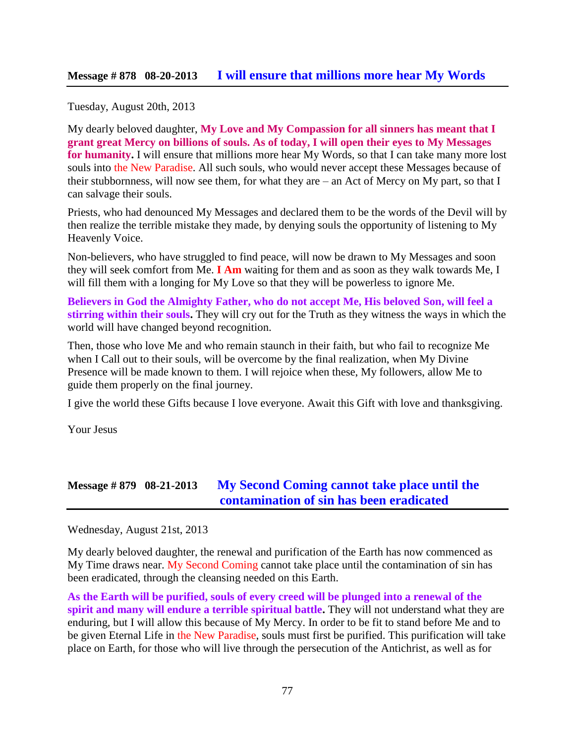## Message # 878 08-20-2013 I will ensure that millions more hear My Words

Tuesday, August 20th, 2013

My dearly beloved daughter, **My Love and My Compassion for all sinners has meant that I grant great Mercy on billions of souls. As of today, I will open their eyes to My Messages for humanity.** I will ensure that millions more hear My Words, so that I can take many more lost souls into the New Paradise. All such souls, who would never accept these Messages because of their stubbornness, will now see them, for what they are – an Act of Mercy on My part, so that I can salvage their souls.

Priests, who had denounced My Messages and declared them to be the words of the Devil will by then realize the terrible mistake they made, by denying souls the opportunity of listening to My Heavenly Voice.

Non-believers, who have struggled to find peace, will now be drawn to My Messages and soon they will seek comfort from Me. **I Am** waiting for them and as soon as they walk towards Me, I will fill them with a longing for My Love so that they will be powerless to ignore Me.

**Believers in God the Almighty Father, who do not accept Me, His beloved Son, will feel a stirring within their souls.** They will cry out for the Truth as they witness the ways in which the world will have changed beyond recognition.

Then, those who love Me and who remain staunch in their faith, but who fail to recognize Me when I Call out to their souls, will be overcome by the final realization, when My Divine Presence will be made known to them. I will rejoice when these, My followers, allow Me to guide them properly on the final journey.

I give the world these Gifts because I love everyone. Await this Gift with love and thanksgiving.

Your Jesus

## Message # 879 08-21-2013 My Second Coming cannot take place until the contamination of sin has been eradicated

Wednesday, August 21st, 2013

My dearly beloved daughter, the renewal and purification of the Earth has now commenced as My Time draws near. My Second Coming cannot take place until the contamination of sin has been eradicated, through the cleansing needed on this Earth.

**As the Earth will be purified, souls of every creed will be plunged into a renewal of the spirit and many will endure a terrible spiritual battle.** They will not understand what they are enduring, but I will allow this because of My Mercy. In order to be fit to stand before Me and to be given Eternal Life in the New Paradise, souls must first be purified. This purification will take place on Earth, for those who will live through the persecution of the Antichrist, as well as for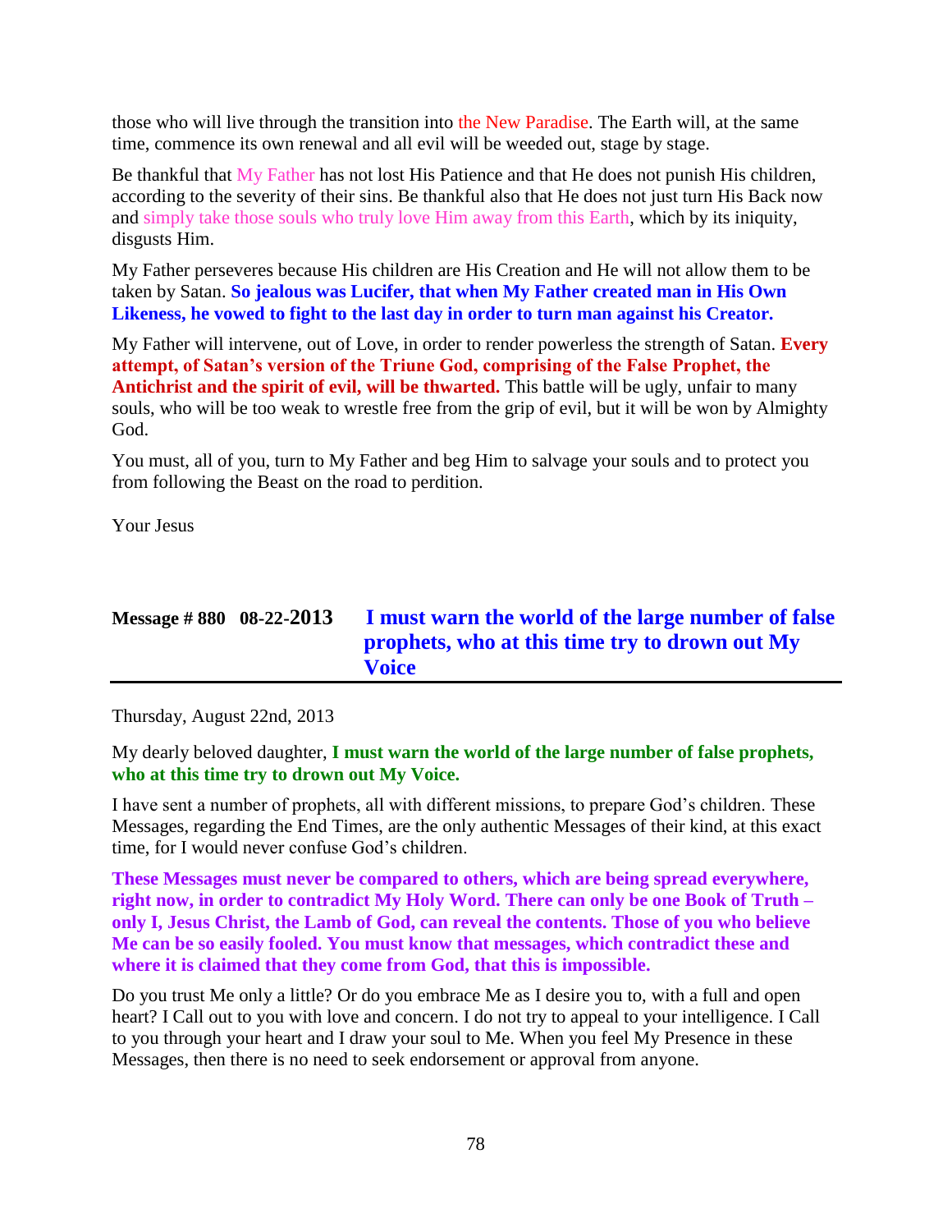those who will live through the transition into the New Paradise. The Earth will, at the same time, commence its own renewal and all evil will be weeded out, stage by stage.

Be thankful that My Father has not lost His Patience and that He does not punish His children, according to the severity of their sins. Be thankful also that He does not just turn His Back now and simply take those souls who truly love Him away from this Earth, which by its iniquity, disgusts Him.

My Father perseveres because His children are His Creation and He will not allow them to be taken by Satan. **So jealous was Lucifer, that when My Father created man in His Own Likeness, he vowed to fight to the last day in order to turn man against his Creator.**

My Father will intervene, out of Love, in order to render powerless the strength of Satan. **Every attempt, of Satan's version of the Triune God, comprising of the False Prophet, the Antichrist and the spirit of evil, will be thwarted.** This battle will be ugly, unfair to many souls, who will be too weak to wrestle free from the grip of evil, but it will be won by Almighty God.

You must, all of you, turn to My Father and beg Him to salvage your souls and to protect you from following the Beast on the road to perdition.

Your Jesus

## Message # 880 08-22-2013 I must warn the world of the large number of false prophets, who at this time try to drown out My Voice

Thursday, August 22nd, 2013

My dearly beloved daughter, **I must warn the world of the large number of false prophets, who at this time try to drown out My Voice.**

I have sent a number of prophets, all with different missions, to prepare God's children. These Messages, regarding the End Times, are the only authentic Messages of their kind, at this exact time, for I would never confuse God's children.

**These Messages must never be compared to others, which are being spread everywhere, right now, in order to contradict My Holy Word. There can only be one Book of Truth – only I, Jesus Christ, the Lamb of God, can reveal the contents. Those of you who believe Me can be so easily fooled. You must know that messages, which contradict these and where it is claimed that they come from God, that this is impossible.**

Do you trust Me only a little? Or do you embrace Me as I desire you to, with a full and open heart? I Call out to you with love and concern. I do not try to appeal to your intelligence. I Call to you through your heart and I draw your soul to Me. When you feel My Presence in these Messages, then there is no need to seek endorsement or approval from anyone.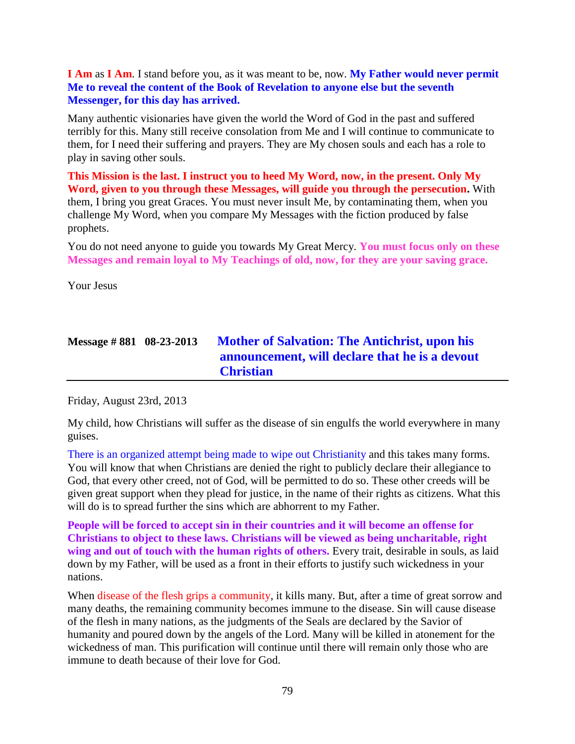**I Am** as **I Am**. I stand before you, as it was meant to be, now. **My Father would never permit Me to reveal the content of the Book of Revelation to anyone else but the seventh Messenger, for this day has arrived.**

Many authentic visionaries have given the world the Word of God in the past and suffered terribly for this. Many still receive consolation from Me and I will continue to communicate to them, for I need their suffering and prayers. They are My chosen souls and each has a role to play in saving other souls.

**This Mission is the last. I instruct you to heed My Word, now, in the present. Only My Word, given to you through these Messages, will guide you through the persecution.** With them, I bring you great Graces. You must never insult Me, by contaminating them, when you challenge My Word, when you compare My Messages with the fiction produced by false prophets.

You do not need anyone to guide you towards My Great Mercy. **You must focus only on these Messages and remain loyal to My Teachings of old, now, for they are your saving grace.**

Your Jesus

## Message # 881 08-23-2013 Mother of Salvation: The Antichrist, upon his announcement, will declare that he is a devout Christian

Friday, August 23rd, 2013

My child, how Christians will suffer as the disease of sin engulfs the world everywhere in many guises.

There is an organized attempt being made to wipe out Christianity and this takes many forms. You will know that when Christians are denied the right to publicly declare their allegiance to God, that every other creed, not of God, will be permitted to do so. These other creeds will be given great support when they plead for justice, in the name of their rights as citizens. What this will do is to spread further the sins which are abhorrent to my Father.

**People will be forced to accept sin in their countries and it will become an offense for Christians to object to these laws. Christians will be viewed as being uncharitable, right wing and out of touch with the human rights of others.** Every trait, desirable in souls, as laid down by my Father, will be used as a front in their efforts to justify such wickedness in your nations.

When disease of the flesh grips a community, it kills many. But, after a time of great sorrow and many deaths, the remaining community becomes immune to the disease. Sin will cause disease of the flesh in many nations, as the judgments of the Seals are declared by the Savior of humanity and poured down by the angels of the Lord. Many will be killed in atonement for the wickedness of man. This purification will continue until there will remain only those who are immune to death because of their love for God.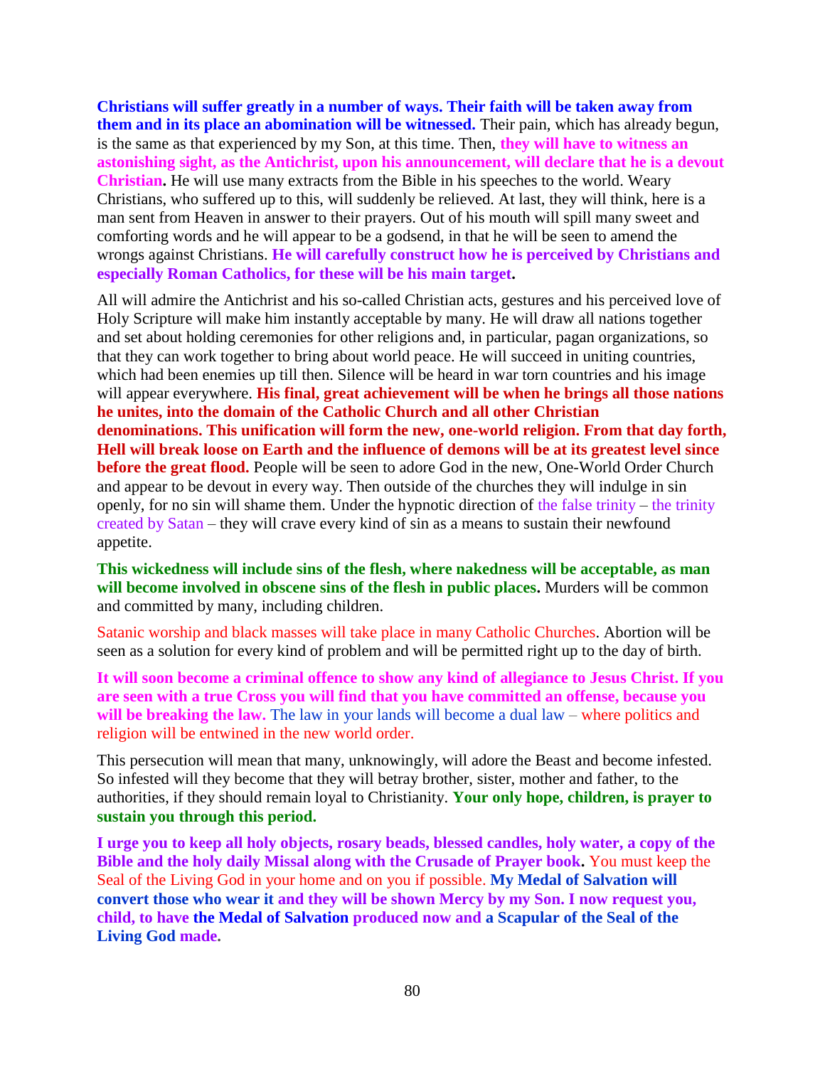**Christians will suffer greatly in a number of ways. Their faith will be taken away from them and in its place an abomination will be witnessed.** Their pain, which has already begun, is the same as that experienced by my Son, at this time. Then, **they will have to witness an astonishing sight, as the Antichrist, upon his announcement, will declare that he is a devout Christian.** He will use many extracts from the Bible in his speeches to the world. Weary Christians, who suffered up to this, will suddenly be relieved. At last, they will think, here is a man sent from Heaven in answer to their prayers. Out of his mouth will spill many sweet and comforting words and he will appear to be a godsend, in that he will be seen to amend the wrongs against Christians. **He will carefully construct how he is perceived by Christians and especially Roman Catholics, for these will be his main target.**

All will admire the Antichrist and his so-called Christian acts, gestures and his perceived love of Holy Scripture will make him instantly acceptable by many. He will draw all nations together and set about holding ceremonies for other religions and, in particular, pagan organizations, so that they can work together to bring about world peace. He will succeed in uniting countries, which had been enemies up till then. Silence will be heard in war torn countries and his image will appear everywhere. **His final, great achievement will be when he brings all those nations he unites, into the domain of the Catholic Church and all other Christian denominations. This unification will form the new, one-world religion. From that day forth, Hell will break loose on Earth and the influence of demons will be at its greatest level since before the great flood.** People will be seen to adore God in the new, One-World Order Church and appear to be devout in every way. Then outside of the churches they will indulge in sin openly, for no sin will shame them. Under the hypnotic direction of the false trinity – the trinity created by Satan – they will crave every kind of sin as a means to sustain their newfound appetite.

**This wickedness will include sins of the flesh, where nakedness will be acceptable, as man will become involved in obscene sins of the flesh in public places.** Murders will be common and committed by many, including children.

Satanic worship and black masses will take place in many Catholic Churches. Abortion will be seen as a solution for every kind of problem and will be permitted right up to the day of birth.

**It will soon become a criminal offence to show any kind of allegiance to Jesus Christ. If you are seen with a true Cross you will find that you have committed an offense, because you will be breaking the law.** The law in your lands will become a dual law – where politics and religion will be entwined in the new world order.

This persecution will mean that many, unknowingly, will adore the Beast and become infested. So infested will they become that they will betray brother, sister, mother and father, to the authorities, if they should remain loyal to Christianity. **Your only hope, children, is prayer to sustain you through this period.**

**I urge you to keep all holy objects, rosary beads, blessed candles, holy water, a copy of the Bible and the holy daily Missal along with the Crusade of Prayer book.** You must keep the Seal of the Living God in your home and on you if possible. **My Medal of Salvation will convert those who wear it and they will be shown Mercy by my Son. I now request you, child, to have the Medal of Salvation produced now and a Scapular of the Seal of the Living God made.**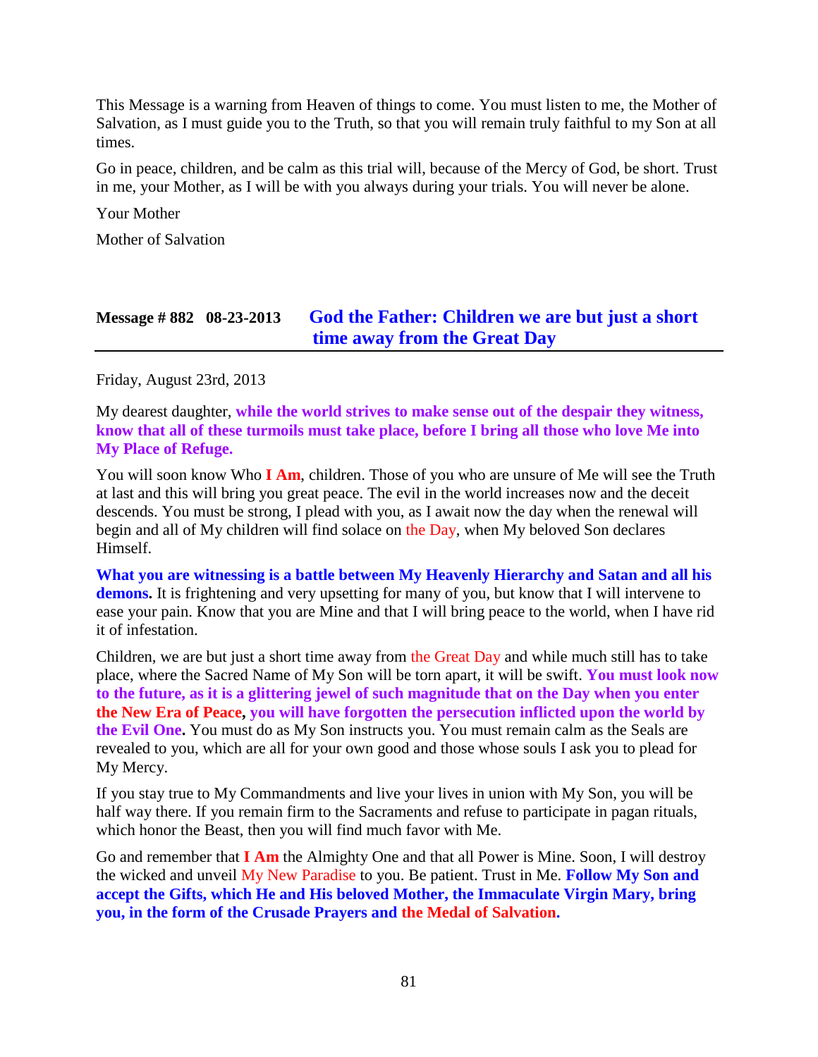This Message is a warning from Heaven of things to come. You must listen to me, the Mother of Salvation, as I must guide you to the Truth, so that you will remain truly faithful to my Son at all times.

Go in peace, children, and be calm as this trial will, because of the Mercy of God, be short. Trust in me, your Mother, as I will be with you always during your trials. You will never be alone.

Your Mother

Mother of Salvation

## Message # 882 08-23-2013 God the Father: Children we are but just a short time away from the Great Day

Friday, August 23rd, 2013

My dearest daughter, **while the world strives to make sense out of the despair they witness, know that all of these turmoils must take place, before I bring all those who love Me into My Place of Refuge.**

You will soon know Who **I Am**, children. Those of you who are unsure of Me will see the Truth at last and this will bring you great peace. The evil in the world increases now and the deceit descends. You must be strong, I plead with you, as I await now the day when the renewal will begin and all of My children will find solace on the Day, when My beloved Son declares Himself.

**What you are witnessing is a battle between My Heavenly Hierarchy and Satan and all his demons.** It is frightening and very upsetting for many of you, but know that I will intervene to ease your pain. Know that you are Mine and that I will bring peace to the world, when I have rid it of infestation.

Children, we are but just a short time away from the Great Day and while much still has to take place, where the Sacred Name of My Son will be torn apart, it will be swift. **You must look now to the future, as it is a glittering jewel of such magnitude that on the Day when you enter the New Era of Peace, you will have forgotten the persecution inflicted upon the world by the Evil One.** You must do as My Son instructs you. You must remain calm as the Seals are revealed to you, which are all for your own good and those whose souls I ask you to plead for My Mercy.

If you stay true to My Commandments and live your lives in union with My Son, you will be half way there. If you remain firm to the Sacraments and refuse to participate in pagan rituals, which honor the Beast, then you will find much favor with Me.

Go and remember that **I Am** the Almighty One and that all Power is Mine. Soon, I will destroy the wicked and unveil My New Paradise to you. Be patient. Trust in Me. **Follow My Son and accept the Gifts, which He and His beloved Mother, the Immaculate Virgin Mary, bring you, in the form of the Crusade Prayers and the Medal of Salvation.**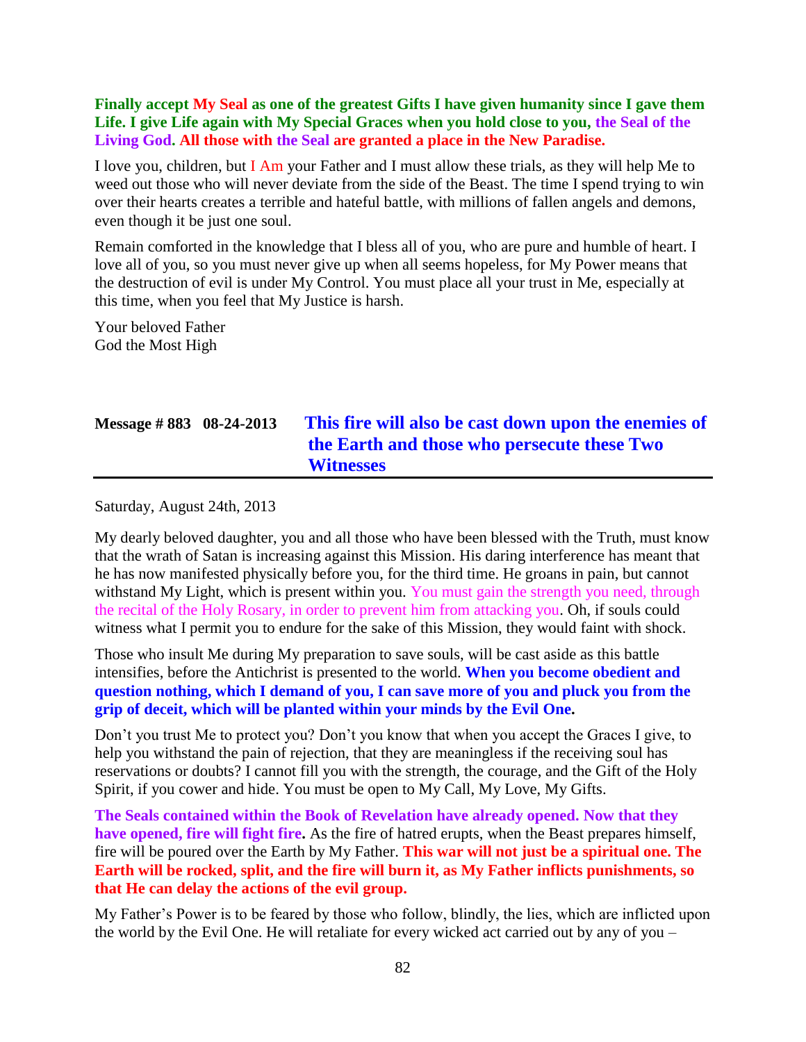**Finally accept My Seal as one of the greatest Gifts I have given humanity since I gave them Life. I give Life again with My Special Graces when you hold close to you, the Seal of the Living God. All those with the Seal are granted a place in the New Paradise.**

I love you, children, but I Am your Father and I must allow these trials, as they will help Me to weed out those who will never deviate from the side of the Beast. The time I spend trying to win over their hearts creates a terrible and hateful battle, with millions of fallen angels and demons, even though it be just one soul.

Remain comforted in the knowledge that I bless all of you, who are pure and humble of heart. I love all of you, so you must never give up when all seems hopeless, for My Power means that the destruction of evil is under My Control. You must place all your trust in Me, especially at this time, when you feel that My Justice is harsh.

Your beloved Father
God the Most High

## Message # 883 08-24-2013 This fire will also be cast down upon the enemies of the Earth and those who persecute these Two Witnesses

Saturday, August 24th, 2013

My dearly beloved daughter, you and all those who have been blessed with the Truth, must know that the wrath of Satan is increasing against this Mission. His daring interference has meant that he has now manifested physically before you, for the third time. He groans in pain, but cannot withstand My Light, which is present within you. You must gain the strength you need, through the recital of the Holy Rosary, in order to prevent him from attacking you. Oh, if souls could witness what I permit you to endure for the sake of this Mission, they would faint with shock.

Those who insult Me during My preparation to save souls, will be cast aside as this battle intensifies, before the Antichrist is presented to the world. **When you become obedient and question nothing, which I demand of you, I can save more of you and pluck you from the grip of deceit, which will be planted within your minds by the Evil One.**

Don't you trust Me to protect you? Don't you know that when you accept the Graces I give, to help you withstand the pain of rejection, that they are meaningless if the receiving soul has reservations or doubts? I cannot fill you with the strength, the courage, and the Gift of the Holy Spirit, if you cower and hide. You must be open to My Call, My Love, My Gifts.

**The Seals contained within the Book of Revelation have already opened. Now that they have opened, fire will fight fire.** As the fire of hatred erupts, when the Beast prepares himself, fire will be poured over the Earth by My Father. **This war will not just be a spiritual one. The Earth will be rocked, split, and the fire will burn it, as My Father inflicts punishments, so that He can delay the actions of the evil group.**

My Father's Power is to be feared by those who follow, blindly, the lies, which are inflicted upon the world by the Evil One. He will retaliate for every wicked act carried out by any of you –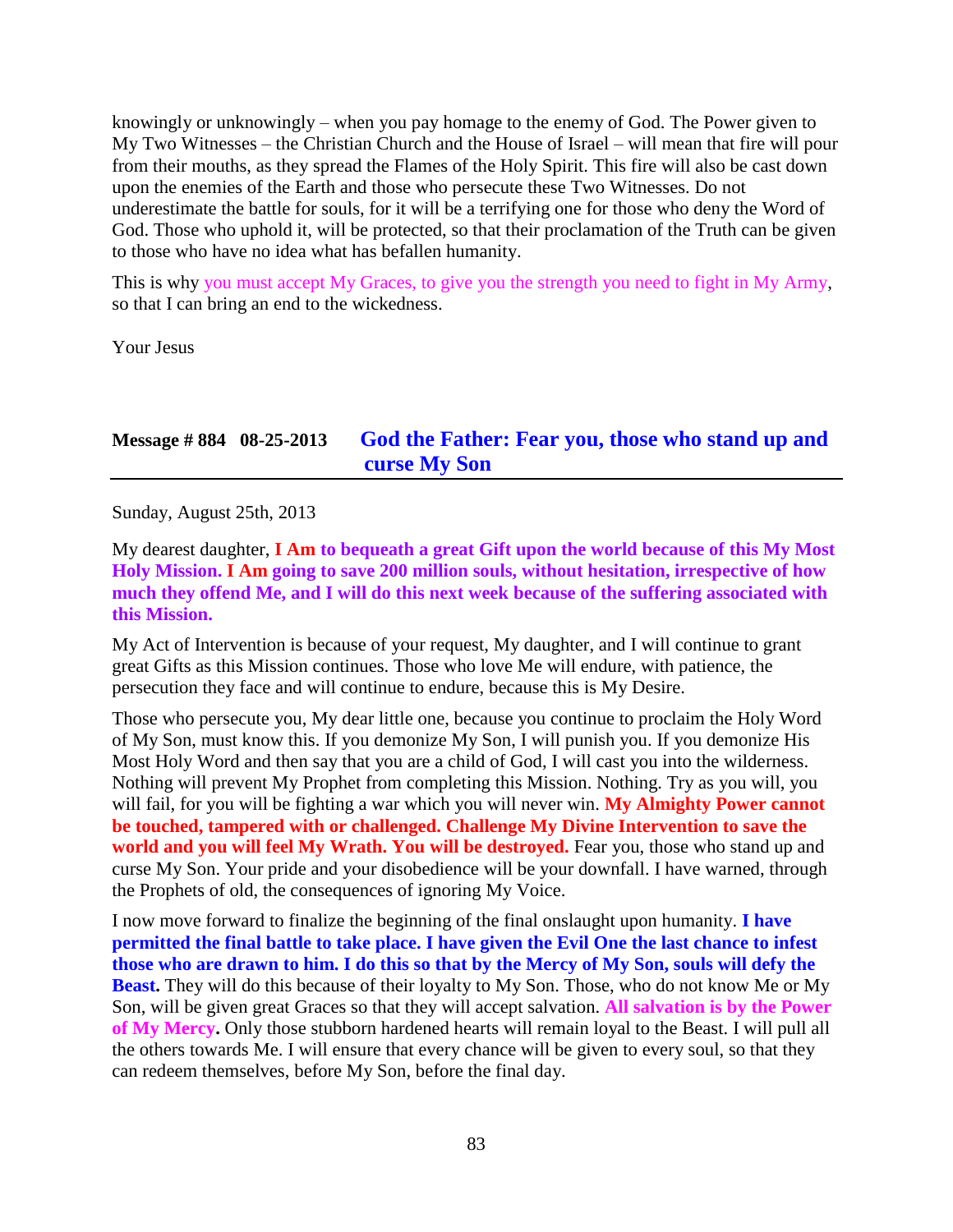knowingly or unknowingly – when you pay homage to the enemy of God. The Power given to My Two Witnesses – the Christian Church and the House of Israel – will mean that fire will pour from their mouths, as they spread the Flames of the Holy Spirit. This fire will also be cast down upon the enemies of the Earth and those who persecute these Two Witnesses. Do not underestimate the battle for souls, for it will be a terrifying one for those who deny the Word of God. Those who uphold it, will be protected, so that their proclamation of the Truth can be given to those who have no idea what has befallen humanity.

This is why you must accept My Graces, to give you the strength you need to fight in My Army, so that I can bring an end to the wickedness.

Your Jesus

## Message # 884 08-25-2013 God the Father: Fear you, those who stand up and curse My Son

Sunday, August 25th, 2013

My dearest daughter, **I Am to bequeath a great Gift upon the world because of this My Most Holy Mission. I Am going to save 200 million souls, without hesitation, irrespective of how much they offend Me, and I will do this next week because of the suffering associated with this Mission.**

My Act of Intervention is because of your request, My daughter, and I will continue to grant great Gifts as this Mission continues. Those who love Me will endure, with patience, the persecution they face and will continue to endure, because this is My Desire.

Those who persecute you, My dear little one, because you continue to proclaim the Holy Word of My Son, must know this. If you demonize My Son, I will punish you. If you demonize His Most Holy Word and then say that you are a child of God, I will cast you into the wilderness. Nothing will prevent My Prophet from completing this Mission. Nothing. Try as you will, you will fail, for you will be fighting a war which you will never win. **My Almighty Power cannot be touched, tampered with or challenged. Challenge My Divine Intervention to save the world and you will feel My Wrath. You will be destroyed.** Fear you, those who stand up and curse My Son. Your pride and your disobedience will be your downfall. I have warned, through the Prophets of old, the consequences of ignoring My Voice.

I now move forward to finalize the beginning of the final onslaught upon humanity. **I have permitted the final battle to take place. I have given the Evil One the last chance to infest those who are drawn to him. I do this so that by the Mercy of My Son, souls will defy the Beast.** They will do this because of their loyalty to My Son. Those, who do not know Me or My Son, will be given great Graces so that they will accept salvation. **All salvation is by the Power of My Mercy.** Only those stubborn hardened hearts will remain loyal to the Beast. I will pull all the others towards Me. I will ensure that every chance will be given to every soul, so that they can redeem themselves, before My Son, before the final day.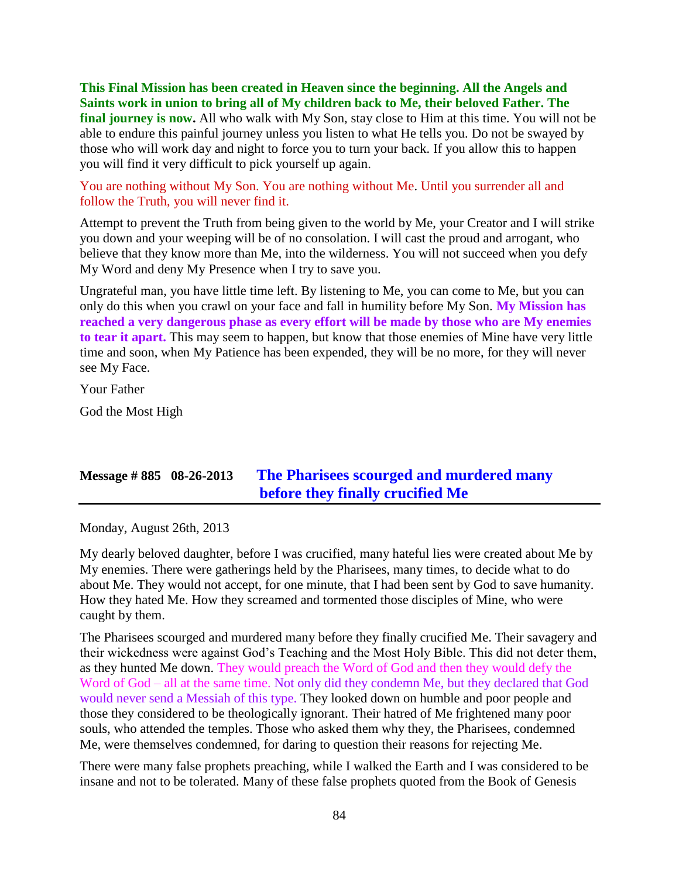**This Final Mission has been created in Heaven since the beginning. All the Angels and Saints work in union to bring all of My children back to Me, their beloved Father. The final journey is now.** All who walk with My Son, stay close to Him at this time. You will not be able to endure this painful journey unless you listen to what He tells you. Do not be swayed by those who will work day and night to force you to turn your back. If you allow this to happen you will find it very difficult to pick yourself up again.

You are nothing without My Son. You are nothing without Me. Until you surrender all and follow the Truth, you will never find it.

Attempt to prevent the Truth from being given to the world by Me, your Creator and I will strike you down and your weeping will be of no consolation. I will cast the proud and arrogant, who believe that they know more than Me, into the wilderness. You will not succeed when you defy My Word and deny My Presence when I try to save you.

Ungrateful man, you have little time left. By listening to Me, you can come to Me, but you can only do this when you crawl on your face and fall in humility before My Son. **My Mission has reached a very dangerous phase as every effort will be made by those who are My enemies to tear it apart.** This may seem to happen, but know that those enemies of Mine have very little time and soon, when My Patience has been expended, they will be no more, for they will never see My Face.

Your Father

God the Most High

## Message # 885 08-26-2013 The Pharisees scourged and murdered many before they finally crucified Me

Monday, August 26th, 2013

My dearly beloved daughter, before I was crucified, many hateful lies were created about Me by My enemies. There were gatherings held by the Pharisees, many times, to decide what to do about Me. They would not accept, for one minute, that I had been sent by God to save humanity. How they hated Me. How they screamed and tormented those disciples of Mine, who were caught by them.

The Pharisees scourged and murdered many before they finally crucified Me. Their savagery and their wickedness were against God's Teaching and the Most Holy Bible. This did not deter them, as they hunted Me down. They would preach the Word of God and then they would defy the Word of God – all at the same time. Not only did they condemn Me, but they declared that God would never send a Messiah of this type. They looked down on humble and poor people and those they considered to be theologically ignorant. Their hatred of Me frightened many poor souls, who attended the temples. Those who asked them why they, the Pharisees, condemned Me, were themselves condemned, for daring to question their reasons for rejecting Me.

There were many false prophets preaching, while I walked the Earth and I was considered to be insane and not to be tolerated. Many of these false prophets quoted from the Book of Genesis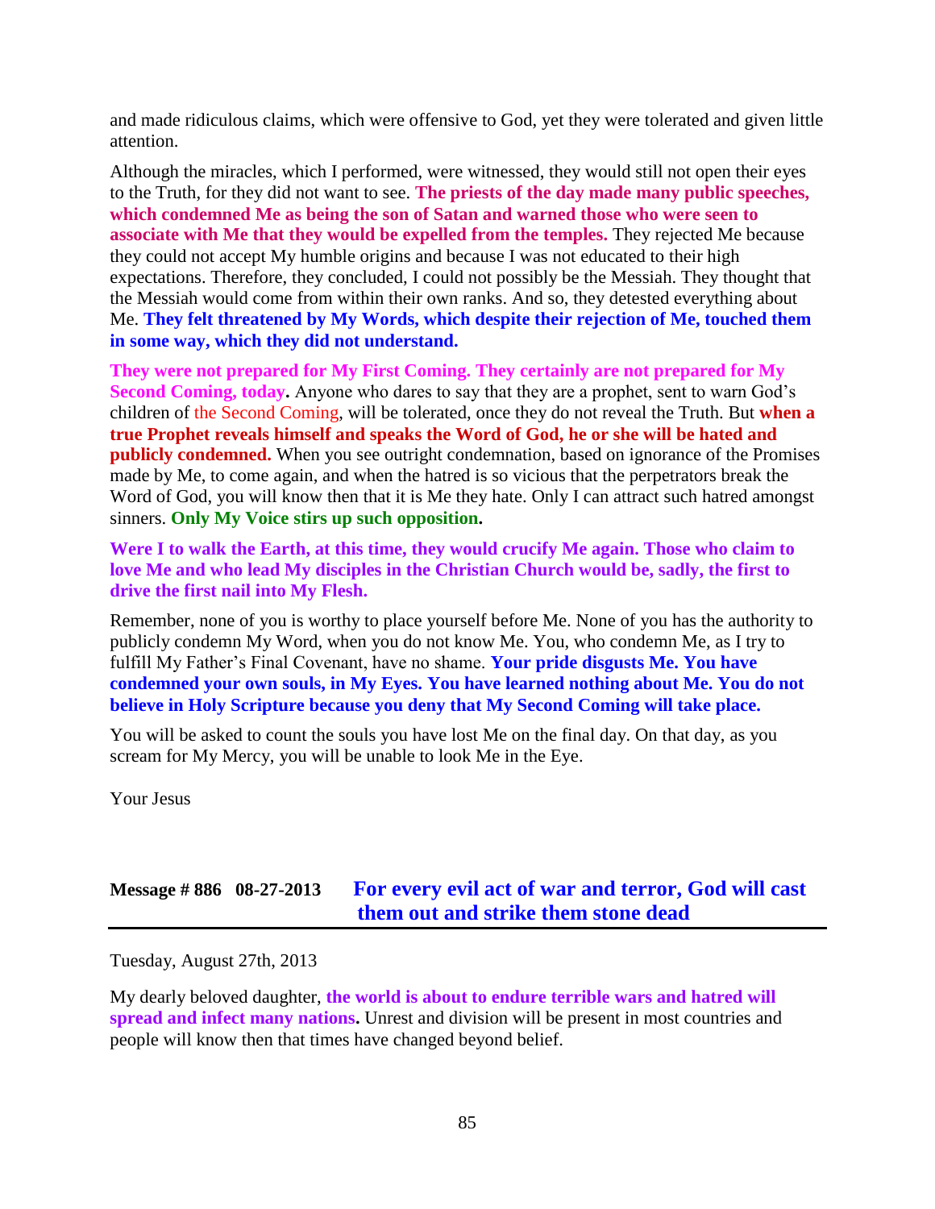and made ridiculous claims, which were offensive to God, yet they were tolerated and given little attention.

Although the miracles, which I performed, were witnessed, they would still not open their eyes to the Truth, for they did not want to see. **The priests of the day made many public speeches, which condemned Me as being the son of Satan and warned those who were seen to associate with Me that they would be expelled from the temples.** They rejected Me because they could not accept My humble origins and because I was not educated to their high expectations. Therefore, they concluded, I could not possibly be the Messiah. They thought that the Messiah would come from within their own ranks. And so, they detested everything about Me. **They felt threatened by My Words, which despite their rejection of Me, touched them in some way, which they did not understand.**

**They were not prepared for My First Coming. They certainly are not prepared for My Second Coming, today.** Anyone who dares to say that they are a prophet, sent to warn God's children of the Second Coming, will be tolerated, once they do not reveal the Truth. But **when a true Prophet reveals himself and speaks the Word of God, he or she will be hated and publicly condemned.** When you see outright condemnation, based on ignorance of the Promises made by Me, to come again, and when the hatred is so vicious that the perpetrators break the Word of God, you will know then that it is Me they hate. Only I can attract such hatred amongst sinners. **Only My Voice stirs up such opposition.**

**Were I to walk the Earth, at this time, they would crucify Me again. Those who claim to love Me and who lead My disciples in the Christian Church would be, sadly, the first to drive the first nail into My Flesh.**

Remember, none of you is worthy to place yourself before Me. None of you has the authority to publicly condemn My Word, when you do not know Me. You, who condemn Me, as I try to fulfill My Father's Final Covenant, have no shame. **Your pride disgusts Me. You have condemned your own souls, in My Eyes. You have learned nothing about Me. You do not believe in Holy Scripture because you deny that My Second Coming will take place.**

You will be asked to count the souls you have lost Me on the final day. On that day, as you scream for My Mercy, you will be unable to look Me in the Eye.

Your Jesus

## Message # 886 08-27-2013 For every evil act of war and terror, God will cast them out and strike them stone dead

Tuesday, August 27th, 2013

My dearly beloved daughter, **the world is about to endure terrible wars and hatred will spread and infect many nations.** Unrest and division will be present in most countries and people will know then that times have changed beyond belief.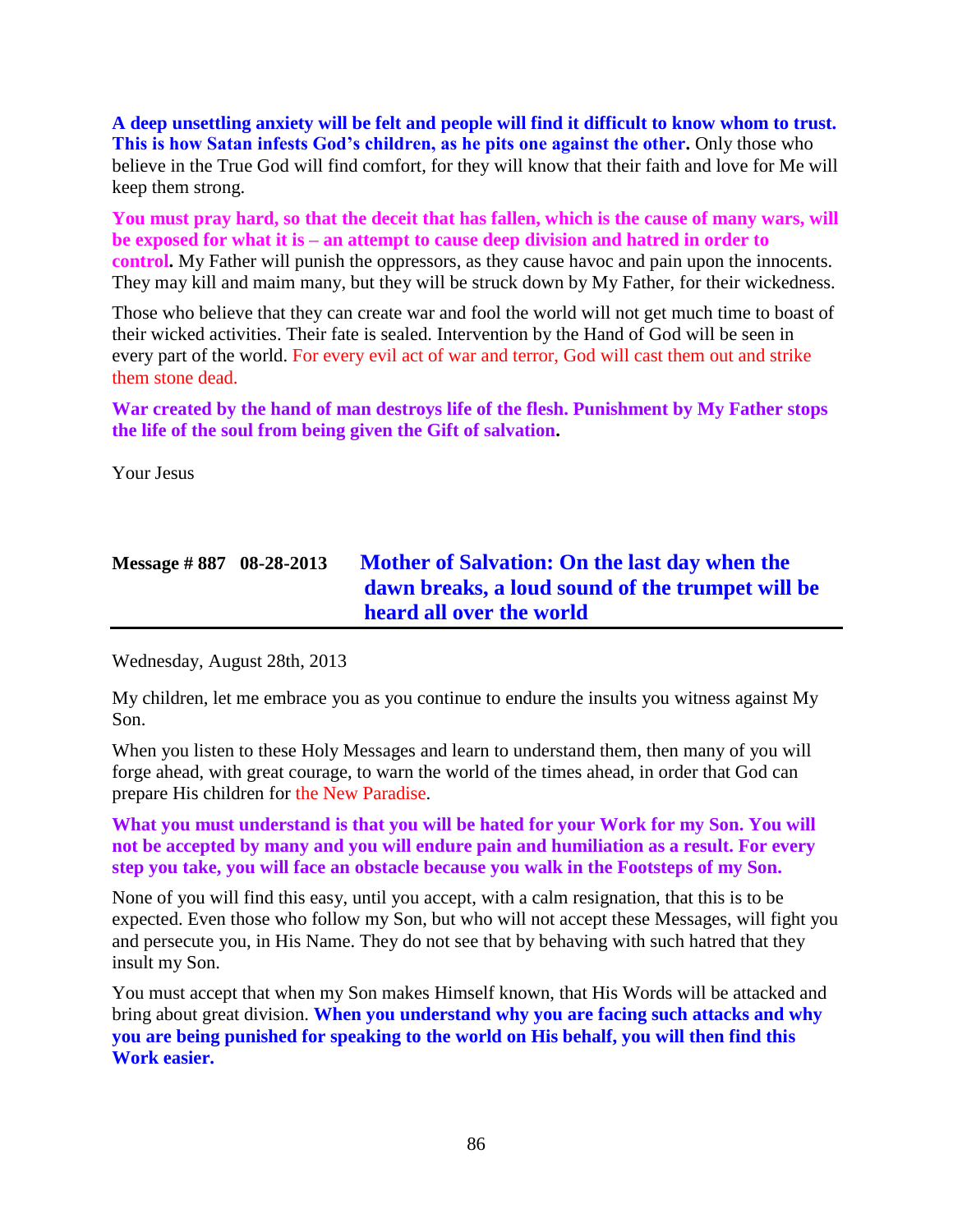**A deep unsettling anxiety will be felt and people will find it difficult to know whom to trust. This is how Satan infests God's children, as he pits one against the other.** Only those who believe in the True God will find comfort, for they will know that their faith and love for Me will keep them strong.

**You must pray hard, so that the deceit that has fallen, which is the cause of many wars, will be exposed for what it is – an attempt to cause deep division and hatred in order to control.** My Father will punish the oppressors, as they cause havoc and pain upon the innocents. They may kill and maim many, but they will be struck down by My Father, for their wickedness.

Those who believe that they can create war and fool the world will not get much time to boast of their wicked activities. Their fate is sealed. Intervention by the Hand of God will be seen in every part of the world. For every evil act of war and terror, God will cast them out and strike them stone dead.

**War created by the hand of man destroys life of the flesh. Punishment by My Father stops the life of the soul from being given the Gift of salvation.**

Your Jesus

## Message # 887 08-28-2013 Mother of Salvation: On the last day when the dawn breaks, a loud sound of the trumpet will be heard all over the world

Wednesday, August 28th, 2013

My children, let me embrace you as you continue to endure the insults you witness against My Son.

When you listen to these Holy Messages and learn to understand them, then many of you will forge ahead, with great courage, to warn the world of the times ahead, in order that God can prepare His children for the New Paradise.

**What you must understand is that you will be hated for your Work for my Son. You will not be accepted by many and you will endure pain and humiliation as a result. For every step you take, you will face an obstacle because you walk in the Footsteps of my Son.**

None of you will find this easy, until you accept, with a calm resignation, that this is to be expected. Even those who follow my Son, but who will not accept these Messages, will fight you and persecute you, in His Name. They do not see that by behaving with such hatred that they insult my Son.

You must accept that when my Son makes Himself known, that His Words will be attacked and bring about great division. **When you understand why you are facing such attacks and why you are being punished for speaking to the world on His behalf, you will then find this Work easier.**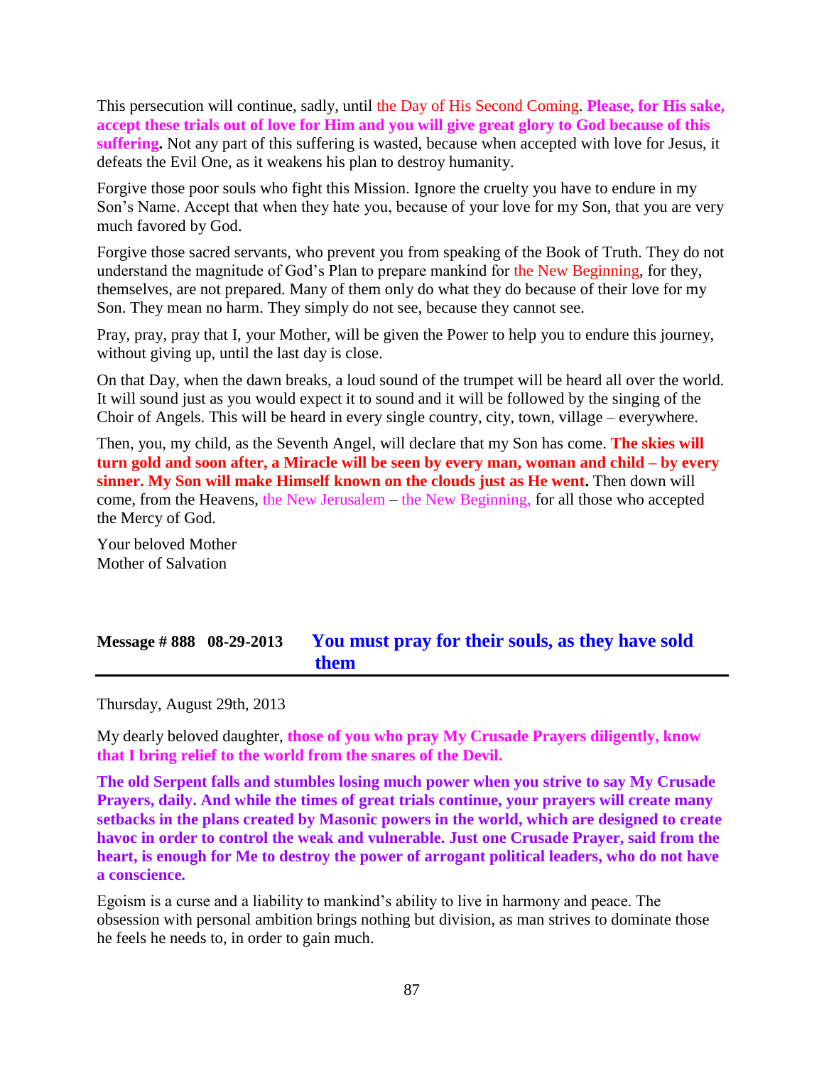This persecution will continue, sadly, until the Day of His Second Coming. **Please, for His sake, accept these trials out of love for Him and you will give great glory to God because of this suffering.** Not any part of this suffering is wasted, because when accepted with love for Jesus, it defeats the Evil One, as it weakens his plan to destroy humanity.

Forgive those poor souls who fight this Mission. Ignore the cruelty you have to endure in my Son's Name. Accept that when they hate you, because of your love for my Son, that you are very much favored by God.

Forgive those sacred servants, who prevent you from speaking of the Book of Truth. They do not understand the magnitude of God's Plan to prepare mankind for the New Beginning, for they, themselves, are not prepared. Many of them only do what they do because of their love for my Son. They mean no harm. They simply do not see, because they cannot see.

Pray, pray, pray that I, your Mother, will be given the Power to help you to endure this journey, without giving up, until the last day is close.

On that Day, when the dawn breaks, a loud sound of the trumpet will be heard all over the world. It will sound just as you would expect it to sound and it will be followed by the singing of the Choir of Angels. This will be heard in every single country, city, town, village – everywhere.

Then, you, my child, as the Seventh Angel, will declare that my Son has come. **The skies will turn gold and soon after, a Miracle will be seen by every man, woman and child – by every sinner. My Son will make Himself known on the clouds just as He went.** Then down will come, from the Heavens, the New Jerusalem – the New Beginning, for all those who accepted the Mercy of God.

Your beloved Mother
Mother of Salvation

## Message # 888   08-29-2013   You must pray for their souls, as they have sold them

Thursday, August 29th, 2013

My dearly beloved daughter, **those of you who pray My Crusade Prayers diligently, know that I bring relief to the world from the snares of the Devil.**

**The old Serpent falls and stumbles losing much power when you strive to say My Crusade Prayers, daily. And while the times of great trials continue, your prayers will create many setbacks in the plans created by Masonic powers in the world, which are designed to create havoc in order to control the weak and vulnerable. Just one Crusade Prayer, said from the heart, is enough for Me to destroy the power of arrogant political leaders, who do not have a conscience.**

Egoism is a curse and a liability to mankind's ability to live in harmony and peace. The obsession with personal ambition brings nothing but division, as man strives to dominate those he feels he needs to, in order to gain much.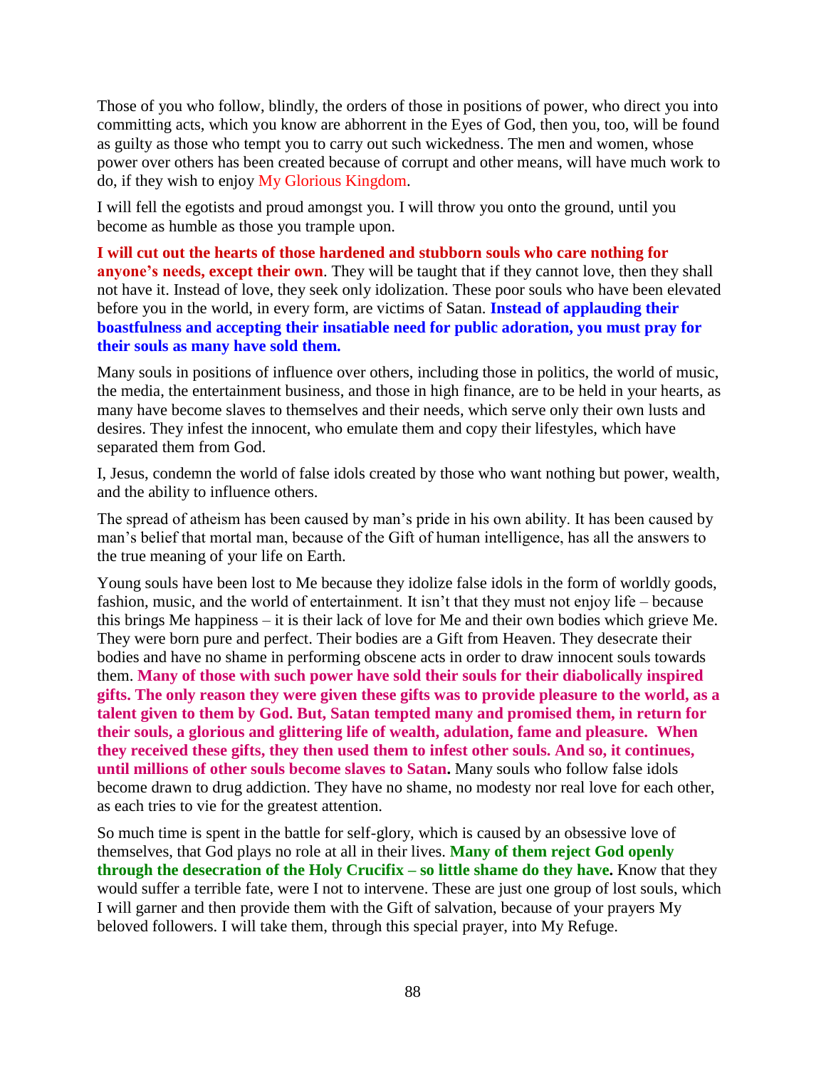Those of you who follow, blindly, the orders of those in positions of power, who direct you into committing acts, which you know are abhorrent in the Eyes of God, then you, too, will be found as guilty as those who tempt you to carry out such wickedness. The men and women, whose power over others has been created because of corrupt and other means, will have much work to do, if they wish to enjoy My Glorious Kingdom.

I will fell the egotists and proud amongst you. I will throw you onto the ground, until you become as humble as those you trample upon.

**I will cut out the hearts of those hardened and stubborn souls who care nothing for anyone's needs, except their own**. They will be taught that if they cannot love, then they shall not have it. Instead of love, they seek only idolization. These poor souls who have been elevated before you in the world, in every form, are victims of Satan. **Instead of applauding their boastfulness and accepting their insatiable need for public adoration, you must pray for their souls as many have sold them.**

Many souls in positions of influence over others, including those in politics, the world of music, the media, the entertainment business, and those in high finance, are to be held in your hearts, as many have become slaves to themselves and their needs, which serve only their own lusts and desires. They infest the innocent, who emulate them and copy their lifestyles, which have separated them from God.

I, Jesus, condemn the world of false idols created by those who want nothing but power, wealth, and the ability to influence others.

The spread of atheism has been caused by man's pride in his own ability. It has been caused by man's belief that mortal man, because of the Gift of human intelligence, has all the answers to the true meaning of your life on Earth.

Young souls have been lost to Me because they idolize false idols in the form of worldly goods, fashion, music, and the world of entertainment. It isn't that they must not enjoy life – because this brings Me happiness – it is their lack of love for Me and their own bodies which grieve Me. They were born pure and perfect. Their bodies are a Gift from Heaven. They desecrate their bodies and have no shame in performing obscene acts in order to draw innocent souls towards them. **Many of those with such power have sold their souls for their diabolically inspired gifts. The only reason they were given these gifts was to provide pleasure to the world, as a talent given to them by God. But, Satan tempted many and promised them, in return for their souls, a glorious and glittering life of wealth, adulation, fame and pleasure. When they received these gifts, they then used them to infest other souls. And so, it continues, until millions of other souls become slaves to Satan.** Many souls who follow false idols become drawn to drug addiction. They have no shame, no modesty nor real love for each other, as each tries to vie for the greatest attention.

So much time is spent in the battle for self-glory, which is caused by an obsessive love of themselves, that God plays no role at all in their lives. **Many of them reject God openly through the desecration of the Holy Crucifix – so little shame do they have.** Know that they would suffer a terrible fate, were I not to intervene. These are just one group of lost souls, which I will garner and then provide them with the Gift of salvation, because of your prayers My beloved followers. I will take them, through this special prayer, into My Refuge.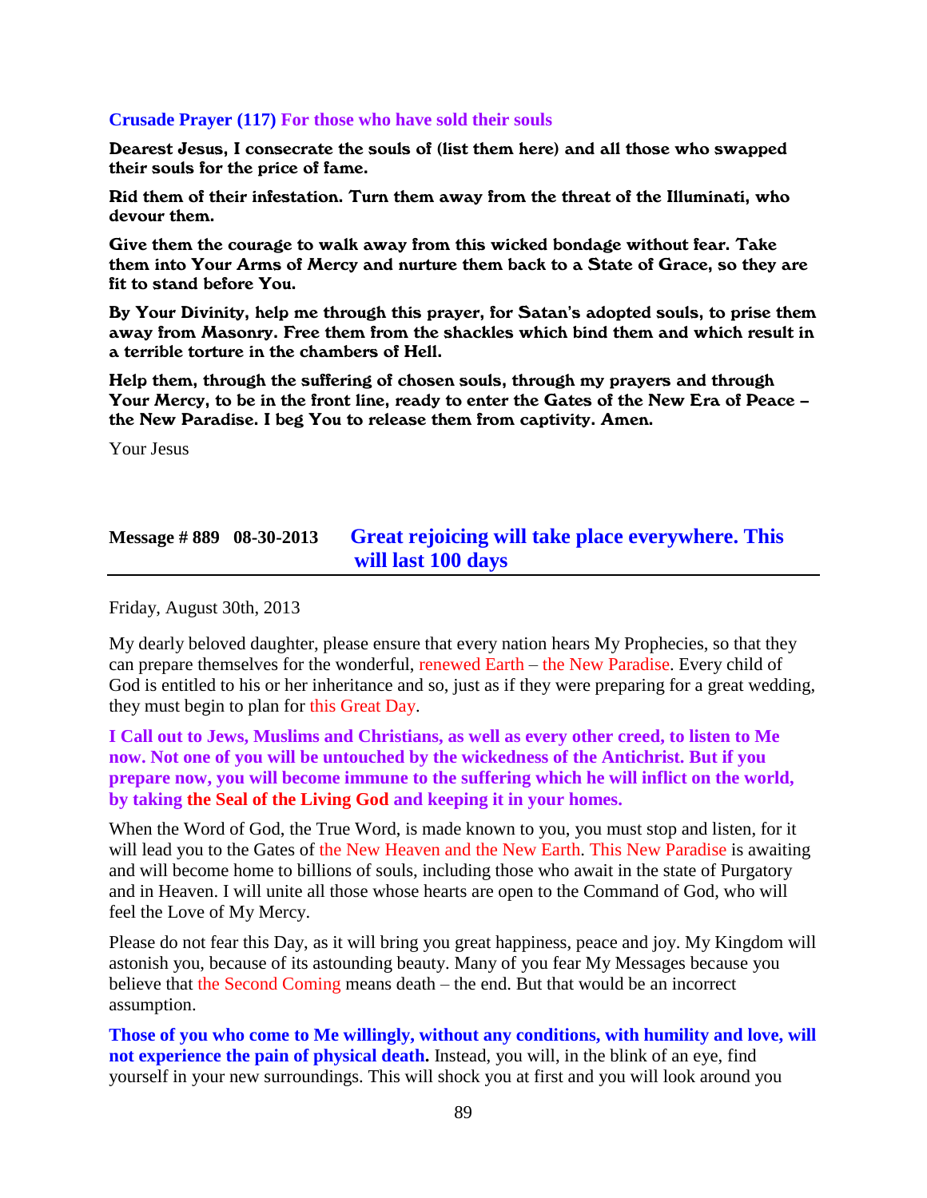**Crusade Prayer (117) For those who have sold their souls**

**Dearest Jesus, I consecrate the souls of (list them here) and all those who swapped their souls for the price of fame.**

**Rid them of their infestation. Turn them away from the threat of the Illuminati, who devour them.**

**Give them the courage to walk away from this wicked bondage without fear. Take them into Your Arms of Mercy and nurture them back to a State of Grace, so they are fit to stand before You.**

**By Your Divinity, help me through this prayer, for Satan's adopted souls, to prise them away from Masonry. Free them from the shackles which bind them and which result in a terrible torture in the chambers of Hell.**

**Help them, through the suffering of chosen souls, through my prayers and through Your Mercy, to be in the front line, ready to enter the Gates of the New Era of Peace – the New Paradise. I beg You to release them from captivity. Amen.**

Your Jesus

## Message # 889 08-30-2013 Great rejoicing will take place everywhere. This will last 100 days

Friday, August 30th, 2013

My dearly beloved daughter, please ensure that every nation hears My Prophecies, so that they can prepare themselves for the wonderful, renewed Earth – the New Paradise. Every child of God is entitled to his or her inheritance and so, just as if they were preparing for a great wedding, they must begin to plan for this Great Day.

**I Call out to Jews, Muslims and Christians, as well as every other creed, to listen to Me now. Not one of you will be untouched by the wickedness of the Antichrist. But if you prepare now, you will become immune to the suffering which he will inflict on the world, by taking the Seal of the Living God and keeping it in your homes.**

When the Word of God, the True Word, is made known to you, you must stop and listen, for it will lead you to the Gates of the New Heaven and the New Earth. This New Paradise is awaiting and will become home to billions of souls, including those who await in the state of Purgatory and in Heaven. I will unite all those whose hearts are open to the Command of God, who will feel the Love of My Mercy.

Please do not fear this Day, as it will bring you great happiness, peace and joy. My Kingdom will astonish you, because of its astounding beauty. Many of you fear My Messages because you believe that the Second Coming means death – the end. But that would be an incorrect assumption.

**Those of you who come to Me willingly, without any conditions, with humility and love, will not experience the pain of physical death.** Instead, you will, in the blink of an eye, find yourself in your new surroundings. This will shock you at first and you will look around you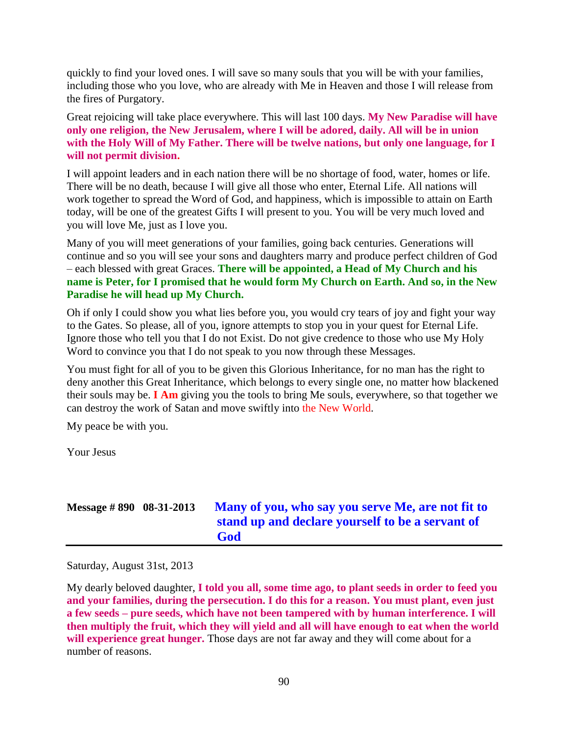quickly to find your loved ones. I will save so many souls that you will be with your families, including those who you love, who are already with Me in Heaven and those I will release from the fires of Purgatory.

Great rejoicing will take place everywhere. This will last 100 days. **My New Paradise will have only one religion, the New Jerusalem, where I will be adored, daily. All will be in union with the Holy Will of My Father. There will be twelve nations, but only one language, for I will not permit division.**

I will appoint leaders and in each nation there will be no shortage of food, water, homes or life. There will be no death, because I will give all those who enter, Eternal Life. All nations will work together to spread the Word of God, and happiness, which is impossible to attain on Earth today, will be one of the greatest Gifts I will present to you. You will be very much loved and you will love Me, just as I love you.

Many of you will meet generations of your families, going back centuries. Generations will continue and so you will see your sons and daughters marry and produce perfect children of God – each blessed with great Graces. **There will be appointed, a Head of My Church and his name is Peter, for I promised that he would form My Church on Earth. And so, in the New Paradise he will head up My Church.**

Oh if only I could show you what lies before you, you would cry tears of joy and fight your way to the Gates. So please, all of you, ignore attempts to stop you in your quest for Eternal Life. Ignore those who tell you that I do not Exist. Do not give credence to those who use My Holy Word to convince you that I do not speak to you now through these Messages.

You must fight for all of you to be given this Glorious Inheritance, for no man has the right to deny another this Great Inheritance, which belongs to every single one, no matter how blackened their souls may be. **I Am** giving you the tools to bring Me souls, everywhere, so that together we can destroy the work of Satan and move swiftly into the New World.

My peace be with you.

Your Jesus

## Message # 890 08-31-2013 Many of you, who say you serve Me, are not fit to stand up and declare yourself to be a servant of God

Saturday, August 31st, 2013

My dearly beloved daughter, **I told you all, some time ago, to plant seeds in order to feed you and your families, during the persecution. I do this for a reason. You must plant, even just a few seeds – pure seeds, which have not been tampered with by human interference. I will then multiply the fruit, which they will yield and all will have enough to eat when the world will experience great hunger.** Those days are not far away and they will come about for a number of reasons.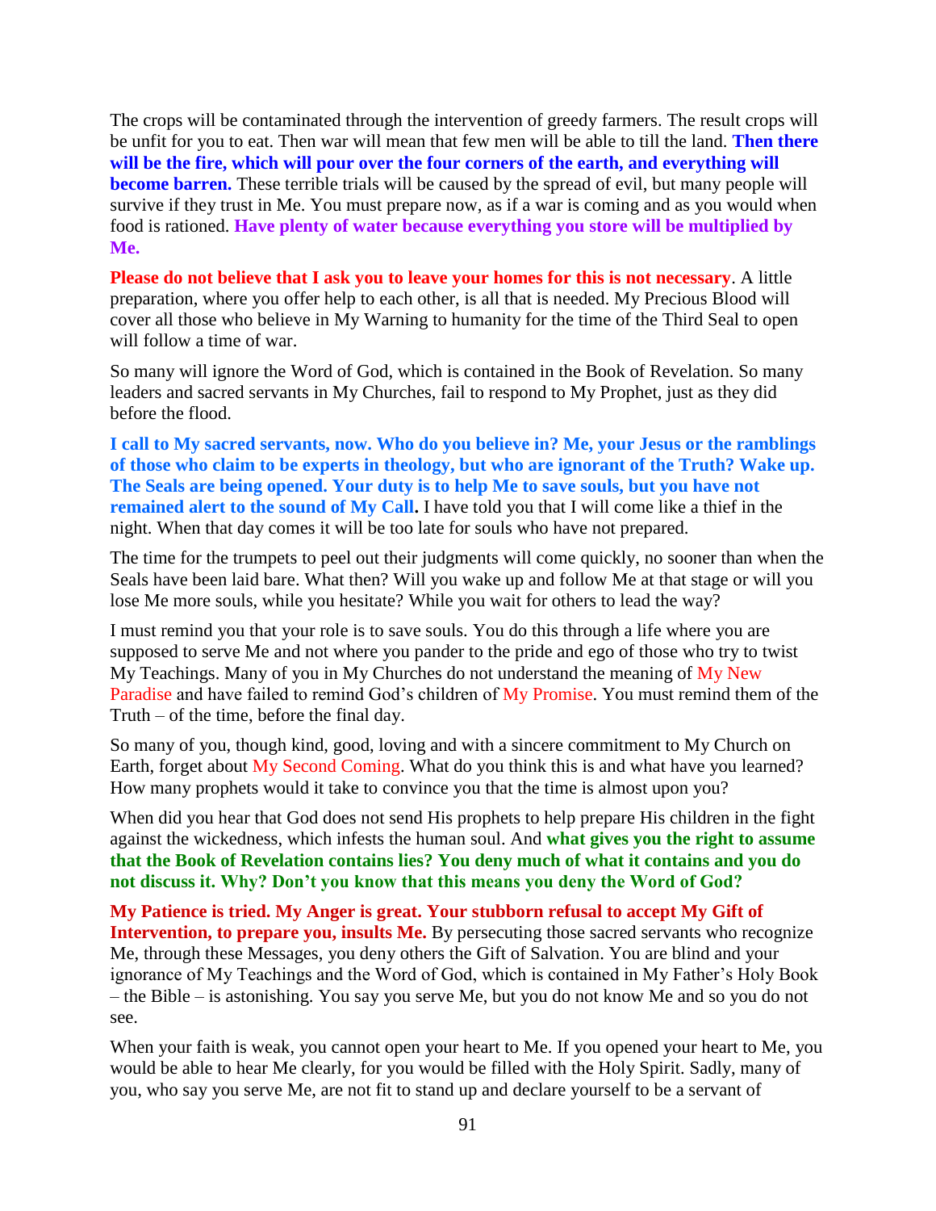The crops will be contaminated through the intervention of greedy farmers. The result crops will be unfit for you to eat. Then war will mean that few men will be able to till the land. **Then there will be the fire, which will pour over the four corners of the earth, and everything will become barren.** These terrible trials will be caused by the spread of evil, but many people will survive if they trust in Me. You must prepare now, as if a war is coming and as you would when food is rationed. **Have plenty of water because everything you store will be multiplied by Me.**

**Please do not believe that I ask you to leave your homes for this is not necessary**. A little preparation, where you offer help to each other, is all that is needed. My Precious Blood will cover all those who believe in My Warning to humanity for the time of the Third Seal to open will follow a time of war.

So many will ignore the Word of God, which is contained in the Book of Revelation. So many leaders and sacred servants in My Churches, fail to respond to My Prophet, just as they did before the flood.

**I call to My sacred servants, now. Who do you believe in? Me, your Jesus or the ramblings of those who claim to be experts in theology, but who are ignorant of the Truth? Wake up. The Seals are being opened. Your duty is to help Me to save souls, but you have not remained alert to the sound of My Call.** I have told you that I will come like a thief in the night. When that day comes it will be too late for souls who have not prepared.

The time for the trumpets to peel out their judgments will come quickly, no sooner than when the Seals have been laid bare. What then? Will you wake up and follow Me at that stage or will you lose Me more souls, while you hesitate? While you wait for others to lead the way?

I must remind you that your role is to save souls. You do this through a life where you are supposed to serve Me and not where you pander to the pride and ego of those who try to twist My Teachings. Many of you in My Churches do not understand the meaning of My New Paradise and have failed to remind God's children of My Promise. You must remind them of the Truth – of the time, before the final day.

So many of you, though kind, good, loving and with a sincere commitment to My Church on Earth, forget about My Second Coming. What do you think this is and what have you learned? How many prophets would it take to convince you that the time is almost upon you?

When did you hear that God does not send His prophets to help prepare His children in the fight against the wickedness, which infests the human soul. And **what gives you the right to assume that the Book of Revelation contains lies? You deny much of what it contains and you do not discuss it. Why? Don't you know that this means you deny the Word of God?**

**My Patience is tried. My Anger is great. Your stubborn refusal to accept My Gift of Intervention, to prepare you, insults Me.** By persecuting those sacred servants who recognize Me, through these Messages, you deny others the Gift of Salvation. You are blind and your ignorance of My Teachings and the Word of God, which is contained in My Father's Holy Book – the Bible – is astonishing. You say you serve Me, but you do not know Me and so you do not see.

When your faith is weak, you cannot open your heart to Me. If you opened your heart to Me, you would be able to hear Me clearly, for you would be filled with the Holy Spirit. Sadly, many of you, who say you serve Me, are not fit to stand up and declare yourself to be a servant of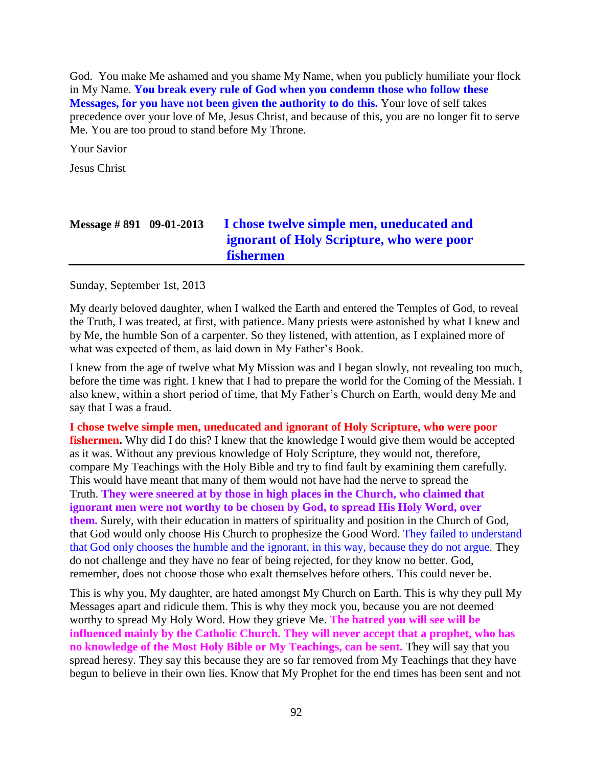God. You make Me ashamed and you shame My Name, when you publicly humiliate your flock in My Name. **You break every rule of God when you condemn those who follow these Messages, for you have not been given the authority to do this.** Your love of self takes precedence over your love of Me, Jesus Christ, and because of this, you are no longer fit to serve Me. You are too proud to stand before My Throne.

Your Savior

Jesus Christ

## Message # 891 09-01-2013 I chose twelve simple men, uneducated and ignorant of Holy Scripture, who were poor fishermen

Sunday, September 1st, 2013

My dearly beloved daughter, when I walked the Earth and entered the Temples of God, to reveal the Truth, I was treated, at first, with patience. Many priests were astonished by what I knew and by Me, the humble Son of a carpenter. So they listened, with attention, as I explained more of what was expected of them, as laid down in My Father's Book.

I knew from the age of twelve what My Mission was and I began slowly, not revealing too much, before the time was right. I knew that I had to prepare the world for the Coming of the Messiah. I also knew, within a short period of time, that My Father's Church on Earth, would deny Me and say that I was a fraud.

**I chose twelve simple men, uneducated and ignorant of Holy Scripture, who were poor fishermen.** Why did I do this? I knew that the knowledge I would give them would be accepted as it was. Without any previous knowledge of Holy Scripture, they would not, therefore, compare My Teachings with the Holy Bible and try to find fault by examining them carefully. This would have meant that many of them would not have had the nerve to spread the Truth. **They were sneered at by those in high places in the Church, who claimed that ignorant men were not worthy to be chosen by God, to spread His Holy Word, over them.** Surely, with their education in matters of spirituality and position in the Church of God, that God would only choose His Church to prophesize the Good Word. They failed to understand that God only chooses the humble and the ignorant, in this way, because they do not argue. They do not challenge and they have no fear of being rejected, for they know no better. God, remember, does not choose those who exalt themselves before others. This could never be.

This is why you, My daughter, are hated amongst My Church on Earth. This is why they pull My Messages apart and ridicule them. This is why they mock you, because you are not deemed worthy to spread My Holy Word. How they grieve Me. **The hatred you will see will be influenced mainly by the Catholic Church. They will never accept that a prophet, who has no knowledge of the Most Holy Bible or My Teachings, can be sent.** They will say that you spread heresy. They say this because they are so far removed from My Teachings that they have begun to believe in their own lies. Know that My Prophet for the end times has been sent and not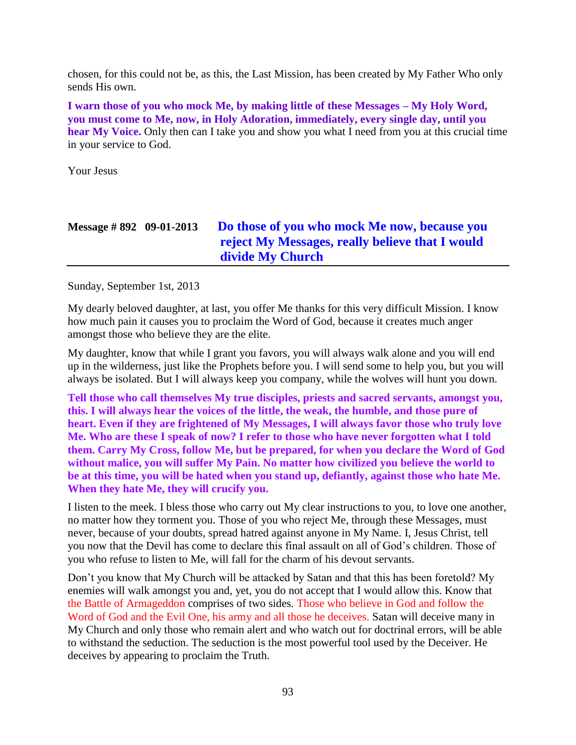chosen, for this could not be, as this, the Last Mission, has been created by My Father Who only sends His own.

**I warn those of you who mock Me, by making little of these Messages – My Holy Word, you must come to Me, now, in Holy Adoration, immediately, every single day, until you hear My Voice.** Only then can I take you and show you what I need from you at this crucial time in your service to God.

Your Jesus

## Message # 892 09-01-2013 Do those of you who mock Me now, because you reject My Messages, really believe that I would divide My Church

Sunday, September 1st, 2013

My dearly beloved daughter, at last, you offer Me thanks for this very difficult Mission. I know how much pain it causes you to proclaim the Word of God, because it creates much anger amongst those who believe they are the elite.

My daughter, know that while I grant you favors, you will always walk alone and you will end up in the wilderness, just like the Prophets before you. I will send some to help you, but you will always be isolated. But I will always keep you company, while the wolves will hunt you down.

**Tell those who call themselves My true disciples, priests and sacred servants, amongst you, this. I will always hear the voices of the little, the weak, the humble, and those pure of heart. Even if they are frightened of My Messages, I will always favor those who truly love Me. Who are these I speak of now? I refer to those who have never forgotten what I told them. Carry My Cross, follow Me, but be prepared, for when you declare the Word of God without malice, you will suffer My Pain. No matter how civilized you believe the world to be at this time, you will be hated when you stand up, defiantly, against those who hate Me. When they hate Me, they will crucify you.**

I listen to the meek. I bless those who carry out My clear instructions to you, to love one another, no matter how they torment you. Those of you who reject Me, through these Messages, must never, because of your doubts, spread hatred against anyone in My Name. I, Jesus Christ, tell you now that the Devil has come to declare this final assault on all of God's children. Those of you who refuse to listen to Me, will fall for the charm of his devout servants.

Don't you know that My Church will be attacked by Satan and that this has been foretold? My enemies will walk amongst you and, yet, you do not accept that I would allow this. Know that the Battle of Armageddon comprises of two sides. Those who believe in God and follow the Word of God and the Evil One, his army and all those he deceives. Satan will deceive many in My Church and only those who remain alert and who watch out for doctrinal errors, will be able to withstand the seduction. The seduction is the most powerful tool used by the Deceiver. He deceives by appearing to proclaim the Truth.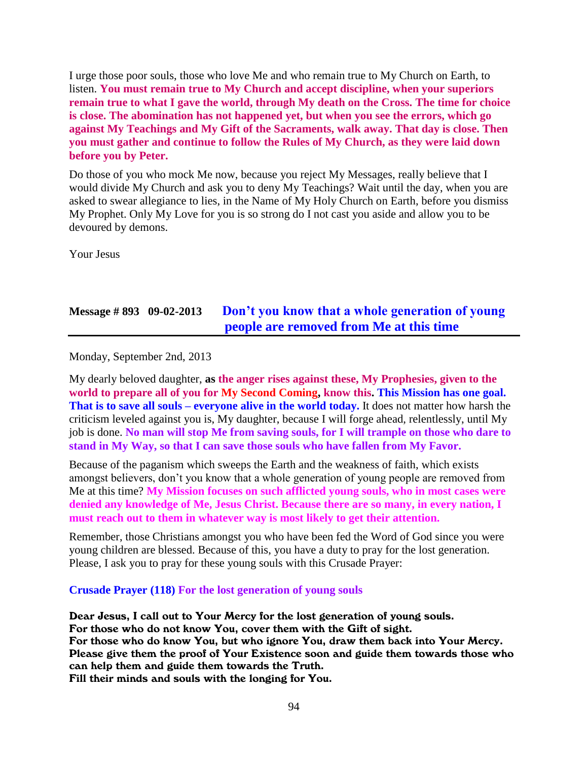I urge those poor souls, those who love Me and who remain true to My Church on Earth, to listen. **You must remain true to My Church and accept discipline, when your superiors remain true to what I gave the world, through My death on the Cross. The time for choice is close. The abomination has not happened yet, but when you see the errors, which go against My Teachings and My Gift of the Sacraments, walk away. That day is close. Then you must gather and continue to follow the Rules of My Church, as they were laid down before you by Peter.**

Do those of you who mock Me now, because you reject My Messages, really believe that I would divide My Church and ask you to deny My Teachings? Wait until the day, when you are asked to swear allegiance to lies, in the Name of My Holy Church on Earth, before you dismiss My Prophet. Only My Love for you is so strong do I not cast you aside and allow you to be devoured by demons.

Your Jesus

## Message # 893 09-02-2013 Don't you know that a whole generation of young people are removed from Me at this time

Monday, September 2nd, 2013

My dearly beloved daughter, **as the anger rises against these, My Prophesies, given to the world to prepare all of you for My Second Coming, know this. This Mission has one goal. That is to save all souls – everyone alive in the world today.** It does not matter how harsh the criticism leveled against you is, My daughter, because I will forge ahead, relentlessly, until My job is done. **No man will stop Me from saving souls, for I will trample on those who dare to stand in My Way, so that I can save those souls who have fallen from My Favor.**

Because of the paganism which sweeps the Earth and the weakness of faith, which exists amongst believers, don't you know that a whole generation of young people are removed from Me at this time? **My Mission focuses on such afflicted young souls, who in most cases were denied any knowledge of Me, Jesus Christ. Because there are so many, in every nation, I must reach out to them in whatever way is most likely to get their attention.**

Remember, those Christians amongst you who have been fed the Word of God since you were young children are blessed. Because of this, you have a duty to pray for the lost generation. Please, I ask you to pray for these young souls with this Crusade Prayer:

**Crusade Prayer (118) For the lost generation of young souls**

**Dear Jesus, I call out to Your Mercy for the lost generation of young souls.**
**For those who do not know You, cover them with the Gift of sight.**
**For those who do know You, but who ignore You, draw them back into Your Mercy.**
**Please give them the proof of Your Existence soon and guide them towards those who can help them and guide them towards the Truth.**
**Fill their minds and souls with the longing for You.**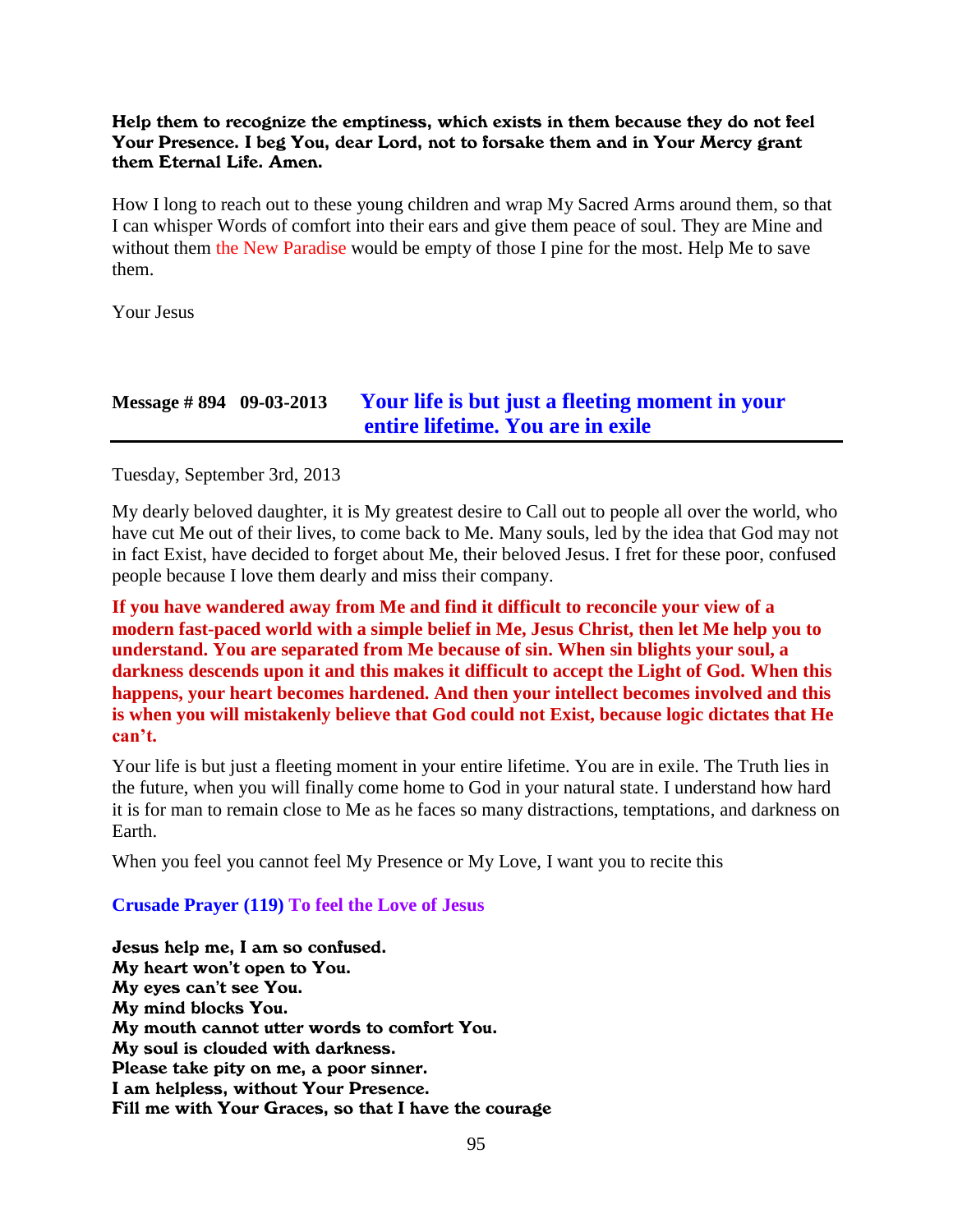**Help them to recognize the emptiness, which exists in them because they do not feel Your Presence. I beg You, dear Lord, not to forsake them and in Your Mercy grant them Eternal Life. Amen.**

How I long to reach out to these young children and wrap My Sacred Arms around them, so that I can whisper Words of comfort into their ears and give them peace of soul. They are Mine and without them the New Paradise would be empty of those I pine for the most. Help Me to save them.

Your Jesus

## Message # 894 09-03-2013 Your life is but just a fleeting moment in your entire lifetime. You are in exile

Tuesday, September 3rd, 2013

My dearly beloved daughter, it is My greatest desire to Call out to people all over the world, who have cut Me out of their lives, to come back to Me. Many souls, led by the idea that God may not in fact Exist, have decided to forget about Me, their beloved Jesus. I fret for these poor, confused people because I love them dearly and miss their company.

**If you have wandered away from Me and find it difficult to reconcile your view of a modern fast-paced world with a simple belief in Me, Jesus Christ, then let Me help you to understand. You are separated from Me because of sin. When sin blights your soul, a darkness descends upon it and this makes it difficult to accept the Light of God. When this happens, your heart becomes hardened. And then your intellect becomes involved and this is when you will mistakenly believe that God could not Exist, because logic dictates that He can't.**

Your life is but just a fleeting moment in your entire lifetime. You are in exile. The Truth lies in the future, when you will finally come home to God in your natural state. I understand how hard it is for man to remain close to Me as he faces so many distractions, temptations, and darkness on Earth.

When you feel you cannot feel My Presence or My Love, I want you to recite this

### Crusade Prayer (119) To feel the Love of Jesus

**Jesus help me, I am so confused.**
**My heart won't open to You.**
**My eyes can't see You.**
**My mind blocks You.**
**My mouth cannot utter words to comfort You.**
**My soul is clouded with darkness.**
**Please take pity on me, a poor sinner.**
**I am helpless, without Your Presence.**
**Fill me with Your Graces, so that I have the courage**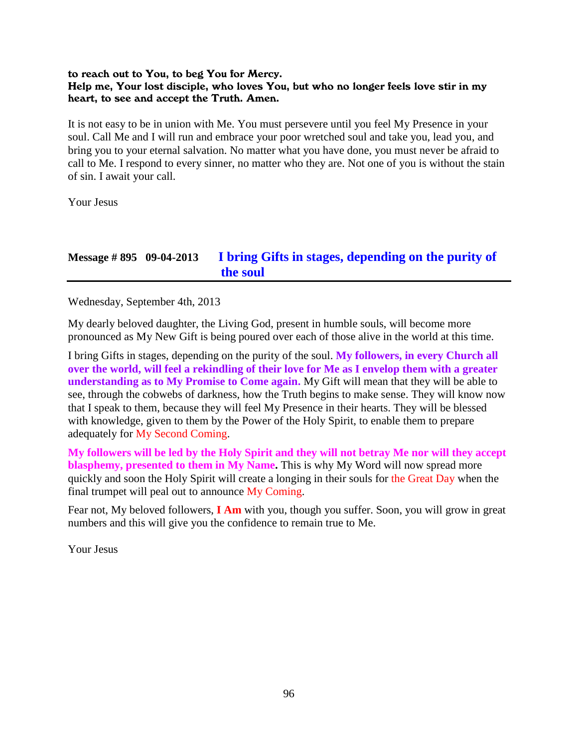**to reach out to You, to beg You for Mercy.**
**Help me, Your lost disciple, who loves You, but who no longer feels love stir in my heart, to see and accept the Truth. Amen.**

It is not easy to be in union with Me. You must persevere until you feel My Presence in your soul. Call Me and I will run and embrace your poor wretched soul and take you, lead you, and bring you to your eternal salvation. No matter what you have done, you must never be afraid to call to Me. I respond to every sinner, no matter who they are. Not one of you is without the stain of sin. I await your call.

Your Jesus

## Message # 895 09-04-2013 I bring Gifts in stages, depending on the purity of the soul

Wednesday, September 4th, 2013

My dearly beloved daughter, the Living God, present in humble souls, will become more pronounced as My New Gift is being poured over each of those alive in the world at this time.

I bring Gifts in stages, depending on the purity of the soul. **My followers, in every Church all over the world, will feel a rekindling of their love for Me as I envelop them with a greater understanding as to My Promise to Come again.** My Gift will mean that they will be able to see, through the cobwebs of darkness, how the Truth begins to make sense. They will know now that I speak to them, because they will feel My Presence in their hearts. They will be blessed with knowledge, given to them by the Power of the Holy Spirit, to enable them to prepare adequately for My Second Coming.

**My followers will be led by the Holy Spirit and they will not betray Me nor will they accept blasphemy, presented to them in My Name.** This is why My Word will now spread more quickly and soon the Holy Spirit will create a longing in their souls for the Great Day when the final trumpet will peal out to announce My Coming.

Fear not, My beloved followers, **I Am** with you, though you suffer. Soon, you will grow in great numbers and this will give you the confidence to remain true to Me.

Your Jesus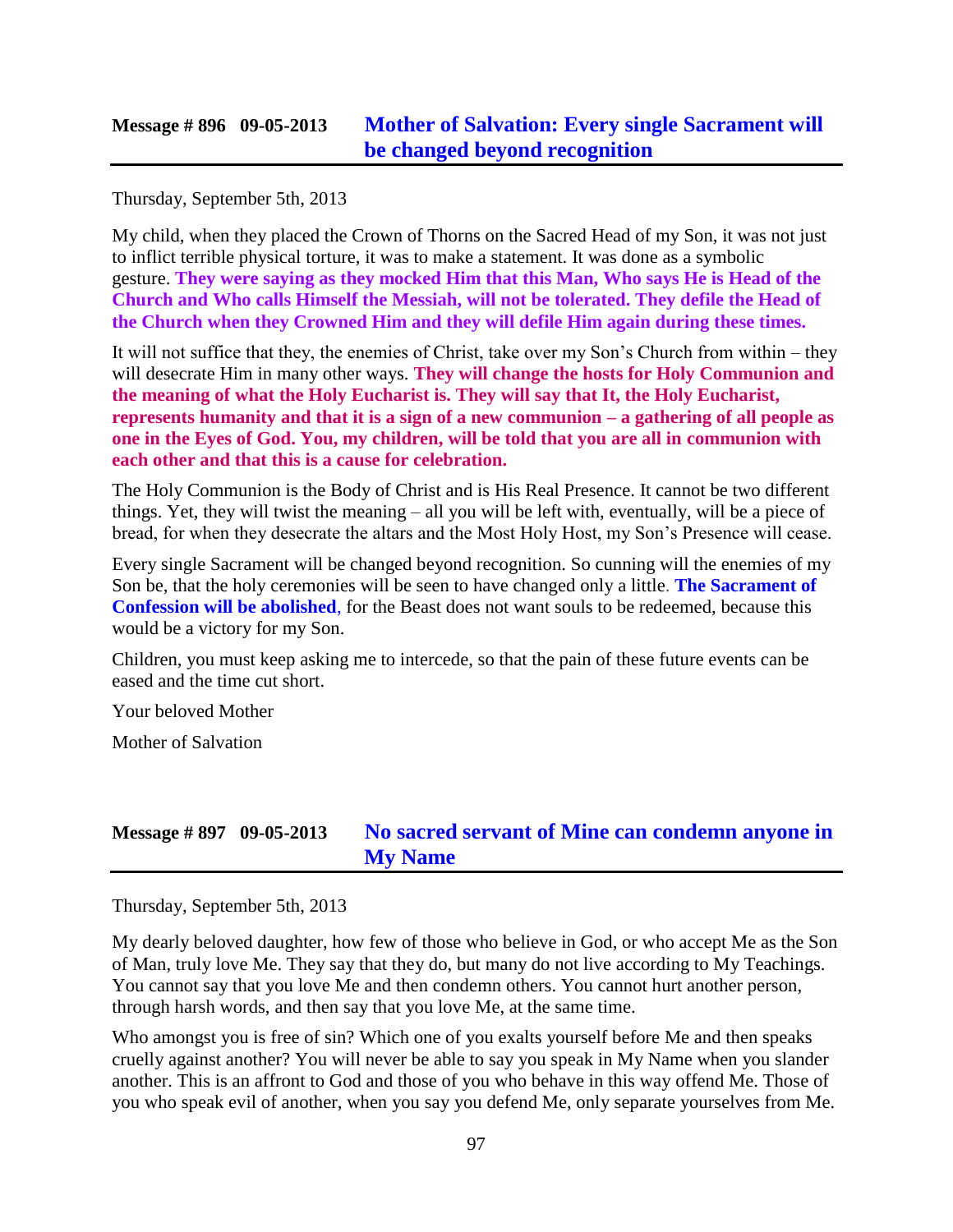## Message # 896 09-05-2013 Mother of Salvation: Every single Sacrament will be changed beyond recognition

Thursday, September 5th, 2013

My child, when they placed the Crown of Thorns on the Sacred Head of my Son, it was not just to inflict terrible physical torture, it was to make a statement. It was done as a symbolic gesture. **They were saying as they mocked Him that this Man, Who says He is Head of the Church and Who calls Himself the Messiah, will not be tolerated. They defile the Head of the Church when they Crowned Him and they will defile Him again during these times.**

It will not suffice that they, the enemies of Christ, take over my Son's Church from within – they will desecrate Him in many other ways. **They will change the hosts for Holy Communion and the meaning of what the Holy Eucharist is. They will say that It, the Holy Eucharist, represents humanity and that it is a sign of a new communion – a gathering of all people as one in the Eyes of God. You, my children, will be told that you are all in communion with each other and that this is a cause for celebration.**

The Holy Communion is the Body of Christ and is His Real Presence. It cannot be two different things. Yet, they will twist the meaning – all you will be left with, eventually, will be a piece of bread, for when they desecrate the altars and the Most Holy Host, my Son's Presence will cease.

Every single Sacrament will be changed beyond recognition. So cunning will the enemies of my Son be, that the holy ceremonies will be seen to have changed only a little. **The Sacrament of Confession will be abolished**, for the Beast does not want souls to be redeemed, because this would be a victory for my Son.

Children, you must keep asking me to intercede, so that the pain of these future events can be eased and the time cut short.

Your beloved Mother

Mother of Salvation

## Message # 897 09-05-2013 No sacred servant of Mine can condemn anyone in My Name

Thursday, September 5th, 2013

My dearly beloved daughter, how few of those who believe in God, or who accept Me as the Son of Man, truly love Me. They say that they do, but many do not live according to My Teachings. You cannot say that you love Me and then condemn others. You cannot hurt another person, through harsh words, and then say that you love Me, at the same time.

Who amongst you is free of sin? Which one of you exalts yourself before Me and then speaks cruelly against another? You will never be able to say you speak in My Name when you slander another. This is an affront to God and those of you who behave in this way offend Me. Those of you who speak evil of another, when you say you defend Me, only separate yourselves from Me.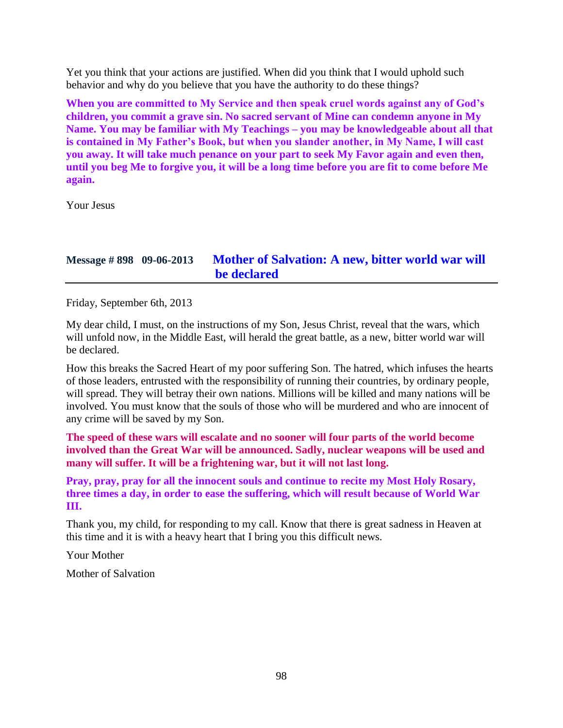Yet you think that your actions are justified. When did you think that I would uphold such behavior and why do you believe that you have the authority to do these things?

**When you are committed to My Service and then speak cruel words against any of God's children, you commit a grave sin. No sacred servant of Mine can condemn anyone in My Name. You may be familiar with My Teachings – you may be knowledgeable about all that is contained in My Father's Book, but when you slander another, in My Name, I will cast you away. It will take much penance on your part to seek My Favor again and even then, until you beg Me to forgive you, it will be a long time before you are fit to come before Me again.**

Your Jesus

## Message # 898 09-06-2013 Mother of Salvation: A new, bitter world war will be declared

Friday, September 6th, 2013

My dear child, I must, on the instructions of my Son, Jesus Christ, reveal that the wars, which will unfold now, in the Middle East, will herald the great battle, as a new, bitter world war will be declared.

How this breaks the Sacred Heart of my poor suffering Son. The hatred, which infuses the hearts of those leaders, entrusted with the responsibility of running their countries, by ordinary people, will spread. They will betray their own nations. Millions will be killed and many nations will be involved. You must know that the souls of those who will be murdered and who are innocent of any crime will be saved by my Son.

**The speed of these wars will escalate and no sooner will four parts of the world become involved than the Great War will be announced. Sadly, nuclear weapons will be used and many will suffer. It will be a frightening war, but it will not last long.**

**Pray, pray, pray for all the innocent souls and continue to recite my Most Holy Rosary, three times a day, in order to ease the suffering, which will result because of World War III.**

Thank you, my child, for responding to my call. Know that there is great sadness in Heaven at this time and it is with a heavy heart that I bring you this difficult news.

Your Mother

Mother of Salvation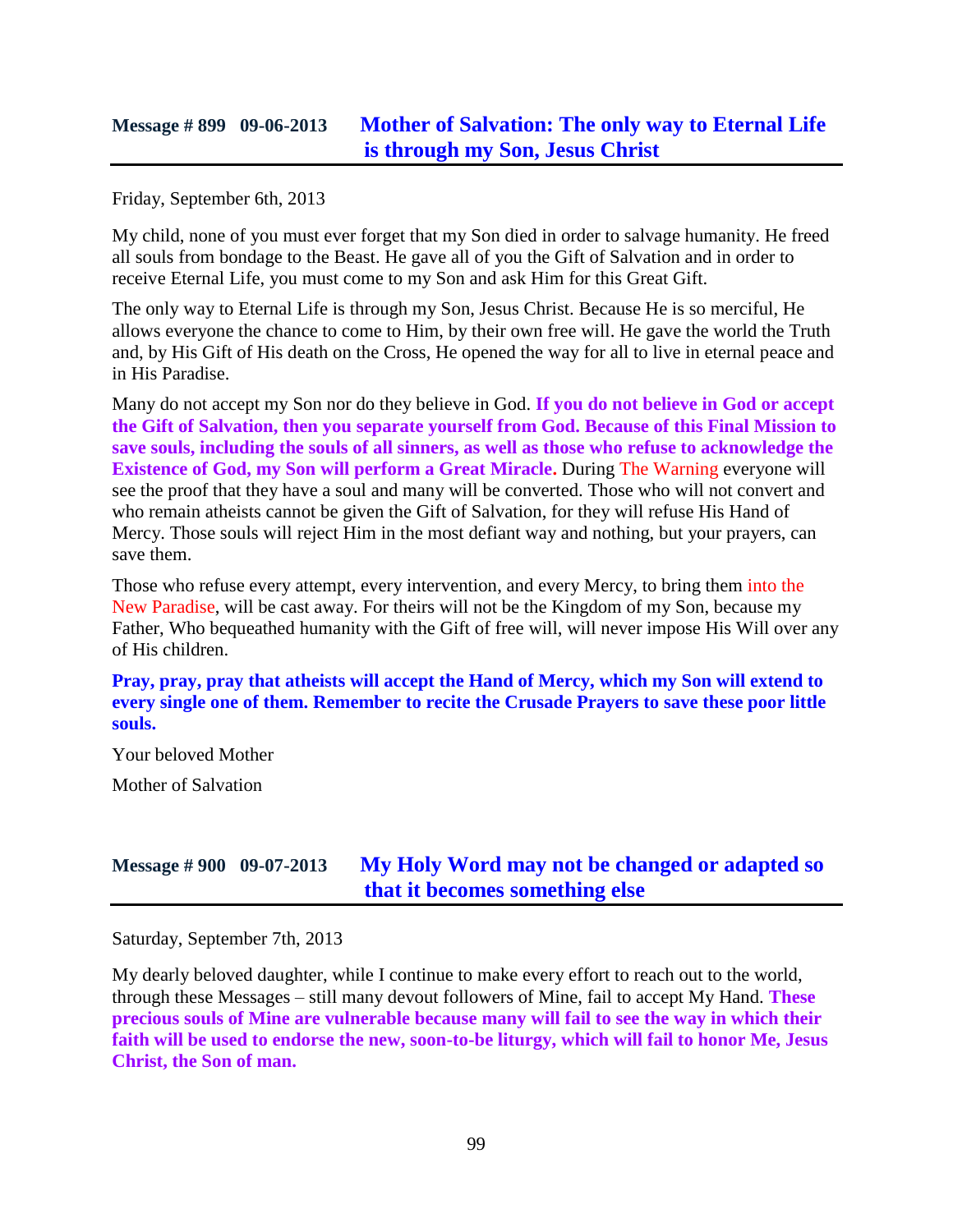## Message # 899 09-06-2013 Mother of Salvation: The only way to Eternal Life is through my Son, Jesus Christ

Friday, September 6th, 2013

My child, none of you must ever forget that my Son died in order to salvage humanity. He freed all souls from bondage to the Beast. He gave all of you the Gift of Salvation and in order to receive Eternal Life, you must come to my Son and ask Him for this Great Gift.

The only way to Eternal Life is through my Son, Jesus Christ. Because He is so merciful, He allows everyone the chance to come to Him, by their own free will. He gave the world the Truth and, by His Gift of His death on the Cross, He opened the way for all to live in eternal peace and in His Paradise.

Many do not accept my Son nor do they believe in God. **If you do not believe in God or accept the Gift of Salvation, then you separate yourself from God. Because of this Final Mission to save souls, including the souls of all sinners, as well as those who refuse to acknowledge the Existence of God, my Son will perform a Great Miracle.** During The Warning everyone will see the proof that they have a soul and many will be converted. Those who will not convert and who remain atheists cannot be given the Gift of Salvation, for they will refuse His Hand of Mercy. Those souls will reject Him in the most defiant way and nothing, but your prayers, can save them.

Those who refuse every attempt, every intervention, and every Mercy, to bring them into the New Paradise, will be cast away. For theirs will not be the Kingdom of my Son, because my Father, Who bequeathed humanity with the Gift of free will, will never impose His Will over any of His children.

**Pray, pray, pray that atheists will accept the Hand of Mercy, which my Son will extend to every single one of them. Remember to recite the Crusade Prayers to save these poor little souls.**

Your beloved Mother

Mother of Salvation

## Message # 900 09-07-2013 My Holy Word may not be changed or adapted so that it becomes something else

Saturday, September 7th, 2013

My dearly beloved daughter, while I continue to make every effort to reach out to the world, through these Messages – still many devout followers of Mine, fail to accept My Hand. **These precious souls of Mine are vulnerable because many will fail to see the way in which their faith will be used to endorse the new, soon-to-be liturgy, which will fail to honor Me, Jesus Christ, the Son of man.**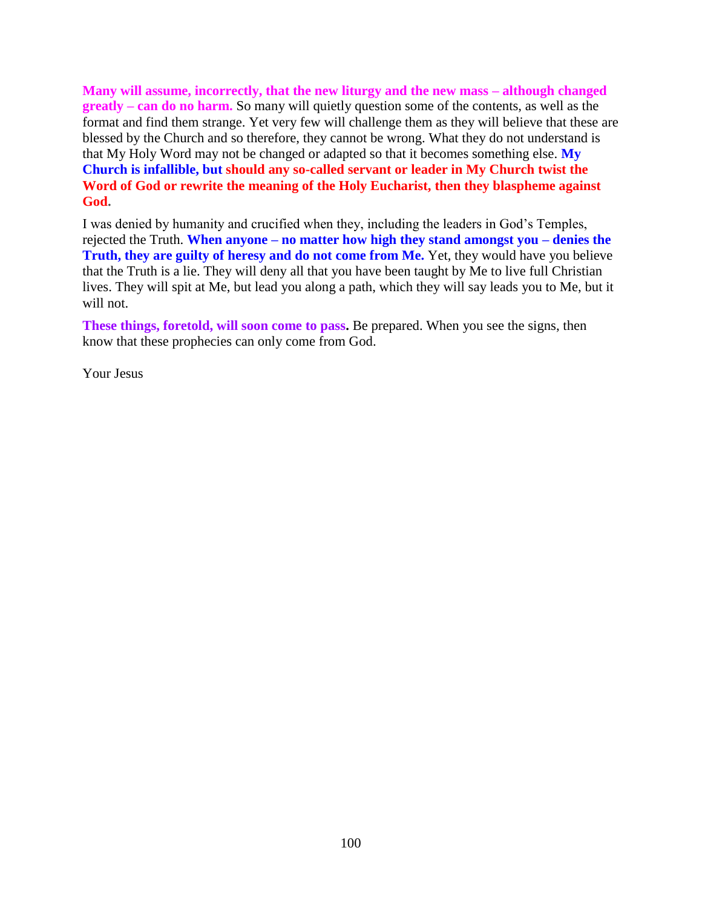**Many will assume, incorrectly, that the new liturgy and the new mass – although changed greatly – can do no harm.** So many will quietly question some of the contents, as well as the format and find them strange. Yet very few will challenge them as they will believe that these are blessed by the Church and so therefore, they cannot be wrong. What they do not understand is that My Holy Word may not be changed or adapted so that it becomes something else. **My Church is infallible, but should any so-called servant or leader in My Church twist the Word of God or rewrite the meaning of the Holy Eucharist, then they blaspheme against God.**

I was denied by humanity and crucified when they, including the leaders in God's Temples, rejected the Truth. **When anyone – no matter how high they stand amongst you – denies the Truth, they are guilty of heresy and do not come from Me.** Yet, they would have you believe that the Truth is a lie. They will deny all that you have been taught by Me to live full Christian lives. They will spit at Me, but lead you along a path, which they will say leads you to Me, but it will not.

**These things, foretold, will soon come to pass.** Be prepared. When you see the signs, then know that these prophecies can only come from God.

Your Jesus